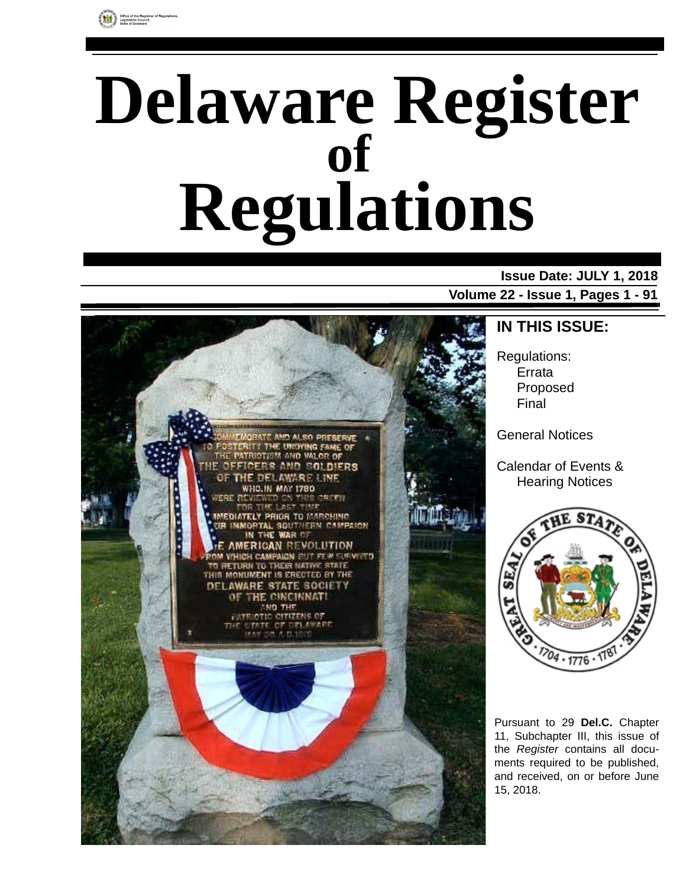Office of the Registrar of Regulations, Legislative Council, State of Delaware

# Delaware Register of Regulations

**Issue Date: JULY 1, 2018**

**Volume 22 - Issue 1, Pages 1 - 91**

## IN THIS ISSUE:

Regulations:
- Errata
- Proposed
- Final

General Notices

Calendar of Events & Hearing Notices

Pursuant to 29 **Del.C.** Chapter 11, Subchapter III, this issue of the *Register* contains all documents required to be published, and received, on or before June 15, 2018.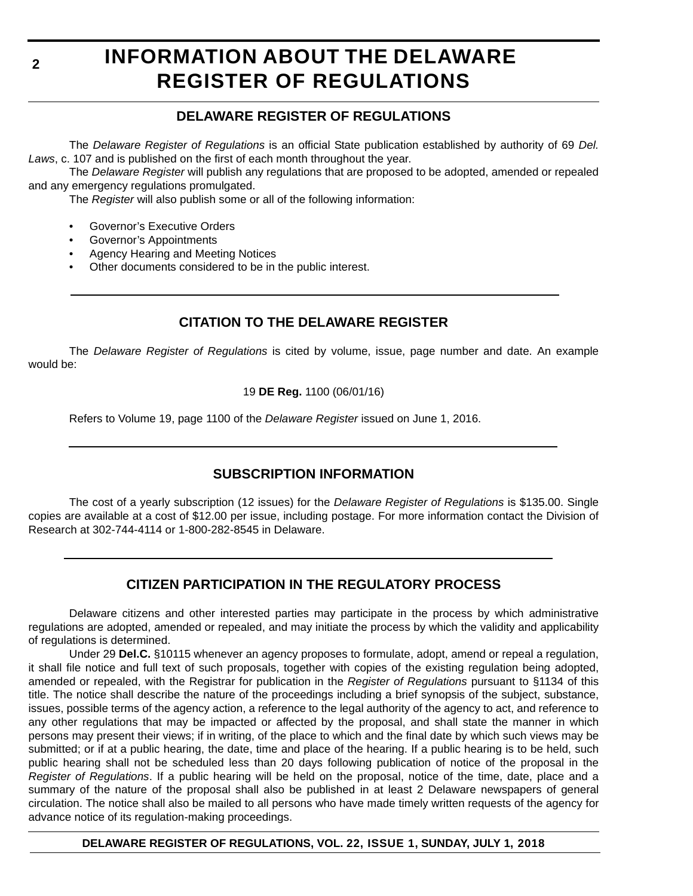# INFORMATION ABOUT THE DELAWARE REGISTER OF REGULATIONS

## DELAWARE REGISTER OF REGULATIONS

The *Delaware Register of Regulations* is an official State publication established by authority of 69 *Del. Laws*, c. 107 and is published on the first of each month throughout the year.

The *Delaware Register* will publish any regulations that are proposed to be adopted, amended or repealed and any emergency regulations promulgated.

The *Register* will also publish some or all of the following information:

- Governor's Executive Orders
- Governor's Appointments
- Agency Hearing and Meeting Notices
- Other documents considered to be in the public interest.

## CITATION TO THE DELAWARE REGISTER

The *Delaware Register of Regulations* is cited by volume, issue, page number and date. An example would be:

19 **DE Reg.** 1100 (06/01/16)

Refers to Volume 19, page 1100 of the *Delaware Register* issued on June 1, 2016.

## SUBSCRIPTION INFORMATION

The cost of a yearly subscription (12 issues) for the *Delaware Register of Regulations* is $135.00. Single copies are available at a cost of $12.00 per issue, including postage. For more information contact the Division of Research at 302-744-4114 or 1-800-282-8545 in Delaware.

## CITIZEN PARTICIPATION IN THE REGULATORY PROCESS

Delaware citizens and other interested parties may participate in the process by which administrative regulations are adopted, amended or repealed, and may initiate the process by which the validity and applicability of regulations is determined.

Under 29 **Del.C.** §10115 whenever an agency proposes to formulate, adopt, amend or repeal a regulation, it shall file notice and full text of such proposals, together with copies of the existing regulation being adopted, amended or repealed, with the Registrar for publication in the *Register of Regulations* pursuant to §1134 of this title. The notice shall describe the nature of the proceedings including a brief synopsis of the subject, substance, issues, possible terms of the agency action, a reference to the legal authority of the agency to act, and reference to any other regulations that may be impacted or affected by the proposal, and shall state the manner in which persons may present their views; if in writing, of the place to which and the final date by which such views may be submitted; or if at a public hearing, the date, time and place of the hearing. If a public hearing is to be held, such public hearing shall not be scheduled less than 20 days following publication of notice of the proposal in the *Register of Regulations*. If a public hearing will be held on the proposal, notice of the time, date, place and a summary of the nature of the proposal shall also be published in at least 2 Delaware newspapers of general circulation. The notice shall also be mailed to all persons who have made timely written requests of the agency for advance notice of its regulation-making proceedings.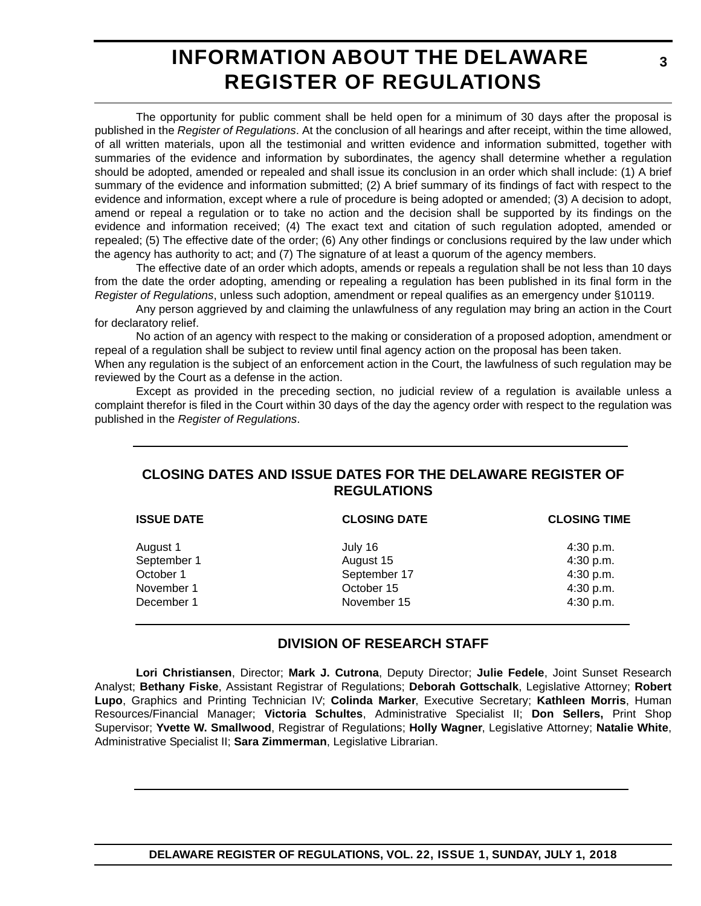# INFORMATION ABOUT THE DELAWARE REGISTER OF REGULATIONS

The opportunity for public comment shall be held open for a minimum of 30 days after the proposal is published in the *Register of Regulations*. At the conclusion of all hearings and after receipt, within the time allowed, of all written materials, upon all the testimonial and written evidence and information submitted, together with summaries of the evidence and information by subordinates, the agency shall determine whether a regulation should be adopted, amended or repealed and shall issue its conclusion in an order which shall include: (1) A brief summary of the evidence and information submitted; (2) A brief summary of its findings of fact with respect to the evidence and information, except where a rule of procedure is being adopted or amended; (3) A decision to adopt, amend or repeal a regulation or to take no action and the decision shall be supported by its findings on the evidence and information received; (4) The exact text and citation of such regulation adopted, amended or repealed; (5) The effective date of the order; (6) Any other findings or conclusions required by the law under which the agency has authority to act; and (7) The signature of at least a quorum of the agency members.

The effective date of an order which adopts, amends or repeals a regulation shall be not less than 10 days from the date the order adopting, amending or repealing a regulation has been published in its final form in the *Register of Regulations*, unless such adoption, amendment or repeal qualifies as an emergency under §10119.

Any person aggrieved by and claiming the unlawfulness of any regulation may bring an action in the Court for declaratory relief.

No action of an agency with respect to the making or consideration of a proposed adoption, amendment or repeal of a regulation shall be subject to review until final agency action on the proposal has been taken.

When any regulation is the subject of an enforcement action in the Court, the lawfulness of such regulation may be reviewed by the Court as a defense in the action.

Except as provided in the preceding section, no judicial review of a regulation is available unless a complaint therefor is filed in the Court within 30 days of the day the agency order with respect to the regulation was published in the *Register of Regulations*.

## CLOSING DATES AND ISSUE DATES FOR THE DELAWARE REGISTER OF REGULATIONS

| ISSUE DATE | CLOSING DATE | CLOSING TIME |
|---|---|---|
| August 1 | July 16 | 4:30 p.m. |
| September 1 | August 15 | 4:30 p.m. |
| October 1 | September 17 | 4:30 p.m. |
| November 1 | October 15 | 4:30 p.m. |
| December 1 | November 15 | 4:30 p.m. |

## DIVISION OF RESEARCH STAFF

**Lori Christiansen**, Director; **Mark J. Cutrona**, Deputy Director; **Julie Fedele**, Joint Sunset Research Analyst; **Bethany Fiske**, Assistant Registrar of Regulations; **Deborah Gottschalk**, Legislative Attorney; **Robert Lupo**, Graphics and Printing Technician IV; **Colinda Marker**, Executive Secretary; **Kathleen Morris**, Human Resources/Financial Manager; **Victoria Schultes**, Administrative Specialist II; **Don Sellers,** Print Shop Supervisor; **Yvette W. Smallwood**, Registrar of Regulations; **Holly Wagner**, Legislative Attorney; **Natalie White**, Administrative Specialist II; **Sara Zimmerman**, Legislative Librarian.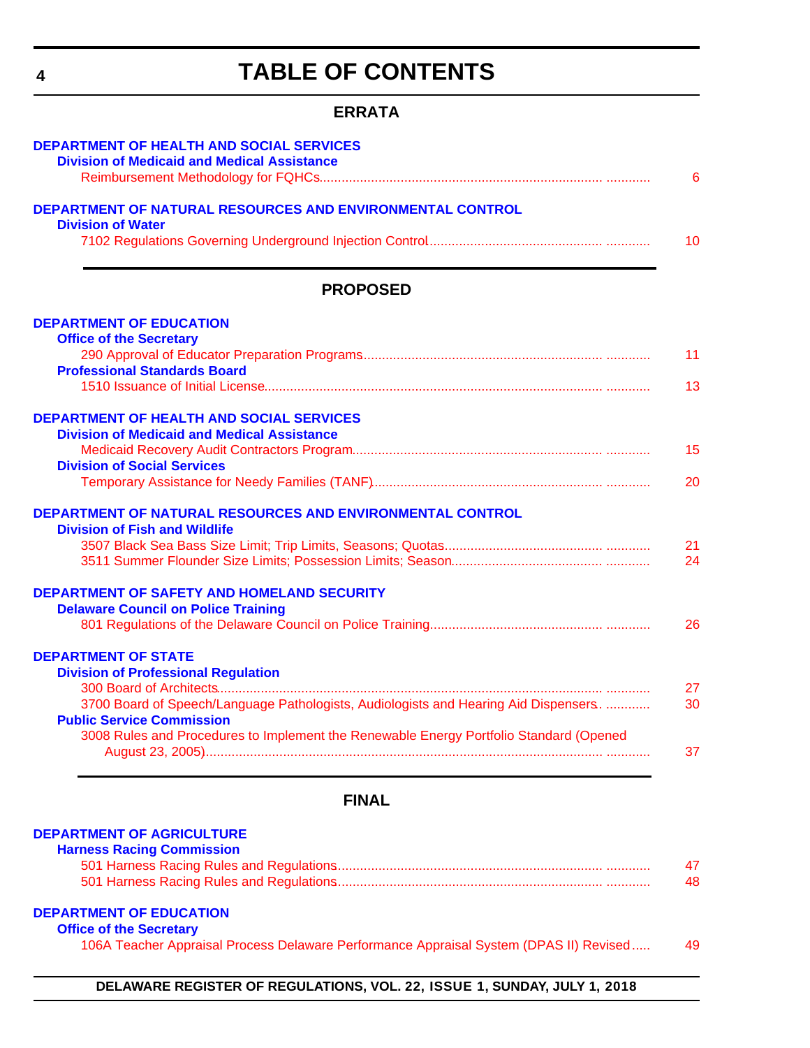# TABLE OF CONTENTS

## ERRATA

**DEPARTMENT OF HEALTH AND SOCIAL SERVICES**

**Division of Medicaid and Medical Assistance**

Reimbursement Methodology for FQHCs........................................................................ 6

**DEPARTMENT OF NATURAL RESOURCES AND ENVIRONMENTAL CONTROL**

**Division of Water**

7102 Regulations Governing Underground Injection Control........................................ 10

## PROPOSED

**DEPARTMENT OF EDUCATION**

**Office of the Secretary**

290 Approval of Educator Preparation Programs............................................................ 11

**Professional Standards Board**

1510 Issuance of Initial License......................................................................................... 13

**DEPARTMENT OF HEALTH AND SOCIAL SERVICES**

**Division of Medicaid and Medical Assistance**

Medicaid Recovery Audit Contractors Program............................................................... 15

**Division of Social Services**

Temporary Assistance for Needy Families (TANF)........................................................... 20

**DEPARTMENT OF NATURAL RESOURCES AND ENVIRONMENTAL CONTROL**

**Division of Fish and Wildlife**

3507 Black Sea Bass Size Limit; Trip Limits, Seasons; Quotas......................................... 21

3511 Summer Flounder Size Limits; Possession Limits; Season........................................ 24

**DEPARTMENT OF SAFETY AND HOMELAND SECURITY**

**Delaware Council on Police Training**

801 Regulations of the Delaware Council on Police Training.............................................. 26

**DEPARTMENT OF STATE**

**Division of Professional Regulation**

300 Board of Architects....................................................................................................... 27

3700 Board of Speech/Language Pathologists, Audiologists and Hearing Aid Dispensers. ............ 30

**Public Service Commission**

3008 Rules and Procedures to Implement the Renewable Energy Portfolio Standard (Opened August 23, 2005)........................................................................................................ 37

## FINAL

**DEPARTMENT OF AGRICULTURE**

**Harness Racing Commission**

501 Harness Racing Rules and Regulations...................................................................... 47

501 Harness Racing Rules and Regulations...................................................................... 48

**DEPARTMENT OF EDUCATION**

**Office of the Secretary**

106A Teacher Appraisal Process Delaware Performance Appraisal System (DPAS II) Revised..... 49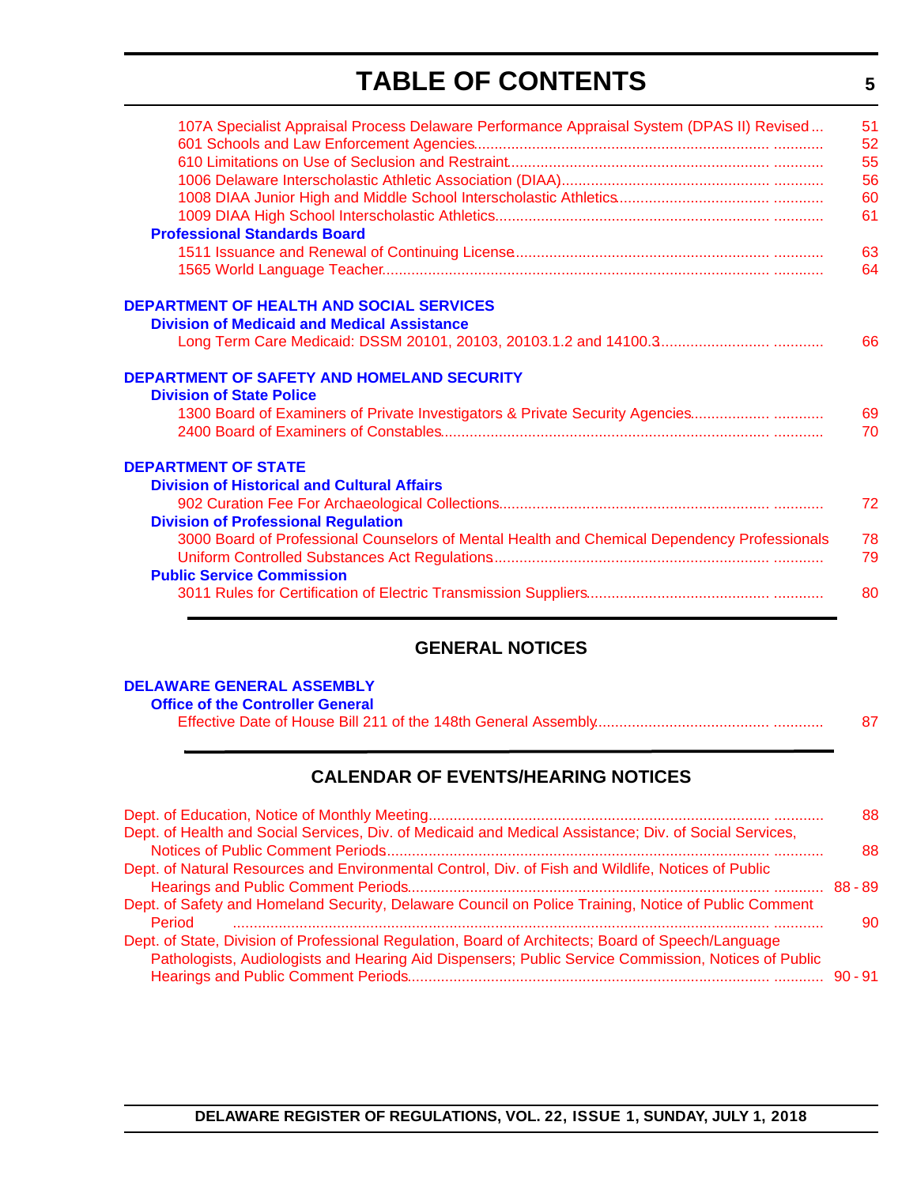# TABLE OF CONTENTS

107A Specialist Appraisal Process Delaware Performance Appraisal System (DPAS II) Revised ... 51
601 Schools and Law Enforcement Agencies ... 52
610 Limitations on Use of Seclusion and Restraint ... 55
1006 Delaware Interscholastic Athletic Association (DIAA) ... 56
1008 DIAA Junior High and Middle School Interscholastic Athletics ... 60
1009 DIAA High School Interscholastic Athletics ... 61

**Professional Standards Board**

1511 Issuance and Renewal of Continuing License ... 63
1565 World Language Teacher ... 64

**DEPARTMENT OF HEALTH AND SOCIAL SERVICES**

**Division of Medicaid and Medical Assistance**

Long Term Care Medicaid: DSSM 20101, 20103, 20103.1.2 and 14100.3 ... 66

**DEPARTMENT OF SAFETY AND HOMELAND SECURITY**

**Division of State Police**

1300 Board of Examiners of Private Investigators & Private Security Agencies ... 69
2400 Board of Examiners of Constables ... 70

**DEPARTMENT OF STATE**

**Division of Historical and Cultural Affairs**

902 Curation Fee For Archaeological Collections ... 72

**Division of Professional Regulation**

3000 Board of Professional Counselors of Mental Health and Chemical Dependency Professionals 78
Uniform Controlled Substances Act Regulations ... 79

**Public Service Commission**

3011 Rules for Certification of Electric Transmission Suppliers ... 80

## GENERAL NOTICES

**DELAWARE GENERAL ASSEMBLY**

**Office of the Controller General**

Effective Date of House Bill 211 of the 148th General Assembly ... 87

## CALENDAR OF EVENTS/HEARING NOTICES

Dept. of Education, Notice of Monthly Meeting ... 88
Dept. of Health and Social Services, Div. of Medicaid and Medical Assistance; Div. of Social Services, Notices of Public Comment Periods ... 88
Dept. of Natural Resources and Environmental Control, Div. of Fish and Wildlife, Notices of Public Hearings and Public Comment Periods ... 88 - 89
Dept. of Safety and Homeland Security, Delaware Council on Police Training, Notice of Public Comment Period ... 90
Dept. of State, Division of Professional Regulation, Board of Architects; Board of Speech/Language Pathologists, Audiologists and Hearing Aid Dispensers; Public Service Commission, Notices of Public Hearings and Public Comment Periods ... 90 - 91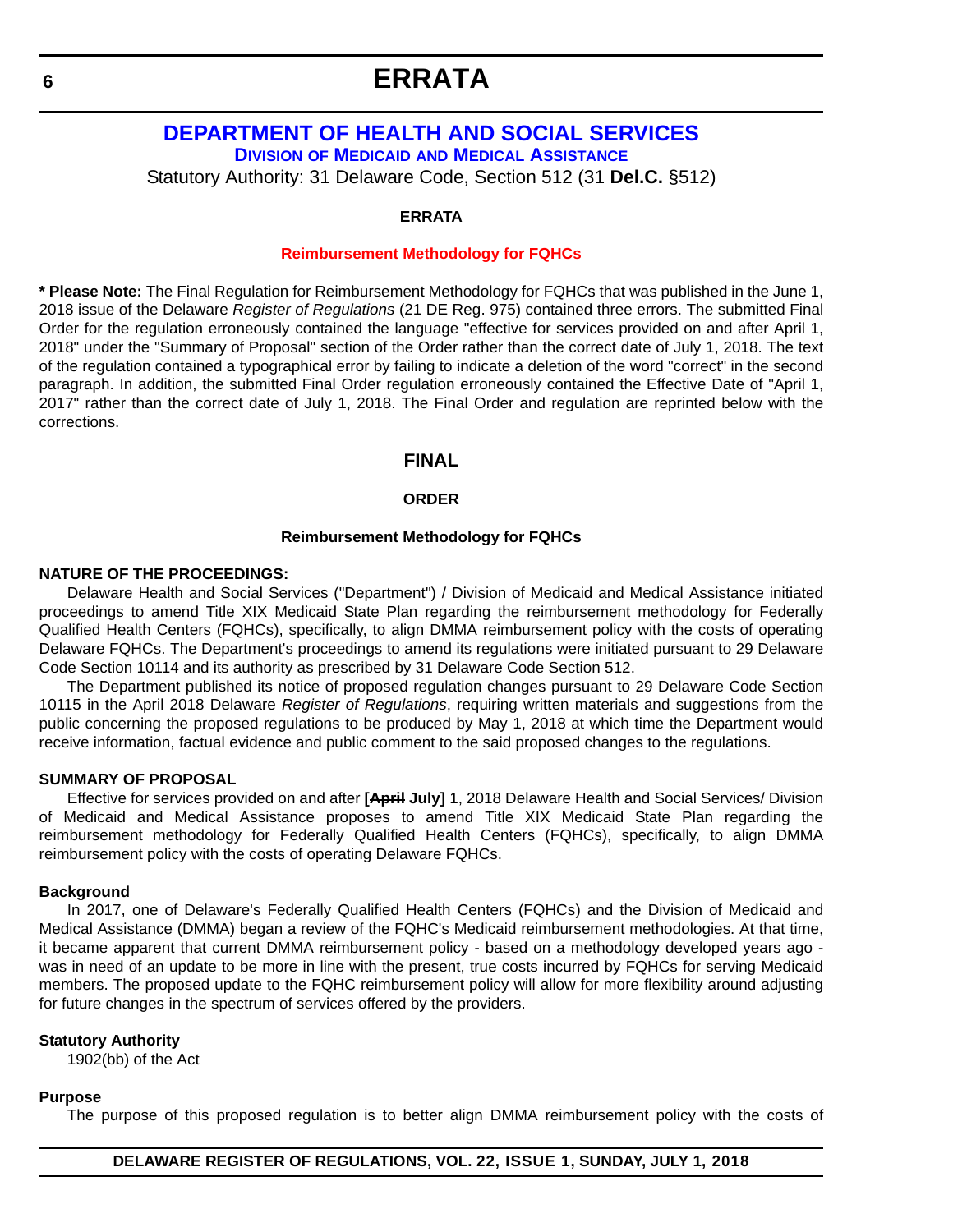# ERRATA

## DEPARTMENT OF HEALTH AND SOCIAL SERVICES

### Division of Medicaid and Medical Assistance

Statutory Authority: 31 Delaware Code, Section 512 (31 **Del.C.** §512)

**ERRATA**

**Reimbursement Methodology for FQHCs**

**\* Please Note:** The Final Regulation for Reimbursement Methodology for FQHCs that was published in the June 1, 2018 issue of the Delaware *Register of Regulations* (21 DE Reg. 975) contained three errors. The submitted Final Order for the regulation erroneously contained the language "effective for services provided on and after April 1, 2018" under the "Summary of Proposal" section of the Order rather than the correct date of July 1, 2018. The text of the regulation contained a typographical error by failing to indicate a deletion of the word "correct" in the second paragraph. In addition, the submitted Final Order regulation erroneously contained the Effective Date of "April 1, 2017" rather than the correct date of July 1, 2018. The Final Order and regulation are reprinted below with the corrections.

## FINAL

**ORDER**

**Reimbursement Methodology for FQHCs**

**NATURE OF THE PROCEEDINGS:**

Delaware Health and Social Services ("Department") / Division of Medicaid and Medical Assistance initiated proceedings to amend Title XIX Medicaid State Plan regarding the reimbursement methodology for Federally Qualified Health Centers (FQHCs), specifically, to align DMMA reimbursement policy with the costs of operating Delaware FQHCs. The Department's proceedings to amend its regulations were initiated pursuant to 29 Delaware Code Section 10114 and its authority as prescribed by 31 Delaware Code Section 512.

The Department published its notice of proposed regulation changes pursuant to 29 Delaware Code Section 10115 in the April 2018 Delaware *Register of Regulations*, requiring written materials and suggestions from the public concerning the proposed regulations to be produced by May 1, 2018 at which time the Department would receive information, factual evidence and public comment to the said proposed changes to the regulations.

**SUMMARY OF PROPOSAL**

Effective for services provided on and after **[~~April~~ July]** 1, 2018 Delaware Health and Social Services/ Division of Medicaid and Medical Assistance proposes to amend Title XIX Medicaid State Plan regarding the reimbursement methodology for Federally Qualified Health Centers (FQHCs), specifically, to align DMMA reimbursement policy with the costs of operating Delaware FQHCs.

**Background**

In 2017, one of Delaware's Federally Qualified Health Centers (FQHCs) and the Division of Medicaid and Medical Assistance (DMMA) began a review of the FQHC's Medicaid reimbursement methodologies. At that time, it became apparent that current DMMA reimbursement policy - based on a methodology developed years ago - was in need of an update to be more in line with the present, true costs incurred by FQHCs for serving Medicaid members. The proposed update to the FQHC reimbursement policy will allow for more flexibility around adjusting for future changes in the spectrum of services offered by the providers.

**Statutory Authority**

1902(bb) of the Act

**Purpose**

The purpose of this proposed regulation is to better align DMMA reimbursement policy with the costs of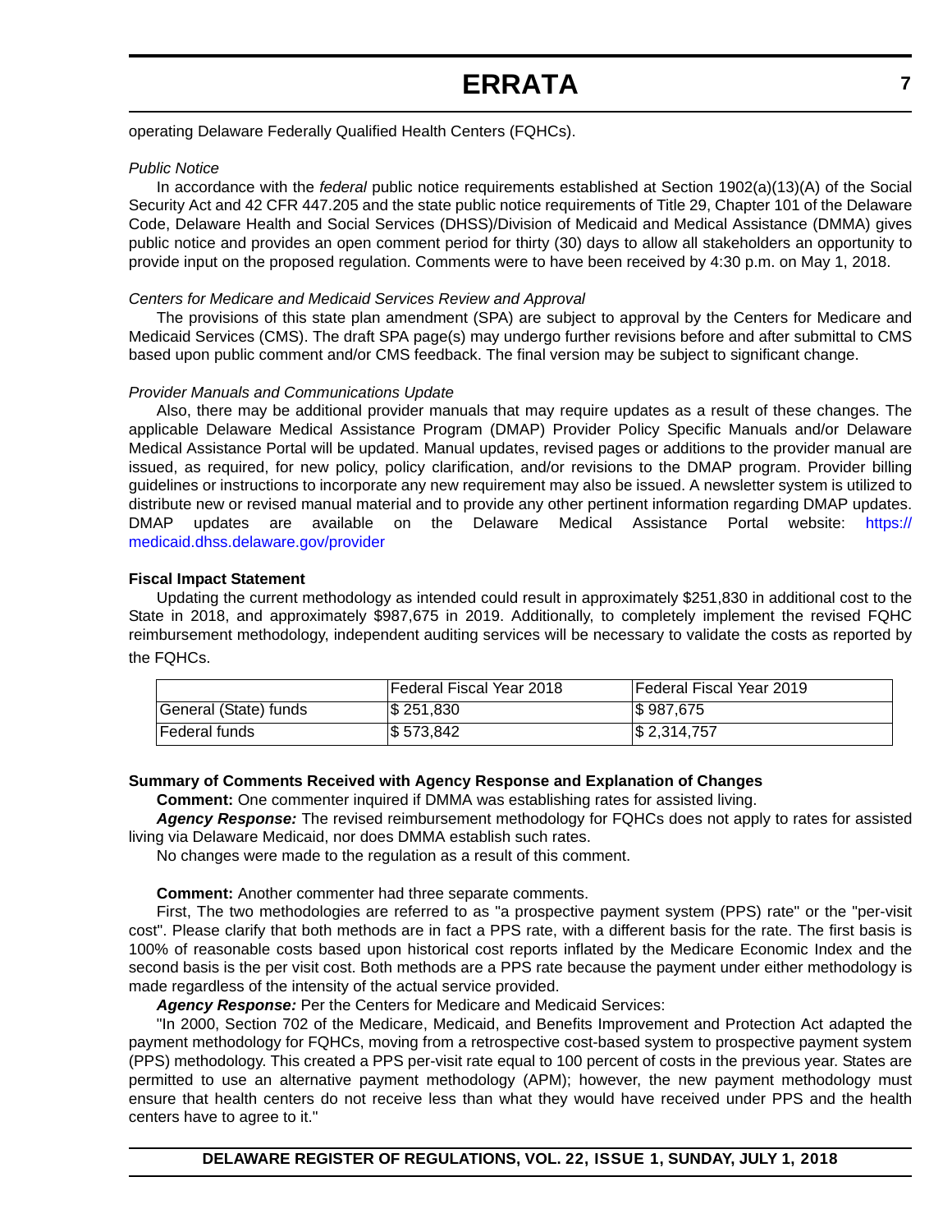operating Delaware Federally Qualified Health Centers (FQHCs).

*Public Notice*

In accordance with the *federal* public notice requirements established at Section 1902(a)(13)(A) of the Social Security Act and 42 CFR 447.205 and the state public notice requirements of Title 29, Chapter 101 of the Delaware Code, Delaware Health and Social Services (DHSS)/Division of Medicaid and Medical Assistance (DMMA) gives public notice and provides an open comment period for thirty (30) days to allow all stakeholders an opportunity to provide input on the proposed regulation. Comments were to have been received by 4:30 p.m. on May 1, 2018.

*Centers for Medicare and Medicaid Services Review and Approval*

The provisions of this state plan amendment (SPA) are subject to approval by the Centers for Medicare and Medicaid Services (CMS). The draft SPA page(s) may undergo further revisions before and after submittal to CMS based upon public comment and/or CMS feedback. The final version may be subject to significant change.

*Provider Manuals and Communications Update*

Also, there may be additional provider manuals that may require updates as a result of these changes. The applicable Delaware Medical Assistance Program (DMAP) Provider Policy Specific Manuals and/or Delaware Medical Assistance Portal will be updated. Manual updates, revised pages or additions to the provider manual are issued, as required, for new policy, policy clarification, and/or revisions to the DMAP program. Provider billing guidelines or instructions to incorporate any new requirement may also be issued. A newsletter system is utilized to distribute new or revised manual material and to provide any other pertinent information regarding DMAP updates. DMAP updates are available on the Delaware Medical Assistance Portal website: https://medicaid.dhss.delaware.gov/provider

**Fiscal Impact Statement**

Updating the current methodology as intended could result in approximately $251,830 in additional cost to the State in 2018, and approximately $987,675 in 2019. Additionally, to completely implement the revised FQHC reimbursement methodology, independent auditing services will be necessary to validate the costs as reported by the FQHCs.

| | Federal Fiscal Year 2018 | Federal Fiscal Year 2019 |
|---|---|---|
| General (State) funds | $ 251,830 | $ 987,675 |
| Federal funds | $ 573,842 | $ 2,314,757 |

**Summary of Comments Received with Agency Response and Explanation of Changes**

**Comment:** One commenter inquired if DMMA was establishing rates for assisted living.

***Agency Response:*** The revised reimbursement methodology for FQHCs does not apply to rates for assisted living via Delaware Medicaid, nor does DMMA establish such rates.

No changes were made to the regulation as a result of this comment.

**Comment:** Another commenter had three separate comments.

First, The two methodologies are referred to as "a prospective payment system (PPS) rate" or the "per-visit cost". Please clarify that both methods are in fact a PPS rate, with a different basis for the rate. The first basis is 100% of reasonable costs based upon historical cost reports inflated by the Medicare Economic Index and the second basis is the per visit cost. Both methods are a PPS rate because the payment under either methodology is made regardless of the intensity of the actual service provided.

***Agency Response:*** Per the Centers for Medicare and Medicaid Services:

"In 2000, Section 702 of the Medicare, Medicaid, and Benefits Improvement and Protection Act adapted the payment methodology for FQHCs, moving from a retrospective cost-based system to prospective payment system (PPS) methodology. This created a PPS per-visit rate equal to 100 percent of costs in the previous year. States are permitted to use an alternative payment methodology (APM); however, the new payment methodology must ensure that health centers do not receive less than what they would have received under PPS and the health centers have to agree to it."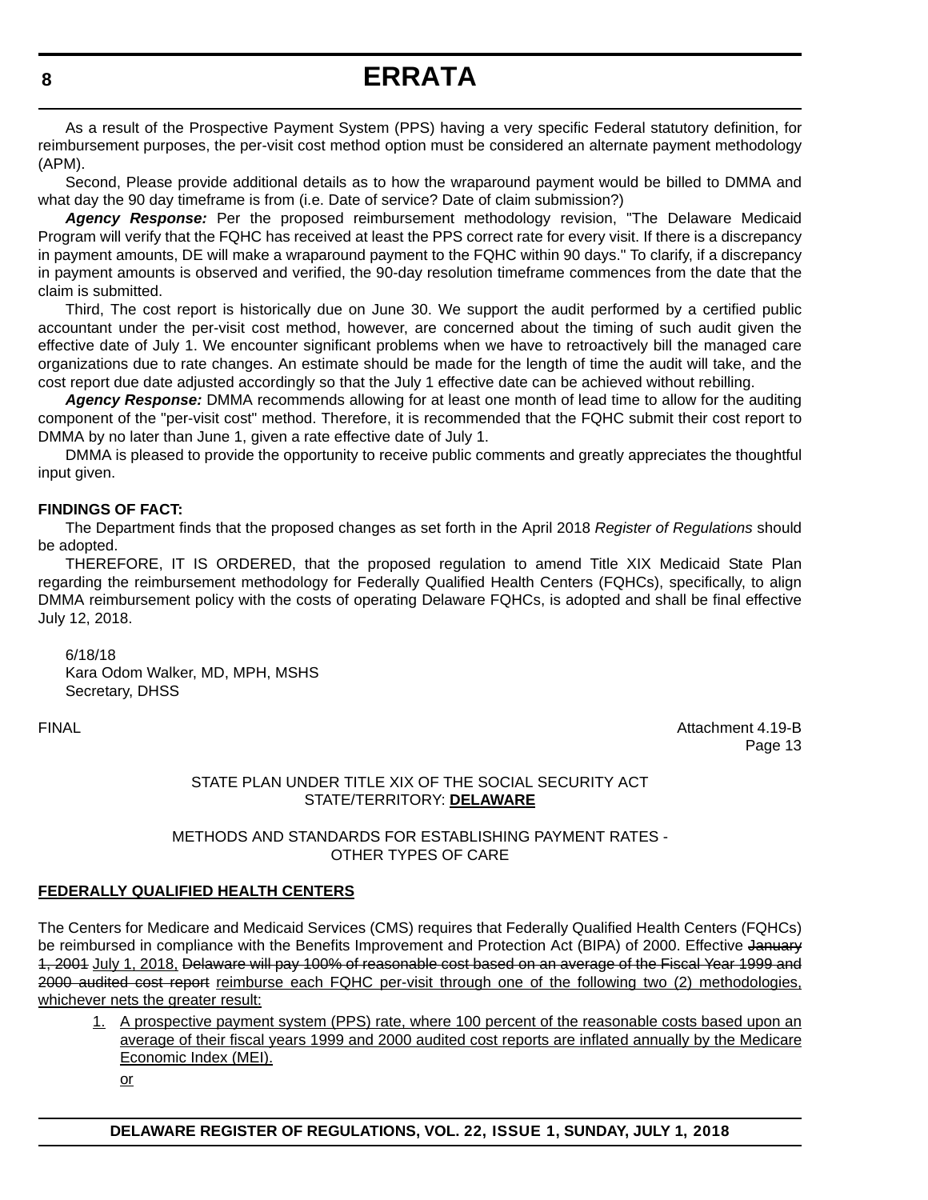As a result of the Prospective Payment System (PPS) having a very specific Federal statutory definition, for reimbursement purposes, the per-visit cost method option must be considered an alternate payment methodology (APM).

Second, Please provide additional details as to how the wraparound payment would be billed to DMMA and what day the 90 day timeframe is from (i.e. Date of service? Date of claim submission?)

***Agency Response:*** Per the proposed reimbursement methodology revision, "The Delaware Medicaid Program will verify that the FQHC has received at least the PPS correct rate for every visit. If there is a discrepancy in payment amounts, DE will make a wraparound payment to the FQHC within 90 days." To clarify, if a discrepancy in payment amounts is observed and verified, the 90-day resolution timeframe commences from the date that the claim is submitted.

Third, The cost report is historically due on June 30. We support the audit performed by a certified public accountant under the per-visit cost method, however, are concerned about the timing of such audit given the effective date of July 1. We encounter significant problems when we have to retroactively bill the managed care organizations due to rate changes. An estimate should be made for the length of time the audit will take, and the cost report due date adjusted accordingly so that the July 1 effective date can be achieved without rebilling.

***Agency Response:*** DMMA recommends allowing for at least one month of lead time to allow for the auditing component of the "per-visit cost" method. Therefore, it is recommended that the FQHC submit their cost report to DMMA by no later than June 1, given a rate effective date of July 1.

DMMA is pleased to provide the opportunity to receive public comments and greatly appreciates the thoughtful input given.

**FINDINGS OF FACT:**

The Department finds that the proposed changes as set forth in the April 2018 *Register of Regulations* should be adopted.

THEREFORE, IT IS ORDERED, that the proposed regulation to amend Title XIX Medicaid State Plan regarding the reimbursement methodology for Federally Qualified Health Centers (FQHCs), specifically, to align DMMA reimbursement policy with the costs of operating Delaware FQHCs, is adopted and shall be final effective July 12, 2018.

6/18/18
Kara Odom Walker, MD, MPH, MSHS
Secretary, DHSS

FINAL

Attachment 4.19-B
Page 13

STATE PLAN UNDER TITLE XIX OF THE SOCIAL SECURITY ACT
STATE/TERRITORY: **DELAWARE**

METHODS AND STANDARDS FOR ESTABLISHING PAYMENT RATES -
OTHER TYPES OF CARE

**FEDERALLY QUALIFIED HEALTH CENTERS**

The Centers for Medicare and Medicaid Services (CMS) requires that Federally Qualified Health Centers (FQHCs) be reimbursed in compliance with the Benefits Improvement and Protection Act (BIPA) of 2000. Effective ~~January 1, 2001~~ July 1, 2018, ~~Delaware will pay 100% of reasonable cost based on an average of the Fiscal Year 1999 and 2000 audited cost report~~ reimburse each FQHC per-visit through one of the following two (2) methodologies, whichever nets the greater result:

1. A prospective payment system (PPS) rate, where 100 percent of the reasonable costs based upon an average of their fiscal years 1999 and 2000 audited cost reports are inflated annually by the Medicare Economic Index (MEI).

   or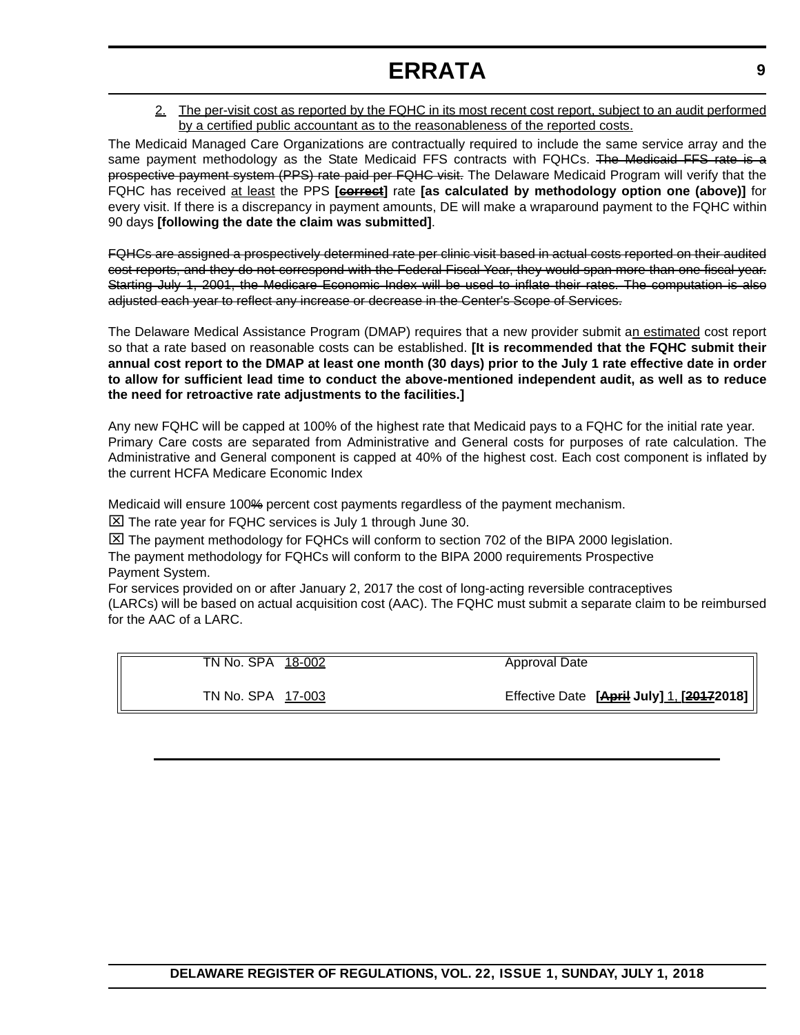2. <u>The per-visit cost as reported by the FQHC in its most recent cost report, subject to an audit performed by a certified public accountant as to the reasonableness of the reported costs.</u>

The Medicaid Managed Care Organizations are contractually required to include the same service array and the same payment methodology as the State Medicaid FFS contracts with FQHCs. ~~The Medicaid FFS rate is a prospective payment system (PPS) rate paid per FQHC visit.~~ The Delaware Medicaid Program will verify that the FQHC has received <u>at least</u> the PPS **[~~correct~~]** rate **[as calculated by methodology option one (above)]** for every visit. If there is a discrepancy in payment amounts, DE will make a wraparound payment to the FQHC within 90 days **[following the date the claim was submitted]**.

~~FQHCs are assigned a prospectively determined rate per clinic visit based in actual costs reported on their audited cost reports, and they do not correspond with the Federal Fiscal Year, they would span more than one fiscal year. Starting July 1, 2001, the Medicare Economic Index will be used to inflate their rates. The computation is also adjusted each year to reflect any increase or decrease in the Center's Scope of Services.~~

The Delaware Medical Assistance Program (DMAP) requires that a new provider submit a<u>n estimated</u> cost report so that a rate based on reasonable costs can be established. **[It is recommended that the FQHC submit their annual cost report to the DMAP at least one month (30 days) prior to the July 1 rate effective date in order to allow for sufficient lead time to conduct the above-mentioned independent audit, as well as to reduce the need for retroactive rate adjustments to the facilities.]**

Any new FQHC will be capped at 100% of the highest rate that Medicaid pays to a FQHC for the initial rate year.
Primary Care costs are separated from Administrative and General costs for purposes of rate calculation. The Administrative and General component is capped at 40% of the highest cost. Each cost component is inflated by the current HCFA Medicare Economic Index

Medicaid will ensure 100~~%~~ percent cost payments regardless of the payment mechanism.

☒ The rate year for FQHC services is July 1 through June 30.

☒ The payment methodology for FQHCs will conform to section 702 of the BIPA 2000 legislation.

The payment methodology for FQHCs will conform to the BIPA 2000 requirements Prospective Payment System.

For services provided on or after January 2, 2017 the cost of long-acting reversible contraceptives (LARCs) will be based on actual acquisition cost (AAC). The FQHC must submit a separate claim to be reimbursed for the AAC of a LARC.

| | |
|---|---|
| TN No. SPA <u>18-002</u> | Approval Date |
| TN No. SPA <u>17-003</u> | Effective Date **[~~April~~ July]** <u>1</u>, **[~~2017~~2018]** |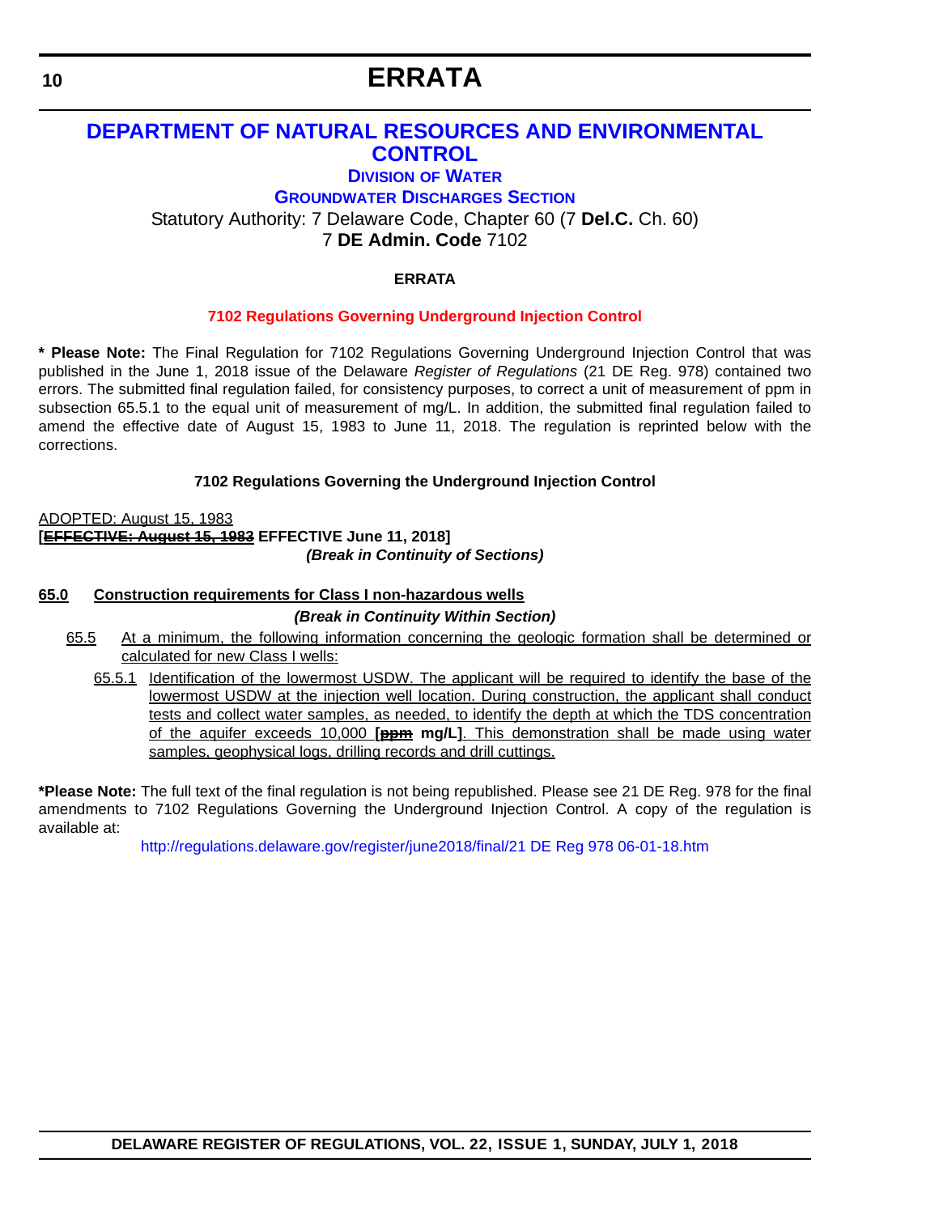# ERRATA

## DEPARTMENT OF NATURAL RESOURCES AND ENVIRONMENTAL CONTROL

### DIVISION OF WATER

### GROUNDWATER DISCHARGES SECTION

Statutory Authority: 7 Delaware Code, Chapter 60 (7 **Del.C.** Ch. 60)
7 **DE Admin. Code** 7102

**ERRATA**

**7102 Regulations Governing Underground Injection Control**

**\* Please Note:** The Final Regulation for 7102 Regulations Governing Underground Injection Control that was published in the June 1, 2018 issue of the Delaware *Register of Regulations* (21 DE Reg. 978) contained two errors. The submitted final regulation failed, for consistency purposes, to correct a unit of measurement of ppm in subsection 65.5.1 to the equal unit of measurement of mg/L. In addition, the submitted final regulation failed to amend the effective date of August 15, 1983 to June 11, 2018. The regulation is reprinted below with the corrections.

**7102 Regulations Governing the Underground Injection Control**

<u>ADOPTED: August 15, 1983</u>
**[~~EFFECTIVE: August 15, 1983~~ EFFECTIVE June 11, 2018]**

***(Break in Continuity of Sections)***

**<u>65.0 Construction requirements for Class I non-hazardous wells</u>**

***(Break in Continuity Within Section)***

<u>65.5 At a minimum, the following information concerning the geologic formation shall be determined or calculated for new Class I wells:</u>

<u>65.5.1 Identification of the lowermost USDW. The applicant will be required to identify the base of the lowermost USDW at the injection well location. During construction, the applicant shall conduct tests and collect water samples, as needed, to identify the depth at which the TDS concentration of the aquifer exceeds 10,000</u> **[~~ppm~~ mg/L]**<u>. This demonstration shall be made using water samples, geophysical logs, drilling records and drill cuttings.</u>

**\*Please Note:** The full text of the final regulation is not being republished. Please see 21 DE Reg. 978 for the final amendments to 7102 Regulations Governing the Underground Injection Control. A copy of the regulation is available at:

http://regulations.delaware.gov/register/june2018/final/21 DE Reg 978 06-01-18.htm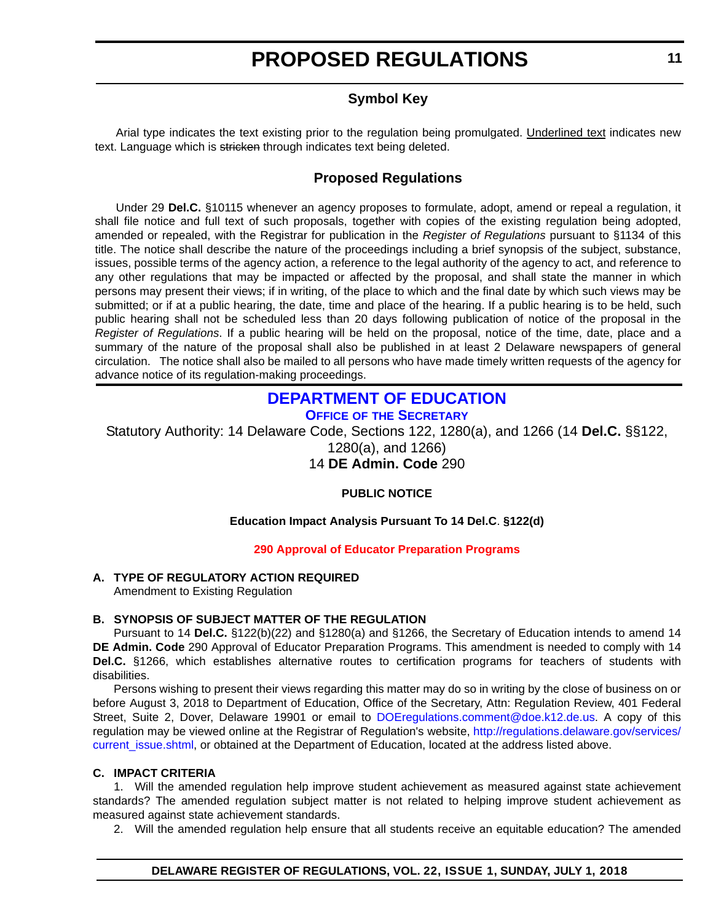# PROPOSED REGULATIONS

## Symbol Key

Arial type indicates the text existing prior to the regulation being promulgated. <u>Underlined text</u> indicates new text. Language which is ~~stricken~~ through indicates text being deleted.

## Proposed Regulations

Under 29 **Del.C.** §10115 whenever an agency proposes to formulate, adopt, amend or repeal a regulation, it shall file notice and full text of such proposals, together with copies of the existing regulation being adopted, amended or repealed, with the Registrar for publication in the *Register of Regulations* pursuant to §1134 of this title. The notice shall describe the nature of the proceedings including a brief synopsis of the subject, substance, issues, possible terms of the agency action, a reference to the legal authority of the agency to act, and reference to any other regulations that may be impacted or affected by the proposal, and shall state the manner in which persons may present their views; if in writing, of the place to which and the final date by which such views may be submitted; or if at a public hearing, the date, time and place of the hearing. If a public hearing is to be held, such public hearing shall not be scheduled less than 20 days following publication of notice of the proposal in the *Register of Regulations*. If a public hearing will be held on the proposal, notice of the time, date, place and a summary of the nature of the proposal shall also be published in at least 2 Delaware newspapers of general circulation. The notice shall also be mailed to all persons who have made timely written requests of the agency for advance notice of its regulation-making proceedings.

## DEPARTMENT OF EDUCATION

### OFFICE OF THE SECRETARY

Statutory Authority: 14 Delaware Code, Sections 122, 1280(a), and 1266 (14 **Del.C.** §§122, 1280(a), and 1266)
14 **DE Admin. Code** 290

**PUBLIC NOTICE**

**Education Impact Analysis Pursuant To 14 Del.C. §122(d)**

**290 Approval of Educator Preparation Programs**

**A. TYPE OF REGULATORY ACTION REQUIRED**

Amendment to Existing Regulation

**B. SYNOPSIS OF SUBJECT MATTER OF THE REGULATION**

Pursuant to 14 **Del.C.** §122(b)(22) and §1280(a) and §1266, the Secretary of Education intends to amend 14 **DE Admin. Code** 290 Approval of Educator Preparation Programs. This amendment is needed to comply with 14 **Del.C.** §1266, which establishes alternative routes to certification programs for teachers of students with disabilities.

Persons wishing to present their views regarding this matter may do so in writing by the close of business on or before August 3, 2018 to Department of Education, Office of the Secretary, Attn: Regulation Review, 401 Federal Street, Suite 2, Dover, Delaware 19901 or email to DOEregulations.comment@doe.k12.de.us. A copy of this regulation may be viewed online at the Registrar of Regulation's website, http://regulations.delaware.gov/services/current_issue.shtml, or obtained at the Department of Education, located at the address listed above.

**C. IMPACT CRITERIA**

1. Will the amended regulation help improve student achievement as measured against state achievement standards? The amended regulation subject matter is not related to helping improve student achievement as measured against state achievement standards.

2. Will the amended regulation help ensure that all students receive an equitable education? The amended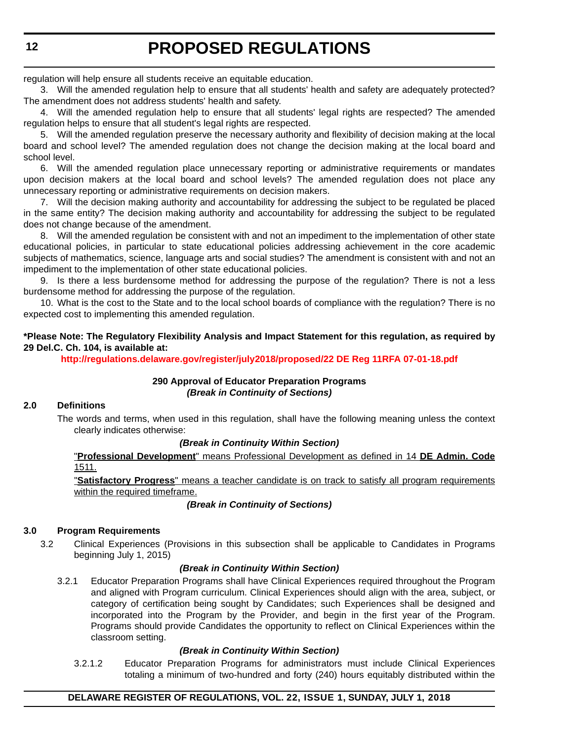regulation will help ensure all students receive an equitable education.

3. Will the amended regulation help to ensure that all students' health and safety are adequately protected? The amendment does not address students' health and safety.

4. Will the amended regulation help to ensure that all students' legal rights are respected? The amended regulation helps to ensure that all student's legal rights are respected.

5. Will the amended regulation preserve the necessary authority and flexibility of decision making at the local board and school level? The amended regulation does not change the decision making at the local board and school level.

6. Will the amended regulation place unnecessary reporting or administrative requirements or mandates upon decision makers at the local board and school levels? The amended regulation does not place any unnecessary reporting or administrative requirements on decision makers.

7. Will the decision making authority and accountability for addressing the subject to be regulated be placed in the same entity? The decision making authority and accountability for addressing the subject to be regulated does not change because of the amendment.

8. Will the amended regulation be consistent with and not an impediment to the implementation of other state educational policies, in particular to state educational policies addressing achievement in the core academic subjects of mathematics, science, language arts and social studies? The amendment is consistent with and not an impediment to the implementation of other state educational policies.

9. Is there a less burdensome method for addressing the purpose of the regulation? There is not a less burdensome method for addressing the purpose of the regulation.

10. What is the cost to the State and to the local school boards of compliance with the regulation? There is no expected cost to implementing this amended regulation.

**\*Please Note: The Regulatory Flexibility Analysis and Impact Statement for this regulation, as required by 29 Del.C. Ch. 104, is available at:**

**http://regulations.delaware.gov/register/july2018/proposed/22 DE Reg 11RFA 07-01-18.pdf**

**290 Approval of Educator Preparation Programs**
***(Break in Continuity of Sections)***

**2.0 Definitions**

The words and terms, when used in this regulation, shall have the following meaning unless the context clearly indicates otherwise:

***(Break in Continuity Within Section)***

<u>"**Professional Development**" means Professional Development as defined in 14 **DE Admin. Code** 1511.</u>

<u>"**Satisfactory Progress**" means a teacher candidate is on track to satisfy all program requirements within the required timeframe.</u>

***(Break in Continuity of Sections)***

**3.0 Program Requirements**

3.2 Clinical Experiences (Provisions in this subsection shall be applicable to Candidates in Programs beginning July 1, 2015)

***(Break in Continuity Within Section)***

3.2.1 Educator Preparation Programs shall have Clinical Experiences required throughout the Program and aligned with Program curriculum. Clinical Experiences should align with the area, subject, or category of certification being sought by Candidates; such Experiences shall be designed and incorporated into the Program by the Provider, and begin in the first year of the Program. Programs should provide Candidates the opportunity to reflect on Clinical Experiences within the classroom setting.

***(Break in Continuity Within Section)***

3.2.1.2 Educator Preparation Programs for administrators must include Clinical Experiences totaling a minimum of two-hundred and forty (240) hours equitably distributed within the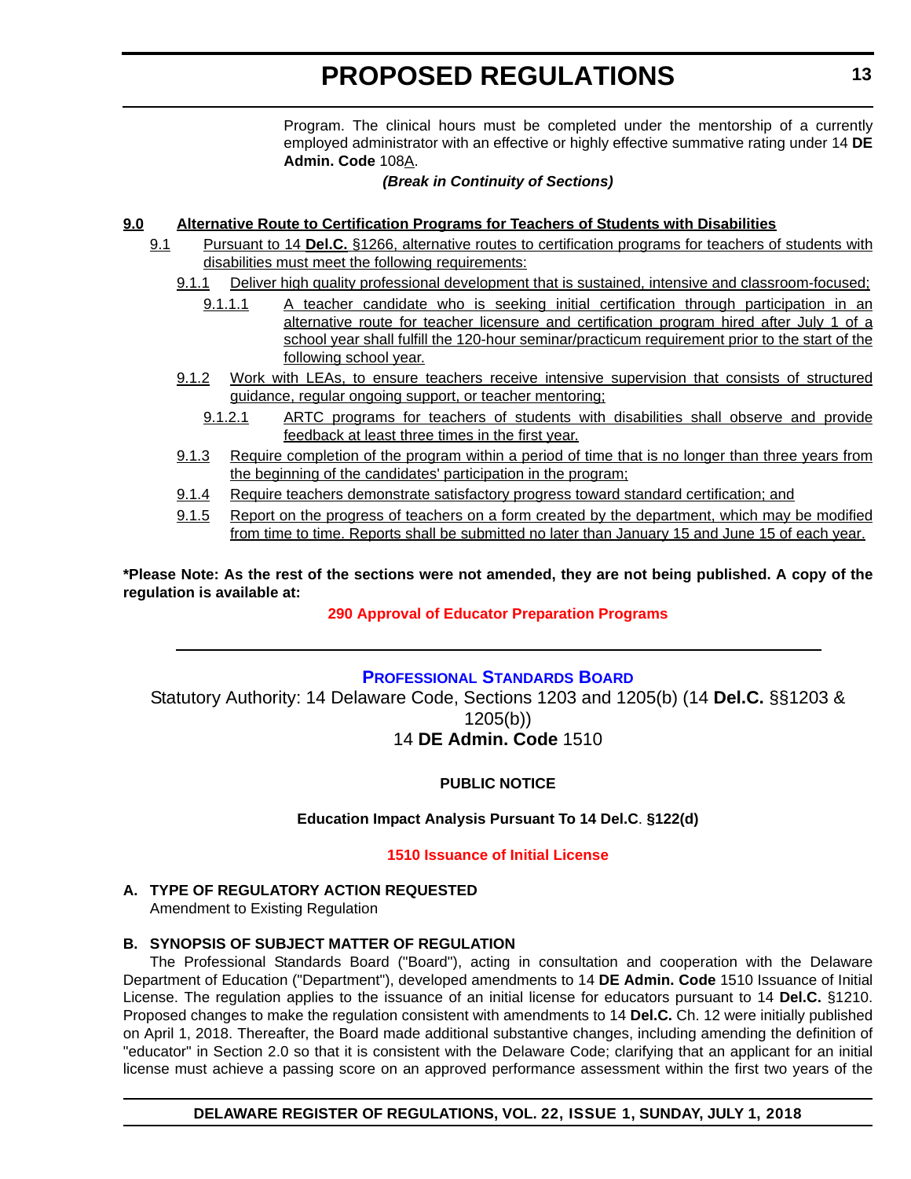Program. The clinical hours must be completed under the mentorship of a currently employed administrator with an effective or highly effective summative rating under 14 **DE Admin. Code** 108A.

***(Break in Continuity of Sections)***

**9.0 Alternative Route to Certification Programs for Teachers of Students with Disabilities**

9.1 Pursuant to 14 **Del.C.** §1266, alternative routes to certification programs for teachers of students with disabilities must meet the following requirements:

9.1.1 Deliver high quality professional development that is sustained, intensive and classroom-focused;

9.1.1.1 A teacher candidate who is seeking initial certification through participation in an alternative route for teacher licensure and certification program hired after July 1 of a school year shall fulfill the 120-hour seminar/practicum requirement prior to the start of the following school year.

9.1.2 Work with LEAs, to ensure teachers receive intensive supervision that consists of structured guidance, regular ongoing support, or teacher mentoring;

9.1.2.1 ARTC programs for teachers of students with disabilities shall observe and provide feedback at least three times in the first year.

9.1.3 Require completion of the program within a period of time that is no longer than three years from the beginning of the candidates' participation in the program;

9.1.4 Require teachers demonstrate satisfactory progress toward standard certification; and

9.1.5 Report on the progress of teachers on a form created by the department, which may be modified from time to time. Reports shall be submitted no later than January 15 and June 15 of each year.

**\*Please Note: As the rest of the sections were not amended, they are not being published. A copy of the regulation is available at:**

**290 Approval of Educator Preparation Programs**

---

## PROFESSIONAL STANDARDS BOARD

Statutory Authority: 14 Delaware Code, Sections 1203 and 1205(b) (14 **Del.C.** §§1203 & 1205(b))

14 **DE Admin. Code** 1510

**PUBLIC NOTICE**

**Education Impact Analysis Pursuant To 14 Del.C. §122(d)**

**1510 Issuance of Initial License**

**A. TYPE OF REGULATORY ACTION REQUESTED**

Amendment to Existing Regulation

**B. SYNOPSIS OF SUBJECT MATTER OF REGULATION**

The Professional Standards Board ("Board"), acting in consultation and cooperation with the Delaware Department of Education ("Department"), developed amendments to 14 **DE Admin. Code** 1510 Issuance of Initial License. The regulation applies to the issuance of an initial license for educators pursuant to 14 **Del.C.** §1210. Proposed changes to make the regulation consistent with amendments to 14 **Del.C.** Ch. 12 were initially published on April 1, 2018. Thereafter, the Board made additional substantive changes, including amending the definition of "educator" in Section 2.0 so that it is consistent with the Delaware Code; clarifying that an applicant for an initial license must achieve a passing score on an approved performance assessment within the first two years of the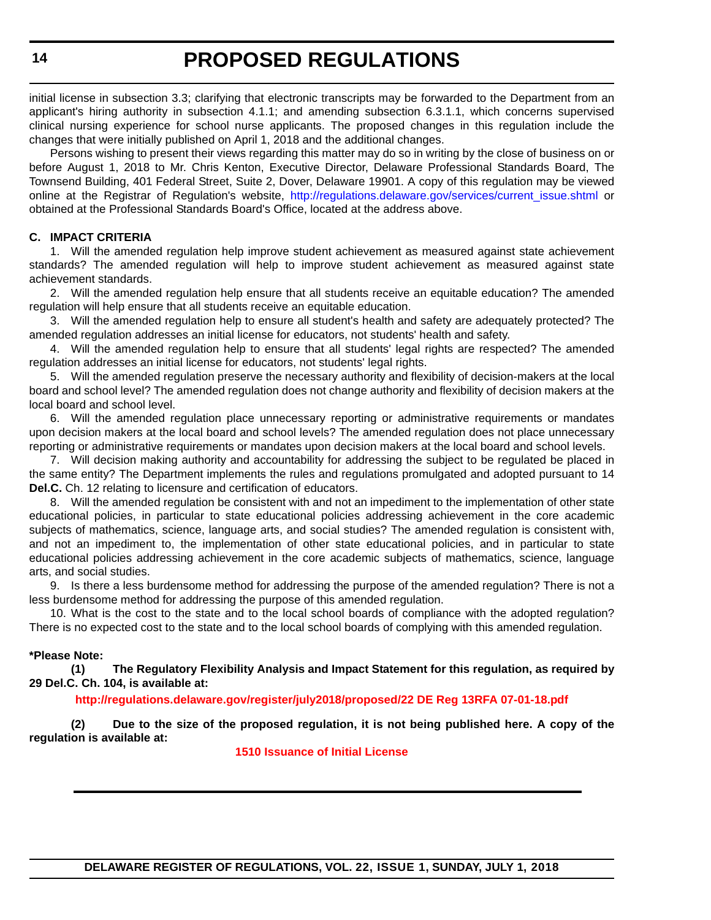initial license in subsection 3.3; clarifying that electronic transcripts may be forwarded to the Department from an applicant's hiring authority in subsection 4.1.1; and amending subsection 6.3.1.1, which concerns supervised clinical nursing experience for school nurse applicants. The proposed changes in this regulation include the changes that were initially published on April 1, 2018 and the additional changes.

Persons wishing to present their views regarding this matter may do so in writing by the close of business on or before August 1, 2018 to Mr. Chris Kenton, Executive Director, Delaware Professional Standards Board, The Townsend Building, 401 Federal Street, Suite 2, Dover, Delaware 19901. A copy of this regulation may be viewed online at the Registrar of Regulation's website, http://regulations.delaware.gov/services/current_issue.shtml or obtained at the Professional Standards Board's Office, located at the address above.

**C. IMPACT CRITERIA**

1. Will the amended regulation help improve student achievement as measured against state achievement standards? The amended regulation will help to improve student achievement as measured against state achievement standards.

2. Will the amended regulation help ensure that all students receive an equitable education? The amended regulation will help ensure that all students receive an equitable education.

3. Will the amended regulation help to ensure all student's health and safety are adequately protected? The amended regulation addresses an initial license for educators, not students' health and safety.

4. Will the amended regulation help to ensure that all students' legal rights are respected? The amended regulation addresses an initial license for educators, not students' legal rights.

5. Will the amended regulation preserve the necessary authority and flexibility of decision-makers at the local board and school level? The amended regulation does not change authority and flexibility of decision makers at the local board and school level.

6. Will the amended regulation place unnecessary reporting or administrative requirements or mandates upon decision makers at the local board and school levels? The amended regulation does not place unnecessary reporting or administrative requirements or mandates upon decision makers at the local board and school levels.

7. Will decision making authority and accountability for addressing the subject to be regulated be placed in the same entity? The Department implements the rules and regulations promulgated and adopted pursuant to 14 **Del.C.** Ch. 12 relating to licensure and certification of educators.

8. Will the amended regulation be consistent with and not an impediment to the implementation of other state educational policies, in particular to state educational policies addressing achievement in the core academic subjects of mathematics, science, language arts, and social studies? The amended regulation is consistent with, and not an impediment to, the implementation of other state educational policies, and in particular to state educational policies addressing achievement in the core academic subjects of mathematics, science, language arts, and social studies.

9. Is there a less burdensome method for addressing the purpose of the amended regulation? There is not a less burdensome method for addressing the purpose of this amended regulation.

10. What is the cost to the state and to the local school boards of compliance with the adopted regulation? There is no expected cost to the state and to the local school boards of complying with this amended regulation.

**\*Please Note:**

**(1) The Regulatory Flexibility Analysis and Impact Statement for this regulation, as required by 29 Del.C. Ch. 104, is available at:**

**http://regulations.delaware.gov/register/july2018/proposed/22 DE Reg 13RFA 07-01-18.pdf**

**(2) Due to the size of the proposed regulation, it is not being published here. A copy of the regulation is available at:**

**1510 Issuance of Initial License**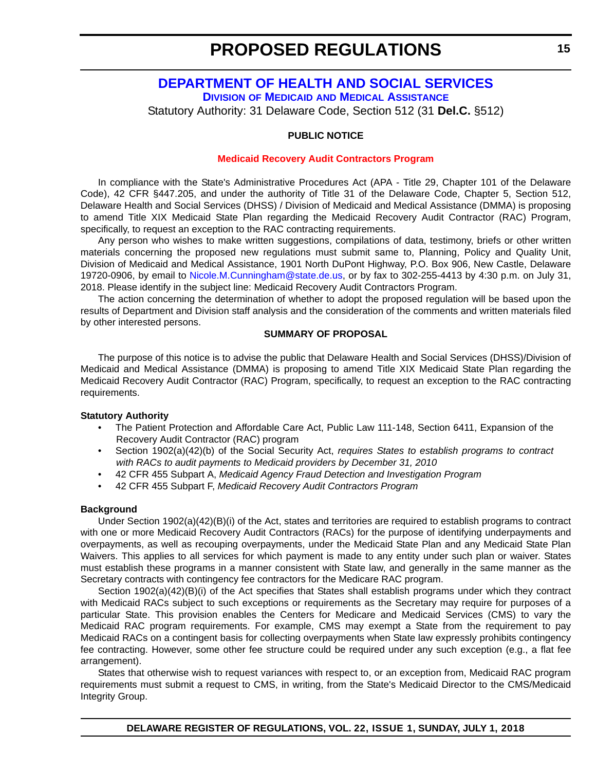# DEPARTMENT OF HEALTH AND SOCIAL SERVICES

## Division of Medicaid and Medical Assistance

Statutory Authority: 31 Delaware Code, Section 512 (31 **Del.C.** §512)

**PUBLIC NOTICE**

**Medicaid Recovery Audit Contractors Program**

In compliance with the State's Administrative Procedures Act (APA - Title 29, Chapter 101 of the Delaware Code), 42 CFR §447.205, and under the authority of Title 31 of the Delaware Code, Chapter 5, Section 512, Delaware Health and Social Services (DHSS) / Division of Medicaid and Medical Assistance (DMMA) is proposing to amend Title XIX Medicaid State Plan regarding the Medicaid Recovery Audit Contractor (RAC) Program, specifically, to request an exception to the RAC contracting requirements.

Any person who wishes to make written suggestions, compilations of data, testimony, briefs or other written materials concerning the proposed new regulations must submit same to, Planning, Policy and Quality Unit, Division of Medicaid and Medical Assistance, 1901 North DuPont Highway, P.O. Box 906, New Castle, Delaware 19720-0906, by email to Nicole.M.Cunningham@state.de.us, or by fax to 302-255-4413 by 4:30 p.m. on July 31, 2018. Please identify in the subject line: Medicaid Recovery Audit Contractors Program.

The action concerning the determination of whether to adopt the proposed regulation will be based upon the results of Department and Division staff analysis and the consideration of the comments and written materials filed by other interested persons.

**SUMMARY OF PROPOSAL**

The purpose of this notice is to advise the public that Delaware Health and Social Services (DHSS)/Division of Medicaid and Medical Assistance (DMMA) is proposing to amend Title XIX Medicaid State Plan regarding the Medicaid Recovery Audit Contractor (RAC) Program, specifically, to request an exception to the RAC contracting requirements.

**Statutory Authority**

- The Patient Protection and Affordable Care Act, Public Law 111-148, Section 6411, Expansion of the Recovery Audit Contractor (RAC) program
- Section 1902(a)(42)(b) of the Social Security Act, *requires States to establish programs to contract with RACs to audit payments to Medicaid providers by December 31, 2010*
- 42 CFR 455 Subpart A, *Medicaid Agency Fraud Detection and Investigation Program*
- 42 CFR 455 Subpart F, *Medicaid Recovery Audit Contractors Program*

**Background**

Under Section 1902(a)(42)(B)(i) of the Act, states and territories are required to establish programs to contract with one or more Medicaid Recovery Audit Contractors (RACs) for the purpose of identifying underpayments and overpayments, as well as recouping overpayments, under the Medicaid State Plan and any Medicaid State Plan Waivers. This applies to all services for which payment is made to any entity under such plan or waiver. States must establish these programs in a manner consistent with State law, and generally in the same manner as the Secretary contracts with contingency fee contractors for the Medicare RAC program.

Section 1902(a)(42)(B)(i) of the Act specifies that States shall establish programs under which they contract with Medicaid RACs subject to such exceptions or requirements as the Secretary may require for purposes of a particular State. This provision enables the Centers for Medicare and Medicaid Services (CMS) to vary the Medicaid RAC program requirements. For example, CMS may exempt a State from the requirement to pay Medicaid RACs on a contingent basis for collecting overpayments when State law expressly prohibits contingency fee contracting. However, some other fee structure could be required under any such exception (e.g., a flat fee arrangement).

States that otherwise wish to request variances with respect to, or an exception from, Medicaid RAC program requirements must submit a request to CMS, in writing, from the State's Medicaid Director to the CMS/Medicaid Integrity Group.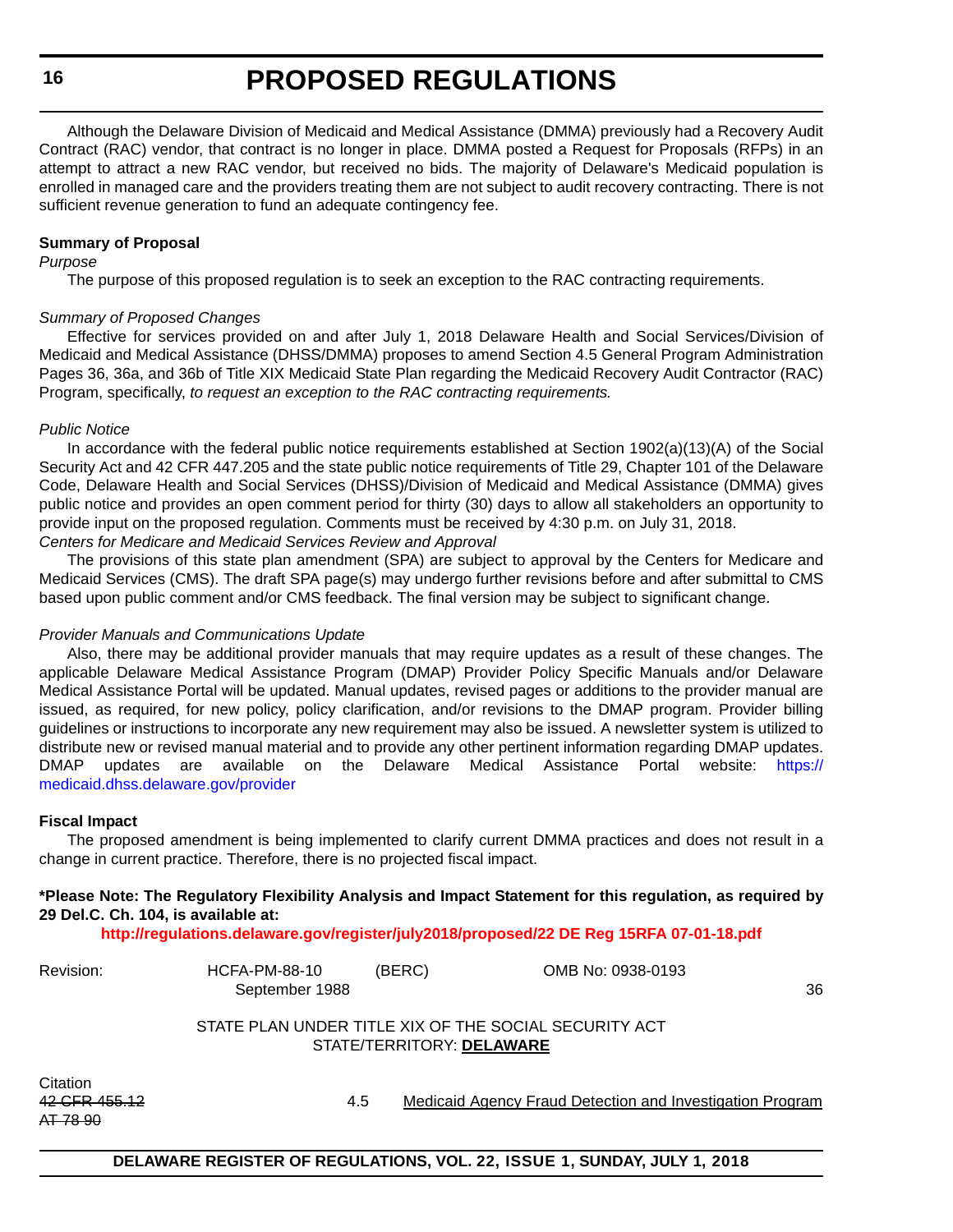Although the Delaware Division of Medicaid and Medical Assistance (DMMA) previously had a Recovery Audit Contract (RAC) vendor, that contract is no longer in place. DMMA posted a Request for Proposals (RFPs) in an attempt to attract a new RAC vendor, but received no bids. The majority of Delaware's Medicaid population is enrolled in managed care and the providers treating them are not subject to audit recovery contracting. There is not sufficient revenue generation to fund an adequate contingency fee.

**Summary of Proposal**

*Purpose*

The purpose of this proposed regulation is to seek an exception to the RAC contracting requirements.

*Summary of Proposed Changes*

Effective for services provided on and after July 1, 2018 Delaware Health and Social Services/Division of Medicaid and Medical Assistance (DHSS/DMMA) proposes to amend Section 4.5 General Program Administration Pages 36, 36a, and 36b of Title XIX Medicaid State Plan regarding the Medicaid Recovery Audit Contractor (RAC) Program, specifically, *to request an exception to the RAC contracting requirements.*

*Public Notice*

In accordance with the federal public notice requirements established at Section 1902(a)(13)(A) of the Social Security Act and 42 CFR 447.205 and the state public notice requirements of Title 29, Chapter 101 of the Delaware Code, Delaware Health and Social Services (DHSS)/Division of Medicaid and Medical Assistance (DMMA) gives public notice and provides an open comment period for thirty (30) days to allow all stakeholders an opportunity to provide input on the proposed regulation. Comments must be received by 4:30 p.m. on July 31, 2018.

*Centers for Medicare and Medicaid Services Review and Approval*

The provisions of this state plan amendment (SPA) are subject to approval by the Centers for Medicare and Medicaid Services (CMS). The draft SPA page(s) may undergo further revisions before and after submittal to CMS based upon public comment and/or CMS feedback. The final version may be subject to significant change.

*Provider Manuals and Communications Update*

Also, there may be additional provider manuals that may require updates as a result of these changes. The applicable Delaware Medical Assistance Program (DMAP) Provider Policy Specific Manuals and/or Delaware Medical Assistance Portal will be updated. Manual updates, revised pages or additions to the provider manual are issued, as required, for new policy, policy clarification, and/or revisions to the DMAP program. Provider billing guidelines or instructions to incorporate any new requirement may also be issued. A newsletter system is utilized to distribute new or revised manual material and to provide any other pertinent information regarding DMAP updates. DMAP updates are available on the Delaware Medical Assistance Portal website: https://medicaid.dhss.delaware.gov/provider

**Fiscal Impact**

The proposed amendment is being implemented to clarify current DMMA practices and does not result in a change in current practice. Therefore, there is no projected fiscal impact.

**\*Please Note: The Regulatory Flexibility Analysis and Impact Statement for this regulation, as required by 29 Del.C. Ch. 104, is available at:**

**http://regulations.delaware.gov/register/july2018/proposed/22 DE Reg 15RFA 07-01-18.pdf**

Revision: HCFA-PM-88-10 (BERC) OMB No: 0938-0193
September 1988 36

STATE PLAN UNDER TITLE XIX OF THE SOCIAL SECURITY ACT
STATE/TERRITORY: **DELAWARE**

Citation
~~42 CFR 455.12~~
~~AT 78 90~~

4.5 Medicaid Agency Fraud Detection and Investigation Program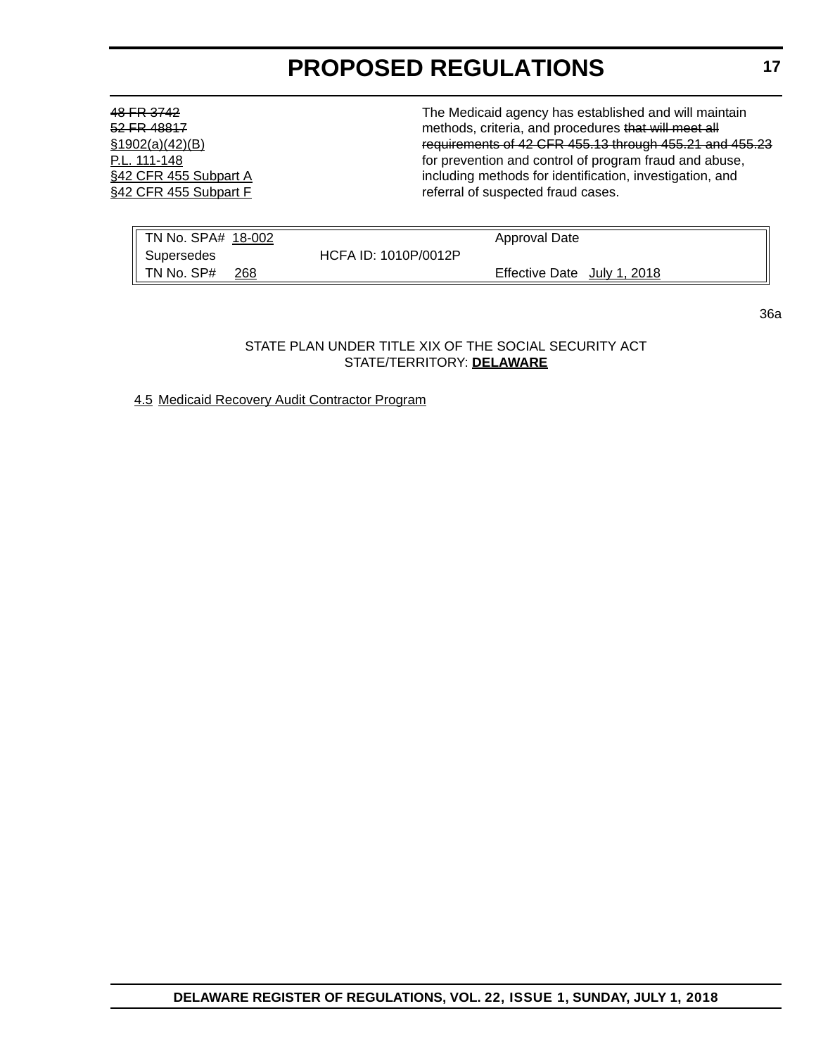~~48 FR 3742~~
~~52 FR 48817~~
§1902(a)(42)(B)
P.L. 111-148
§42 CFR 455 Subpart A
§42 CFR 455 Subpart F

The Medicaid agency has established and will maintain methods, criteria, and procedures ~~that will meet all requirements of 42 CFR 455.13 through 455.21 and 455.23~~ for prevention and control of program fraud and abuse, including methods for identification, investigation, and referral of suspected fraud cases.

| TN No. SPA# 18-002 | | Approval Date |
|---|---|---|
| Supersedes | HCFA ID: 1010P/0012P | |
| TN No. SP# 268 | | Effective Date July 1, 2018 |

36a

STATE PLAN UNDER TITLE XIX OF THE SOCIAL SECURITY ACT
STATE/TERRITORY: **DELAWARE**

4.5 Medicaid Recovery Audit Contractor Program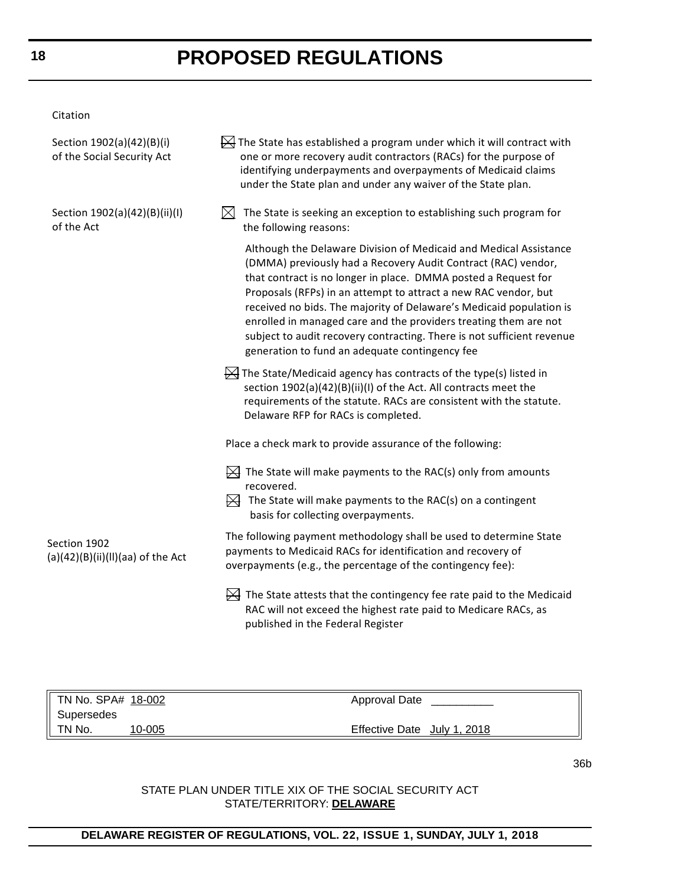Citation

| | |
|---|---|
| Section 1902(a)(42)(B)(i) of the Social Security Act | ☒ The State has established a program under which it will contract with one or more recovery audit contractors (RACs) for the purpose of identifying underpayments and overpayments of Medicaid claims under the State plan and under any waiver of the State plan. |
| Section 1902(a)(42)(B)(ii)(I) of the Act | ☒ The State is seeking an exception to establishing such program for the following reasons: |
| | Although the Delaware Division of Medicaid and Medical Assistance (DMMA) previously had a Recovery Audit Contract (RAC) vendor, that contract is no longer in place. DMMA posted a Request for Proposals (RFPs) in an attempt to attract a new RAC vendor, but received no bids. The majority of Delaware's Medicaid population is enrolled in managed care and the providers treating them are not subject to audit recovery contracting. There is not sufficient revenue generation to fund an adequate contingency fee |
| | ☒ The State/Medicaid agency has contracts of the type(s) listed in section 1902(a)(42)(B)(ii)(I) of the Act. All contracts meet the requirements of the statute. RACs are consistent with the statute. Delaware RFP for RACs is completed. |
| | Place a check mark to provide assurance of the following: |
| | ☒ The State will make payments to the RAC(s) only from amounts recovered. |
| | ☒ The State will make payments to the RAC(s) on a contingent basis for collecting overpayments. |
| Section 1902 (a)(42)(B)(ii)(II)(aa) of the Act | The following payment methodology shall be used to determine State payments to Medicaid RACs for identification and recovery of overpayments (e.g., the percentage of the contingency fee): |
| | ☒ The State attests that the contingency fee rate paid to the Medicaid RAC will not exceed the highest rate paid to Medicare RACs, as published in the Federal Register |

| | |
|---|---|
| TN No. SPA# 18-002 | Approval Date __________ |
| Supersedes | |
| TN No. 10-005 | Effective Date July 1, 2018 |

36b

STATE PLAN UNDER TITLE XIX OF THE SOCIAL SECURITY ACT
STATE/TERRITORY: **DELAWARE**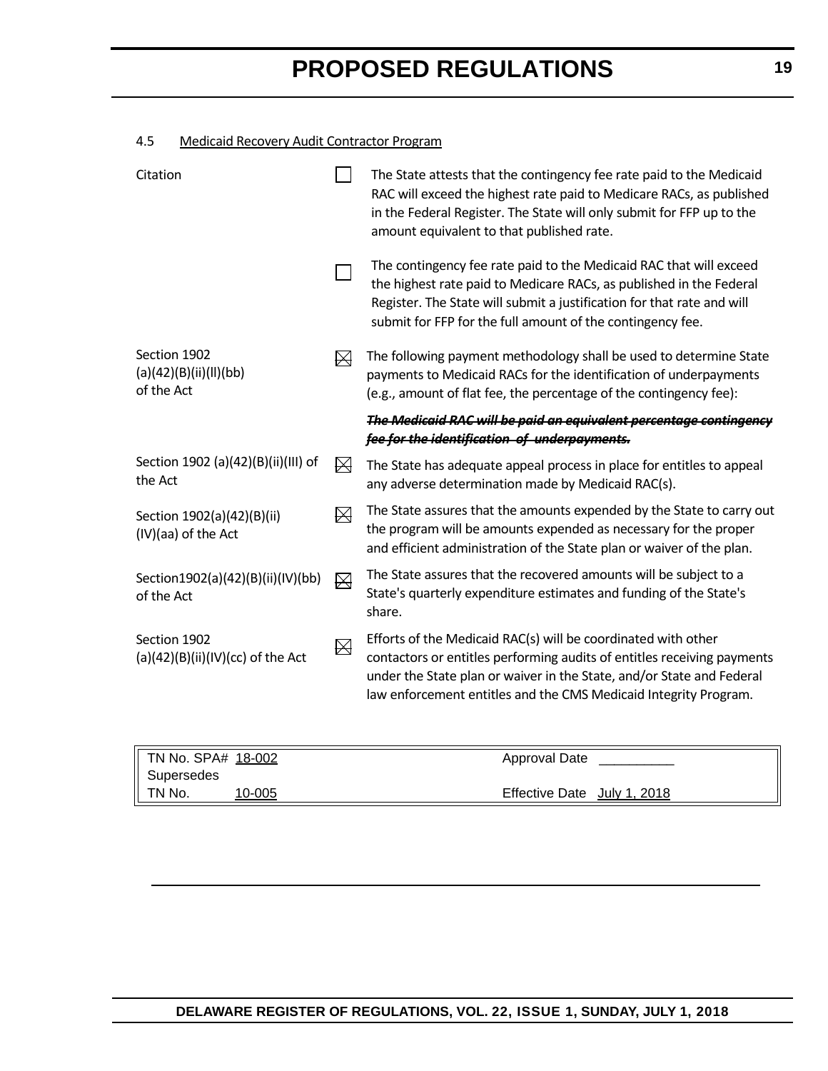4.5 Medicaid Recovery Audit Contractor Program

| Citation | | |
|---|---|---|
| | ☐ | The State attests that the contingency fee rate paid to the Medicaid RAC will exceed the highest rate paid to Medicare RACs, as published in the Federal Register. The State will only submit for FFP up to the amount equivalent to that published rate. |
| | ☐ | The contingency fee rate paid to the Medicaid RAC that will exceed the highest rate paid to Medicare RACs, as published in the Federal Register. The State will submit a justification for that rate and will submit for FFP for the full amount of the contingency fee. |
| Section 1902 (a)(42)(B)(ii)(ll)(bb) of the Act | ☒ | The following payment methodology shall be used to determine State payments to Medicaid RACs for the identification of underpayments (e.g., amount of flat fee, the percentage of the contingency fee): |
| | | ~~***The Medicaid RAC will be paid an equivalent percentage contingency fee for the identification of underpayments.***~~ |
| Section 1902 (a)(42)(B)(ii)(III) of the Act | ☒ | The State has adequate appeal process in place for entitles to appeal any adverse determination made by Medicaid RAC(s). |
| Section 1902(a)(42)(B)(ii) (IV)(aa) of the Act | ☒ | The State assures that the amounts expended by the State to carry out the program will be amounts expended as necessary for the proper and efficient administration of the State plan or waiver of the plan. |
| Section1902(a)(42)(B)(ii)(IV)(bb) of the Act | ☒ | The State assures that the recovered amounts will be subject to a State's quarterly expenditure estimates and funding of the State's share. |
| Section 1902 (a)(42)(B)(ii)(IV)(cc) of the Act | ☒ | Efforts of the Medicaid RAC(s) will be coordinated with other contactors or entitles performing audits of entitles receiving payments under the State plan or waiver in the State, and/or State and Federal law enforcement entitles and the CMS Medicaid Integrity Program. |

| | |
|---|---|
| TN No. SPA# 18-002 | Approval Date __________ |
| Supersedes | |
| TN No. 10-005 | Effective Date July 1, 2018 |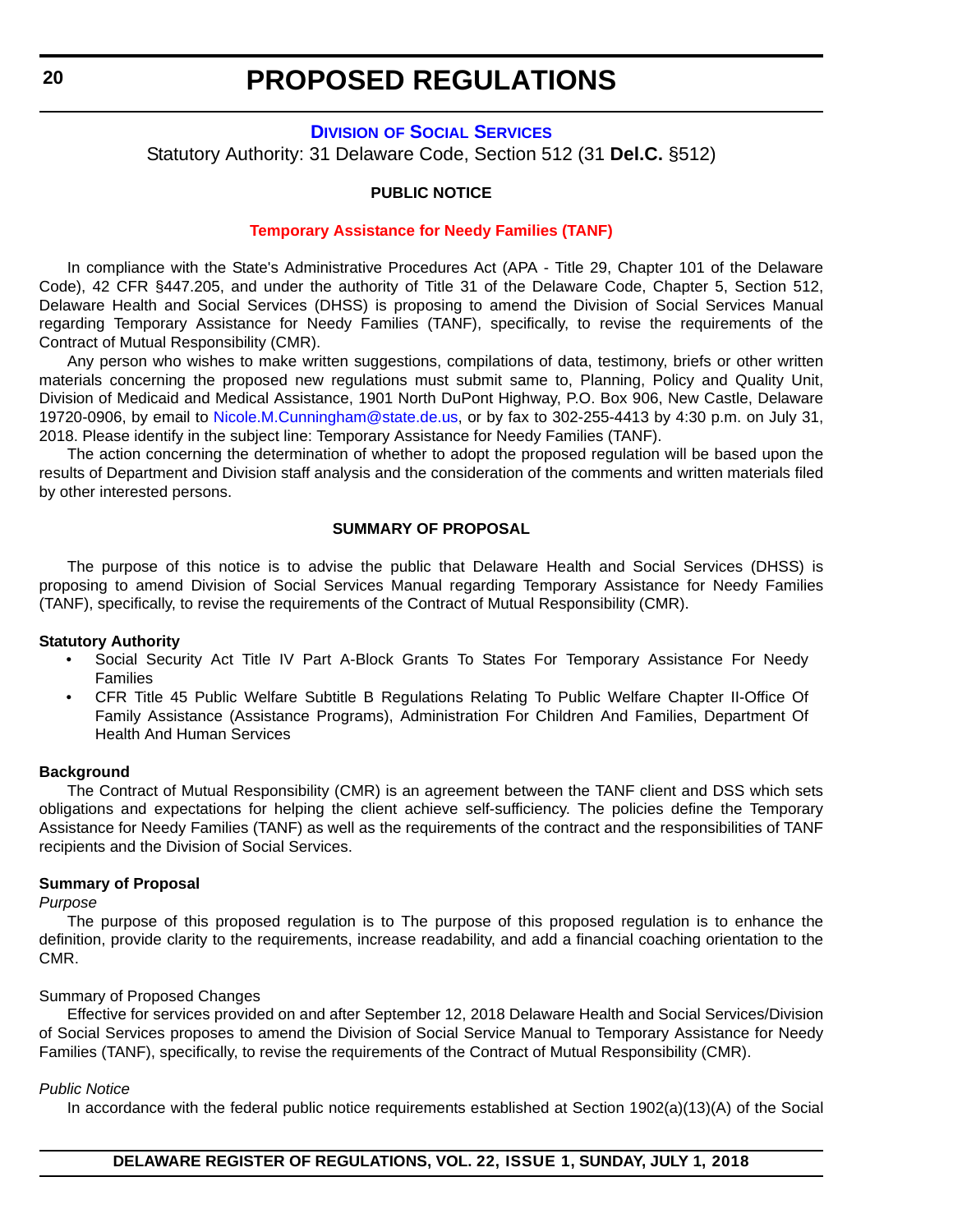## DIVISION OF SOCIAL SERVICES

Statutory Authority: 31 Delaware Code, Section 512 (31 **Del.C.** §512)

**PUBLIC NOTICE**

**Temporary Assistance for Needy Families (TANF)**

In compliance with the State's Administrative Procedures Act (APA - Title 29, Chapter 101 of the Delaware Code), 42 CFR §447.205, and under the authority of Title 31 of the Delaware Code, Chapter 5, Section 512, Delaware Health and Social Services (DHSS) is proposing to amend the Division of Social Services Manual regarding Temporary Assistance for Needy Families (TANF), specifically, to revise the requirements of the Contract of Mutual Responsibility (CMR).

Any person who wishes to make written suggestions, compilations of data, testimony, briefs or other written materials concerning the proposed new regulations must submit same to, Planning, Policy and Quality Unit, Division of Medicaid and Medical Assistance, 1901 North DuPont Highway, P.O. Box 906, New Castle, Delaware 19720-0906, by email to Nicole.M.Cunningham@state.de.us, or by fax to 302-255-4413 by 4:30 p.m. on July 31, 2018. Please identify in the subject line: Temporary Assistance for Needy Families (TANF).

The action concerning the determination of whether to adopt the proposed regulation will be based upon the results of Department and Division staff analysis and the consideration of the comments and written materials filed by other interested persons.

**SUMMARY OF PROPOSAL**

The purpose of this notice is to advise the public that Delaware Health and Social Services (DHSS) is proposing to amend Division of Social Services Manual regarding Temporary Assistance for Needy Families (TANF), specifically, to revise the requirements of the Contract of Mutual Responsibility (CMR).

**Statutory Authority**

- Social Security Act Title IV Part A-Block Grants To States For Temporary Assistance For Needy Families
- CFR Title 45 Public Welfare Subtitle B Regulations Relating To Public Welfare Chapter II-Office Of Family Assistance (Assistance Programs), Administration For Children And Families, Department Of Health And Human Services

**Background**

The Contract of Mutual Responsibility (CMR) is an agreement between the TANF client and DSS which sets obligations and expectations for helping the client achieve self-sufficiency. The policies define the Temporary Assistance for Needy Families (TANF) as well as the requirements of the contract and the responsibilities of TANF recipients and the Division of Social Services.

**Summary of Proposal**

*Purpose*

The purpose of this proposed regulation is to The purpose of this proposed regulation is to enhance the definition, provide clarity to the requirements, increase readability, and add a financial coaching orientation to the CMR.

Summary of Proposed Changes

Effective for services provided on and after September 12, 2018 Delaware Health and Social Services/Division of Social Services proposes to amend the Division of Social Service Manual to Temporary Assistance for Needy Families (TANF), specifically, to revise the requirements of the Contract of Mutual Responsibility (CMR).

*Public Notice*

In accordance with the federal public notice requirements established at Section 1902(a)(13)(A) of the Social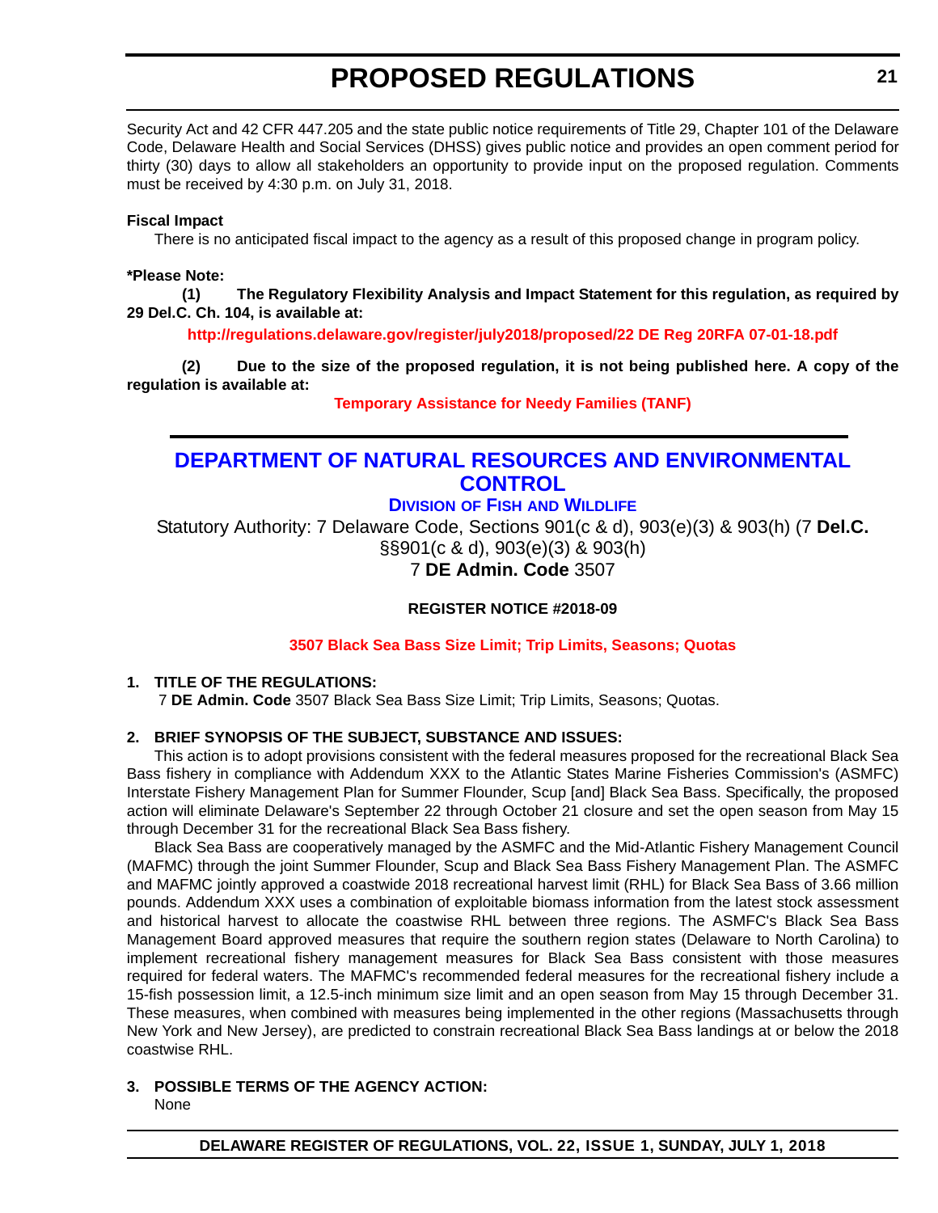Security Act and 42 CFR 447.205 and the state public notice requirements of Title 29, Chapter 101 of the Delaware Code, Delaware Health and Social Services (DHSS) gives public notice and provides an open comment period for thirty (30) days to allow all stakeholders an opportunity to provide input on the proposed regulation. Comments must be received by 4:30 p.m. on July 31, 2018.

**Fiscal Impact**

There is no anticipated fiscal impact to the agency as a result of this proposed change in program policy.

**\*Please Note:**

**(1) The Regulatory Flexibility Analysis and Impact Statement for this regulation, as required by 29 Del.C. Ch. 104, is available at:**

**http://regulations.delaware.gov/register/july2018/proposed/22 DE Reg 20RFA 07-01-18.pdf**

**(2) Due to the size of the proposed regulation, it is not being published here. A copy of the regulation is available at:**

**Temporary Assistance for Needy Families (TANF)**

## DEPARTMENT OF NATURAL RESOURCES AND ENVIRONMENTAL CONTROL

### Division of Fish and Wildlife

Statutory Authority: 7 Delaware Code, Sections 901(c & d), 903(e)(3) & 903(h) (7 **Del.C.** §§901(c & d), 903(e)(3) & 903(h)
7 **DE Admin. Code** 3507

**REGISTER NOTICE #2018-09**

**3507 Black Sea Bass Size Limit; Trip Limits, Seasons; Quotas**

**1. TITLE OF THE REGULATIONS:**

7 **DE Admin. Code** 3507 Black Sea Bass Size Limit; Trip Limits, Seasons; Quotas.

**2. BRIEF SYNOPSIS OF THE SUBJECT, SUBSTANCE AND ISSUES:**

This action is to adopt provisions consistent with the federal measures proposed for the recreational Black Sea Bass fishery in compliance with Addendum XXX to the Atlantic States Marine Fisheries Commission's (ASMFC) Interstate Fishery Management Plan for Summer Flounder, Scup [and] Black Sea Bass. Specifically, the proposed action will eliminate Delaware's September 22 through October 21 closure and set the open season from May 15 through December 31 for the recreational Black Sea Bass fishery.

Black Sea Bass are cooperatively managed by the ASMFC and the Mid-Atlantic Fishery Management Council (MAFMC) through the joint Summer Flounder, Scup and Black Sea Bass Fishery Management Plan. The ASMFC and MAFMC jointly approved a coastwide 2018 recreational harvest limit (RHL) for Black Sea Bass of 3.66 million pounds. Addendum XXX uses a combination of exploitable biomass information from the latest stock assessment and historical harvest to allocate the coastwise RHL between three regions. The ASMFC's Black Sea Bass Management Board approved measures that require the southern region states (Delaware to North Carolina) to implement recreational fishery management measures for Black Sea Bass consistent with those measures required for federal waters. The MAFMC's recommended federal measures for the recreational fishery include a 15-fish possession limit, a 12.5-inch minimum size limit and an open season from May 15 through December 31. These measures, when combined with measures being implemented in the other regions (Massachusetts through New York and New Jersey), are predicted to constrain recreational Black Sea Bass landings at or below the 2018 coastwise RHL.

**3. POSSIBLE TERMS OF THE AGENCY ACTION:**

None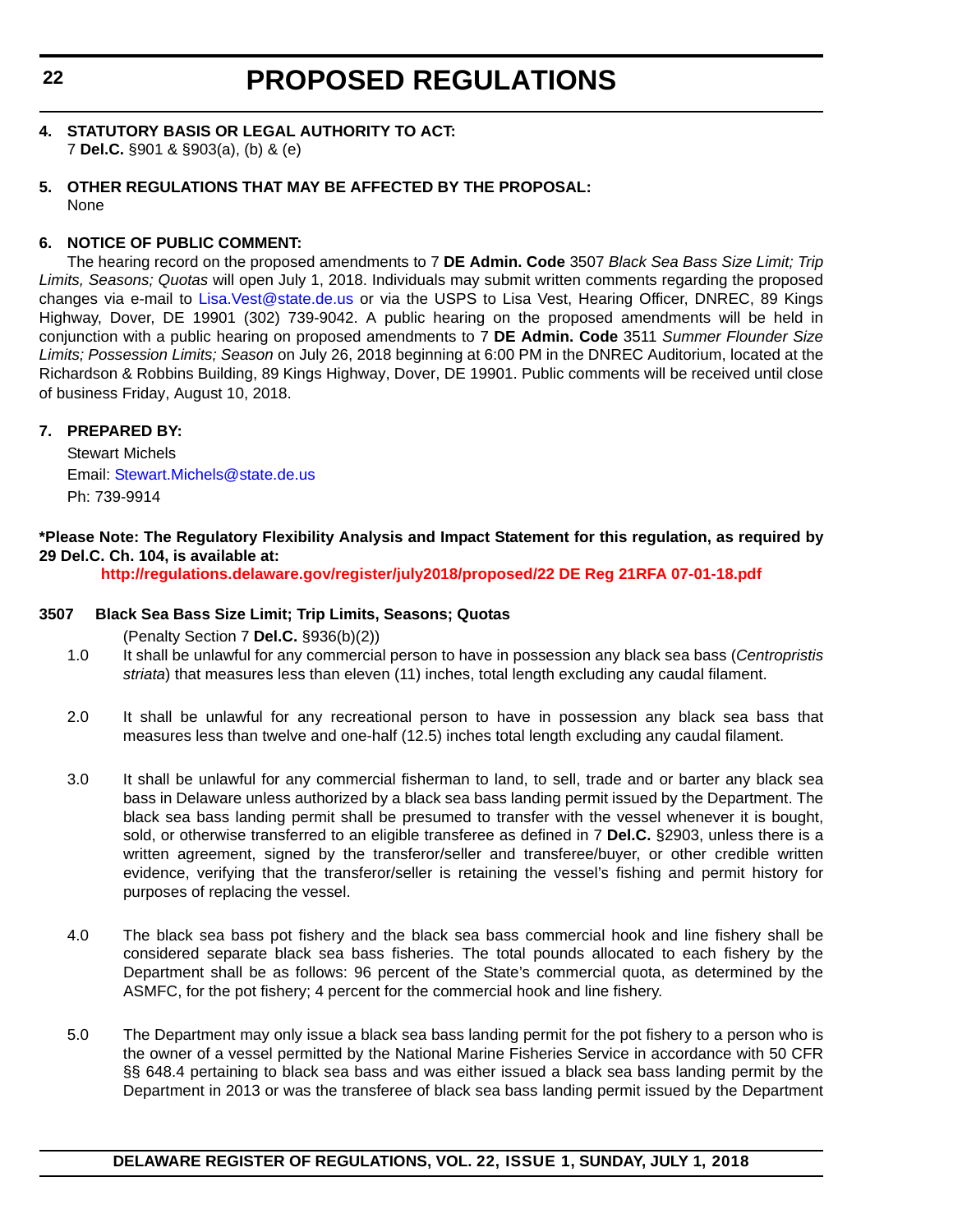**4. STATUTORY BASIS OR LEGAL AUTHORITY TO ACT:**

7 **Del.C.** §901 & §903(a), (b) & (e)

**5. OTHER REGULATIONS THAT MAY BE AFFECTED BY THE PROPOSAL:**

None

**6. NOTICE OF PUBLIC COMMENT:**

The hearing record on the proposed amendments to 7 **DE Admin. Code** 3507 *Black Sea Bass Size Limit; Trip Limits, Seasons; Quotas* will open July 1, 2018. Individuals may submit written comments regarding the proposed changes via e-mail to Lisa.Vest@state.de.us or via the USPS to Lisa Vest, Hearing Officer, DNREC, 89 Kings Highway, Dover, DE 19901 (302) 739-9042. A public hearing on the proposed amendments will be held in conjunction with a public hearing on proposed amendments to 7 **DE Admin. Code** 3511 *Summer Flounder Size Limits; Possession Limits; Season* on July 26, 2018 beginning at 6:00 PM in the DNREC Auditorium, located at the Richardson & Robbins Building, 89 Kings Highway, Dover, DE 19901. Public comments will be received until close of business Friday, August 10, 2018.

**7. PREPARED BY:**

Stewart Michels
Email: Stewart.Michels@state.de.us
Ph: 739-9914

**\*Please Note: The Regulatory Flexibility Analysis and Impact Statement for this regulation, as required by 29 Del.C. Ch. 104, is available at:**

**http://regulations.delaware.gov/register/july2018/proposed/22 DE Reg 21RFA 07-01-18.pdf**

**3507 Black Sea Bass Size Limit; Trip Limits, Seasons; Quotas**

(Penalty Section 7 **Del.C.** §936(b)(2))

1.0 It shall be unlawful for any commercial person to have in possession any black sea bass (*Centropristis striata*) that measures less than eleven (11) inches, total length excluding any caudal filament.

2.0 It shall be unlawful for any recreational person to have in possession any black sea bass that measures less than twelve and one-half (12.5) inches total length excluding any caudal filament.

3.0 It shall be unlawful for any commercial fisherman to land, to sell, trade and or barter any black sea bass in Delaware unless authorized by a black sea bass landing permit issued by the Department. The black sea bass landing permit shall be presumed to transfer with the vessel whenever it is bought, sold, or otherwise transferred to an eligible transferee as defined in 7 **Del.C.** §2903, unless there is a written agreement, signed by the transferor/seller and transferee/buyer, or other credible written evidence, verifying that the transferor/seller is retaining the vessel's fishing and permit history for purposes of replacing the vessel.

4.0 The black sea bass pot fishery and the black sea bass commercial hook and line fishery shall be considered separate black sea bass fisheries. The total pounds allocated to each fishery by the Department shall be as follows: 96 percent of the State's commercial quota, as determined by the ASMFC, for the pot fishery; 4 percent for the commercial hook and line fishery.

5.0 The Department may only issue a black sea bass landing permit for the pot fishery to a person who is the owner of a vessel permitted by the National Marine Fisheries Service in accordance with 50 CFR §§ 648.4 pertaining to black sea bass and was either issued a black sea bass landing permit by the Department in 2013 or was the transferee of black sea bass landing permit issued by the Department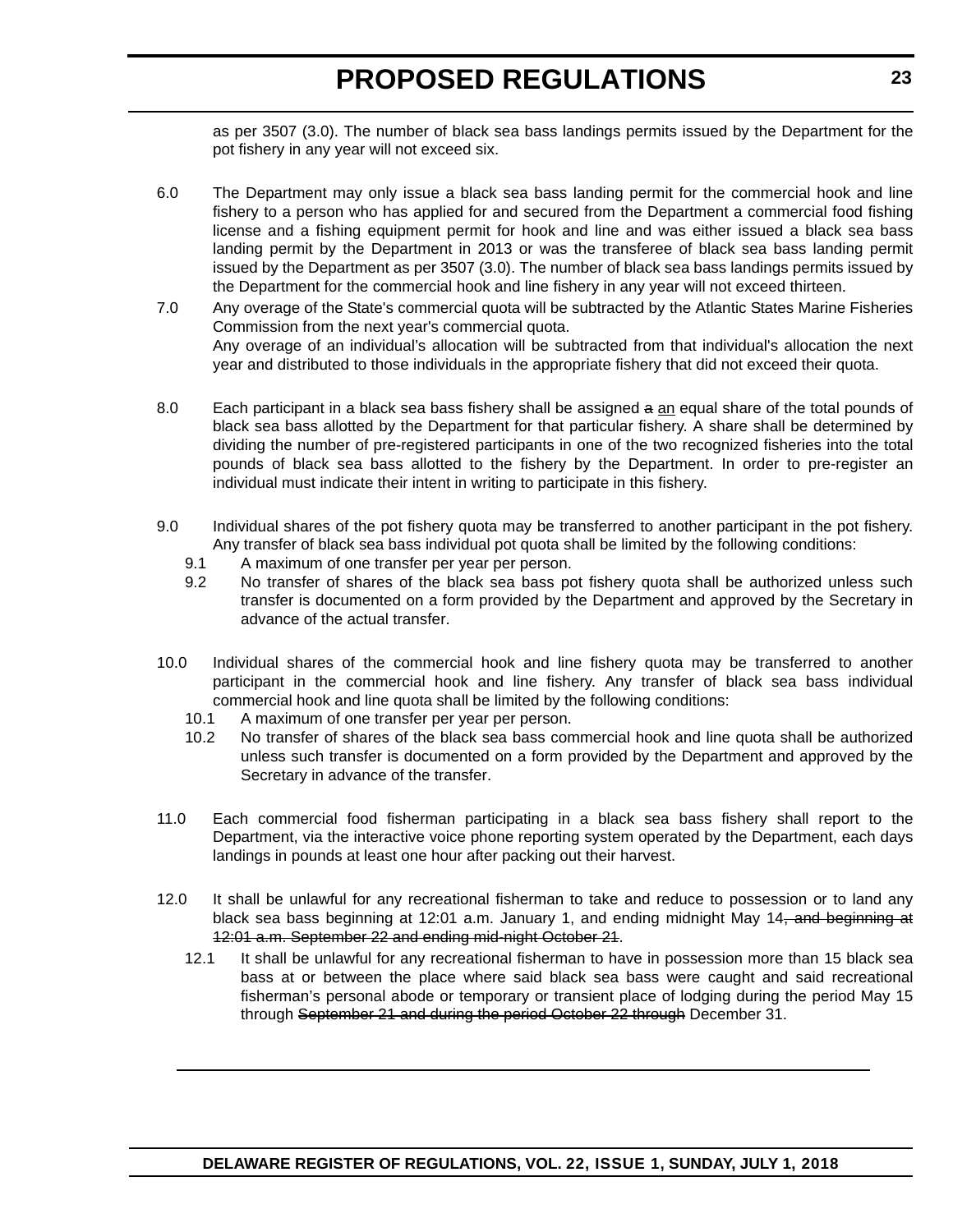as per 3507 (3.0). The number of black sea bass landings permits issued by the Department for the pot fishery in any year will not exceed six.

6.0 The Department may only issue a black sea bass landing permit for the commercial hook and line fishery to a person who has applied for and secured from the Department a commercial food fishing license and a fishing equipment permit for hook and line and was either issued a black sea bass landing permit by the Department in 2013 or was the transferee of black sea bass landing permit issued by the Department as per 3507 (3.0). The number of black sea bass landings permits issued by the Department for the commercial hook and line fishery in any year will not exceed thirteen.

7.0 Any overage of the State's commercial quota will be subtracted by the Atlantic States Marine Fisheries Commission from the next year's commercial quota.

Any overage of an individual's allocation will be subtracted from that individual's allocation the next year and distributed to those individuals in the appropriate fishery that did not exceed their quota.

8.0 Each participant in a black sea bass fishery shall be assigned ~~a~~ <u>an</u> equal share of the total pounds of black sea bass allotted by the Department for that particular fishery. A share shall be determined by dividing the number of pre-registered participants in one of the two recognized fisheries into the total pounds of black sea bass allotted to the fishery by the Department. In order to pre-register an individual must indicate their intent in writing to participate in this fishery.

9.0 Individual shares of the pot fishery quota may be transferred to another participant in the pot fishery. Any transfer of black sea bass individual pot quota shall be limited by the following conditions:

9.1 A maximum of one transfer per year per person.

9.2 No transfer of shares of the black sea bass pot fishery quota shall be authorized unless such transfer is documented on a form provided by the Department and approved by the Secretary in advance of the actual transfer.

10.0 Individual shares of the commercial hook and line fishery quota may be transferred to another participant in the commercial hook and line fishery. Any transfer of black sea bass individual commercial hook and line quota shall be limited by the following conditions:

10.1 A maximum of one transfer per year per person.

10.2 No transfer of shares of the black sea bass commercial hook and line quota shall be authorized unless such transfer is documented on a form provided by the Department and approved by the Secretary in advance of the transfer.

11.0 Each commercial food fisherman participating in a black sea bass fishery shall report to the Department, via the interactive voice phone reporting system operated by the Department, each days landings in pounds at least one hour after packing out their harvest.

12.0 It shall be unlawful for any recreational fisherman to take and reduce to possession or to land any black sea bass beginning at 12:01 a.m. January 1, and ending midnight May 14~~, and beginning at 12:01 a.m. September 22 and ending mid-night October 21~~.

12.1 It shall be unlawful for any recreational fisherman to have in possession more than 15 black sea bass at or between the place where said black sea bass were caught and said recreational fisherman's personal abode or temporary or transient place of lodging during the period May 15 through ~~September 21 and during the period October 22 through~~ December 31.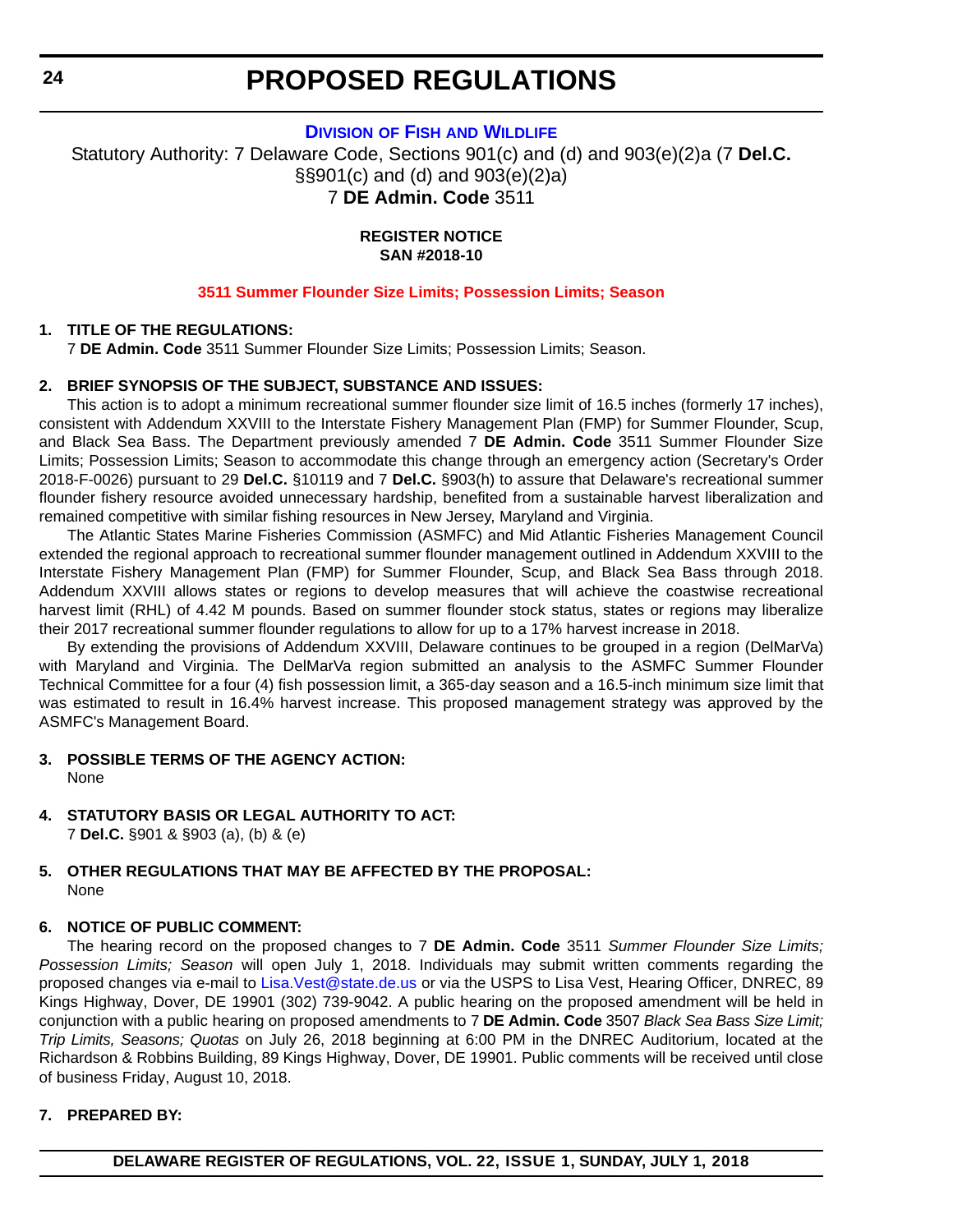# PROPOSED REGULATIONS

## DIVISION OF FISH AND WILDLIFE

Statutory Authority: 7 Delaware Code, Sections 901(c) and (d) and 903(e)(2)a (7 **Del.C.** §§901(c) and (d) and 903(e)(2)a)
7 **DE Admin. Code** 3511

**REGISTER NOTICE**
**SAN #2018-10**

### 3511 Summer Flounder Size Limits; Possession Limits; Season

**1. TITLE OF THE REGULATIONS:**

7 **DE Admin. Code** 3511 Summer Flounder Size Limits; Possession Limits; Season.

**2. BRIEF SYNOPSIS OF THE SUBJECT, SUBSTANCE AND ISSUES:**

This action is to adopt a minimum recreational summer flounder size limit of 16.5 inches (formerly 17 inches), consistent with Addendum XXVIII to the Interstate Fishery Management Plan (FMP) for Summer Flounder, Scup, and Black Sea Bass. The Department previously amended 7 **DE Admin. Code** 3511 Summer Flounder Size Limits; Possession Limits; Season to accommodate this change through an emergency action (Secretary's Order 2018-F-0026) pursuant to 29 **Del.C.** §10119 and 7 **Del.C.** §903(h) to assure that Delaware's recreational summer flounder fishery resource avoided unnecessary hardship, benefited from a sustainable harvest liberalization and remained competitive with similar fishing resources in New Jersey, Maryland and Virginia.

The Atlantic States Marine Fisheries Commission (ASMFC) and Mid Atlantic Fisheries Management Council extended the regional approach to recreational summer flounder management outlined in Addendum XXVIII to the Interstate Fishery Management Plan (FMP) for Summer Flounder, Scup, and Black Sea Bass through 2018. Addendum XXVIII allows states or regions to develop measures that will achieve the coastwise recreational harvest limit (RHL) of 4.42 M pounds. Based on summer flounder stock status, states or regions may liberalize their 2017 recreational summer flounder regulations to allow for up to a 17% harvest increase in 2018.

By extending the provisions of Addendum XXVIII, Delaware continues to be grouped in a region (DelMarVa) with Maryland and Virginia. The DelMarVa region submitted an analysis to the ASMFC Summer Flounder Technical Committee for a four (4) fish possession limit, a 365-day season and a 16.5-inch minimum size limit that was estimated to result in 16.4% harvest increase. This proposed management strategy was approved by the ASMFC's Management Board.

**3. POSSIBLE TERMS OF THE AGENCY ACTION:**

None

**4. STATUTORY BASIS OR LEGAL AUTHORITY TO ACT:**

7 **Del.C.** §901 & §903 (a), (b) & (e)

**5. OTHER REGULATIONS THAT MAY BE AFFECTED BY THE PROPOSAL:**

None

**6. NOTICE OF PUBLIC COMMENT:**

The hearing record on the proposed changes to 7 **DE Admin. Code** 3511 *Summer Flounder Size Limits; Possession Limits; Season* will open July 1, 2018. Individuals may submit written comments regarding the proposed changes via e-mail to Lisa.Vest@state.de.us or via the USPS to Lisa Vest, Hearing Officer, DNREC, 89 Kings Highway, Dover, DE 19901 (302) 739-9042. A public hearing on the proposed amendment will be held in conjunction with a public hearing on proposed amendments to 7 **DE Admin. Code** 3507 *Black Sea Bass Size Limit; Trip Limits, Seasons; Quotas* on July 26, 2018 beginning at 6:00 PM in the DNREC Auditorium, located at the Richardson & Robbins Building, 89 Kings Highway, Dover, DE 19901. Public comments will be received until close of business Friday, August 10, 2018.

**7. PREPARED BY:**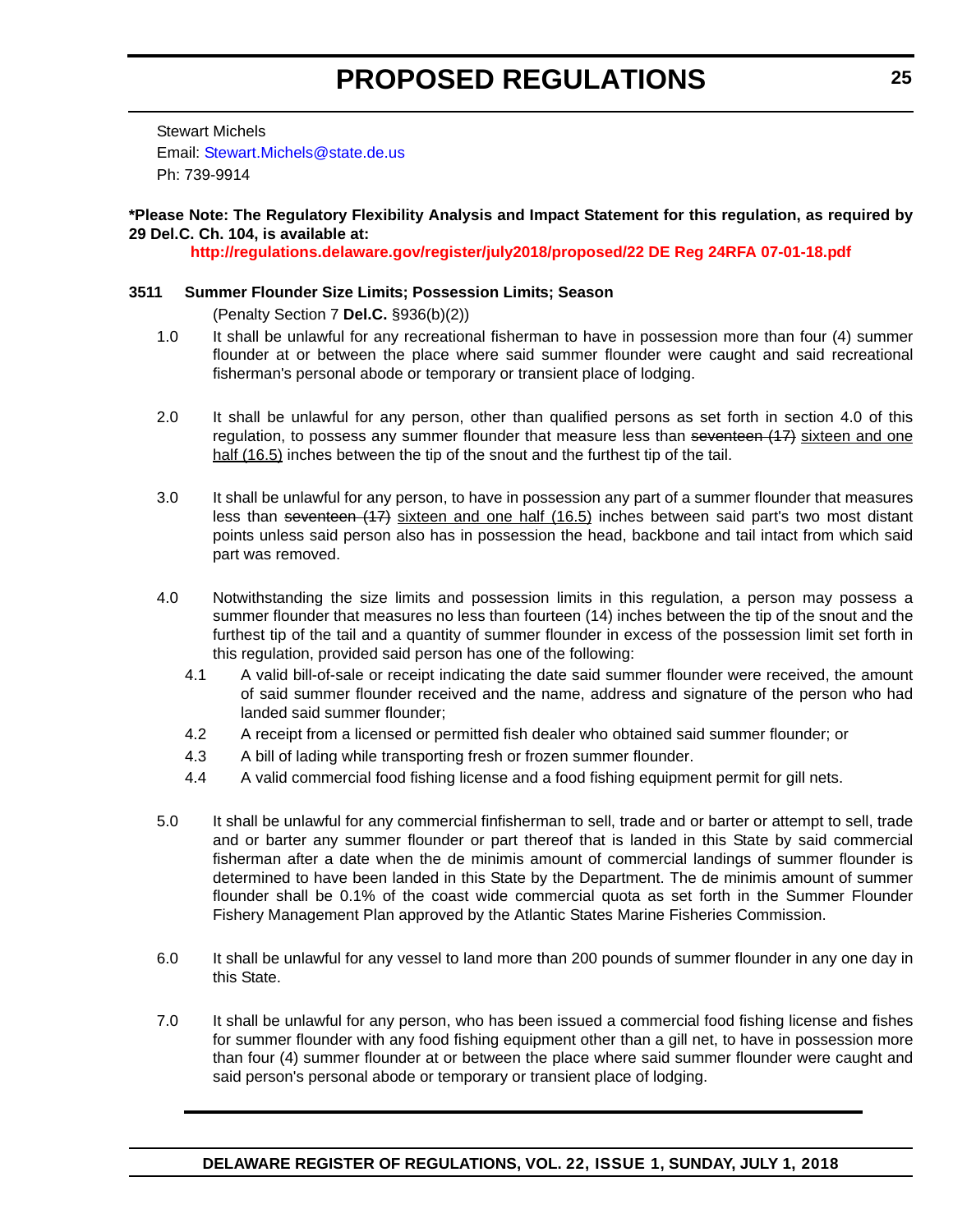Stewart Michels
Email: Stewart.Michels@state.de.us
Ph: 739-9914

**\*Please Note: The Regulatory Flexibility Analysis and Impact Statement for this regulation, as required by 29 Del.C. Ch. 104, is available at:**

**http://regulations.delaware.gov/register/july2018/proposed/22 DE Reg 24RFA 07-01-18.pdf**

**3511 Summer Flounder Size Limits; Possession Limits; Season**

(Penalty Section 7 **Del.C.** §936(b)(2))

1.0 It shall be unlawful for any recreational fisherman to have in possession more than four (4) summer flounder at or between the place where said summer flounder were caught and said recreational fisherman's personal abode or temporary or transient place of lodging.

2.0 It shall be unlawful for any person, other than qualified persons as set forth in section 4.0 of this regulation, to possess any summer flounder that measure less than ~~seventeen (17)~~ <u>sixteen and one half (16.5)</u> inches between the tip of the snout and the furthest tip of the tail.

3.0 It shall be unlawful for any person, to have in possession any part of a summer flounder that measures less than ~~seventeen (17)~~ <u>sixteen and one half (16.5)</u> inches between said part's two most distant points unless said person also has in possession the head, backbone and tail intact from which said part was removed.

4.0 Notwithstanding the size limits and possession limits in this regulation, a person may possess a summer flounder that measures no less than fourteen (14) inches between the tip of the snout and the furthest tip of the tail and a quantity of summer flounder in excess of the possession limit set forth in this regulation, provided said person has one of the following:

4.1 A valid bill-of-sale or receipt indicating the date said summer flounder were received, the amount of said summer flounder received and the name, address and signature of the person who had landed said summer flounder;

4.2 A receipt from a licensed or permitted fish dealer who obtained said summer flounder; or

4.3 A bill of lading while transporting fresh or frozen summer flounder.

4.4 A valid commercial food fishing license and a food fishing equipment permit for gill nets.

5.0 It shall be unlawful for any commercial finfisherman to sell, trade and or barter or attempt to sell, trade and or barter any summer flounder or part thereof that is landed in this State by said commercial fisherman after a date when the de minimis amount of commercial landings of summer flounder is determined to have been landed in this State by the Department. The de minimis amount of summer flounder shall be 0.1% of the coast wide commercial quota as set forth in the Summer Flounder Fishery Management Plan approved by the Atlantic States Marine Fisheries Commission.

6.0 It shall be unlawful for any vessel to land more than 200 pounds of summer flounder in any one day in this State.

7.0 It shall be unlawful for any person, who has been issued a commercial food fishing license and fishes for summer flounder with any food fishing equipment other than a gill net, to have in possession more than four (4) summer flounder at or between the place where said summer flounder were caught and said person's personal abode or temporary or transient place of lodging.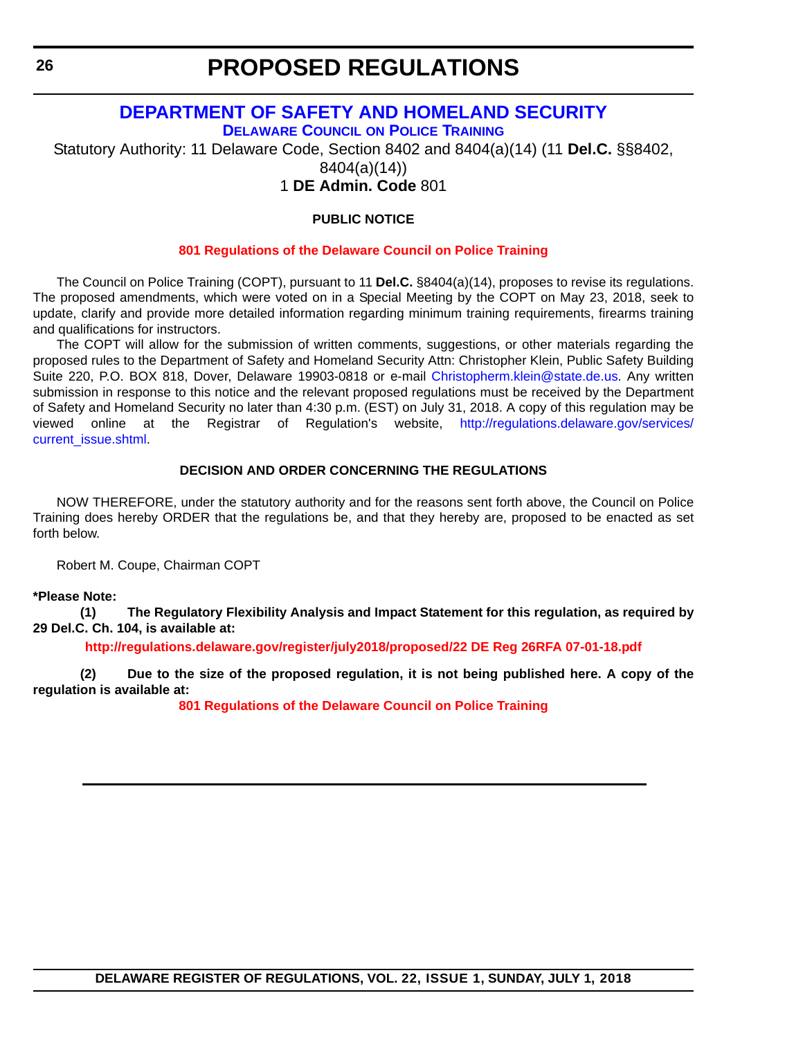# PROPOSED REGULATIONS

## DEPARTMENT OF SAFETY AND HOMELAND SECURITY

### DELAWARE COUNCIL ON POLICE TRAINING

Statutory Authority: 11 Delaware Code, Section 8402 and 8404(a)(14) (11 **Del.C.** §§8402, 8404(a)(14))

1 **DE Admin. Code** 801

**PUBLIC NOTICE**

**801 Regulations of the Delaware Council on Police Training**

The Council on Police Training (COPT), pursuant to 11 **Del.C.** §8404(a)(14), proposes to revise its regulations. The proposed amendments, which were voted on in a Special Meeting by the COPT on May 23, 2018, seek to update, clarify and provide more detailed information regarding minimum training requirements, firearms training and qualifications for instructors.

The COPT will allow for the submission of written comments, suggestions, or other materials regarding the proposed rules to the Department of Safety and Homeland Security Attn: Christopher Klein, Public Safety Building Suite 220, P.O. BOX 818, Dover, Delaware 19903-0818 or e-mail Christopherm.klein@state.de.us. Any written submission in response to this notice and the relevant proposed regulations must be received by the Department of Safety and Homeland Security no later than 4:30 p.m. (EST) on July 31, 2018. A copy of this regulation may be viewed online at the Registrar of Regulation's website, http://regulations.delaware.gov/services/current_issue.shtml.

**DECISION AND ORDER CONCERNING THE REGULATIONS**

NOW THEREFORE, under the statutory authority and for the reasons sent forth above, the Council on Police Training does hereby ORDER that the regulations be, and that they hereby are, proposed to be enacted as set forth below.

Robert M. Coupe, Chairman COPT

**\*Please Note:**

**(1) The Regulatory Flexibility Analysis and Impact Statement for this regulation, as required by 29 Del.C. Ch. 104, is available at:**

**http://regulations.delaware.gov/register/july2018/proposed/22 DE Reg 26RFA 07-01-18.pdf**

**(2) Due to the size of the proposed regulation, it is not being published here. A copy of the regulation is available at:**

**801 Regulations of the Delaware Council on Police Training**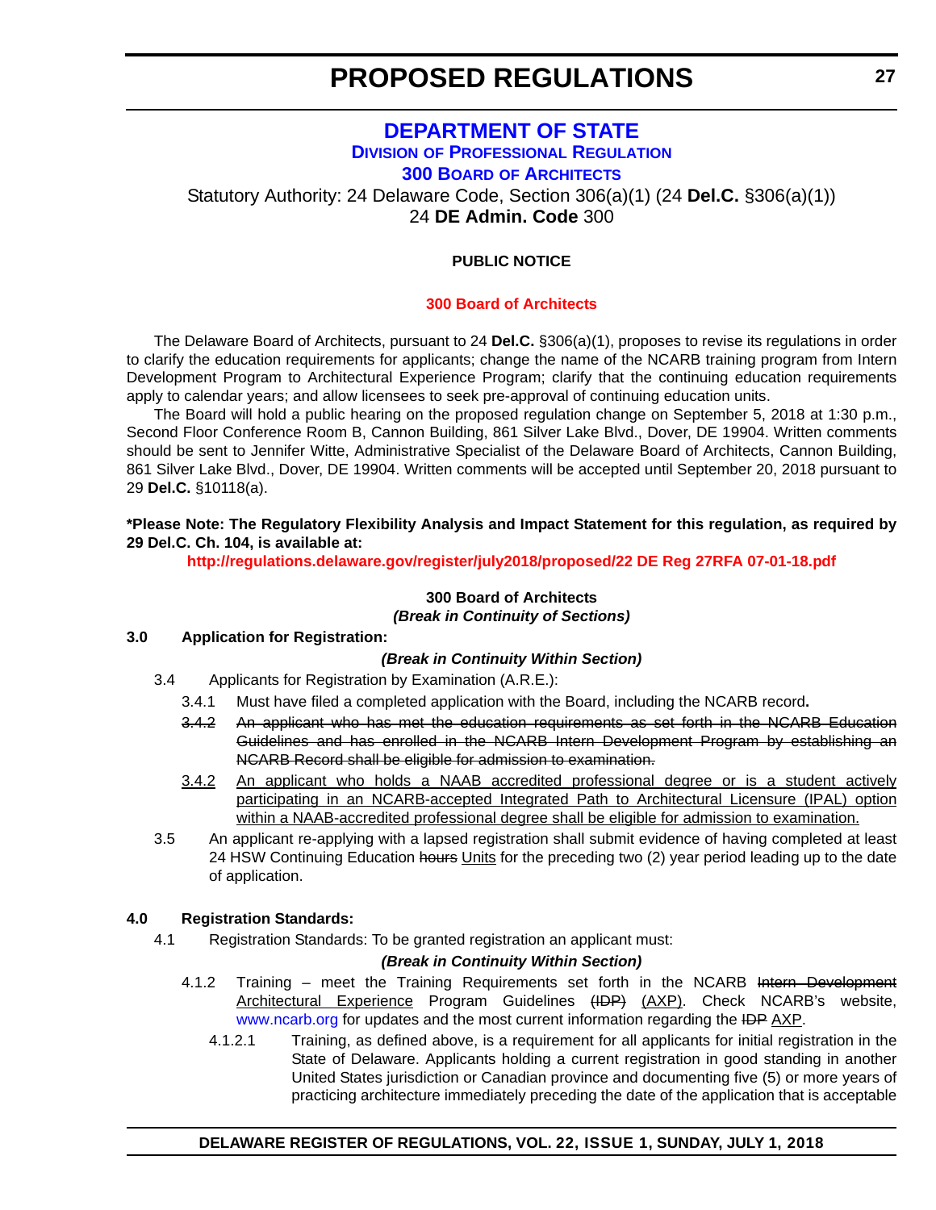# PROPOSED REGULATIONS

## DEPARTMENT OF STATE

### DIVISION OF PROFESSIONAL REGULATION

### 300 BOARD OF ARCHITECTS

Statutory Authority: 24 Delaware Code, Section 306(a)(1) (24 **Del.C.** §306(a)(1))
24 **DE Admin. Code** 300

**PUBLIC NOTICE**

**300 Board of Architects**

The Delaware Board of Architects, pursuant to 24 **Del.C.** §306(a)(1), proposes to revise its regulations in order to clarify the education requirements for applicants; change the name of the NCARB training program from Intern Development Program to Architectural Experience Program; clarify that the continuing education requirements apply to calendar years; and allow licensees to seek pre-approval of continuing education units.

The Board will hold a public hearing on the proposed regulation change on September 5, 2018 at 1:30 p.m., Second Floor Conference Room B, Cannon Building, 861 Silver Lake Blvd., Dover, DE 19904. Written comments should be sent to Jennifer Witte, Administrative Specialist of the Delaware Board of Architects, Cannon Building, 861 Silver Lake Blvd., Dover, DE 19904. Written comments will be accepted until September 20, 2018 pursuant to 29 **Del.C.** §10118(a).

**\*Please Note: The Regulatory Flexibility Analysis and Impact Statement for this regulation, as required by 29 Del.C. Ch. 104, is available at:**

**http://regulations.delaware.gov/register/july2018/proposed/22 DE Reg 27RFA 07-01-18.pdf**

**300 Board of Architects**
***(Break in Continuity of Sections)***

**3.0 Application for Registration:**

***(Break in Continuity Within Section)***

3.4 Applicants for Registration by Examination (A.R.E.):

3.4.1 Must have filed a completed application with the Board, including the NCARB record**.**

~~3.4.2 An applicant who has met the education requirements as set forth in the NCARB Education Guidelines and has enrolled in the NCARB Intern Development Program by establishing an NCARB Record shall be eligible for admission to examination.~~

<u>3.4.2 An applicant who holds a NAAB accredited professional degree or is a student actively participating in an NCARB-accepted Integrated Path to Architectural Licensure (IPAL) option within a NAAB-accredited professional degree shall be eligible for admission to examination.</u>

3.5 An applicant re-applying with a lapsed registration shall submit evidence of having completed at least 24 HSW Continuing Education ~~hours~~ <u>Units</u> for the preceding two (2) year period leading up to the date of application.

**4.0 Registration Standards:**

4.1 Registration Standards: To be granted registration an applicant must:

***(Break in Continuity Within Section)***

4.1.2 Training – meet the Training Requirements set forth in the NCARB ~~Intern Development~~ <u>Architectural Experience</u> Program Guidelines ~~(IDP)~~ <u>(AXP)</u>. Check NCARB's website, www.ncarb.org for updates and the most current information regarding the ~~IDP~~ <u>AXP</u>.

4.1.2.1 Training, as defined above, is a requirement for all applicants for initial registration in the State of Delaware. Applicants holding a current registration in good standing in another United States jurisdiction or Canadian province and documenting five (5) or more years of practicing architecture immediately preceding the date of the application that is acceptable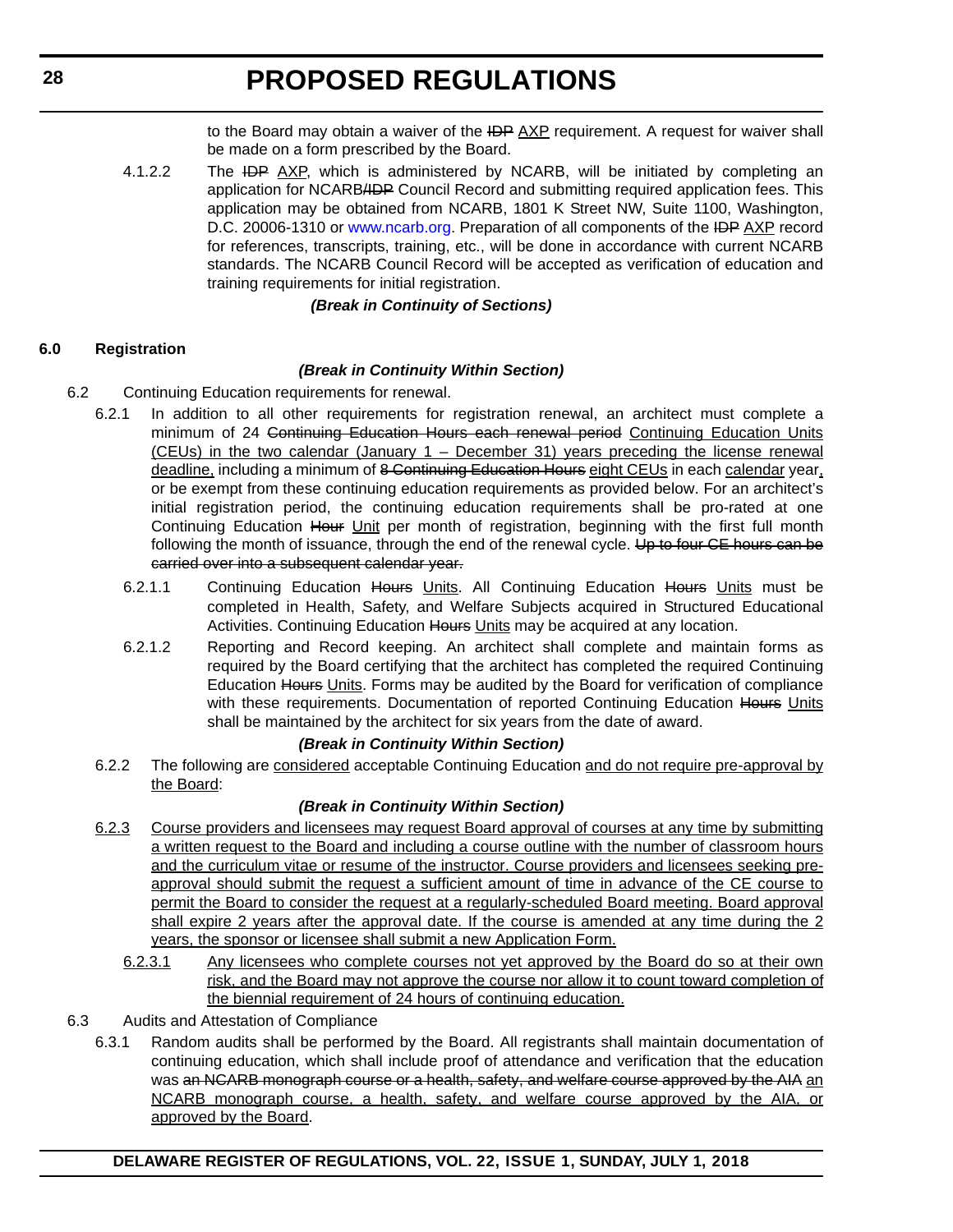to the Board may obtain a waiver of the ~~IDP~~ <u>AXP</u> requirement. A request for waiver shall be made on a form prescribed by the Board.

4.1.2.2 The ~~IDP~~ <u>AXP</u>, which is administered by NCARB, will be initiated by completing an application for NCARB~~/IDP~~ Council Record and submitting required application fees. This application may be obtained from NCARB, 1801 K Street NW, Suite 1100, Washington, D.C. 20006-1310 or www.ncarb.org. Preparation of all components of the ~~IDP~~ <u>AXP</u> record for references, transcripts, training, etc., will be done in accordance with current NCARB standards. The NCARB Council Record will be accepted as verification of education and training requirements for initial registration.

***(Break in Continuity of Sections)***

**6.0 Registration**

***(Break in Continuity Within Section)***

6.2 Continuing Education requirements for renewal.

6.2.1 In addition to all other requirements for registration renewal, an architect must complete a minimum of 24 ~~Continuing Education Hours each renewal period~~ <u>Continuing Education Units (CEUs) in the two calendar (January 1 – December 31) years preceding the license renewal deadline,</u> including a minimum of ~~8 Continuing Education Hours~~ <u>eight CEUs</u> in each <u>calendar</u> year<u>,</u> or be exempt from these continuing education requirements as provided below. For an architect's initial registration period, the continuing education requirements shall be pro-rated at one Continuing Education ~~Hour~~ <u>Unit</u> per month of registration, beginning with the first full month following the month of issuance, through the end of the renewal cycle. ~~Up to four CE hours can be carried over into a subsequent calendar year.~~

6.2.1.1 Continuing Education ~~Hours~~ <u>Units</u>. All Continuing Education ~~Hours~~ <u>Units</u> must be completed in Health, Safety, and Welfare Subjects acquired in Structured Educational Activities. Continuing Education ~~Hours~~ <u>Units</u> may be acquired at any location.

6.2.1.2 Reporting and Record keeping. An architect shall complete and maintain forms as required by the Board certifying that the architect has completed the required Continuing Education ~~Hours~~ <u>Units</u>. Forms may be audited by the Board for verification of compliance with these requirements. Documentation of reported Continuing Education ~~Hours~~ <u>Units</u> shall be maintained by the architect for six years from the date of award.

***(Break in Continuity Within Section)***

6.2.2 The following are <u>considered</u> acceptable Continuing Education <u>and do not require pre-approval by the Board</u>:

***(Break in Continuity Within Section)***

<u>6.2.3 Course providers and licensees may request Board approval of courses at any time by submitting a written request to the Board and including a course outline with the number of classroom hours and the curriculum vitae or resume of the instructor. Course providers and licensees seeking pre-approval should submit the request a sufficient amount of time in advance of the CE course to permit the Board to consider the request at a regularly-scheduled Board meeting. Board approval shall expire 2 years after the approval date. If the course is amended at any time during the 2 years, the sponsor or licensee shall submit a new Application Form.</u>

<u>6.2.3.1 Any licensees who complete courses not yet approved by the Board do so at their own risk, and the Board may not approve the course nor allow it to count toward completion of the biennial requirement of 24 hours of continuing education.</u>

6.3 Audits and Attestation of Compliance

6.3.1 Random audits shall be performed by the Board. All registrants shall maintain documentation of continuing education, which shall include proof of attendance and verification that the education was ~~an NCARB monograph course or a health, safety, and welfare course approved by the AIA~~ <u>an NCARB monograph course, a health, safety, and welfare course approved by the AIA, or approved by the Board</u>.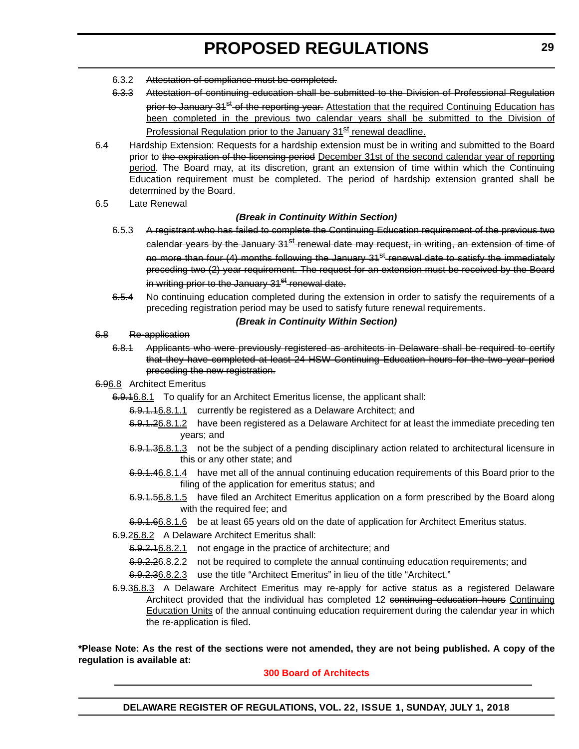6.3.2 ~~Attestation of compliance must be completed.~~

~~6.3.3~~ ~~Attestation of continuing education shall be submitted to the Division of Professional Regulation prior to January 31st of the reporting year.~~ Attestation that the required Continuing Education has been completed in the previous two calendar years shall be submitted to the Division of Professional Regulation prior to the January 31st renewal deadline.

6.4 Hardship Extension: Requests for a hardship extension must be in writing and submitted to the Board prior to ~~the expiration of the licensing period~~ December 31st of the second calendar year of reporting period. The Board may, at its discretion, grant an extension of time within which the Continuing Education requirement must be completed. The period of hardship extension granted shall be determined by the Board.

6.5 Late Renewal

***(Break in Continuity Within Section)***

6.5.3 ~~A registrant who has failed to complete the Continuing Education requirement of the previous two calendar years by the January 31st renewal date may request, in writing, an extension of time of no more than four (4) months following the January 31st renewal date to satisfy the immediately preceding two (2) year requirement. The request for an extension must be received by the Board in writing prior to the January 31st renewal date.~~

~~6.5.4~~ No continuing education completed during the extension in order to satisfy the requirements of a preceding registration period may be used to satisfy future renewal requirements.

***(Break in Continuity Within Section)***

~~6.8 Re-application~~

~~6.8.1 Applicants who were previously registered as architects in Delaware shall be required to certify that they have completed at least 24 HSW Continuing Education hours for the two year period preceding the new registration.~~

~~6.9~~6.8 Architect Emeritus

~~6.9.1~~6.8.1 To qualify for an Architect Emeritus license, the applicant shall:

~~6.9.1.1~~6.8.1.1 currently be registered as a Delaware Architect; and

~~6.9.1.2~~6.8.1.2 have been registered as a Delaware Architect for at least the immediate preceding ten years; and

~~6.9.1.3~~6.8.1.3 not be the subject of a pending disciplinary action related to architectural licensure in this or any other state; and

~~6.9.1.4~~6.8.1.4 have met all of the annual continuing education requirements of this Board prior to the filing of the application for emeritus status; and

~~6.9.1.5~~6.8.1.5 have filed an Architect Emeritus application on a form prescribed by the Board along with the required fee; and

~~6.9.1.6~~6.8.1.6 be at least 65 years old on the date of application for Architect Emeritus status.

~~6.9.2~~6.8.2 A Delaware Architect Emeritus shall:

~~6.9.2.1~~6.8.2.1 not engage in the practice of architecture; and

~~6.9.2.2~~6.8.2.2 not be required to complete the annual continuing education requirements; and

~~6.9.2.3~~6.8.2.3 use the title "Architect Emeritus" in lieu of the title "Architect."

~~6.9.3~~6.8.3 A Delaware Architect Emeritus may re-apply for active status as a registered Delaware Architect provided that the individual has completed 12 ~~continuing education hours~~ Continuing Education Units of the annual continuing education requirement during the calendar year in which the re-application is filed.

**\*Please Note: As the rest of the sections were not amended, they are not being published. A copy of the regulation is available at:**

**300 Board of Architects**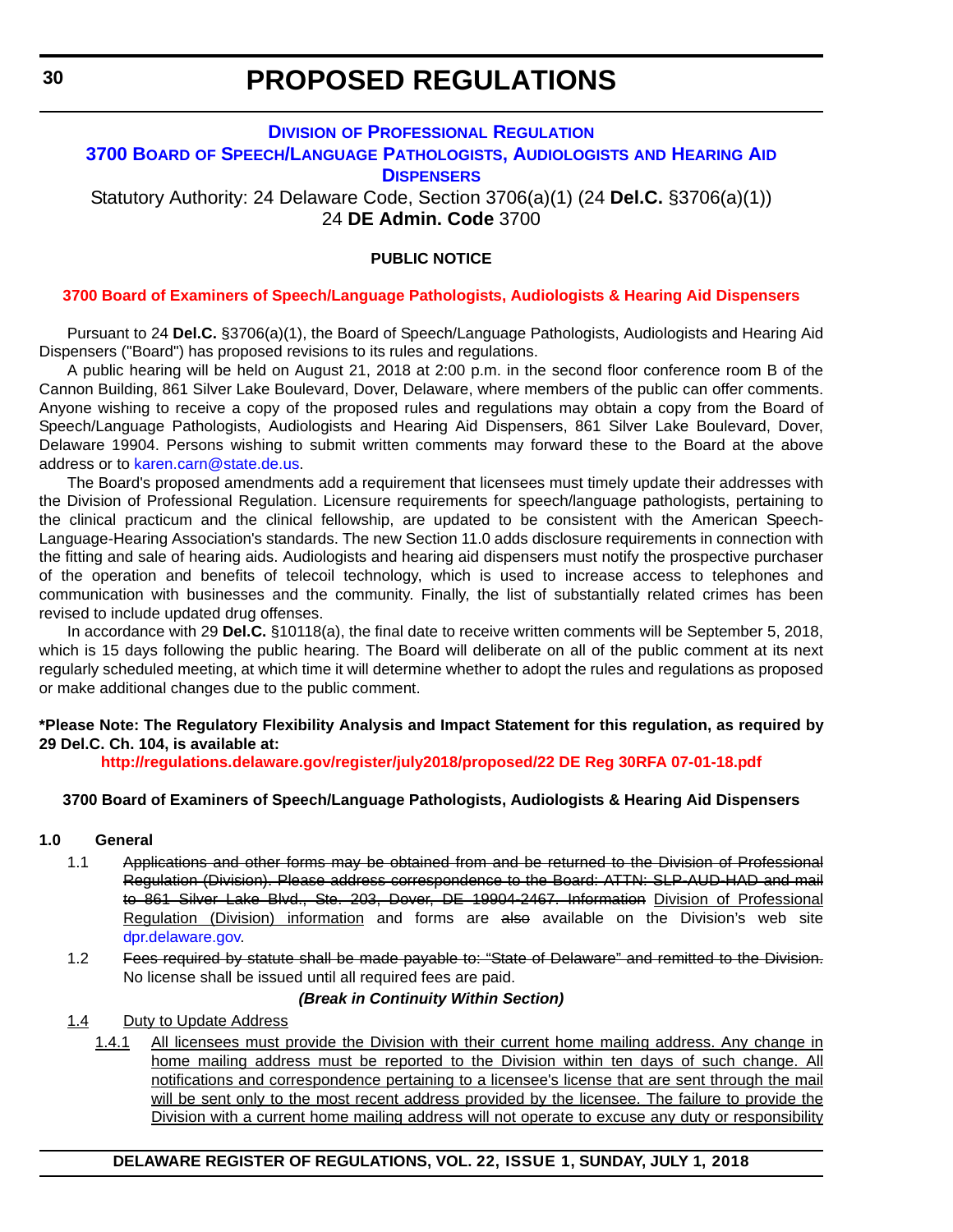# PROPOSED REGULATIONS

## DIVISION OF PROFESSIONAL REGULATION

## 3700 BOARD OF SPEECH/LANGUAGE PATHOLOGISTS, AUDIOLOGISTS AND HEARING AID DISPENSERS

Statutory Authority: 24 Delaware Code, Section 3706(a)(1) (24 **Del.C.** §3706(a)(1))
24 **DE Admin. Code** 3700

**PUBLIC NOTICE**

**3700 Board of Examiners of Speech/Language Pathologists, Audiologists & Hearing Aid Dispensers**

Pursuant to 24 **Del.C.** §3706(a)(1), the Board of Speech/Language Pathologists, Audiologists and Hearing Aid Dispensers ("Board") has proposed revisions to its rules and regulations.

A public hearing will be held on August 21, 2018 at 2:00 p.m. in the second floor conference room B of the Cannon Building, 861 Silver Lake Boulevard, Dover, Delaware, where members of the public can offer comments. Anyone wishing to receive a copy of the proposed rules and regulations may obtain a copy from the Board of Speech/Language Pathologists, Audiologists and Hearing Aid Dispensers, 861 Silver Lake Boulevard, Dover, Delaware 19904. Persons wishing to submit written comments may forward these to the Board at the above address or to karen.carn@state.de.us.

The Board's proposed amendments add a requirement that licensees must timely update their addresses with the Division of Professional Regulation. Licensure requirements for speech/language pathologists, pertaining to the clinical practicum and the clinical fellowship, are updated to be consistent with the American Speech-Language-Hearing Association's standards. The new Section 11.0 adds disclosure requirements in connection with the fitting and sale of hearing aids. Audiologists and hearing aid dispensers must notify the prospective purchaser of the operation and benefits of telecoil technology, which is used to increase access to telephones and communication with businesses and the community. Finally, the list of substantially related crimes has been revised to include updated drug offenses.

In accordance with 29 **Del.C.** §10118(a), the final date to receive written comments will be September 5, 2018, which is 15 days following the public hearing. The Board will deliberate on all of the public comment at its next regularly scheduled meeting, at which time it will determine whether to adopt the rules and regulations as proposed or make additional changes due to the public comment.

**\*Please Note: The Regulatory Flexibility Analysis and Impact Statement for this regulation, as required by 29 Del.C. Ch. 104, is available at:**

**http://regulations.delaware.gov/register/july2018/proposed/22 DE Reg 30RFA 07-01-18.pdf**

**3700 Board of Examiners of Speech/Language Pathologists, Audiologists & Hearing Aid Dispensers**

**1.0 General**

1.1 ~~Applications and other forms may be obtained from and be returned to the Division of Professional Regulation (Division). Please address correspondence to the Board: ATTN: SLP-AUD-HAD and mail to 861 Silver Lake Blvd., Ste. 203, Dover, DE 19904-2467. Information~~ <u>Division of Professional Regulation (Division) information</u> and forms are ~~also~~ available on the Division's web site dpr.delaware.gov.

1.2 ~~Fees required by statute shall be made payable to: "State of Delaware" and remitted to the Division.~~ No license shall be issued until all required fees are paid.

***(Break in Continuity Within Section)***

<u>1.4 Duty to Update Address</u>

<u>1.4.1 All licensees must provide the Division with their current home mailing address. Any change in home mailing address must be reported to the Division within ten days of such change. All notifications and correspondence pertaining to a licensee's license that are sent through the mail will be sent only to the most recent address provided by the licensee. The failure to provide the Division with a current home mailing address will not operate to excuse any duty or responsibility</u>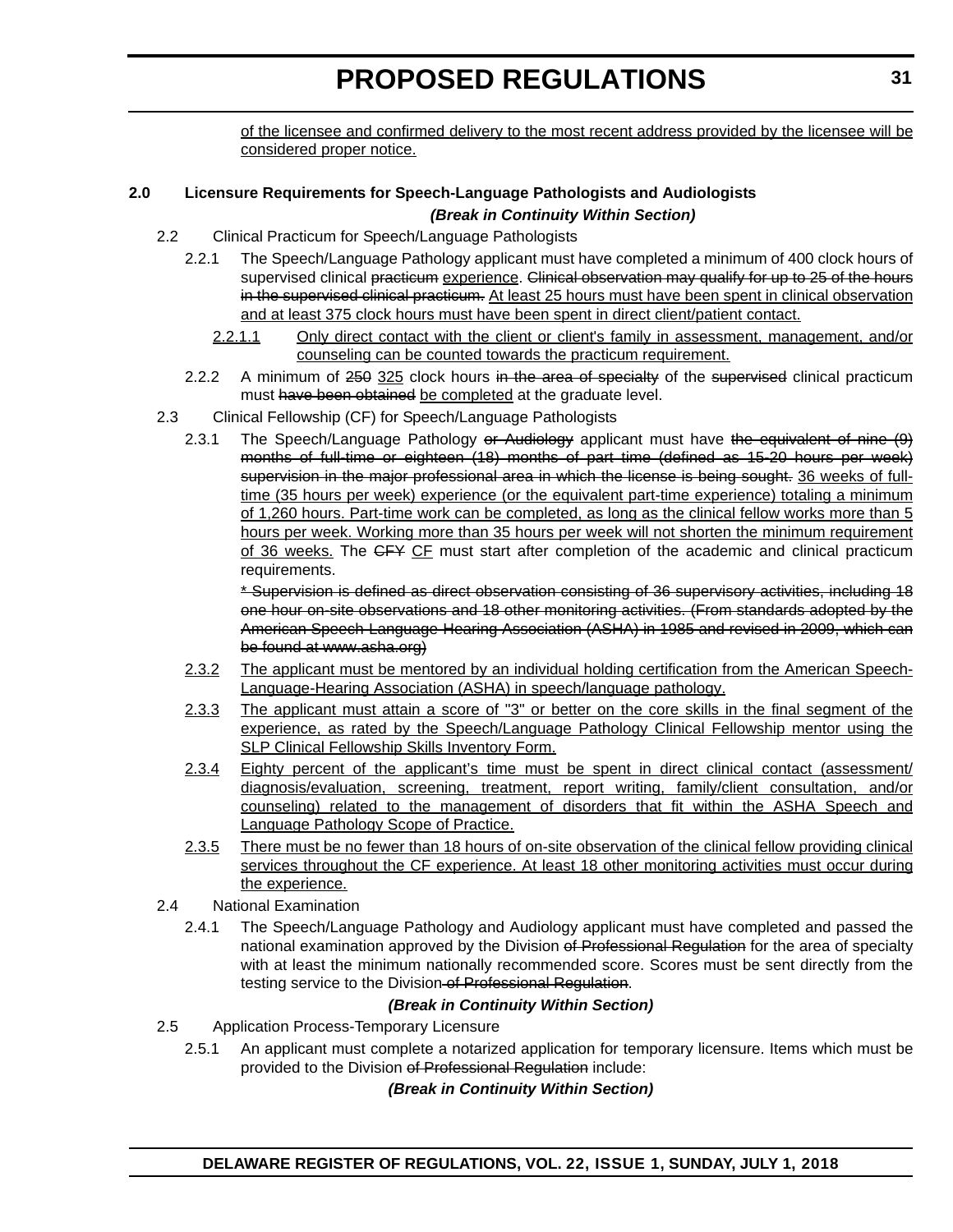of the licensee and confirmed delivery to the most recent address provided by the licensee will be considered proper notice.

**2.0 Licensure Requirements for Speech-Language Pathologists and Audiologists**

***(Break in Continuity Within Section)***

2.2 Clinical Practicum for Speech/Language Pathologists

2.2.1 The Speech/Language Pathology applicant must have completed a minimum of 400 clock hours of supervised clinical ~~practicum~~ experience. ~~Clinical observation may qualify for up to 25 of the hours in the supervised clinical practicum.~~ At least 25 hours must have been spent in clinical observation and at least 375 clock hours must have been spent in direct client/patient contact.

2.2.1.1 Only direct contact with the client or client's family in assessment, management, and/or counseling can be counted towards the practicum requirement.

2.2.2 A minimum of ~~250~~ 325 clock hours ~~in the area of specialty~~ of the ~~supervised~~ clinical practicum must ~~have been obtained~~ be completed at the graduate level.

2.3 Clinical Fellowship (CF) for Speech/Language Pathologists

2.3.1 The Speech/Language Pathology ~~or Audiology~~ applicant must have ~~the equivalent of nine (9) months of full-time or eighteen (18) months of part time (defined as 15-20 hours per week) supervision in the major professional area in which the license is being sought.~~ 36 weeks of full-time (35 hours per week) experience (or the equivalent part-time experience) totaling a minimum of 1,260 hours. Part-time work can be completed, as long as the clinical fellow works more than 5 hours per week. Working more than 35 hours per week will not shorten the minimum requirement of 36 weeks. The ~~CFY~~ CF must start after completion of the academic and clinical practicum requirements.

~~* Supervision is defined as direct observation consisting of 36 supervisory activities, including 18 one hour on-site observations and 18 other monitoring activities. (From standards adopted by the American Speech-Language-Hearing Association (ASHA) in 1985 and revised in 2009, which can be found at www.asha.org)~~

2.3.2 The applicant must be mentored by an individual holding certification from the American Speech-Language-Hearing Association (ASHA) in speech/language pathology.

2.3.3 The applicant must attain a score of "3" or better on the core skills in the final segment of the experience, as rated by the Speech/Language Pathology Clinical Fellowship mentor using the SLP Clinical Fellowship Skills Inventory Form.

2.3.4 Eighty percent of the applicant's time must be spent in direct clinical contact (assessment/diagnosis/evaluation, screening, treatment, report writing, family/client consultation, and/or counseling) related to the management of disorders that fit within the ASHA Speech and Language Pathology Scope of Practice.

2.3.5 There must be no fewer than 18 hours of on-site observation of the clinical fellow providing clinical services throughout the CF experience. At least 18 other monitoring activities must occur during the experience.

2.4 National Examination

2.4.1 The Speech/Language Pathology and Audiology applicant must have completed and passed the national examination approved by the Division ~~of Professional Regulation~~ for the area of specialty with at least the minimum nationally recommended score. Scores must be sent directly from the testing service to the Division ~~of Professional Regulation~~.

***(Break in Continuity Within Section)***

2.5 Application Process-Temporary Licensure

2.5.1 An applicant must complete a notarized application for temporary licensure. Items which must be provided to the Division ~~of Professional Regulation~~ include:

***(Break in Continuity Within Section)***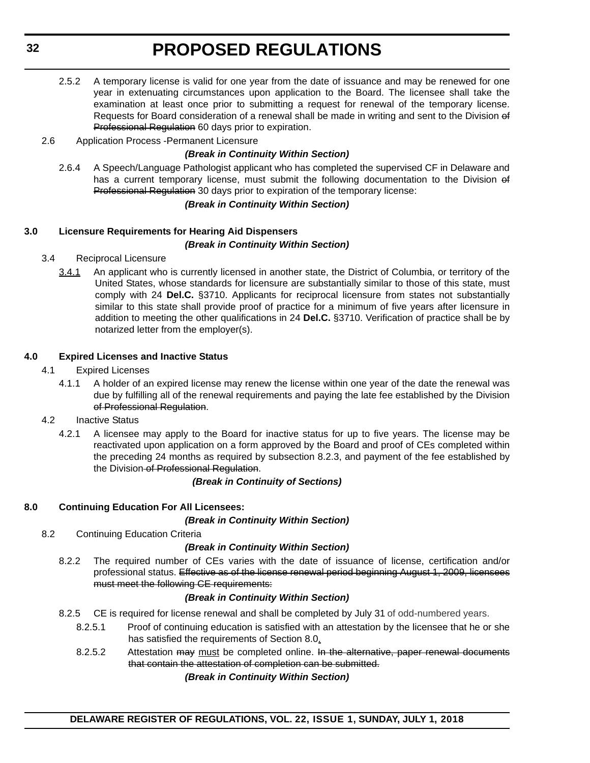2.5.2 A temporary license is valid for one year from the date of issuance and may be renewed for one year in extenuating circumstances upon application to the Board. The licensee shall take the examination at least once prior to submitting a request for renewal of the temporary license. Requests for Board consideration of a renewal shall be made in writing and sent to the Division ~~of Professional Regulation~~ 60 days prior to expiration.

2.6 Application Process -Permanent Licensure

***(Break in Continuity Within Section)***

2.6.4 A Speech/Language Pathologist applicant who has completed the supervised CF in Delaware and has a current temporary license, must submit the following documentation to the Division ~~of Professional Regulation~~ 30 days prior to expiration of the temporary license:

***(Break in Continuity Within Section)***

**3.0 Licensure Requirements for Hearing Aid Dispensers**

***(Break in Continuity Within Section)***

3.4 Reciprocal Licensure

<u>3.4.1</u> An applicant who is currently licensed in another state, the District of Columbia, or territory of the United States, whose standards for licensure are substantially similar to those of this state, must comply with 24 **Del.C.** §3710. Applicants for reciprocal licensure from states not substantially similar to this state shall provide proof of practice for a minimum of five years after licensure in addition to meeting the other qualifications in 24 **Del.C.** §3710. Verification of practice shall be by notarized letter from the employer(s).

**4.0 Expired Licenses and Inactive Status**

4.1 Expired Licenses

4.1.1 A holder of an expired license may renew the license within one year of the date the renewal was due by fulfilling all of the renewal requirements and paying the late fee established by the Division ~~of Professional Regulation~~.

4.2 Inactive Status

4.2.1 A licensee may apply to the Board for inactive status for up to five years. The license may be reactivated upon application on a form approved by the Board and proof of CEs completed within the preceding 24 months as required by subsection 8.2.3, and payment of the fee established by the Division ~~of Professional Regulation~~.

***(Break in Continuity of Sections)***

**8.0 Continuing Education For All Licensees:**

***(Break in Continuity Within Section)***

8.2 Continuing Education Criteria

***(Break in Continuity Within Section)***

8.2.2 The required number of CEs varies with the date of issuance of license, certification and/or professional status. ~~Effective as of the license renewal period beginning August 1, 2009, licensees must meet the following CE requirements:~~

***(Break in Continuity Within Section)***

8.2.5 CE is required for license renewal and shall be completed by July 31 of odd-numbered years.

8.2.5.1 Proof of continuing education is satisfied with an attestation by the licensee that he or she has satisfied the requirements of Section 8.0<u>.</u>

8.2.5.2 Attestation ~~may~~ <u>must</u> be completed online. ~~In the alternative, paper renewal documents that contain the attestation of completion can be submitted.~~

***(Break in Continuity Within Section)***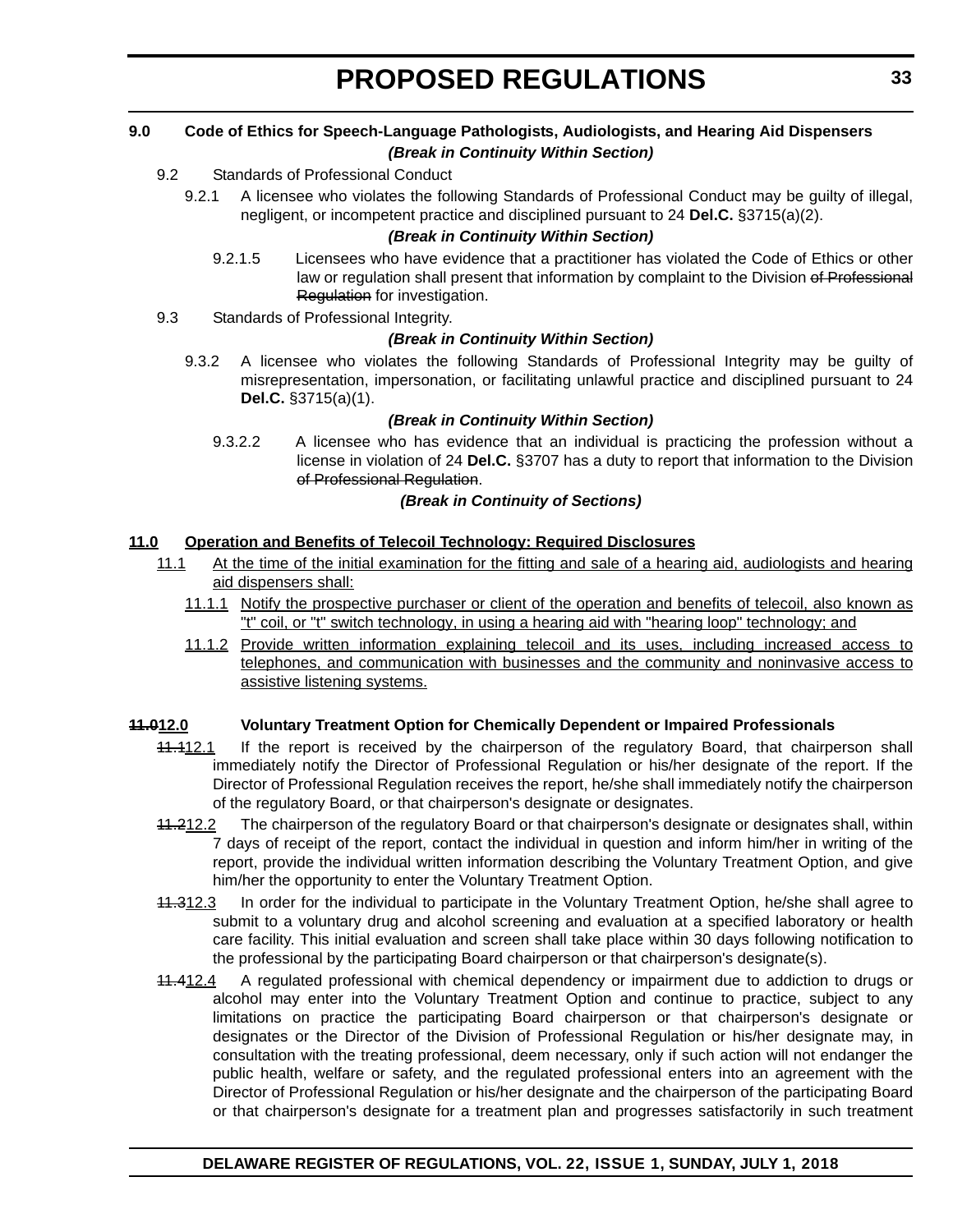**9.0 Code of Ethics for Speech-Language Pathologists, Audiologists, and Hearing Aid Dispensers**

***(Break in Continuity Within Section)***

9.2 Standards of Professional Conduct

9.2.1 A licensee who violates the following Standards of Professional Conduct may be guilty of illegal, negligent, or incompetent practice and disciplined pursuant to 24 **Del.C.** §3715(a)(2).

***(Break in Continuity Within Section)***

9.2.1.5 Licensees who have evidence that a practitioner has violated the Code of Ethics or other law or regulation shall present that information by complaint to the Division ~~of Professional Regulation~~ for investigation.

9.3 Standards of Professional Integrity.

***(Break in Continuity Within Section)***

9.3.2 A licensee who violates the following Standards of Professional Integrity may be guilty of misrepresentation, impersonation, or facilitating unlawful practice and disciplined pursuant to 24 **Del.C.** §3715(a)(1).

***(Break in Continuity Within Section)***

9.3.2.2 A licensee who has evidence that an individual is practicing the profession without a license in violation of 24 **Del.C.** §3707 has a duty to report that information to the Division ~~of Professional Regulation~~.

***(Break in Continuity of Sections)***

<u>**11.0 Operation and Benefits of Telecoil Technology: Required Disclosures**</u>

<u>11.1 At the time of the initial examination for the fitting and sale of a hearing aid, audiologists and hearing aid dispensers shall:</u>

<u>11.1.1 Notify the prospective purchaser or client of the operation and benefits of telecoil, also known as "t" coil, or "t" switch technology, in using a hearing aid with "hearing loop" technology; and</u>

<u>11.1.2 Provide written information explaining telecoil and its uses, including increased access to telephones, and communication with businesses and the community and noninvasive access to assistive listening systems.</u>

**~~11.0~~<u>12.0</u> Voluntary Treatment Option for Chemically Dependent or Impaired Professionals**

~~11.1~~<u>12.1</u> If the report is received by the chairperson of the regulatory Board, that chairperson shall immediately notify the Director of Professional Regulation or his/her designate of the report. If the Director of Professional Regulation receives the report, he/she shall immediately notify the chairperson of the regulatory Board, or that chairperson's designate or designates.

~~11.2~~<u>12.2</u> The chairperson of the regulatory Board or that chairperson's designate or designates shall, within 7 days of receipt of the report, contact the individual in question and inform him/her in writing of the report, provide the individual written information describing the Voluntary Treatment Option, and give him/her the opportunity to enter the Voluntary Treatment Option.

~~11.3~~<u>12.3</u> In order for the individual to participate in the Voluntary Treatment Option, he/she shall agree to submit to a voluntary drug and alcohol screening and evaluation at a specified laboratory or health care facility. This initial evaluation and screen shall take place within 30 days following notification to the professional by the participating Board chairperson or that chairperson's designate(s).

~~11.4~~<u>12.4</u> A regulated professional with chemical dependency or impairment due to addiction to drugs or alcohol may enter into the Voluntary Treatment Option and continue to practice, subject to any limitations on practice the participating Board chairperson or that chairperson's designate or designates or the Director of the Division of Professional Regulation or his/her designate may, in consultation with the treating professional, deem necessary, only if such action will not endanger the public health, welfare or safety, and the regulated professional enters into an agreement with the Director of Professional Regulation or his/her designate and the chairperson of the participating Board or that chairperson's designate for a treatment plan and progresses satisfactorily in such treatment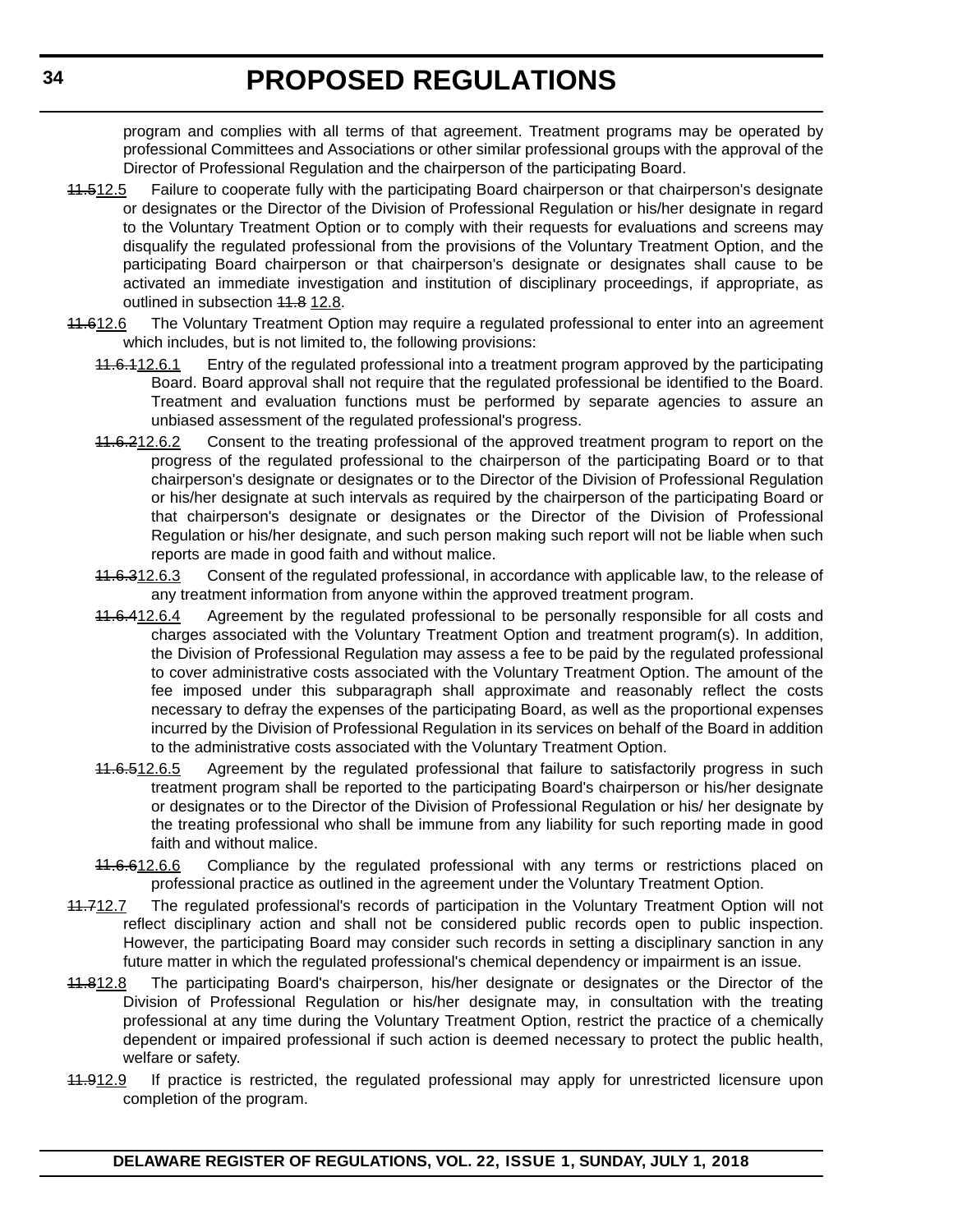program and complies with all terms of that agreement. Treatment programs may be operated by professional Committees and Associations or other similar professional groups with the approval of the Director of Professional Regulation and the chairperson of the participating Board.

~~11.5~~12.5 Failure to cooperate fully with the participating Board chairperson or that chairperson's designate or designates or the Director of the Division of Professional Regulation or his/her designate in regard to the Voluntary Treatment Option or to comply with their requests for evaluations and screens may disqualify the regulated professional from the provisions of the Voluntary Treatment Option, and the participating Board chairperson or that chairperson's designate or designates shall cause to be activated an immediate investigation and institution of disciplinary proceedings, if appropriate, as outlined in subsection ~~11.8~~ 12.8.

~~11.6~~12.6 The Voluntary Treatment Option may require a regulated professional to enter into an agreement which includes, but is not limited to, the following provisions:

~~11.6.1~~12.6.1 Entry of the regulated professional into a treatment program approved by the participating Board. Board approval shall not require that the regulated professional be identified to the Board. Treatment and evaluation functions must be performed by separate agencies to assure an unbiased assessment of the regulated professional's progress.

~~11.6.2~~12.6.2 Consent to the treating professional of the approved treatment program to report on the progress of the regulated professional to the chairperson of the participating Board or to that chairperson's designate or designates or to the Director of the Division of Professional Regulation or his/her designate at such intervals as required by the chairperson of the participating Board or that chairperson's designate or designates or the Director of the Division of Professional Regulation or his/her designate, and such person making such report will not be liable when such reports are made in good faith and without malice.

~~11.6.3~~12.6.3 Consent of the regulated professional, in accordance with applicable law, to the release of any treatment information from anyone within the approved treatment program.

~~11.6.4~~12.6.4 Agreement by the regulated professional to be personally responsible for all costs and charges associated with the Voluntary Treatment Option and treatment program(s). In addition, the Division of Professional Regulation may assess a fee to be paid by the regulated professional to cover administrative costs associated with the Voluntary Treatment Option. The amount of the fee imposed under this subparagraph shall approximate and reasonably reflect the costs necessary to defray the expenses of the participating Board, as well as the proportional expenses incurred by the Division of Professional Regulation in its services on behalf of the Board in addition to the administrative costs associated with the Voluntary Treatment Option.

~~11.6.5~~12.6.5 Agreement by the regulated professional that failure to satisfactorily progress in such treatment program shall be reported to the participating Board's chairperson or his/her designate or designates or to the Director of the Division of Professional Regulation or his/ her designate by the treating professional who shall be immune from any liability for such reporting made in good faith and without malice.

~~11.6.6~~12.6.6 Compliance by the regulated professional with any terms or restrictions placed on professional practice as outlined in the agreement under the Voluntary Treatment Option.

~~11.7~~12.7 The regulated professional's records of participation in the Voluntary Treatment Option will not reflect disciplinary action and shall not be considered public records open to public inspection. However, the participating Board may consider such records in setting a disciplinary sanction in any future matter in which the regulated professional's chemical dependency or impairment is an issue.

~~11.8~~12.8 The participating Board's chairperson, his/her designate or designates or the Director of the Division of Professional Regulation or his/her designate may, in consultation with the treating professional at any time during the Voluntary Treatment Option, restrict the practice of a chemically dependent or impaired professional if such action is deemed necessary to protect the public health, welfare or safety.

~~11.9~~12.9 If practice is restricted, the regulated professional may apply for unrestricted licensure upon completion of the program.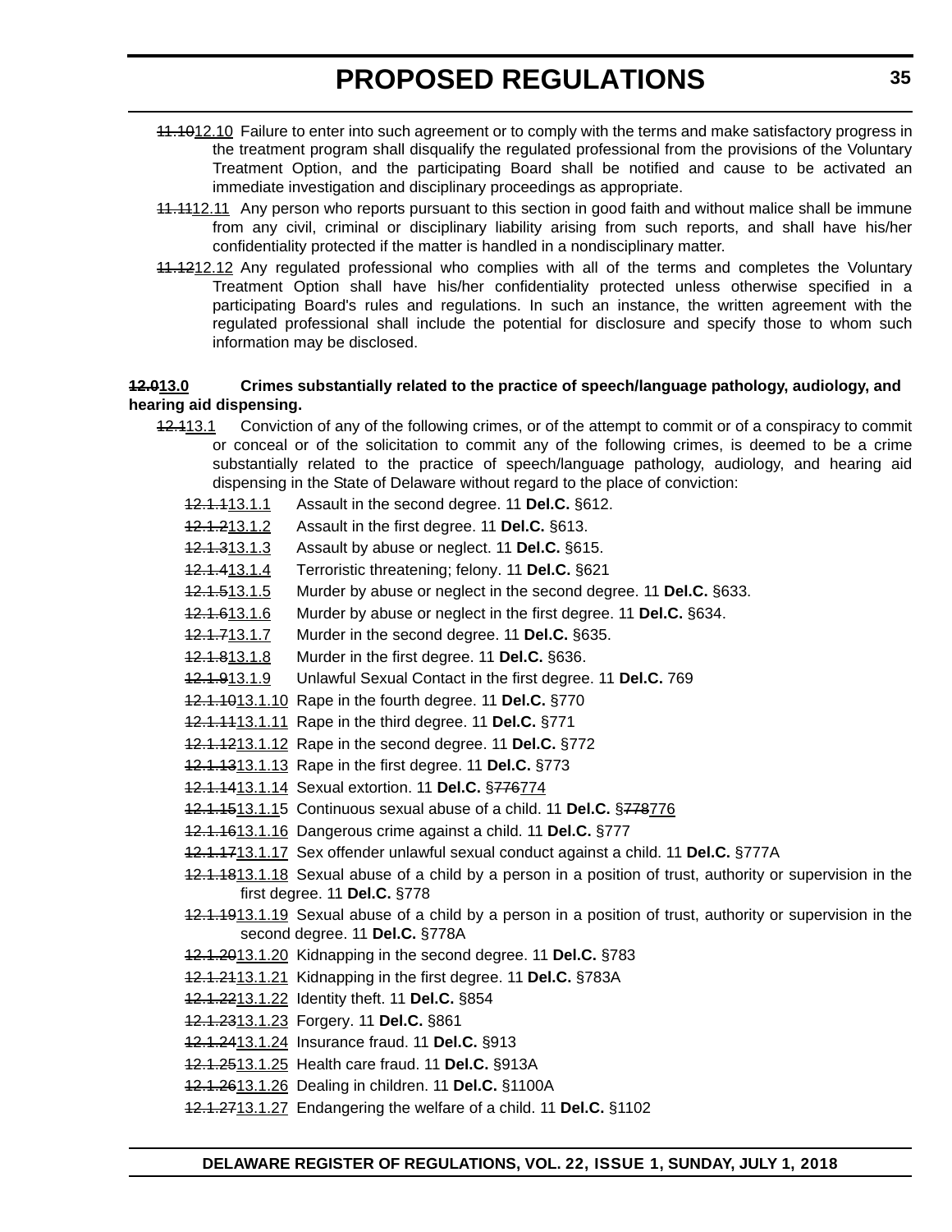~~11.10~~12.10 Failure to enter into such agreement or to comply with the terms and make satisfactory progress in the treatment program shall disqualify the regulated professional from the provisions of the Voluntary Treatment Option, and the participating Board shall be notified and cause to be activated an immediate investigation and disciplinary proceedings as appropriate.

~~11.11~~12.11 Any person who reports pursuant to this section in good faith and without malice shall be immune from any civil, criminal or disciplinary liability arising from such reports, and shall have his/her confidentiality protected if the matter is handled in a nondisciplinary matter.

~~11.12~~12.12 Any regulated professional who complies with all of the terms and completes the Voluntary Treatment Option shall have his/her confidentiality protected unless otherwise specified in a participating Board's rules and regulations. In such an instance, the written agreement with the regulated professional shall include the potential for disclosure and specify those to whom such information may be disclosed.

**~~12.0~~13.0 Crimes substantially related to the practice of speech/language pathology, audiology, and hearing aid dispensing.**

~~12.1~~13.1 Conviction of any of the following crimes, or of the attempt to commit or of a conspiracy to commit or conceal or of the solicitation to commit any of the following crimes, is deemed to be a crime substantially related to the practice of speech/language pathology, audiology, and hearing aid dispensing in the State of Delaware without regard to the place of conviction:

~~12.1.1~~13.1.1 Assault in the second degree. 11 **Del.C.** §612.

~~12.1.2~~13.1.2 Assault in the first degree. 11 **Del.C.** §613.

~~12.1.3~~13.1.3 Assault by abuse or neglect. 11 **Del.C.** §615.

~~12.1.4~~13.1.4 Terroristic threatening; felony. 11 **Del.C.** §621

~~12.1.5~~13.1.5 Murder by abuse or neglect in the second degree. 11 **Del.C.** §633.

~~12.1.6~~13.1.6 Murder by abuse or neglect in the first degree. 11 **Del.C.** §634.

~~12.1.7~~13.1.7 Murder in the second degree. 11 **Del.C.** §635.

~~12.1.8~~13.1.8 Murder in the first degree. 11 **Del.C.** §636.

~~12.1.9~~13.1.9 Unlawful Sexual Contact in the first degree. 11 **Del.C.** 769

~~12.1.10~~13.1.10 Rape in the fourth degree. 11 **Del.C.** §770

~~12.1.11~~13.1.11 Rape in the third degree. 11 **Del.C.** §771

~~12.1.12~~13.1.12 Rape in the second degree. 11 **Del.C.** §772

~~12.1.13~~13.1.13 Rape in the first degree. 11 **Del.C.** §773

~~12.1.14~~13.1.14 Sexual extortion. 11 **Del.C.** §~~776~~774

~~12.1.15~~13.1.15 Continuous sexual abuse of a child. 11 **Del.C.** §~~778~~776

~~12.1.16~~13.1.16 Dangerous crime against a child. 11 **Del.C.** §777

~~12.1.17~~13.1.17 Sex offender unlawful sexual conduct against a child. 11 **Del.C.** §777A

~~12.1.18~~13.1.18 Sexual abuse of a child by a person in a position of trust, authority or supervision in the first degree. 11 **Del.C.** §778

~~12.1.19~~13.1.19 Sexual abuse of a child by a person in a position of trust, authority or supervision in the second degree. 11 **Del.C.** §778A

~~12.1.20~~13.1.20 Kidnapping in the second degree. 11 **Del.C.** §783

~~12.1.21~~13.1.21 Kidnapping in the first degree. 11 **Del.C.** §783A

~~12.1.22~~13.1.22 Identity theft. 11 **Del.C.** §854

~~12.1.23~~13.1.23 Forgery. 11 **Del.C.** §861

~~12.1.24~~13.1.24 Insurance fraud. 11 **Del.C.** §913

~~12.1.25~~13.1.25 Health care fraud. 11 **Del.C.** §913A

~~12.1.26~~13.1.26 Dealing in children. 11 **Del.C.** §1100A

~~12.1.27~~13.1.27 Endangering the welfare of a child. 11 **Del.C.** §1102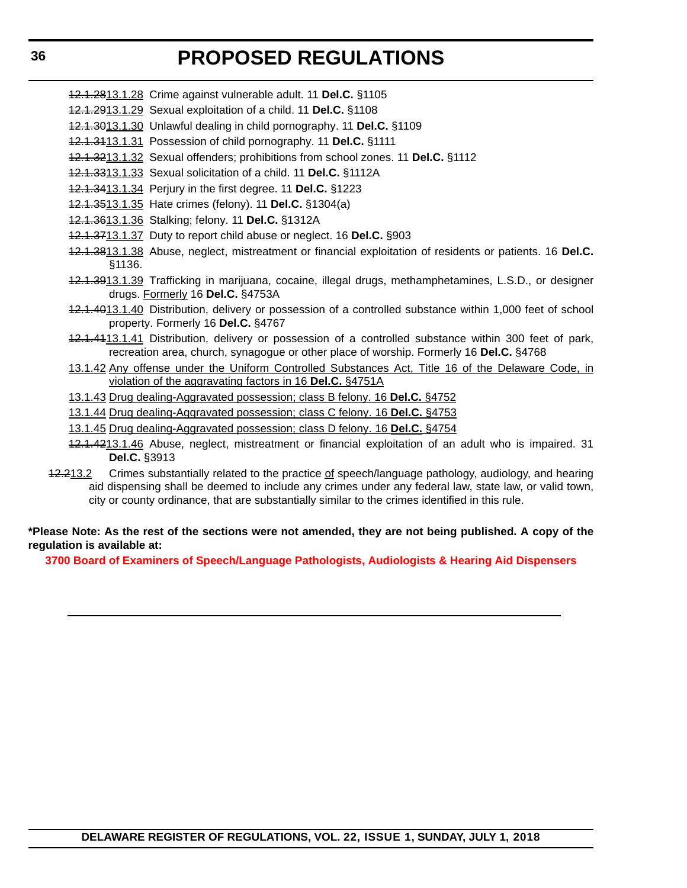~~12.1.28~~<u>13.1.28</u> Crime against vulnerable adult. 11 **Del.C.** §1105

~~12.1.29~~<u>13.1.29</u> Sexual exploitation of a child. 11 **Del.C.** §1108

~~12.1.30~~<u>13.1.30</u> Unlawful dealing in child pornography. 11 **Del.C.** §1109

~~12.1.31~~<u>13.1.31</u> Possession of child pornography. 11 **Del.C.** §1111

~~12.1.32~~<u>13.1.32</u> Sexual offenders; prohibitions from school zones. 11 **Del.C.** §1112

~~12.1.33~~<u>13.1.33</u> Sexual solicitation of a child. 11 **Del.C.** §1112A

~~12.1.34~~<u>13.1.34</u> Perjury in the first degree. 11 **Del.C.** §1223

~~12.1.35~~<u>13.1.35</u> Hate crimes (felony). 11 **Del.C.** §1304(a)

~~12.1.36~~<u>13.1.36</u> Stalking; felony. 11 **Del.C.** §1312A

~~12.1.37~~<u>13.1.37</u> Duty to report child abuse or neglect. 16 **Del.C.** §903

~~12.1.38~~<u>13.1.38</u> Abuse, neglect, mistreatment or financial exploitation of residents or patients. 16 **Del.C.** §1136.

~~12.1.39~~<u>13.1.39</u> Trafficking in marijuana, cocaine, illegal drugs, methamphetamines, L.S.D., or designer drugs. <u>Formerly</u> 16 **Del.C.** §4753A

~~12.1.40~~<u>13.1.40</u> Distribution, delivery or possession of a controlled substance within 1,000 feet of school property. Formerly 16 **Del.C.** §4767

~~12.1.41~~<u>13.1.41</u> Distribution, delivery or possession of a controlled substance within 300 feet of park, recreation area, church, synagogue or other place of worship. Formerly 16 **Del.C.** §4768

<u>13.1.42 Any offense under the Uniform Controlled Substances Act, Title 16 of the Delaware Code, in violation of the aggravating factors in 16 **Del.C.** §4751A</u>

<u>13.1.43 Drug dealing-Aggravated possession; class B felony. 16 **Del.C.** §4752</u>

<u>13.1.44 Drug dealing-Aggravated possession; class C felony. 16 **Del.C.** §4753</u>

<u>13.1.45 Drug dealing-Aggravated possession; class D felony. 16 **Del.C.** §4754</u>

~~12.1.42~~<u>13.1.46</u> Abuse, neglect, mistreatment or financial exploitation of an adult who is impaired. 31 **Del.C.** §3913

~~12.2~~<u>13.2</u> Crimes substantially related to the practice <u>of</u> speech/language pathology, audiology, and hearing aid dispensing shall be deemed to include any crimes under any federal law, state law, or valid town, city or county ordinance, that are substantially similar to the crimes identified in this rule.

**\*Please Note: As the rest of the sections were not amended, they are not being published. A copy of the regulation is available at:**

**3700 Board of Examiners of Speech/Language Pathologists, Audiologists & Hearing Aid Dispensers**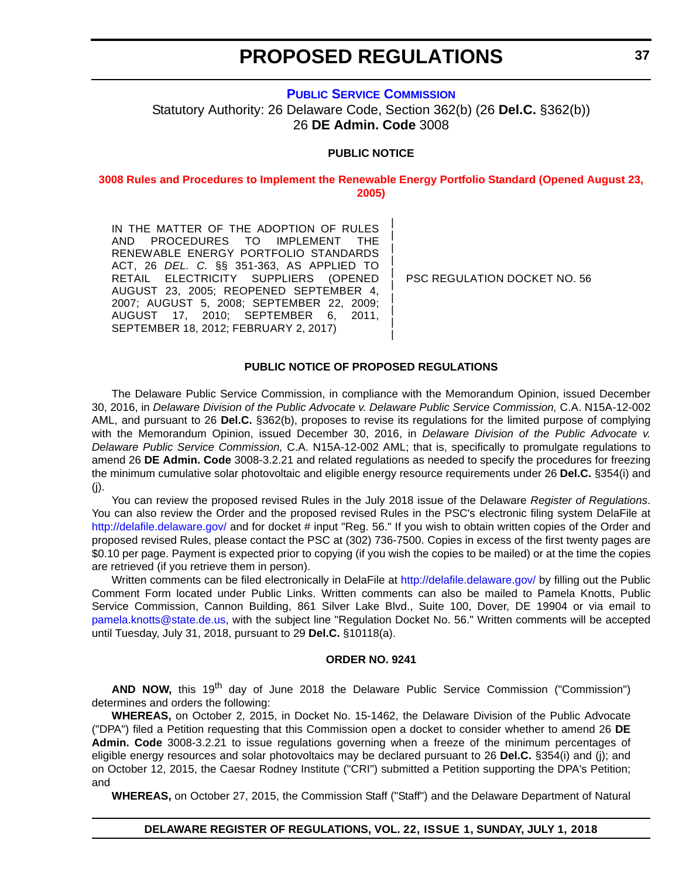# PROPOSED REGULATIONS

**PUBLIC SERVICE COMMISSION**

Statutory Authority: 26 Delaware Code, Section 362(b) (26 **Del.C.** §362(b))
26 **DE Admin. Code** 3008

**PUBLIC NOTICE**

**3008 Rules and Procedures to Implement the Renewable Energy Portfolio Standard (Opened August 23, 2005)**

| IN THE MATTER OF THE ADOPTION OF RULES AND PROCEDURES TO IMPLEMENT THE RENEWABLE ENERGY PORTFOLIO STANDARDS ACT, 26 *DEL. C.* §§ 351-363, AS APPLIED TO RETAIL ELECTRICITY SUPPLIERS (OPENED AUGUST 23, 2005; REOPENED SEPTEMBER 4, 2007; AUGUST 5, 2008; SEPTEMBER 22, 2009; AUGUST 17, 2010; SEPTEMBER 6, 2011, SEPTEMBER 18, 2012; FEBRUARY 2, 2017) | PSC REGULATION DOCKET NO. 56 |
|---|---|

**PUBLIC NOTICE OF PROPOSED REGULATIONS**

The Delaware Public Service Commission, in compliance with the Memorandum Opinion, issued December 30, 2016, in *Delaware Division of the Public Advocate v. Delaware Public Service Commission,* C.A. N15A-12-002 AML, and pursuant to 26 **Del.C.** §362(b), proposes to revise its regulations for the limited purpose of complying with the Memorandum Opinion, issued December 30, 2016, in *Delaware Division of the Public Advocate v. Delaware Public Service Commission,* C.A. N15A-12-002 AML; that is, specifically to promulgate regulations to amend 26 **DE Admin. Code** 3008-3.2.21 and related regulations as needed to specify the procedures for freezing the minimum cumulative solar photovoltaic and eligible energy resource requirements under 26 **Del.C.** §354(i) and (j).

You can review the proposed revised Rules in the July 2018 issue of the Delaware *Register of Regulations*. You can also review the Order and the proposed revised Rules in the PSC's electronic filing system DelaFile at http://delafile.delaware.gov/ and for docket # input "Reg. 56." If you wish to obtain written copies of the Order and proposed revised Rules, please contact the PSC at (302) 736-7500. Copies in excess of the first twenty pages are $0.10 per page. Payment is expected prior to copying (if you wish the copies to be mailed) or at the time the copies are retrieved (if you retrieve them in person).

Written comments can be filed electronically in DelaFile at http://delafile.delaware.gov/ by filling out the Public Comment Form located under Public Links. Written comments can also be mailed to Pamela Knotts, Public Service Commission, Cannon Building, 861 Silver Lake Blvd., Suite 100, Dover, DE 19904 or via email to pamela.knotts@state.de.us, with the subject line "Regulation Docket No. 56." Written comments will be accepted until Tuesday, July 31, 2018, pursuant to 29 **Del.C.** §10118(a).

**ORDER NO. 9241**

**AND NOW,** this 19th day of June 2018 the Delaware Public Service Commission ("Commission") determines and orders the following:

**WHEREAS,** on October 2, 2015, in Docket No. 15-1462, the Delaware Division of the Public Advocate ("DPA") filed a Petition requesting that this Commission open a docket to consider whether to amend 26 **DE Admin. Code** 3008-3.2.21 to issue regulations governing when a freeze of the minimum percentages of eligible energy resources and solar photovoltaics may be declared pursuant to 26 **Del.C.** §354(i) and (j); and on October 12, 2015, the Caesar Rodney Institute ("CRI") submitted a Petition supporting the DPA's Petition; and

**WHEREAS,** on October 27, 2015, the Commission Staff ("Staff") and the Delaware Department of Natural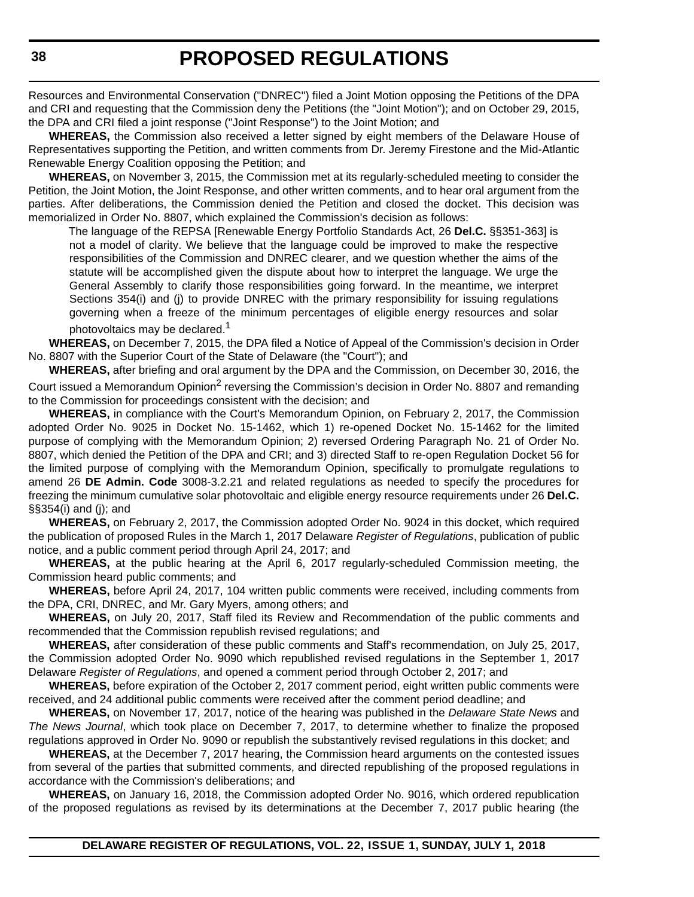Resources and Environmental Conservation ("DNREC") filed a Joint Motion opposing the Petitions of the DPA and CRI and requesting that the Commission deny the Petitions (the "Joint Motion"); and on October 29, 2015, the DPA and CRI filed a joint response ("Joint Response") to the Joint Motion; and

**WHEREAS,** the Commission also received a letter signed by eight members of the Delaware House of Representatives supporting the Petition, and written comments from Dr. Jeremy Firestone and the Mid-Atlantic Renewable Energy Coalition opposing the Petition; and

**WHEREAS,** on November 3, 2015, the Commission met at its regularly-scheduled meeting to consider the Petition, the Joint Motion, the Joint Response, and other written comments, and to hear oral argument from the parties. After deliberations, the Commission denied the Petition and closed the docket. This decision was memorialized in Order No. 8807, which explained the Commission's decision as follows:

> The language of the REPSA [Renewable Energy Portfolio Standards Act, 26 **Del.C.** §§351-363] is not a model of clarity. We believe that the language could be improved to make the respective responsibilities of the Commission and DNREC clearer, and we question whether the aims of the statute will be accomplished given the dispute about how to interpret the language. We urge the General Assembly to clarify those responsibilities going forward. In the meantime, we interpret Sections 354(i) and (j) to provide DNREC with the primary responsibility for issuing regulations governing when a freeze of the minimum percentages of eligible energy resources and solar photovoltaics may be declared.[1]

**WHEREAS,** on December 7, 2015, the DPA filed a Notice of Appeal of the Commission's decision in Order No. 8807 with the Superior Court of the State of Delaware (the "Court"); and

**WHEREAS,** after briefing and oral argument by the DPA and the Commission, on December 30, 2016, the Court issued a Memorandum Opinion[2] reversing the Commission's decision in Order No. 8807 and remanding to the Commission for proceedings consistent with the decision; and

**WHEREAS,** in compliance with the Court's Memorandum Opinion, on February 2, 2017, the Commission adopted Order No. 9025 in Docket No. 15-1462, which 1) re-opened Docket No. 15-1462 for the limited purpose of complying with the Memorandum Opinion; 2) reversed Ordering Paragraph No. 21 of Order No. 8807, which denied the Petition of the DPA and CRI; and 3) directed Staff to re-open Regulation Docket 56 for the limited purpose of complying with the Memorandum Opinion, specifically to promulgate regulations to amend 26 **DE Admin. Code** 3008-3.2.21 and related regulations as needed to specify the procedures for freezing the minimum cumulative solar photovoltaic and eligible energy resource requirements under 26 **Del.C.** §§354(i) and (j); and

**WHEREAS,** on February 2, 2017, the Commission adopted Order No. 9024 in this docket, which required the publication of proposed Rules in the March 1, 2017 Delaware *Register of Regulations*, publication of public notice, and a public comment period through April 24, 2017; and

**WHEREAS,** at the public hearing at the April 6, 2017 regularly-scheduled Commission meeting, the Commission heard public comments; and

**WHEREAS,** before April 24, 2017, 104 written public comments were received, including comments from the DPA, CRI, DNREC, and Mr. Gary Myers, among others; and

**WHEREAS,** on July 20, 2017, Staff filed its Review and Recommendation of the public comments and recommended that the Commission republish revised regulations; and

**WHEREAS,** after consideration of these public comments and Staff's recommendation, on July 25, 2017, the Commission adopted Order No. 9090 which republished revised regulations in the September 1, 2017 Delaware *Register of Regulations*, and opened a comment period through October 2, 2017; and

**WHEREAS,** before expiration of the October 2, 2017 comment period, eight written public comments were received, and 24 additional public comments were received after the comment period deadline; and

**WHEREAS,** on November 17, 2017, notice of the hearing was published in the *Delaware State News* and *The News Journal*, which took place on December 7, 2017, to determine whether to finalize the proposed regulations approved in Order No. 9090 or republish the substantively revised regulations in this docket; and

**WHEREAS,** at the December 7, 2017 hearing, the Commission heard arguments on the contested issues from several of the parties that submitted comments, and directed republishing of the proposed regulations in accordance with the Commission's deliberations; and

**WHEREAS,** on January 16, 2018, the Commission adopted Order No. 9016, which ordered republication of the proposed regulations as revised by its determinations at the December 7, 2017 public hearing (the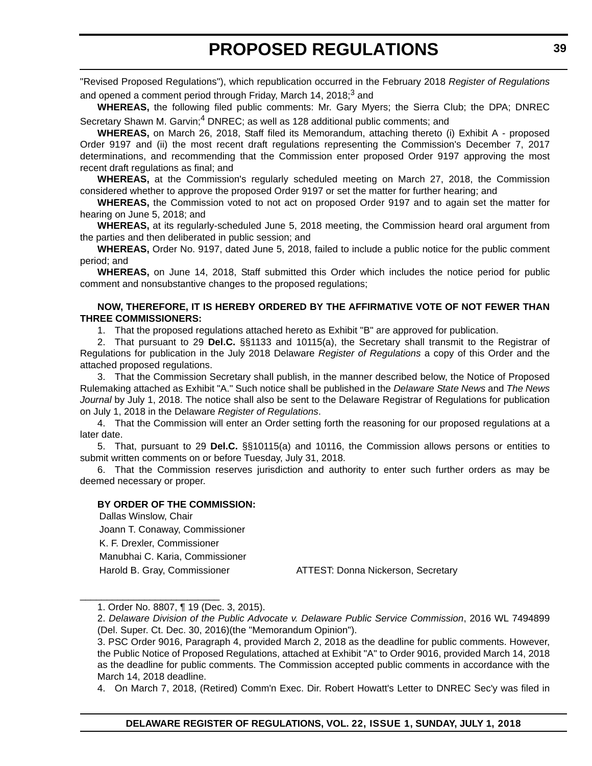"Revised Proposed Regulations"), which republication occurred in the February 2018 *Register of Regulations* and opened a comment period through Friday, March 14, 2018;[3] and

**WHEREAS,** the following filed public comments: Mr. Gary Myers; the Sierra Club; the DPA; DNREC Secretary Shawn M. Garvin;[4] DNREC; as well as 128 additional public comments; and

**WHEREAS,** on March 26, 2018, Staff filed its Memorandum, attaching thereto (i) Exhibit A - proposed Order 9197 and (ii) the most recent draft regulations representing the Commission's December 7, 2017 determinations, and recommending that the Commission enter proposed Order 9197 approving the most recent draft regulations as final; and

**WHEREAS,** at the Commission's regularly scheduled meeting on March 27, 2018, the Commission considered whether to approve the proposed Order 9197 or set the matter for further hearing; and

**WHEREAS,** the Commission voted to not act on proposed Order 9197 and to again set the matter for hearing on June 5, 2018; and

**WHEREAS,** at its regularly-scheduled June 5, 2018 meeting, the Commission heard oral argument from the parties and then deliberated in public session; and

**WHEREAS,** Order No. 9197, dated June 5, 2018, failed to include a public notice for the public comment period; and

**WHEREAS,** on June 14, 2018, Staff submitted this Order which includes the notice period for public comment and nonsubstantive changes to the proposed regulations;

**NOW, THEREFORE, IT IS HEREBY ORDERED BY THE AFFIRMATIVE VOTE OF NOT FEWER THAN THREE COMMISSIONERS:**

1. That the proposed regulations attached hereto as Exhibit "B" are approved for publication.
2. That pursuant to 29 **Del.C.** §§1133 and 10115(a), the Secretary shall transmit to the Registrar of Regulations for publication in the July 2018 Delaware *Register of Regulations* a copy of this Order and the attached proposed regulations.
3. That the Commission Secretary shall publish, in the manner described below, the Notice of Proposed Rulemaking attached as Exhibit "A." Such notice shall be published in the *Delaware State News* and *The News Journal* by July 1, 2018. The notice shall also be sent to the Delaware Registrar of Regulations for publication on July 1, 2018 in the Delaware *Register of Regulations*.
4. That the Commission will enter an Order setting forth the reasoning for our proposed regulations at a later date.
5. That, pursuant to 29 **Del.C.** §§10115(a) and 10116, the Commission allows persons or entities to submit written comments on or before Tuesday, July 31, 2018.
6. That the Commission reserves jurisdiction and authority to enter such further orders as may be deemed necessary or proper.

**BY ORDER OF THE COMMISSION:**

Dallas Winslow, Chair
Joann T. Conaway, Commissioner
K. F. Drexler, Commissioner
Manubhai C. Karia, Commissioner
Harold B. Gray, Commissioner

ATTEST: Donna Nickerson, Secretary

---

1. Order No. 8807, ¶ 19 (Dec. 3, 2015).
2. *Delaware Division of the Public Advocate v. Delaware Public Service Commission*, 2016 WL 7494899 (Del. Super. Ct. Dec. 30, 2016)(the "Memorandum Opinion").
3. PSC Order 9016, Paragraph 4, provided March 2, 2018 as the deadline for public comments. However, the Public Notice of Proposed Regulations, attached at Exhibit "A" to Order 9016, provided March 14, 2018 as the deadline for public comments. The Commission accepted public comments in accordance with the March 14, 2018 deadline.
4. On March 7, 2018, (Retired) Comm'n Exec. Dir. Robert Howatt's Letter to DNREC Sec'y was filed in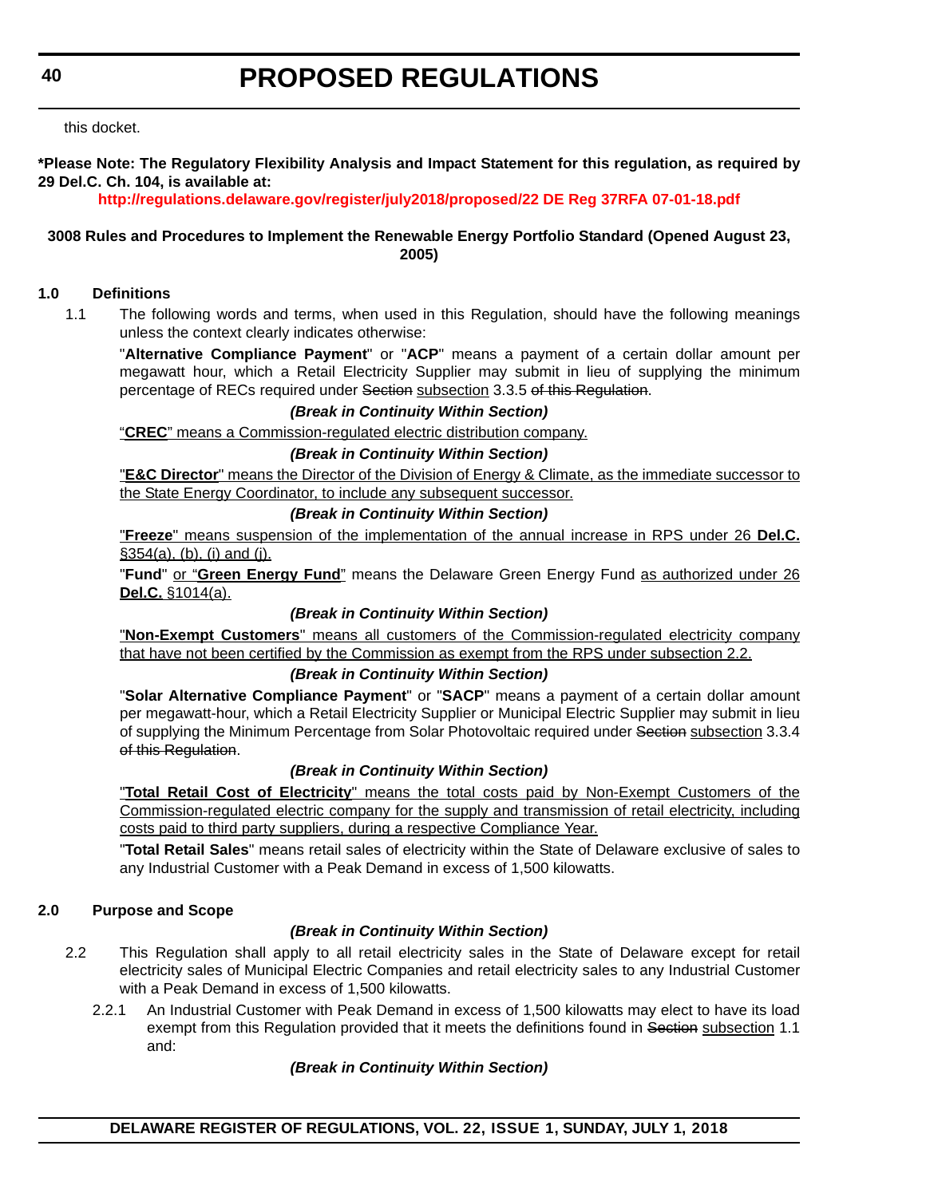this docket.

**\*Please Note: The Regulatory Flexibility Analysis and Impact Statement for this regulation, as required by 29 Del.C. Ch. 104, is available at:**

**http://regulations.delaware.gov/register/july2018/proposed/22 DE Reg 37RFA 07-01-18.pdf**

**3008 Rules and Procedures to Implement the Renewable Energy Portfolio Standard (Opened August 23, 2005)**

**1.0 Definitions**

1.1 The following words and terms, when used in this Regulation, should have the following meanings unless the context clearly indicates otherwise:

"**Alternative Compliance Payment**" or "**ACP**" means a payment of a certain dollar amount per megawatt hour, which a Retail Electricity Supplier may submit in lieu of supplying the minimum percentage of RECs required under ~~Section~~ <u>subsection</u> 3.3.5 ~~of this Regulation~~.

***(Break in Continuity Within Section)***

<u>"**CREC**" means a Commission-regulated electric distribution company.</u>

***(Break in Continuity Within Section)***

<u>"**E&C Director**" means the Director of the Division of Energy & Climate, as the immediate successor to the State Energy Coordinator, to include any subsequent successor.</u>

***(Break in Continuity Within Section)***

<u>"**Freeze**" means suspension of the implementation of the annual increase in RPS under 26 **Del.C.** §354(a), (b), (i) and (j).</u>

"**Fund**" <u>or "**Green Energy Fund**"</u> means the Delaware Green Energy Fund <u>as authorized under 26 **Del.C.** §1014(a).</u>

***(Break in Continuity Within Section)***

<u>"**Non-Exempt Customers**" means all customers of the Commission-regulated electricity company that have not been certified by the Commission as exempt from the RPS under subsection 2.2.</u>

***(Break in Continuity Within Section)***

"**Solar Alternative Compliance Payment**" or "**SACP**" means a payment of a certain dollar amount per megawatt-hour, which a Retail Electricity Supplier or Municipal Electric Supplier may submit in lieu of supplying the Minimum Percentage from Solar Photovoltaic required under ~~Section~~ <u>subsection</u> 3.3.4 ~~of this Regulation~~.

***(Break in Continuity Within Section)***

<u>"**Total Retail Cost of Electricity**" means the total costs paid by Non-Exempt Customers of the Commission-regulated electric company for the supply and transmission of retail electricity, including costs paid to third party suppliers, during a respective Compliance Year.</u>

"**Total Retail Sales**" means retail sales of electricity within the State of Delaware exclusive of sales to any Industrial Customer with a Peak Demand in excess of 1,500 kilowatts.

**2.0 Purpose and Scope**

***(Break in Continuity Within Section)***

2.2 This Regulation shall apply to all retail electricity sales in the State of Delaware except for retail electricity sales of Municipal Electric Companies and retail electricity sales to any Industrial Customer with a Peak Demand in excess of 1,500 kilowatts.

2.2.1 An Industrial Customer with Peak Demand in excess of 1,500 kilowatts may elect to have its load exempt from this Regulation provided that it meets the definitions found in ~~Section~~ <u>subsection</u> 1.1 and:

***(Break in Continuity Within Section)***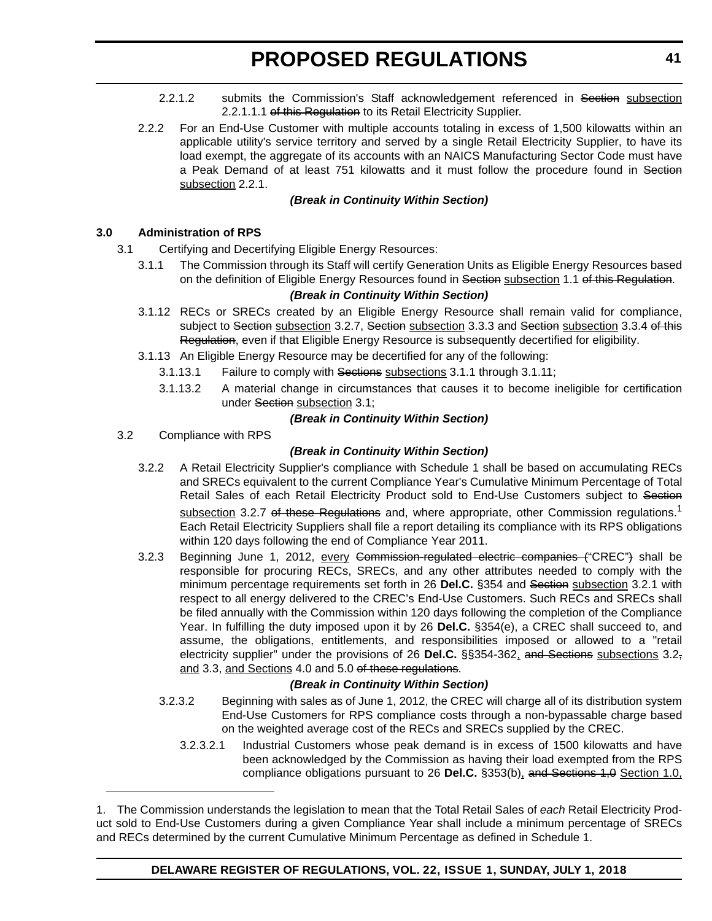2.2.1.2 submits the Commission's Staff acknowledgement referenced in ~~Section~~ subsection 2.2.1.1.1 ~~of this Regulation~~ to its Retail Electricity Supplier.

2.2.2 For an End-Use Customer with multiple accounts totaling in excess of 1,500 kilowatts within an applicable utility's service territory and served by a single Retail Electricity Supplier, to have its load exempt, the aggregate of its accounts with an NAICS Manufacturing Sector Code must have a Peak Demand of at least 751 kilowatts and it must follow the procedure found in ~~Section~~ subsection 2.2.1.

***(Break in Continuity Within Section)***

**3.0 Administration of RPS**

3.1 Certifying and Decertifying Eligible Energy Resources:

3.1.1 The Commission through its Staff will certify Generation Units as Eligible Energy Resources based on the definition of Eligible Energy Resources found in ~~Section~~ subsection 1.1 ~~of this Regulation~~.

***(Break in Continuity Within Section)***

3.1.12 RECs or SRECs created by an Eligible Energy Resource shall remain valid for compliance, subject to ~~Section~~ subsection 3.2.7, ~~Section~~ subsection 3.3.3 and ~~Section~~ subsection 3.3.4 ~~of this Regulation~~, even if that Eligible Energy Resource is subsequently decertified for eligibility.

3.1.13 An Eligible Energy Resource may be decertified for any of the following:

3.1.13.1 Failure to comply with ~~Sections~~ subsections 3.1.1 through 3.1.11;

3.1.13.2 A material change in circumstances that causes it to become ineligible for certification under ~~Section~~ subsection 3.1;

***(Break in Continuity Within Section)***

3.2 Compliance with RPS

***(Break in Continuity Within Section)***

3.2.2 A Retail Electricity Supplier's compliance with Schedule 1 shall be based on accumulating RECs and SRECs equivalent to the current Compliance Year's Cumulative Minimum Percentage of Total Retail Sales of each Retail Electricity Product sold to End-Use Customers subject to ~~Section~~ subsection 3.2.7 ~~of these Regulations~~ and, where appropriate, other Commission regulations.[1] Each Retail Electricity Suppliers shall file a report detailing its compliance with its RPS obligations within 120 days following the end of Compliance Year 2011.

3.2.3 Beginning June 1, 2012, every ~~Commission-regulated electric companies (~~"CREC"~~)~~ shall be responsible for procuring RECs, SRECs, and any other attributes needed to comply with the minimum percentage requirements set forth in 26 **Del.C.** §354 and ~~Section~~ subsection 3.2.1 with respect to all energy delivered to the CREC's End-Use Customers. Such RECs and SRECs shall be filed annually with the Commission within 120 days following the completion of the Compliance Year. In fulfilling the duty imposed upon it by 26 **Del.C.** §354(e), a CREC shall succeed to, and assume, the obligations, entitlements, and responsibilities imposed or allowed to a "retail electricity supplier" under the provisions of 26 **Del.C.** §§354-362, ~~and Sections~~ subsections 3.2~~,~~ and 3.3, and Sections 4.0 and 5.0 ~~of these regulations~~.

***(Break in Continuity Within Section)***

3.2.3.2 Beginning with sales as of June 1, 2012, the CREC will charge all of its distribution system End-Use Customers for RPS compliance costs through a non-bypassable charge based on the weighted average cost of the RECs and SRECs supplied by the CREC.

3.2.3.2.1 Industrial Customers whose peak demand is in excess of 1500 kilowatts and have been acknowledged by the Commission as having their load exempted from the RPS compliance obligations pursuant to 26 **Del.C.** §353(b), ~~and Sections 1,0~~ Section 1.0,

---

1. The Commission understands the legislation to mean that the Total Retail Sales of *each* Retail Electricity Product sold to End-Use Customers during a given Compliance Year shall include a minimum percentage of SRECs and RECs determined by the current Cumulative Minimum Percentage as defined in Schedule 1.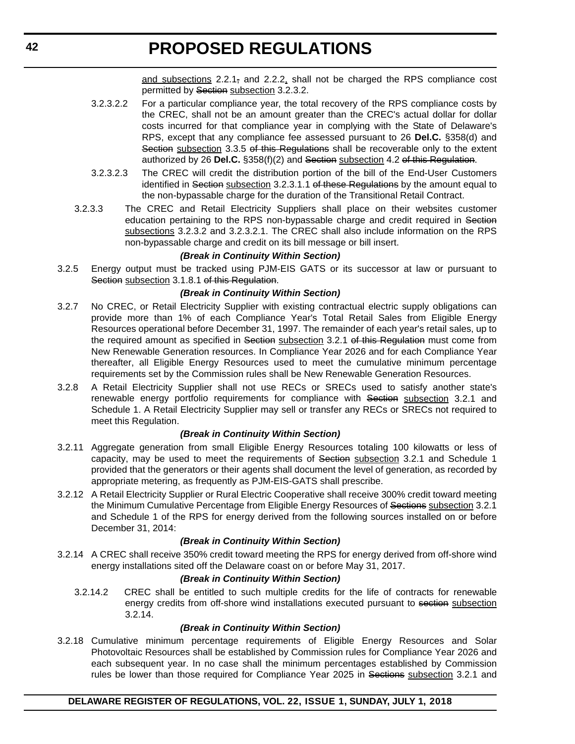<u>and subsections</u> 2.2.1~~,~~ and 2.2.2<u>,</u> shall not be charged the RPS compliance cost permitted by ~~Section~~ <u>subsection</u> 3.2.3.2.

3.2.3.2.2 For a particular compliance year, the total recovery of the RPS compliance costs by the CREC, shall not be an amount greater than the CREC's actual dollar for dollar costs incurred for that compliance year in complying with the State of Delaware's RPS, except that any compliance fee assessed pursuant to 26 **Del.C.** §358(d) and ~~Section~~ <u>subsection</u> 3.3.5 ~~of this Regulations~~ shall be recoverable only to the extent authorized by 26 **Del.C.** §358(f)(2) and ~~Section~~ <u>subsection</u> 4.2 ~~of this Regulation~~.

3.2.3.2.3 The CREC will credit the distribution portion of the bill of the End-User Customers identified in ~~Section~~ <u>subsection</u> 3.2.3.1.1 ~~of these Regulations~~ by the amount equal to the non-bypassable charge for the duration of the Transitional Retail Contract.

3.2.3.3 The CREC and Retail Electricity Suppliers shall place on their websites customer education pertaining to the RPS non-bypassable charge and credit required in ~~Section~~ <u>subsections</u> 3.2.3.2 and 3.2.3.2.1. The CREC shall also include information on the RPS non-bypassable charge and credit on its bill message or bill insert.

***(Break in Continuity Within Section)***

3.2.5 Energy output must be tracked using PJM-EIS GATS or its successor at law or pursuant to ~~Section~~ <u>subsection</u> 3.1.8.1 ~~of this Regulation~~.

***(Break in Continuity Within Section)***

3.2.7 No CREC, or Retail Electricity Supplier with existing contractual electric supply obligations can provide more than 1% of each Compliance Year's Total Retail Sales from Eligible Energy Resources operational before December 31, 1997. The remainder of each year's retail sales, up to the required amount as specified in ~~Section~~ <u>subsection</u> 3.2.1 ~~of this Regulation~~ must come from New Renewable Generation resources. In Compliance Year 2026 and for each Compliance Year thereafter, all Eligible Energy Resources used to meet the cumulative minimum percentage requirements set by the Commission rules shall be New Renewable Generation Resources.

3.2.8 A Retail Electricity Supplier shall not use RECs or SRECs used to satisfy another state's renewable energy portfolio requirements for compliance with ~~Section~~ <u>subsection</u> 3.2.1 and Schedule 1. A Retail Electricity Supplier may sell or transfer any RECs or SRECs not required to meet this Regulation.

***(Break in Continuity Within Section)***

3.2.11 Aggregate generation from small Eligible Energy Resources totaling 100 kilowatts or less of capacity, may be used to meet the requirements of ~~Section~~ <u>subsection</u> 3.2.1 and Schedule 1 provided that the generators or their agents shall document the level of generation, as recorded by appropriate metering, as frequently as PJM-EIS-GATS shall prescribe.

3.2.12 A Retail Electricity Supplier or Rural Electric Cooperative shall receive 300% credit toward meeting the Minimum Cumulative Percentage from Eligible Energy Resources of ~~Sections~~ <u>subsection</u> 3.2.1 and Schedule 1 of the RPS for energy derived from the following sources installed on or before December 31, 2014:

***(Break in Continuity Within Section)***

3.2.14 A CREC shall receive 350% credit toward meeting the RPS for energy derived from off-shore wind energy installations sited off the Delaware coast on or before May 31, 2017.

***(Break in Continuity Within Section)***

3.2.14.2 CREC shall be entitled to such multiple credits for the life of contracts for renewable energy credits from off-shore wind installations executed pursuant to ~~section~~ <u>subsection</u> 3.2.14.

***(Break in Continuity Within Section)***

3.2.18 Cumulative minimum percentage requirements of Eligible Energy Resources and Solar Photovoltaic Resources shall be established by Commission rules for Compliance Year 2026 and each subsequent year. In no case shall the minimum percentages established by Commission rules be lower than those required for Compliance Year 2025 in ~~Sections~~ <u>subsection</u> 3.2.1 and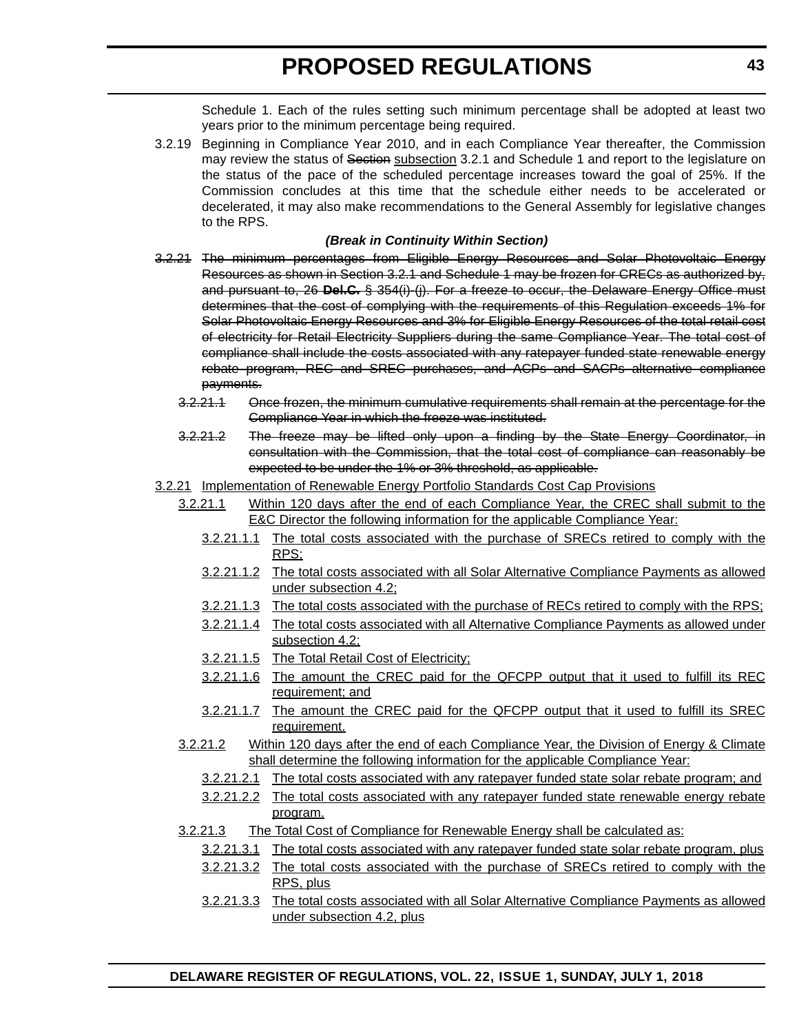Schedule 1. Each of the rules setting such minimum percentage shall be adopted at least two years prior to the minimum percentage being required.

3.2.19 Beginning in Compliance Year 2010, and in each Compliance Year thereafter, the Commission may review the status of ~~Section~~ <u>subsection</u> 3.2.1 and Schedule 1 and report to the legislature on the status of the pace of the scheduled percentage increases toward the goal of 25%. If the Commission concludes at this time that the schedule either needs to be accelerated or decelerated, it may also make recommendations to the General Assembly for legislative changes to the RPS.

***(Break in Continuity Within Section)***

~~3.2.21 The minimum percentages from Eligible Energy Resources and Solar Photovoltaic Energy Resources as shown in Section 3.2.1 and Schedule 1 may be frozen for CRECs as authorized by, and pursuant to, 26 **Del.C.** § 354(i)-(j). For a freeze to occur, the Delaware Energy Office must determines that the cost of complying with the requirements of this Regulation exceeds 1% for Solar Photovoltaic Energy Resources and 3% for Eligible Energy Resources of the total retail cost of electricity for Retail Electricity Suppliers during the same Compliance Year. The total cost of compliance shall include the costs associated with any ratepayer funded state renewable energy rebate program, REC and SREC purchases, and ACPs and SACPs alternative compliance payments.~~

~~3.2.21.1 Once frozen, the minimum cumulative requirements shall remain at the percentage for the Compliance Year in which the freeze was instituted.~~

~~3.2.21.2 The freeze may be lifted only upon a finding by the State Energy Coordinator, in consultation with the Commission, that the total cost of compliance can reasonably be expected to be under the 1% or 3% threshold, as applicable.~~

<u>3.2.21 Implementation of Renewable Energy Portfolio Standards Cost Cap Provisions</u>

<u>3.2.21.1 Within 120 days after the end of each Compliance Year, the CREC shall submit to the E&C Director the following information for the applicable Compliance Year:</u>

<u>3.2.21.1.1 The total costs associated with the purchase of SRECs retired to comply with the RPS;</u>

<u>3.2.21.1.2 The total costs associated with all Solar Alternative Compliance Payments as allowed under subsection 4.2;</u>

<u>3.2.21.1.3 The total costs associated with the purchase of RECs retired to comply with the RPS;</u>

<u>3.2.21.1.4 The total costs associated with all Alternative Compliance Payments as allowed under subsection 4.2;</u>

<u>3.2.21.1.5 The Total Retail Cost of Electricity;</u>

<u>3.2.21.1.6 The amount the CREC paid for the QFCPP output that it used to fulfill its REC requirement; and</u>

<u>3.2.21.1.7 The amount the CREC paid for the QFCPP output that it used to fulfill its SREC requirement.</u>

<u>3.2.21.2 Within 120 days after the end of each Compliance Year, the Division of Energy & Climate shall determine the following information for the applicable Compliance Year:</u>

<u>3.2.21.2.1 The total costs associated with any ratepayer funded state solar rebate program; and</u>

<u>3.2.21.2.2 The total costs associated with any ratepayer funded state renewable energy rebate program.</u>

<u>3.2.21.3 The Total Cost of Compliance for Renewable Energy shall be calculated as:</u>

<u>3.2.21.3.1 The total costs associated with any ratepayer funded state solar rebate program, plus</u>

<u>3.2.21.3.2 The total costs associated with the purchase of SRECs retired to comply with the RPS, plus</u>

<u>3.2.21.3.3 The total costs associated with all Solar Alternative Compliance Payments as allowed under subsection 4.2, plus</u>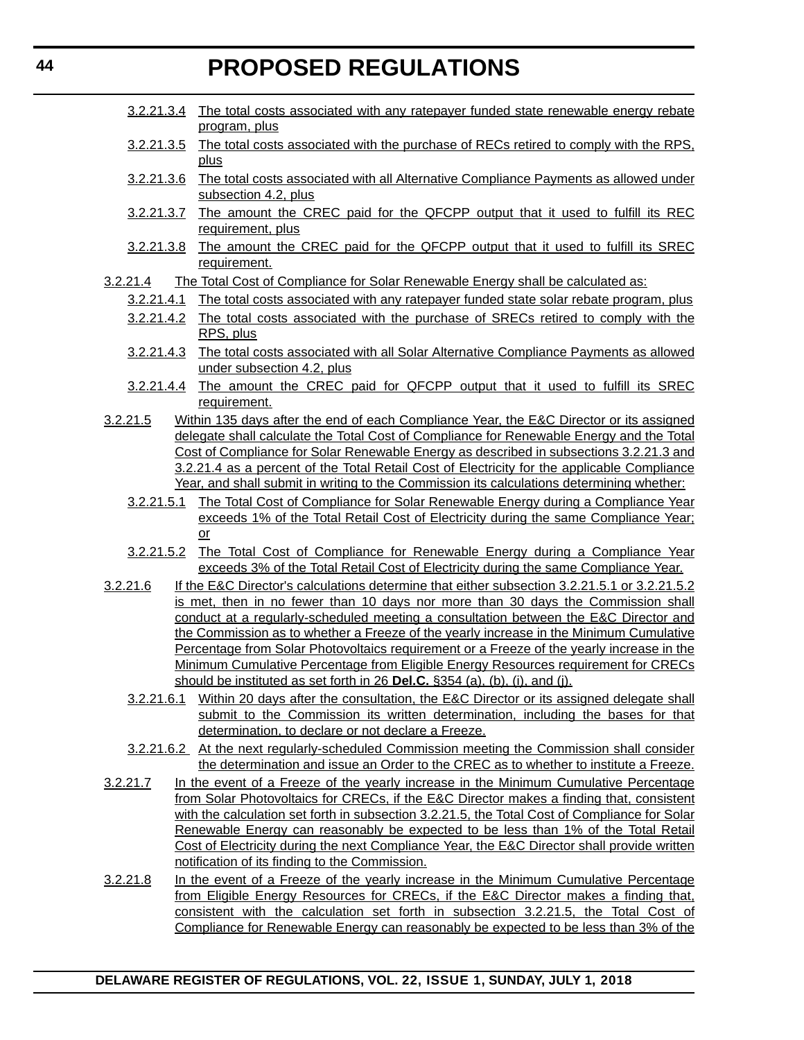3.2.21.3.4 The total costs associated with any ratepayer funded state renewable energy rebate program, plus

3.2.21.3.5 The total costs associated with the purchase of RECs retired to comply with the RPS, plus

3.2.21.3.6 The total costs associated with all Alternative Compliance Payments as allowed under subsection 4.2, plus

3.2.21.3.7 The amount the CREC paid for the QFCPP output that it used to fulfill its REC requirement, plus

3.2.21.3.8 The amount the CREC paid for the QFCPP output that it used to fulfill its SREC requirement.

3.2.21.4 The Total Cost of Compliance for Solar Renewable Energy shall be calculated as:

3.2.21.4.1 The total costs associated with any ratepayer funded state solar rebate program, plus

3.2.21.4.2 The total costs associated with the purchase of SRECs retired to comply with the RPS, plus

3.2.21.4.3 The total costs associated with all Solar Alternative Compliance Payments as allowed under subsection 4.2, plus

3.2.21.4.4 The amount the CREC paid for QFCPP output that it used to fulfill its SREC requirement.

3.2.21.5 Within 135 days after the end of each Compliance Year, the E&C Director or its assigned delegate shall calculate the Total Cost of Compliance for Renewable Energy and the Total Cost of Compliance for Solar Renewable Energy as described in subsections 3.2.21.3 and 3.2.21.4 as a percent of the Total Retail Cost of Electricity for the applicable Compliance Year, and shall submit in writing to the Commission its calculations determining whether:

3.2.21.5.1 The Total Cost of Compliance for Solar Renewable Energy during a Compliance Year exceeds 1% of the Total Retail Cost of Electricity during the same Compliance Year; or

3.2.21.5.2 The Total Cost of Compliance for Renewable Energy during a Compliance Year exceeds 3% of the Total Retail Cost of Electricity during the same Compliance Year.

3.2.21.6 If the E&C Director's calculations determine that either subsection 3.2.21.5.1 or 3.2.21.5.2 is met, then in no fewer than 10 days nor more than 30 days the Commission shall conduct at a regularly-scheduled meeting a consultation between the E&C Director and the Commission as to whether a Freeze of the yearly increase in the Minimum Cumulative Percentage from Solar Photovoltaics requirement or a Freeze of the yearly increase in the Minimum Cumulative Percentage from Eligible Energy Resources requirement for CRECs should be instituted as set forth in 26 **Del.C.** §354 (a), (b), (i), and (j).

3.2.21.6.1 Within 20 days after the consultation, the E&C Director or its assigned delegate shall submit to the Commission its written determination, including the bases for that determination, to declare or not declare a Freeze.

3.2.21.6.2 At the next regularly-scheduled Commission meeting the Commission shall consider the determination and issue an Order to the CREC as to whether to institute a Freeze.

3.2.21.7 In the event of a Freeze of the yearly increase in the Minimum Cumulative Percentage from Solar Photovoltaics for CRECs, if the E&C Director makes a finding that, consistent with the calculation set forth in subsection 3.2.21.5, the Total Cost of Compliance for Solar Renewable Energy can reasonably be expected to be less than 1% of the Total Retail Cost of Electricity during the next Compliance Year, the E&C Director shall provide written notification of its finding to the Commission.

3.2.21.8 In the event of a Freeze of the yearly increase in the Minimum Cumulative Percentage from Eligible Energy Resources for CRECs, if the E&C Director makes a finding that, consistent with the calculation set forth in subsection 3.2.21.5, the Total Cost of Compliance for Renewable Energy can reasonably be expected to be less than 3% of the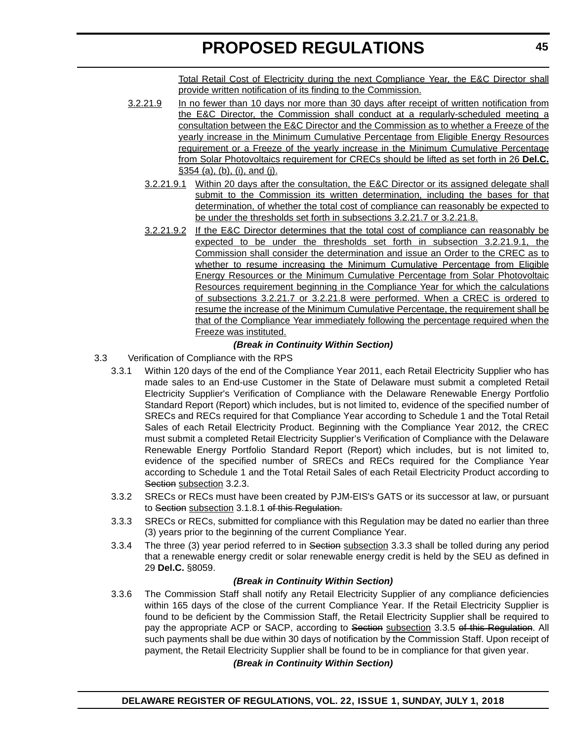<u>Total Retail Cost of Electricity during the next Compliance Year, the E&C Director shall provide written notification of its finding to the Commission.</u>

<u>3.2.21.9</u> <u>In no fewer than 10 days nor more than 30 days after receipt of written notification from the E&C Director, the Commission shall conduct at a regularly-scheduled meeting a consultation between the E&C Director and the Commission as to whether a Freeze of the yearly increase in the Minimum Cumulative Percentage from Eligible Energy Resources requirement or a Freeze of the yearly increase in the Minimum Cumulative Percentage from Solar Photovoltaics requirement for CRECs should be lifted as set forth in 26 **Del.C.** §354 (a), (b), (i), and (j).</u>

<u>3.2.21.9.1</u> <u>Within 20 days after the consultation, the E&C Director or its assigned delegate shall submit to the Commission its written determination, including the bases for that determination, of whether the total cost of compliance can reasonably be expected to be under the thresholds set forth in subsections 3.2.21.7 or 3.2.21.8.</u>

<u>3.2.21.9.2</u> <u>If the E&C Director determines that the total cost of compliance can reasonably be expected to be under the thresholds set forth in subsection 3.2.21.9.1, the Commission shall consider the determination and issue an Order to the CREC as to whether to resume increasing the Minimum Cumulative Percentage from Eligible Energy Resources or the Minimum Cumulative Percentage from Solar Photovoltaic Resources requirement beginning in the Compliance Year for which the calculations of subsections 3.2.21.7 or 3.2.21.8 were performed. When a CREC is ordered to resume the increase of the Minimum Cumulative Percentage, the requirement shall be that of the Compliance Year immediately following the percentage required when the Freeze was instituted.</u>

***(Break in Continuity Within Section)***

3.3 Verification of Compliance with the RPS

3.3.1 Within 120 days of the end of the Compliance Year 2011, each Retail Electricity Supplier who has made sales to an End-use Customer in the State of Delaware must submit a completed Retail Electricity Supplier's Verification of Compliance with the Delaware Renewable Energy Portfolio Standard Report (Report) which includes, but is not limited to, evidence of the specified number of SRECs and RECs required for that Compliance Year according to Schedule 1 and the Total Retail Sales of each Retail Electricity Product. Beginning with the Compliance Year 2012, the CREC must submit a completed Retail Electricity Supplier's Verification of Compliance with the Delaware Renewable Energy Portfolio Standard Report (Report) which includes, but is not limited to, evidence of the specified number of SRECs and RECs required for the Compliance Year according to Schedule 1 and the Total Retail Sales of each Retail Electricity Product according to ~~Section~~ <u>subsection</u> 3.2.3.

3.3.2 SRECs or RECs must have been created by PJM-EIS's GATS or its successor at law, or pursuant to ~~Section~~ <u>subsection</u> 3.1.8.1 ~~of this Regulation.~~

3.3.3 SRECs or RECs, submitted for compliance with this Regulation may be dated no earlier than three (3) years prior to the beginning of the current Compliance Year.

3.3.4 The three (3) year period referred to in ~~Section~~ <u>subsection</u> 3.3.3 shall be tolled during any period that a renewable energy credit or solar renewable energy credit is held by the SEU as defined in 29 **Del.C.** §8059.

***(Break in Continuity Within Section)***

3.3.6 The Commission Staff shall notify any Retail Electricity Supplier of any compliance deficiencies within 165 days of the close of the current Compliance Year. If the Retail Electricity Supplier is found to be deficient by the Commission Staff, the Retail Electricity Supplier shall be required to pay the appropriate ACP or SACP, according to ~~Section~~ <u>subsection</u> 3.3.5 ~~of this Regulation~~. All such payments shall be due within 30 days of notification by the Commission Staff. Upon receipt of payment, the Retail Electricity Supplier shall be found to be in compliance for that given year.

***(Break in Continuity Within Section)***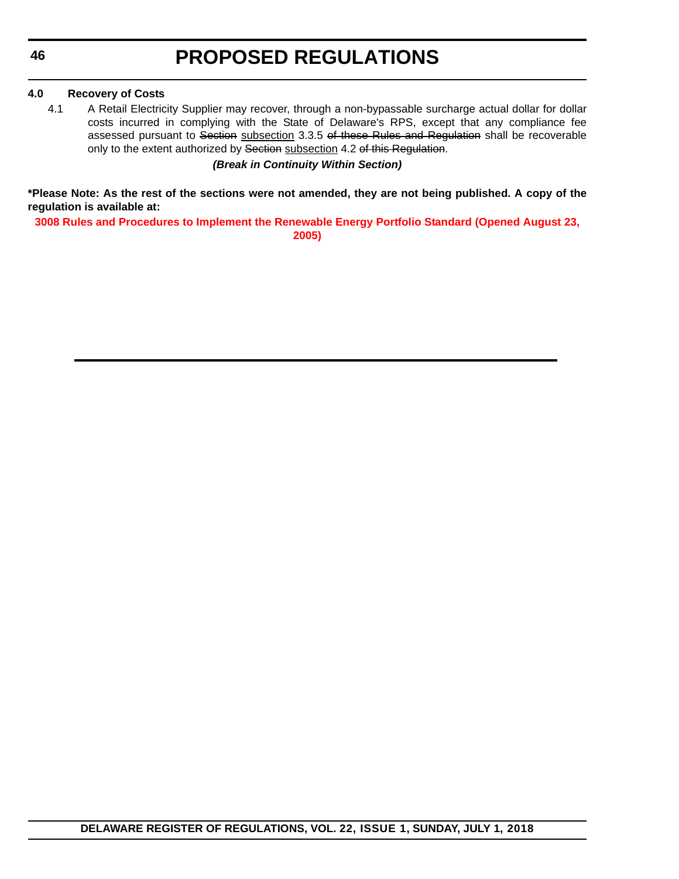**4.0 Recovery of Costs**

4.1 A Retail Electricity Supplier may recover, through a non-bypassable surcharge actual dollar for dollar costs incurred in complying with the State of Delaware's RPS, except that any compliance fee assessed pursuant to ~~Section~~ subsection 3.3.5 ~~of these Rules and Regulation~~ shall be recoverable only to the extent authorized by ~~Section~~ subsection 4.2 ~~of this Regulation~~.

***(Break in Continuity Within Section)***

**\*Please Note: As the rest of the sections were not amended, they are not being published. A copy of the regulation is available at:**

**3008 Rules and Procedures to Implement the Renewable Energy Portfolio Standard (Opened August 23, 2005)**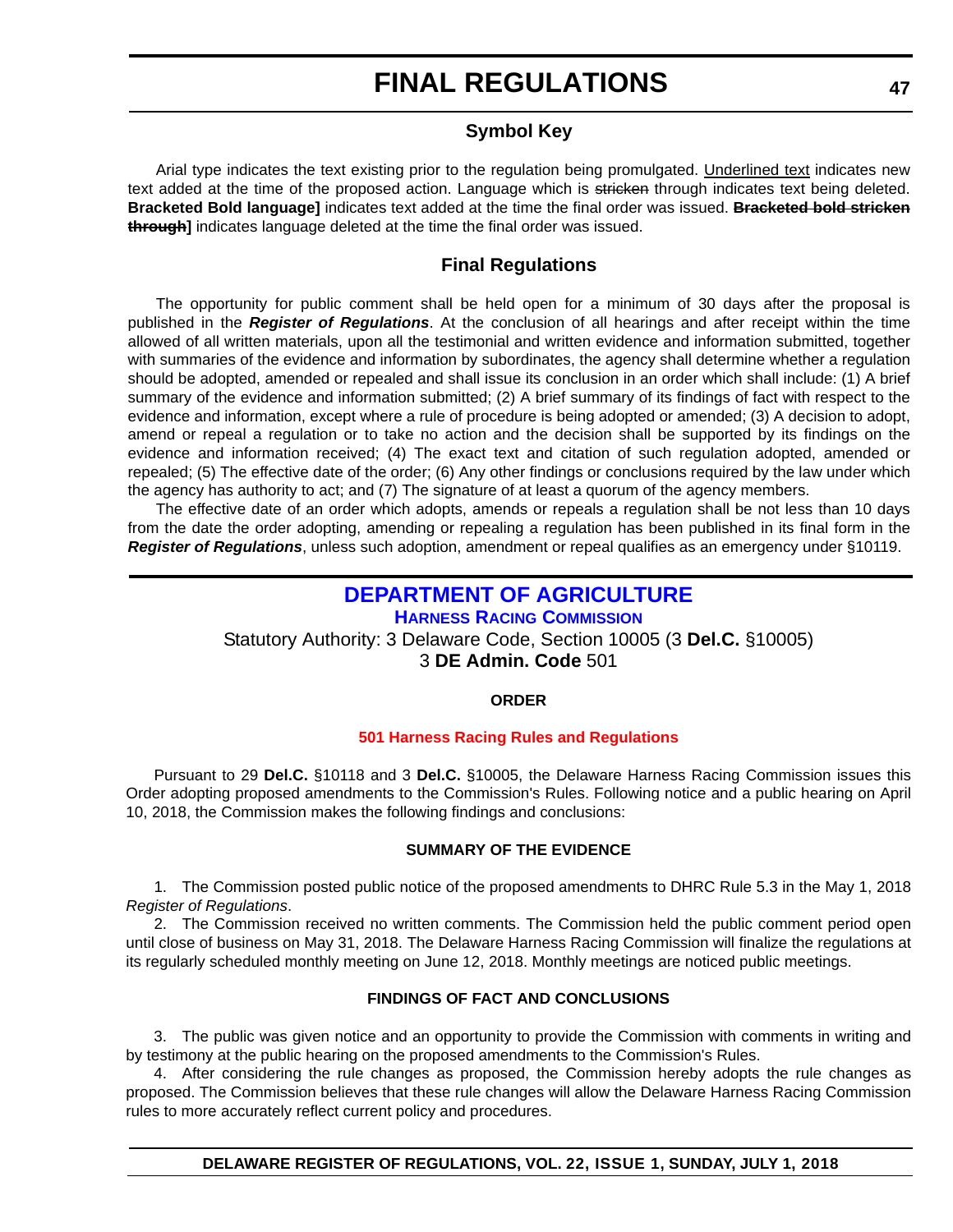# FINAL REGULATIONS

## Symbol Key

Arial type indicates the text existing prior to the regulation being promulgated. <u>Underlined text</u> indicates new text added at the time of the proposed action. Language which is ~~stricken~~ through indicates text being deleted. **Bracketed Bold language]** indicates text added at the time the final order was issued. **~~Bracketed bold stricken through~~]** indicates language deleted at the time the final order was issued.

## Final Regulations

The opportunity for public comment shall be held open for a minimum of 30 days after the proposal is published in the ***Register of Regulations***. At the conclusion of all hearings and after receipt within the time allowed of all written materials, upon all the testimonial and written evidence and information submitted, together with summaries of the evidence and information by subordinates, the agency shall determine whether a regulation should be adopted, amended or repealed and shall issue its conclusion in an order which shall include: (1) A brief summary of the evidence and information submitted; (2) A brief summary of its findings of fact with respect to the evidence and information, except where a rule of procedure is being adopted or amended; (3) A decision to adopt, amend or repeal a regulation or to take no action and the decision shall be supported by its findings on the evidence and information received; (4) The exact text and citation of such regulation adopted, amended or repealed; (5) The effective date of the order; (6) Any other findings or conclusions required by the law under which the agency has authority to act; and (7) The signature of at least a quorum of the agency members.

The effective date of an order which adopts, amends or repeals a regulation shall be not less than 10 days from the date the order adopting, amending or repealing a regulation has been published in its final form in the ***Register of Regulations***, unless such adoption, amendment or repeal qualifies as an emergency under §10119.

## DEPARTMENT OF AGRICULTURE

### Harness Racing Commission

Statutory Authority: 3 Delaware Code, Section 10005 (3 **Del.C.** §10005)
3 **DE Admin. Code** 501

**ORDER**

**501 Harness Racing Rules and Regulations**

Pursuant to 29 **Del.C.** §10118 and 3 **Del.C.** §10005, the Delaware Harness Racing Commission issues this Order adopting proposed amendments to the Commission's Rules. Following notice and a public hearing on April 10, 2018, the Commission makes the following findings and conclusions:

**SUMMARY OF THE EVIDENCE**

1. The Commission posted public notice of the proposed amendments to DHRC Rule 5.3 in the May 1, 2018 *Register of Regulations*.

2. The Commission received no written comments. The Commission held the public comment period open until close of business on May 31, 2018. The Delaware Harness Racing Commission will finalize the regulations at its regularly scheduled monthly meeting on June 12, 2018. Monthly meetings are noticed public meetings.

**FINDINGS OF FACT AND CONCLUSIONS**

3. The public was given notice and an opportunity to provide the Commission with comments in writing and by testimony at the public hearing on the proposed amendments to the Commission's Rules.

4. After considering the rule changes as proposed, the Commission hereby adopts the rule changes as proposed. The Commission believes that these rule changes will allow the Delaware Harness Racing Commission rules to more accurately reflect current policy and procedures.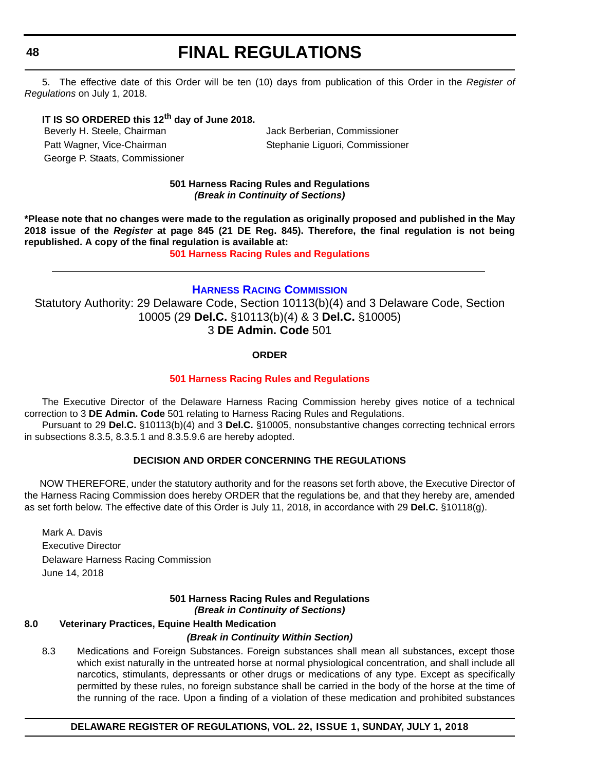5. The effective date of this Order will be ten (10) days from publication of this Order in the *Register of Regulations* on July 1, 2018.

**IT IS SO ORDERED this 12th day of June 2018.**

Beverly H. Steele, Chairman
Patt Wagner, Vice-Chairman
George P. Staats, Commissioner
Jack Berberian, Commissioner
Stephanie Liguori, Commissioner

**501 Harness Racing Rules and Regulations**
***(Break in Continuity of Sections)***

**\*Please note that no changes were made to the regulation as originally proposed and published in the May 2018 issue of the *Register* at page 845 (21 DE Reg. 845). Therefore, the final regulation is not being republished. A copy of the final regulation is available at:**

**501 Harness Racing Rules and Regulations**

---

## HARNESS RACING COMMISSION

Statutory Authority: 29 Delaware Code, Section 10113(b)(4) and 3 Delaware Code, Section 10005 (29 **Del.C.** §10113(b)(4) & 3 **Del.C.** §10005)
3 **DE Admin. Code** 501

**ORDER**

**501 Harness Racing Rules and Regulations**

The Executive Director of the Delaware Harness Racing Commission hereby gives notice of a technical correction to 3 **DE Admin. Code** 501 relating to Harness Racing Rules and Regulations.

Pursuant to 29 **Del.C.** §10113(b)(4) and 3 **Del.C.** §10005, nonsubstantive changes correcting technical errors in subsections 8.3.5, 8.3.5.1 and 8.3.5.9.6 are hereby adopted.

**DECISION AND ORDER CONCERNING THE REGULATIONS**

NOW THEREFORE, under the statutory authority and for the reasons set forth above, the Executive Director of the Harness Racing Commission does hereby ORDER that the regulations be, and that they hereby are, amended as set forth below. The effective date of this Order is July 11, 2018, in accordance with 29 **Del.C.** §10118(g).

Mark A. Davis
Executive Director
Delaware Harness Racing Commission
June 14, 2018

**501 Harness Racing Rules and Regulations**
***(Break in Continuity of Sections)***

**8.0 Veterinary Practices, Equine Health Medication**

***(Break in Continuity Within Section)***

8.3 Medications and Foreign Substances. Foreign substances shall mean all substances, except those which exist naturally in the untreated horse at normal physiological concentration, and shall include all narcotics, stimulants, depressants or other drugs or medications of any type. Except as specifically permitted by these rules, no foreign substance shall be carried in the body of the horse at the time of the running of the race. Upon a finding of a violation of these medication and prohibited substances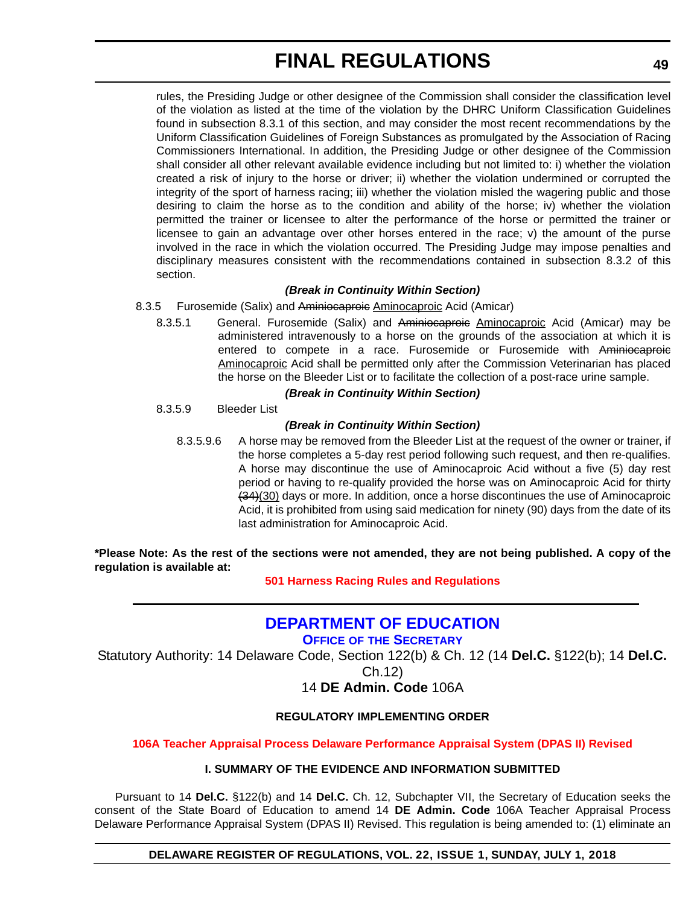rules, the Presiding Judge or other designee of the Commission shall consider the classification level of the violation as listed at the time of the violation by the DHRC Uniform Classification Guidelines found in subsection 8.3.1 of this section, and may consider the most recent recommendations by the Uniform Classification Guidelines of Foreign Substances as promulgated by the Association of Racing Commissioners International. In addition, the Presiding Judge or other designee of the Commission shall consider all other relevant available evidence including but not limited to: i) whether the violation created a risk of injury to the horse or driver; ii) whether the violation undermined or corrupted the integrity of the sport of harness racing; iii) whether the violation misled the wagering public and those desiring to claim the horse as to the condition and ability of the horse; iv) whether the violation permitted the trainer or licensee to alter the performance of the horse or permitted the trainer or licensee to gain an advantage over other horses entered in the race; v) the amount of the purse involved in the race in which the violation occurred. The Presiding Judge may impose penalties and disciplinary measures consistent with the recommendations contained in subsection 8.3.2 of this section.

***(Break in Continuity Within Section)***

8.3.5 Furosemide (Salix) and ~~Aminiocaproic~~ Aminocaproic Acid (Amicar)

8.3.5.1 General. Furosemide (Salix) and ~~Aminiocaproic~~ Aminocaproic Acid (Amicar) may be administered intravenously to a horse on the grounds of the association at which it is entered to compete in a race. Furosemide or Furosemide with ~~Aminiocaproic~~ Aminocaproic Acid shall be permitted only after the Commission Veterinarian has placed the horse on the Bleeder List or to facilitate the collection of a post-race urine sample.

***(Break in Continuity Within Section)***

8.3.5.9 Bleeder List

***(Break in Continuity Within Section)***

8.3.5.9.6 A horse may be removed from the Bleeder List at the request of the owner or trainer, if the horse completes a 5-day rest period following such request, and then re-qualifies. A horse may discontinue the use of Aminocaproic Acid without a five (5) day rest period or having to re-qualify provided the horse was on Aminocaproic Acid for thirty ~~(31)~~(30) days or more. In addition, once a horse discontinues the use of Aminocaproic Acid, it is prohibited from using said medication for ninety (90) days from the date of its last administration for Aminocaproic Acid.

**\*Please Note: As the rest of the sections were not amended, they are not being published. A copy of the regulation is available at:**

**501 Harness Racing Rules and Regulations**

## DEPARTMENT OF EDUCATION

### OFFICE OF THE SECRETARY

Statutory Authority: 14 Delaware Code, Section 122(b) & Ch. 12 (14 **Del.C.** §122(b); 14 **Del.C.** Ch.12)

14 **DE Admin. Code** 106A

**REGULATORY IMPLEMENTING ORDER**

**106A Teacher Appraisal Process Delaware Performance Appraisal System (DPAS II) Revised**

**I. SUMMARY OF THE EVIDENCE AND INFORMATION SUBMITTED**

Pursuant to 14 **Del.C.** §122(b) and 14 **Del.C.** Ch. 12, Subchapter VII, the Secretary of Education seeks the consent of the State Board of Education to amend 14 **DE Admin. Code** 106A Teacher Appraisal Process Delaware Performance Appraisal System (DPAS II) Revised. This regulation is being amended to: (1) eliminate an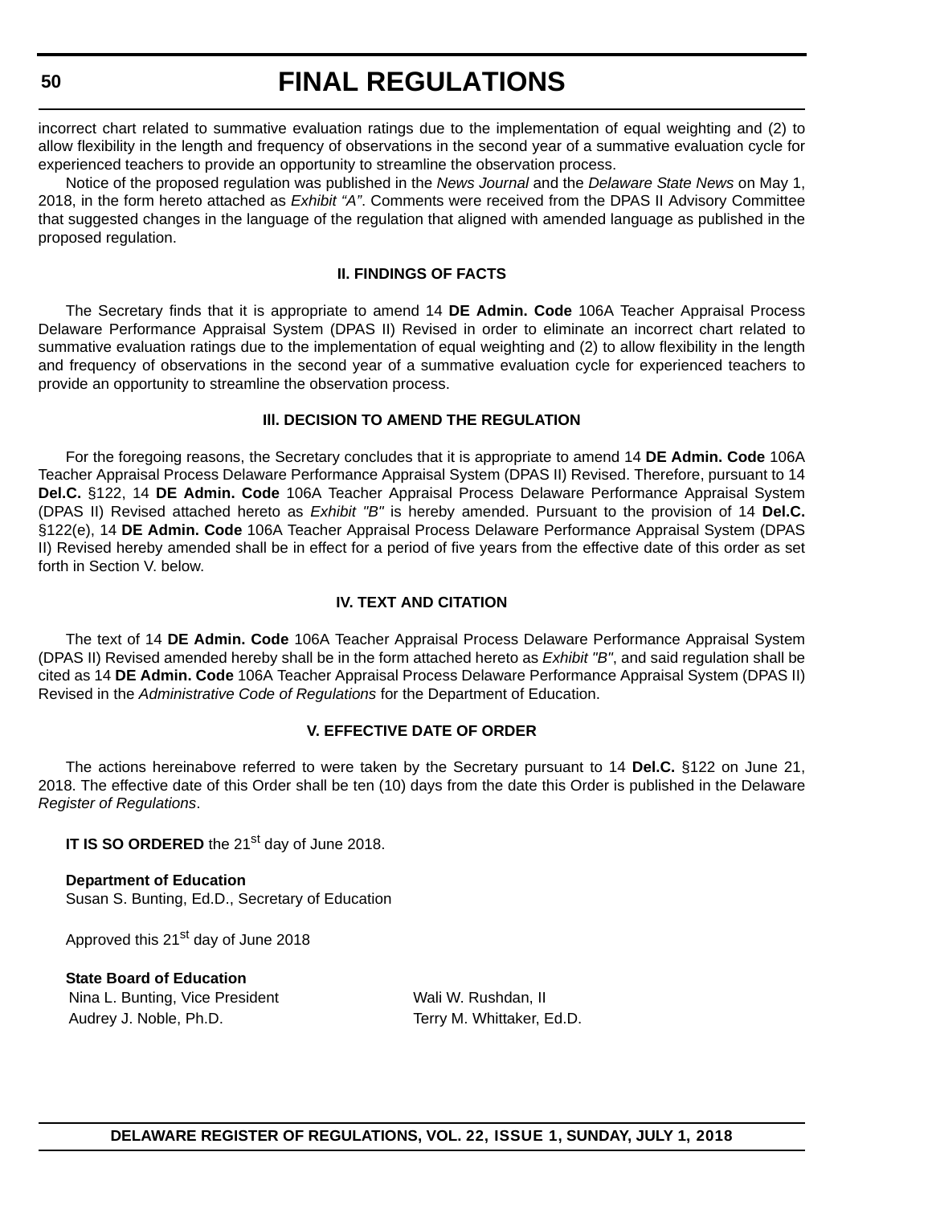incorrect chart related to summative evaluation ratings due to the implementation of equal weighting and (2) to allow flexibility in the length and frequency of observations in the second year of a summative evaluation cycle for experienced teachers to provide an opportunity to streamline the observation process.

Notice of the proposed regulation was published in the *News Journal* and the *Delaware State News* on May 1, 2018, in the form hereto attached as *Exhibit "A"*. Comments were received from the DPAS II Advisory Committee that suggested changes in the language of the regulation that aligned with amended language as published in the proposed regulation.

**II. FINDINGS OF FACTS**

The Secretary finds that it is appropriate to amend 14 **DE Admin. Code** 106A Teacher Appraisal Process Delaware Performance Appraisal System (DPAS II) Revised in order to eliminate an incorrect chart related to summative evaluation ratings due to the implementation of equal weighting and (2) to allow flexibility in the length and frequency of observations in the second year of a summative evaluation cycle for experienced teachers to provide an opportunity to streamline the observation process.

**III. DECISION TO AMEND THE REGULATION**

For the foregoing reasons, the Secretary concludes that it is appropriate to amend 14 **DE Admin. Code** 106A Teacher Appraisal Process Delaware Performance Appraisal System (DPAS II) Revised. Therefore, pursuant to 14 **Del.C.** §122, 14 **DE Admin. Code** 106A Teacher Appraisal Process Delaware Performance Appraisal System (DPAS II) Revised attached hereto as *Exhibit "B"* is hereby amended. Pursuant to the provision of 14 **Del.C.** §122(e), 14 **DE Admin. Code** 106A Teacher Appraisal Process Delaware Performance Appraisal System (DPAS II) Revised hereby amended shall be in effect for a period of five years from the effective date of this order as set forth in Section V. below.

**IV. TEXT AND CITATION**

The text of 14 **DE Admin. Code** 106A Teacher Appraisal Process Delaware Performance Appraisal System (DPAS II) Revised amended hereby shall be in the form attached hereto as *Exhibit "B"*, and said regulation shall be cited as 14 **DE Admin. Code** 106A Teacher Appraisal Process Delaware Performance Appraisal System (DPAS II) Revised in the *Administrative Code of Regulations* for the Department of Education.

**V. EFFECTIVE DATE OF ORDER**

The actions hereinabove referred to were taken by the Secretary pursuant to 14 **Del.C.** §122 on June 21, 2018. The effective date of this Order shall be ten (10) days from the date this Order is published in the Delaware *Register of Regulations*.

**IT IS SO ORDERED** the 21st day of June 2018.

**Department of Education**
Susan S. Bunting, Ed.D., Secretary of Education

Approved this 21st day of June 2018

**State Board of Education**

Nina L. Bunting, Vice President
Audrey J. Noble, Ph.D.
Wali W. Rushdan, II
Terry M. Whittaker, Ed.D.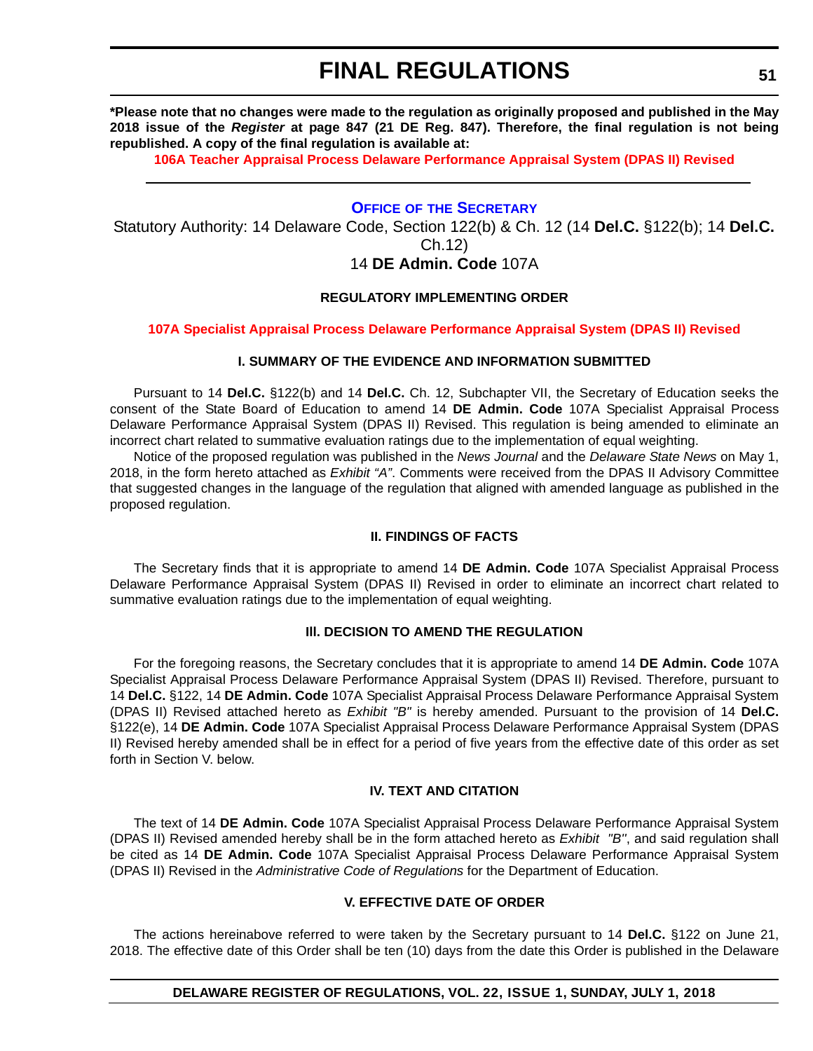**\*Please note that no changes were made to the regulation as originally proposed and published in the May 2018 issue of the *Register* at page 847 (21 DE Reg. 847). Therefore, the final regulation is not being republished. A copy of the final regulation is available at:**

**106A Teacher Appraisal Process Delaware Performance Appraisal System (DPAS II) Revised**

---

## OFFICE OF THE SECRETARY

Statutory Authority: 14 Delaware Code, Section 122(b) & Ch. 12 (14 **Del.C.** §122(b); 14 **Del.C.** Ch.12)

14 **DE Admin. Code** 107A

### REGULATORY IMPLEMENTING ORDER

**107A Specialist Appraisal Process Delaware Performance Appraisal System (DPAS II) Revised**

#### I. SUMMARY OF THE EVIDENCE AND INFORMATION SUBMITTED

Pursuant to 14 **Del.C.** §122(b) and 14 **Del.C.** Ch. 12, Subchapter VII, the Secretary of Education seeks the consent of the State Board of Education to amend 14 **DE Admin. Code** 107A Specialist Appraisal Process Delaware Performance Appraisal System (DPAS II) Revised. This regulation is being amended to eliminate an incorrect chart related to summative evaluation ratings due to the implementation of equal weighting.

Notice of the proposed regulation was published in the *News Journal* and the *Delaware State News* on May 1, 2018, in the form hereto attached as *Exhibit "A"*. Comments were received from the DPAS II Advisory Committee that suggested changes in the language of the regulation that aligned with amended language as published in the proposed regulation.

#### II. FINDINGS OF FACTS

The Secretary finds that it is appropriate to amend 14 **DE Admin. Code** 107A Specialist Appraisal Process Delaware Performance Appraisal System (DPAS II) Revised in order to eliminate an incorrect chart related to summative evaluation ratings due to the implementation of equal weighting.

#### III. DECISION TO AMEND THE REGULATION

For the foregoing reasons, the Secretary concludes that it is appropriate to amend 14 **DE Admin. Code** 107A Specialist Appraisal Process Delaware Performance Appraisal System (DPAS II) Revised. Therefore, pursuant to 14 **Del.C.** §122, 14 **DE Admin. Code** 107A Specialist Appraisal Process Delaware Performance Appraisal System (DPAS II) Revised attached hereto as *Exhibit "B"* is hereby amended. Pursuant to the provision of 14 **Del.C.** §122(e), 14 **DE Admin. Code** 107A Specialist Appraisal Process Delaware Performance Appraisal System (DPAS II) Revised hereby amended shall be in effect for a period of five years from the effective date of this order as set forth in Section V. below.

#### IV. TEXT AND CITATION

The text of 14 **DE Admin. Code** 107A Specialist Appraisal Process Delaware Performance Appraisal System (DPAS II) Revised amended hereby shall be in the form attached hereto as *Exhibit "B"*, and said regulation shall be cited as 14 **DE Admin. Code** 107A Specialist Appraisal Process Delaware Performance Appraisal System (DPAS II) Revised in the *Administrative Code of Regulations* for the Department of Education.

#### V. EFFECTIVE DATE OF ORDER

The actions hereinabove referred to were taken by the Secretary pursuant to 14 **Del.C.** §122 on June 21, 2018. The effective date of this Order shall be ten (10) days from the date this Order is published in the Delaware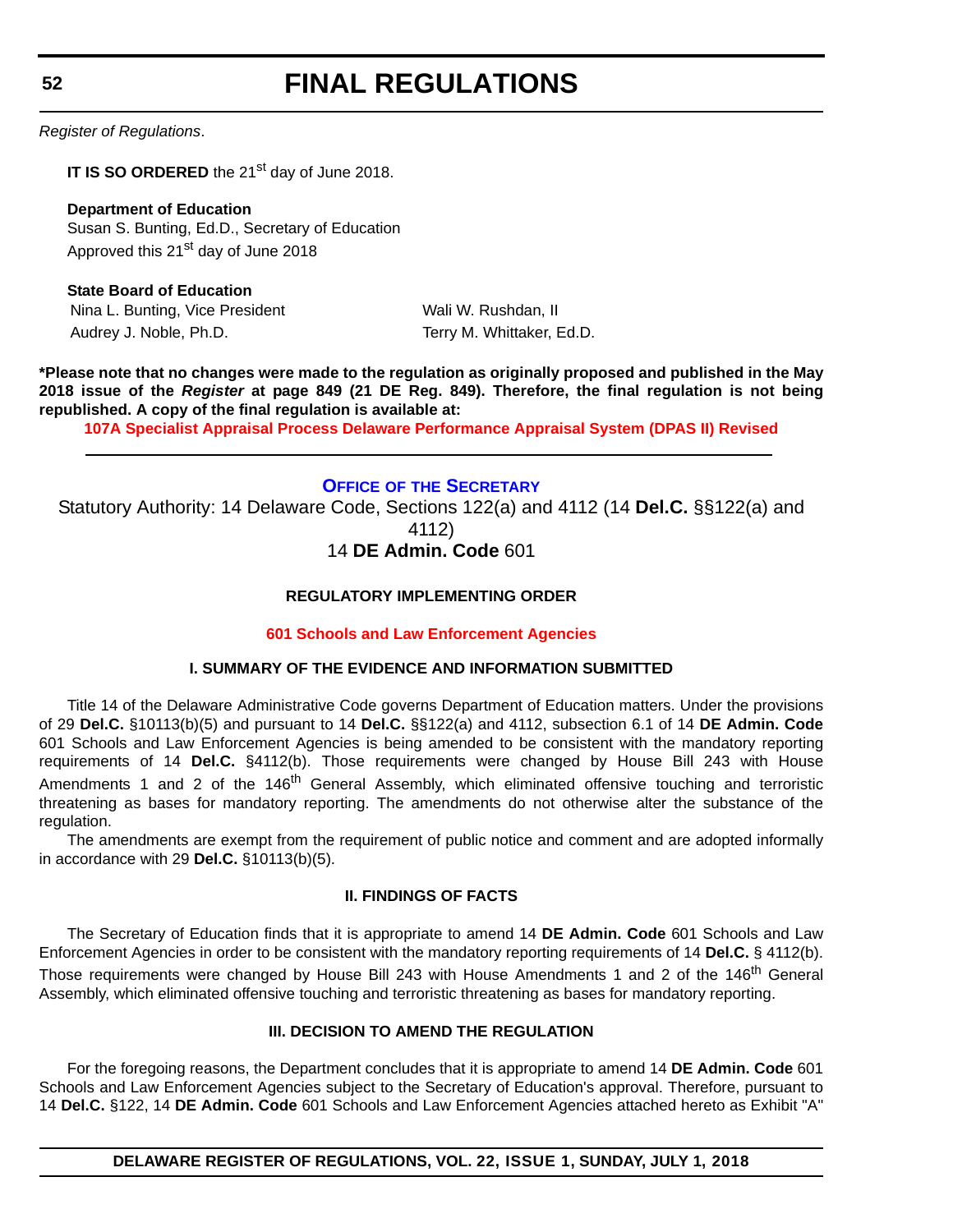*Register of Regulations*.

**IT IS SO ORDERED** the 21st day of June 2018.

**Department of Education**
Susan S. Bunting, Ed.D., Secretary of Education
Approved this 21st day of June 2018

**State Board of Education**

| | |
|---|---|
| Nina L. Bunting, Vice President | Wali W. Rushdan, II |
| Audrey J. Noble, Ph.D. | Terry M. Whittaker, Ed.D. |

**\*Please note that no changes were made to the regulation as originally proposed and published in the May 2018 issue of the *Register* at page 849 (21 DE Reg. 849). Therefore, the final regulation is not being republished. A copy of the final regulation is available at:**

**107A Specialist Appraisal Process Delaware Performance Appraisal System (DPAS II) Revised**

---

## OFFICE OF THE SECRETARY

Statutory Authority: 14 Delaware Code, Sections 122(a) and 4112 (14 **Del.C.** §§122(a) and 4112)
14 **DE Admin. Code** 601

### REGULATORY IMPLEMENTING ORDER

**601 Schools and Law Enforcement Agencies**

#### I. SUMMARY OF THE EVIDENCE AND INFORMATION SUBMITTED

Title 14 of the Delaware Administrative Code governs Department of Education matters. Under the provisions of 29 **Del.C.** §10113(b)(5) and pursuant to 14 **Del.C.** §§122(a) and 4112, subsection 6.1 of 14 **DE Admin. Code** 601 Schools and Law Enforcement Agencies is being amended to be consistent with the mandatory reporting requirements of 14 **Del.C.** §4112(b). Those requirements were changed by House Bill 243 with House Amendments 1 and 2 of the 146th General Assembly, which eliminated offensive touching and terroristic threatening as bases for mandatory reporting. The amendments do not otherwise alter the substance of the regulation.

The amendments are exempt from the requirement of public notice and comment and are adopted informally in accordance with 29 **Del.C.** §10113(b)(5).

#### II. FINDINGS OF FACTS

The Secretary of Education finds that it is appropriate to amend 14 **DE Admin. Code** 601 Schools and Law Enforcement Agencies in order to be consistent with the mandatory reporting requirements of 14 **Del.C.** § 4112(b). Those requirements were changed by House Bill 243 with House Amendments 1 and 2 of the 146th General Assembly, which eliminated offensive touching and terroristic threatening as bases for mandatory reporting.

#### III. DECISION TO AMEND THE REGULATION

For the foregoing reasons, the Department concludes that it is appropriate to amend 14 **DE Admin. Code** 601 Schools and Law Enforcement Agencies subject to the Secretary of Education's approval. Therefore, pursuant to 14 **Del.C.** §122, 14 **DE Admin. Code** 601 Schools and Law Enforcement Agencies attached hereto as Exhibit "A"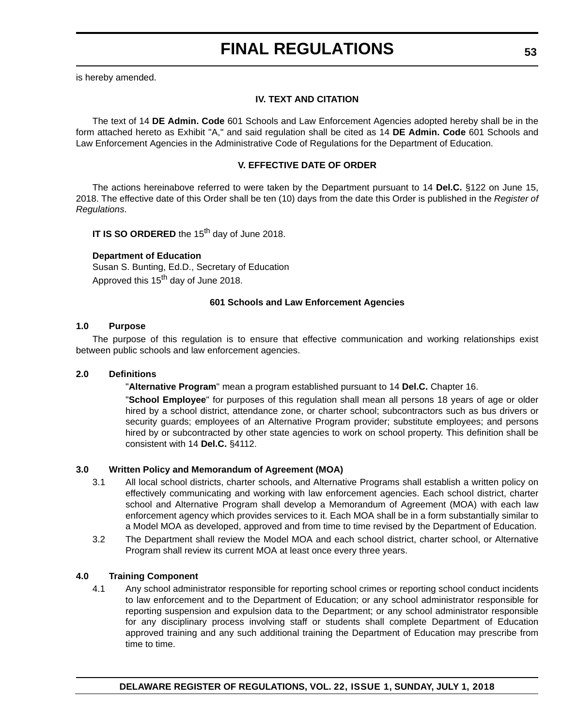is hereby amended.

### IV. TEXT AND CITATION

The text of 14 **DE Admin. Code** 601 Schools and Law Enforcement Agencies adopted hereby shall be in the form attached hereto as Exhibit "A," and said regulation shall be cited as 14 **DE Admin. Code** 601 Schools and Law Enforcement Agencies in the Administrative Code of Regulations for the Department of Education.

### V. EFFECTIVE DATE OF ORDER

The actions hereinabove referred to were taken by the Department pursuant to 14 **Del.C.** §122 on June 15, 2018. The effective date of this Order shall be ten (10) days from the date this Order is published in the *Register of Regulations*.

**IT IS SO ORDERED** the 15th day of June 2018.

**Department of Education**
Susan S. Bunting, Ed.D., Secretary of Education
Approved this 15th day of June 2018.

### 601 Schools and Law Enforcement Agencies

**1.0 Purpose**

The purpose of this regulation is to ensure that effective communication and working relationships exist between public schools and law enforcement agencies.

**2.0 Definitions**

"**Alternative Program**" mean a program established pursuant to 14 **Del.C.** Chapter 16.

"**School Employee**" for purposes of this regulation shall mean all persons 18 years of age or older hired by a school district, attendance zone, or charter school; subcontractors such as bus drivers or security guards; employees of an Alternative Program provider; substitute employees; and persons hired by or subcontracted by other state agencies to work on school property. This definition shall be consistent with 14 **Del.C.** §4112.

**3.0 Written Policy and Memorandum of Agreement (MOA)**

3.1 All local school districts, charter schools, and Alternative Programs shall establish a written policy on effectively communicating and working with law enforcement agencies. Each school district, charter school and Alternative Program shall develop a Memorandum of Agreement (MOA) with each law enforcement agency which provides services to it. Each MOA shall be in a form substantially similar to a Model MOA as developed, approved and from time to time revised by the Department of Education.

3.2 The Department shall review the Model MOA and each school district, charter school, or Alternative Program shall review its current MOA at least once every three years.

**4.0 Training Component**

4.1 Any school administrator responsible for reporting school crimes or reporting school conduct incidents to law enforcement and to the Department of Education; or any school administrator responsible for reporting suspension and expulsion data to the Department; or any school administrator responsible for any disciplinary process involving staff or students shall complete Department of Education approved training and any such additional training the Department of Education may prescribe from time to time.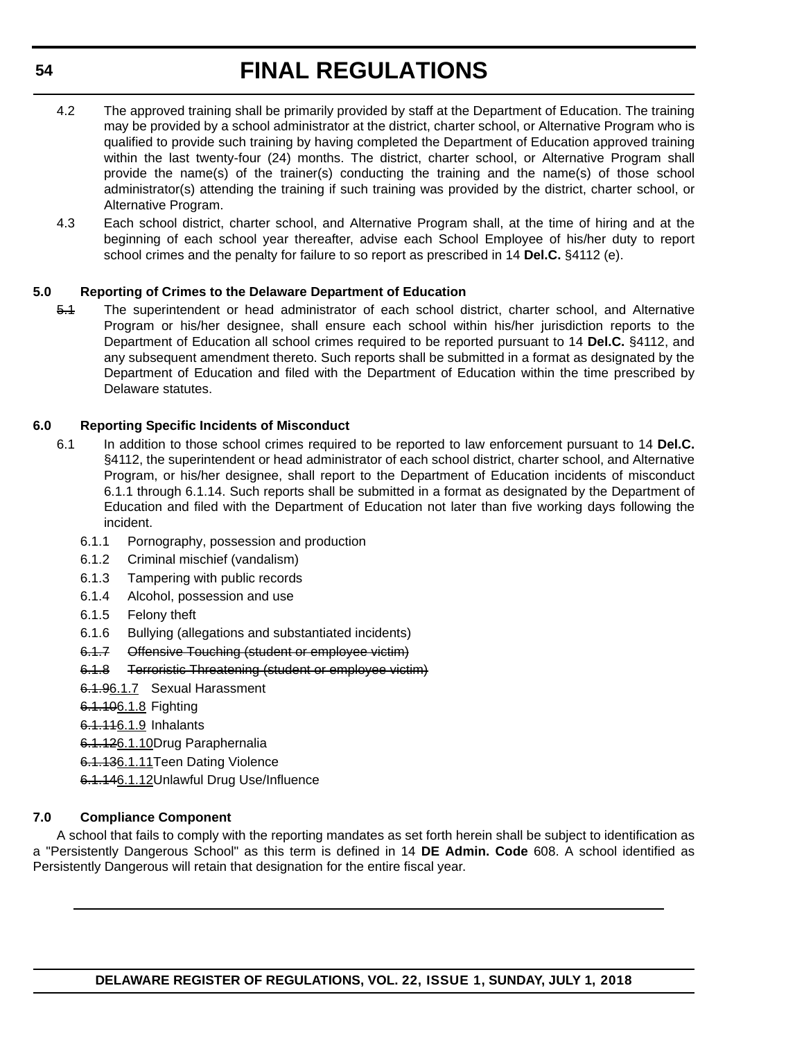# FINAL REGULATIONS

4.2 The approved training shall be primarily provided by staff at the Department of Education. The training may be provided by a school administrator at the district, charter school, or Alternative Program who is qualified to provide such training by having completed the Department of Education approved training within the last twenty-four (24) months. The district, charter school, or Alternative Program shall provide the name(s) of the trainer(s) conducting the training and the name(s) of those school administrator(s) attending the training if such training was provided by the district, charter school, or Alternative Program.

4.3 Each school district, charter school, and Alternative Program shall, at the time of hiring and at the beginning of each school year thereafter, advise each School Employee of his/her duty to report school crimes and the penalty for failure to so report as prescribed in 14 **Del.C.** §4112 (e).

**5.0 Reporting of Crimes to the Delaware Department of Education**

~~5.1~~ The superintendent or head administrator of each school district, charter school, and Alternative Program or his/her designee, shall ensure each school within his/her jurisdiction reports to the Department of Education all school crimes required to be reported pursuant to 14 **Del.C.** §4112, and any subsequent amendment thereto. Such reports shall be submitted in a format as designated by the Department of Education and filed with the Department of Education within the time prescribed by Delaware statutes.

**6.0 Reporting Specific Incidents of Misconduct**

6.1 In addition to those school crimes required to be reported to law enforcement pursuant to 14 **Del.C.** §4112, the superintendent or head administrator of each school district, charter school, and Alternative Program, or his/her designee, shall report to the Department of Education incidents of misconduct 6.1.1 through 6.1.14. Such reports shall be submitted in a format as designated by the Department of Education and filed with the Department of Education not later than five working days following the incident.

6.1.1 Pornography, possession and production

6.1.2 Criminal mischief (vandalism)

6.1.3 Tampering with public records

6.1.4 Alcohol, possession and use

6.1.5 Felony theft

6.1.6 Bullying (allegations and substantiated incidents)

~~6.1.7 Offensive Touching (student or employee victim)~~

~~6.1.8 Terroristic Threatening (student or employee victim)~~

~~6.1.9~~6.1.7 Sexual Harassment

~~6.1.10~~6.1.8 Fighting

~~6.1.11~~6.1.9 Inhalants

~~6.1.12~~6.1.10 Drug Paraphernalia

~~6.1.13~~6.1.11 Teen Dating Violence

~~6.1.14~~6.1.12 Unlawful Drug Use/Influence

**7.0 Compliance Component**

A school that fails to comply with the reporting mandates as set forth herein shall be subject to identification as a "Persistently Dangerous School" as this term is defined in 14 **DE Admin. Code** 608. A school identified as Persistently Dangerous will retain that designation for the entire fiscal year.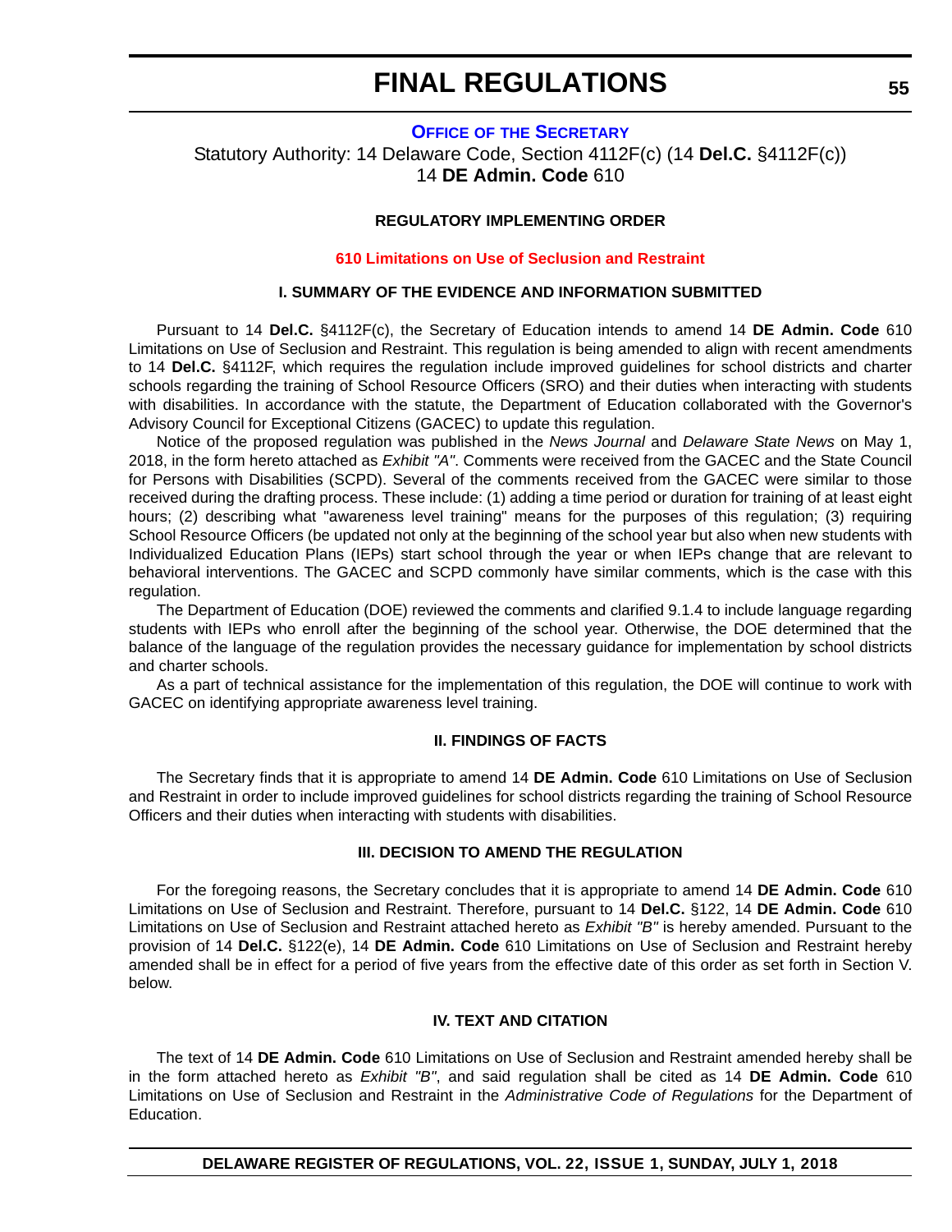## OFFICE OF THE SECRETARY

Statutory Authority: 14 Delaware Code, Section 4112F(c) (14 **Del.C.** §4112F(c))
14 **DE Admin. Code** 610

### REGULATORY IMPLEMENTING ORDER

### 610 Limitations on Use of Seclusion and Restraint

### I. SUMMARY OF THE EVIDENCE AND INFORMATION SUBMITTED

Pursuant to 14 **Del.C.** §4112F(c), the Secretary of Education intends to amend 14 **DE Admin. Code** 610 Limitations on Use of Seclusion and Restraint. This regulation is being amended to align with recent amendments to 14 **Del.C.** §4112F, which requires the regulation include improved guidelines for school districts and charter schools regarding the training of School Resource Officers (SRO) and their duties when interacting with students with disabilities. In accordance with the statute, the Department of Education collaborated with the Governor's Advisory Council for Exceptional Citizens (GACEC) to update this regulation.

Notice of the proposed regulation was published in the *News Journal* and *Delaware State News* on May 1, 2018, in the form hereto attached as *Exhibit "A"*. Comments were received from the GACEC and the State Council for Persons with Disabilities (SCPD). Several of the comments received from the GACEC were similar to those received during the drafting process. These include: (1) adding a time period or duration for training of at least eight hours; (2) describing what "awareness level training" means for the purposes of this regulation; (3) requiring School Resource Officers (be updated not only at the beginning of the school year but also when new students with Individualized Education Plans (IEPs) start school through the year or when IEPs change that are relevant to behavioral interventions. The GACEC and SCPD commonly have similar comments, which is the case with this regulation.

The Department of Education (DOE) reviewed the comments and clarified 9.1.4 to include language regarding students with IEPs who enroll after the beginning of the school year. Otherwise, the DOE determined that the balance of the language of the regulation provides the necessary guidance for implementation by school districts and charter schools.

As a part of technical assistance for the implementation of this regulation, the DOE will continue to work with GACEC on identifying appropriate awareness level training.

### II. FINDINGS OF FACTS

The Secretary finds that it is appropriate to amend 14 **DE Admin. Code** 610 Limitations on Use of Seclusion and Restraint in order to include improved guidelines for school districts regarding the training of School Resource Officers and their duties when interacting with students with disabilities.

### III. DECISION TO AMEND THE REGULATION

For the foregoing reasons, the Secretary concludes that it is appropriate to amend 14 **DE Admin. Code** 610 Limitations on Use of Seclusion and Restraint. Therefore, pursuant to 14 **Del.C.** §122, 14 **DE Admin. Code** 610 Limitations on Use of Seclusion and Restraint attached hereto as *Exhibit "B"* is hereby amended. Pursuant to the provision of 14 **Del.C.** §122(e), 14 **DE Admin. Code** 610 Limitations on Use of Seclusion and Restraint hereby amended shall be in effect for a period of five years from the effective date of this order as set forth in Section V. below.

### IV. TEXT AND CITATION

The text of 14 **DE Admin. Code** 610 Limitations on Use of Seclusion and Restraint amended hereby shall be in the form attached hereto as *Exhibit "B"*, and said regulation shall be cited as 14 **DE Admin. Code** 610 Limitations on Use of Seclusion and Restraint in the *Administrative Code of Regulations* for the Department of Education.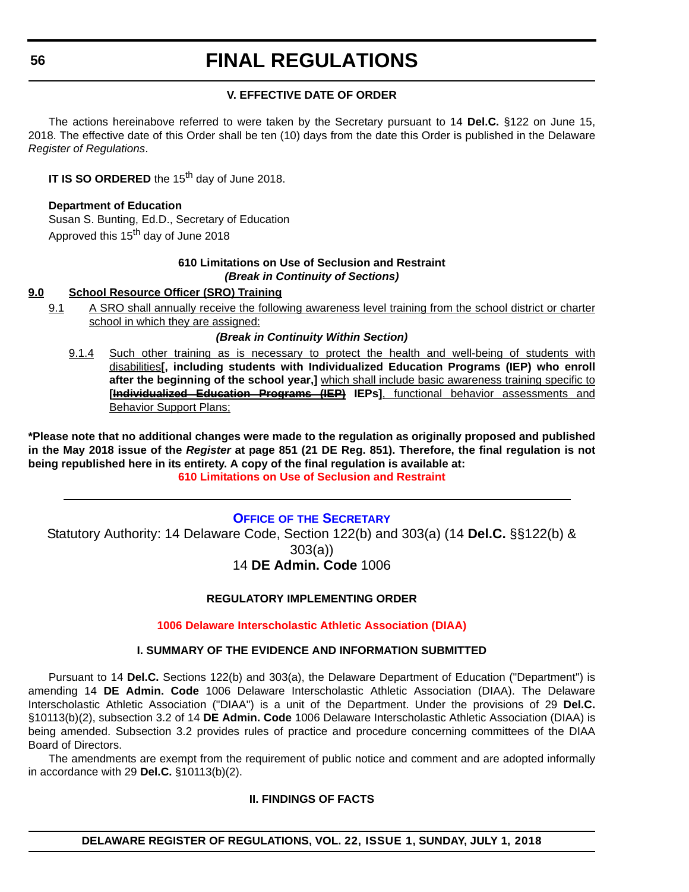### V. EFFECTIVE DATE OF ORDER

The actions hereinabove referred to were taken by the Secretary pursuant to 14 **Del.C.** §122 on June 15, 2018. The effective date of this Order shall be ten (10) days from the date this Order is published in the Delaware *Register of Regulations*.

**IT IS SO ORDERED** the 15th day of June 2018.

**Department of Education**
Susan S. Bunting, Ed.D., Secretary of Education
Approved this 15th day of June 2018

**610 Limitations on Use of Seclusion and Restraint**
***(Break in Continuity of Sections)***

**9.0 School Resource Officer (SRO) Training**

9.1 A SRO shall annually receive the following awareness level training from the school district or charter school in which they are assigned:

***(Break in Continuity Within Section)***

9.1.4 Such other training as is necessary to protect the health and well-being of students with disabilities**[, including students with Individualized Education Programs (IEP) who enroll after the beginning of the school year,]** which shall include basic awareness training specific to **[~~Individualized Education Programs (IEP)~~ IEPs]**, functional behavior assessments and Behavior Support Plans;

**\*Please note that no additional changes were made to the regulation as originally proposed and published in the May 2018 issue of the *Register* at page 851 (21 DE Reg. 851). Therefore, the final regulation is not being republished here in its entirety. A copy of the final regulation is available at:**
**610 Limitations on Use of Seclusion and Restraint**

---

## OFFICE OF THE SECRETARY

Statutory Authority: 14 Delaware Code, Section 122(b) and 303(a) (14 **Del.C.** §§122(b) & 303(a))
14 **DE Admin. Code** 1006

### REGULATORY IMPLEMENTING ORDER

**1006 Delaware Interscholastic Athletic Association (DIAA)**

### I. SUMMARY OF THE EVIDENCE AND INFORMATION SUBMITTED

Pursuant to 14 **Del.C.** Sections 122(b) and 303(a), the Delaware Department of Education ("Department") is amending 14 **DE Admin. Code** 1006 Delaware Interscholastic Athletic Association (DIAA). The Delaware Interscholastic Athletic Association ("DIAA") is a unit of the Department. Under the provisions of 29 **Del.C.** §10113(b)(2), subsection 3.2 of 14 **DE Admin. Code** 1006 Delaware Interscholastic Athletic Association (DIAA) is being amended. Subsection 3.2 provides rules of practice and procedure concerning committees of the DIAA Board of Directors.

The amendments are exempt from the requirement of public notice and comment and are adopted informally in accordance with 29 **Del.C.** §10113(b)(2).

### II. FINDINGS OF FACTS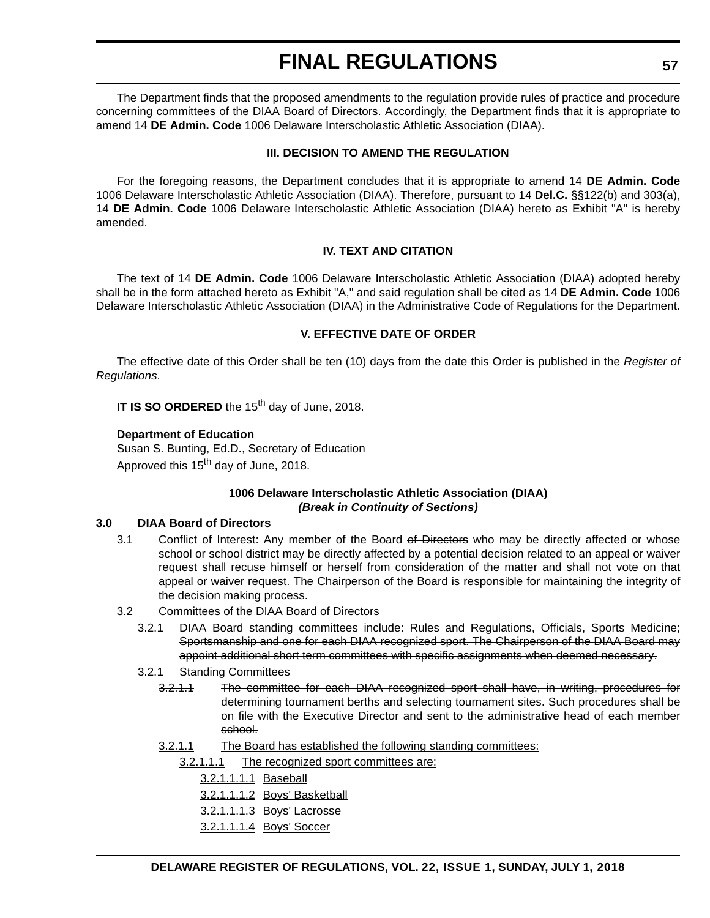The Department finds that the proposed amendments to the regulation provide rules of practice and procedure concerning committees of the DIAA Board of Directors. Accordingly, the Department finds that it is appropriate to amend 14 **DE Admin. Code** 1006 Delaware Interscholastic Athletic Association (DIAA).

**III. DECISION TO AMEND THE REGULATION**

For the foregoing reasons, the Department concludes that it is appropriate to amend 14 **DE Admin. Code** 1006 Delaware Interscholastic Athletic Association (DIAA). Therefore, pursuant to 14 **Del.C.** §§122(b) and 303(a), 14 **DE Admin. Code** 1006 Delaware Interscholastic Athletic Association (DIAA) hereto as Exhibit "A" is hereby amended.

**IV. TEXT AND CITATION**

The text of 14 **DE Admin. Code** 1006 Delaware Interscholastic Athletic Association (DIAA) adopted hereby shall be in the form attached hereto as Exhibit "A," and said regulation shall be cited as 14 **DE Admin. Code** 1006 Delaware Interscholastic Athletic Association (DIAA) in the Administrative Code of Regulations for the Department.

**V. EFFECTIVE DATE OF ORDER**

The effective date of this Order shall be ten (10) days from the date this Order is published in the *Register of Regulations*.

**IT IS SO ORDERED** the 15th day of June, 2018.

**Department of Education**
Susan S. Bunting, Ed.D., Secretary of Education
Approved this 15th day of June, 2018.

**1006 Delaware Interscholastic Athletic Association (DIAA)**
***(Break in Continuity of Sections)***

**3.0 DIAA Board of Directors**

3.1 Conflict of Interest: Any member of the Board ~~of Directors~~ who may be directly affected or whose school or school district may be directly affected by a potential decision related to an appeal or waiver request shall recuse himself or herself from consideration of the matter and shall not vote on that appeal or waiver request. The Chairperson of the Board is responsible for maintaining the integrity of the decision making process.

3.2 Committees of the DIAA Board of Directors

~~3.2.1 DIAA Board standing committees include: Rules and Regulations, Officials, Sports Medicine; Sportsmanship and one for each DIAA recognized sport. The Chairperson of the DIAA Board may appoint additional short term committees with specific assignments when deemed necessary.~~

<u>3.2.1 Standing Committees</u>

~~3.2.1.1 The committee for each DIAA recognized sport shall have, in writing, procedures for determining tournament berths and selecting tournament sites. Such procedures shall be on file with the Executive Director and sent to the administrative head of each member school.~~

<u>3.2.1.1 The Board has established the following standing committees:</u>

<u>3.2.1.1.1 The recognized sport committees are:</u>

<u>3.2.1.1.1.1 Baseball</u>

<u>3.2.1.1.1.2 Boys' Basketball</u>

<u>3.2.1.1.1.3 Boys' Lacrosse</u>

<u>3.2.1.1.1.4 Boys' Soccer</u>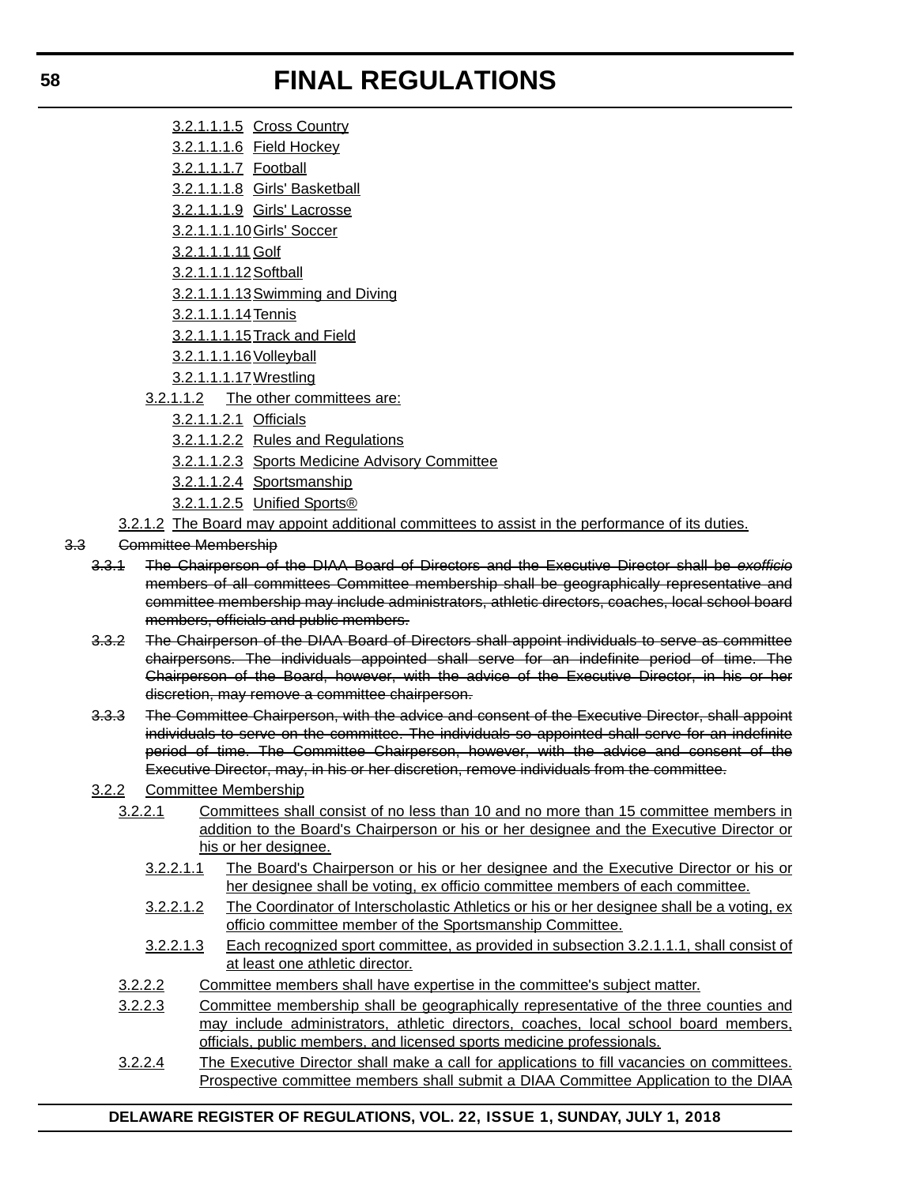3.2.1.1.1.5 Cross Country

3.2.1.1.1.6 Field Hockey

3.2.1.1.1.7 Football

3.2.1.1.1.8 Girls' Basketball

3.2.1.1.1.9 Girls' Lacrosse

3.2.1.1.1.10 Girls' Soccer

3.2.1.1.1.11 Golf

3.2.1.1.1.12 Softball

3.2.1.1.1.13 Swimming and Diving

3.2.1.1.1.14 Tennis

3.2.1.1.1.15 Track and Field

3.2.1.1.1.16 Volleyball

3.2.1.1.1.17 Wrestling

3.2.1.1.2 The other committees are:

3.2.1.1.2.1 Officials

3.2.1.1.2.2 Rules and Regulations

3.2.1.1.2.3 Sports Medicine Advisory Committee

3.2.1.1.2.4 Sportsmanship

3.2.1.1.2.5 Unified Sports®

3.2.1.2 The Board may appoint additional committees to assist in the performance of its duties.

~~3.3 Committee Membership~~

~~3.3.1 The Chairperson of the DIAA Board of Directors and the Executive Director shall be *exofficio* members of all committees Committee membership shall be geographically representative and committee membership may include administrators, athletic directors, coaches, local school board members, officials and public members.~~

~~3.3.2 The Chairperson of the DIAA Board of Directors shall appoint individuals to serve as committee chairpersons. The individuals appointed shall serve for an indefinite period of time. The Chairperson of the Board, however, with the advice of the Executive Director, in his or her discretion, may remove a committee chairperson.~~

~~3.3.3 The Committee Chairperson, with the advice and consent of the Executive Director, shall appoint individuals to serve on the committee. The individuals so appointed shall serve for an indefinite period of time. The Committee Chairperson, however, with the advice and consent of the Executive Director, may, in his or her discretion, remove individuals from the committee.~~

3.2.2 Committee Membership

3.2.2.1 Committees shall consist of no less than 10 and no more than 15 committee members in addition to the Board's Chairperson or his or her designee and the Executive Director or his or her designee.

3.2.2.1.1 The Board's Chairperson or his or her designee and the Executive Director or his or her designee shall be voting, ex officio committee members of each committee.

3.2.2.1.2 The Coordinator of Interscholastic Athletics or his or her designee shall be a voting, ex officio committee member of the Sportsmanship Committee.

3.2.2.1.3 Each recognized sport committee, as provided in subsection 3.2.1.1.1, shall consist of at least one athletic director.

3.2.2.2 Committee members shall have expertise in the committee's subject matter.

3.2.2.3 Committee membership shall be geographically representative of the three counties and may include administrators, athletic directors, coaches, local school board members, officials, public members, and licensed sports medicine professionals.

3.2.2.4 The Executive Director shall make a call for applications to fill vacancies on committees. Prospective committee members shall submit a DIAA Committee Application to the DIAA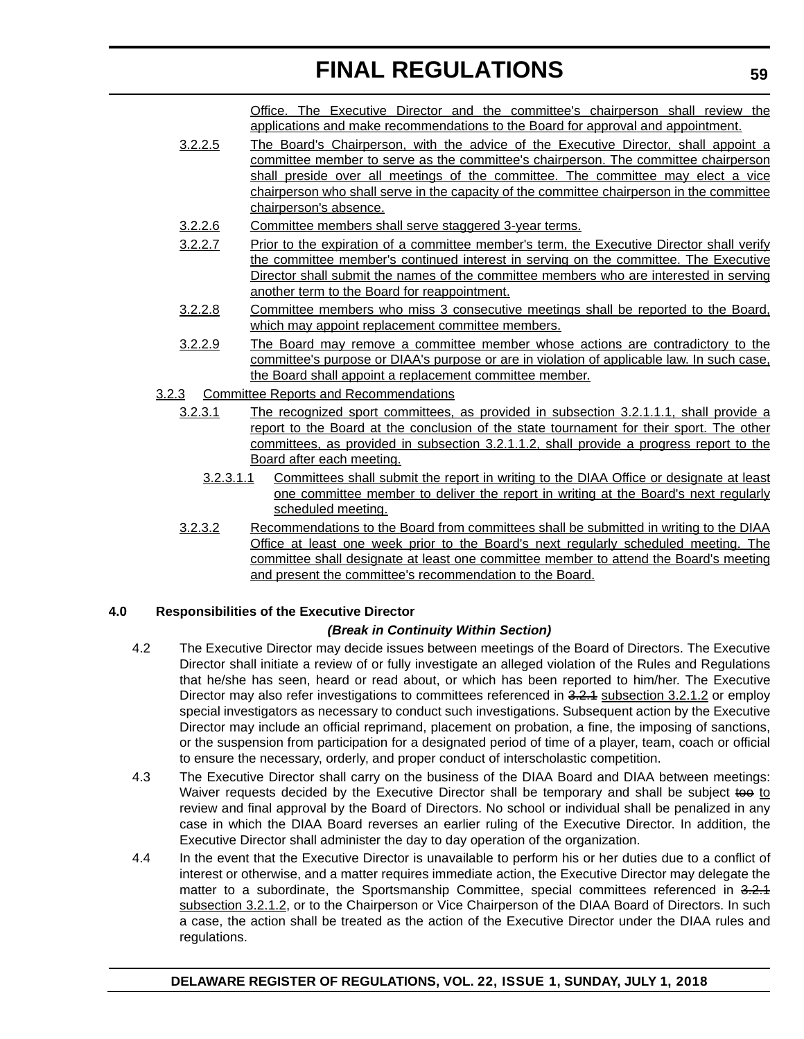Office. The Executive Director and the committee's chairperson shall review the applications and make recommendations to the Board for approval and appointment.

3.2.2.5 The Board's Chairperson, with the advice of the Executive Director, shall appoint a committee member to serve as the committee's chairperson. The committee chairperson shall preside over all meetings of the committee. The committee may elect a vice chairperson who shall serve in the capacity of the committee chairperson in the committee chairperson's absence.

3.2.2.6 Committee members shall serve staggered 3-year terms.

3.2.2.7 Prior to the expiration of a committee member's term, the Executive Director shall verify the committee member's continued interest in serving on the committee. The Executive Director shall submit the names of the committee members who are interested in serving another term to the Board for reappointment.

3.2.2.8 Committee members who miss 3 consecutive meetings shall be reported to the Board, which may appoint replacement committee members.

3.2.2.9 The Board may remove a committee member whose actions are contradictory to the committee's purpose or DIAA's purpose or are in violation of applicable law. In such case, the Board shall appoint a replacement committee member.

3.2.3 Committee Reports and Recommendations

3.2.3.1 The recognized sport committees, as provided in subsection 3.2.1.1.1, shall provide a report to the Board at the conclusion of the state tournament for their sport. The other committees, as provided in subsection 3.2.1.1.2, shall provide a progress report to the Board after each meeting.

3.2.3.1.1 Committees shall submit the report in writing to the DIAA Office or designate at least one committee member to deliver the report in writing at the Board's next regularly scheduled meeting.

3.2.3.2 Recommendations to the Board from committees shall be submitted in writing to the DIAA Office at least one week prior to the Board's next regularly scheduled meeting. The committee shall designate at least one committee member to attend the Board's meeting and present the committee's recommendation to the Board.

**4.0 Responsibilities of the Executive Director**

***(Break in Continuity Within Section)***

4.2 The Executive Director may decide issues between meetings of the Board of Directors. The Executive Director shall initiate a review of or fully investigate an alleged violation of the Rules and Regulations that he/she has seen, heard or read about, or which has been reported to him/her. The Executive Director may also refer investigations to committees referenced in ~~3.2.1~~ subsection 3.2.1.2 or employ special investigators as necessary to conduct such investigations. Subsequent action by the Executive Director may include an official reprimand, placement on probation, a fine, the imposing of sanctions, or the suspension from participation for a designated period of time of a player, team, coach or official to ensure the necessary, orderly, and proper conduct of interscholastic competition.

4.3 The Executive Director shall carry on the business of the DIAA Board and DIAA between meetings: Waiver requests decided by the Executive Director shall be temporary and shall be subject ~~too~~ to review and final approval by the Board of Directors. No school or individual shall be penalized in any case in which the DIAA Board reverses an earlier ruling of the Executive Director. In addition, the Executive Director shall administer the day to day operation of the organization.

4.4 In the event that the Executive Director is unavailable to perform his or her duties due to a conflict of interest or otherwise, and a matter requires immediate action, the Executive Director may delegate the matter to a subordinate, the Sportsmanship Committee, special committees referenced in ~~3.2.1~~ subsection 3.2.1.2, or to the Chairperson or Vice Chairperson of the DIAA Board of Directors. In such a case, the action shall be treated as the action of the Executive Director under the DIAA rules and regulations.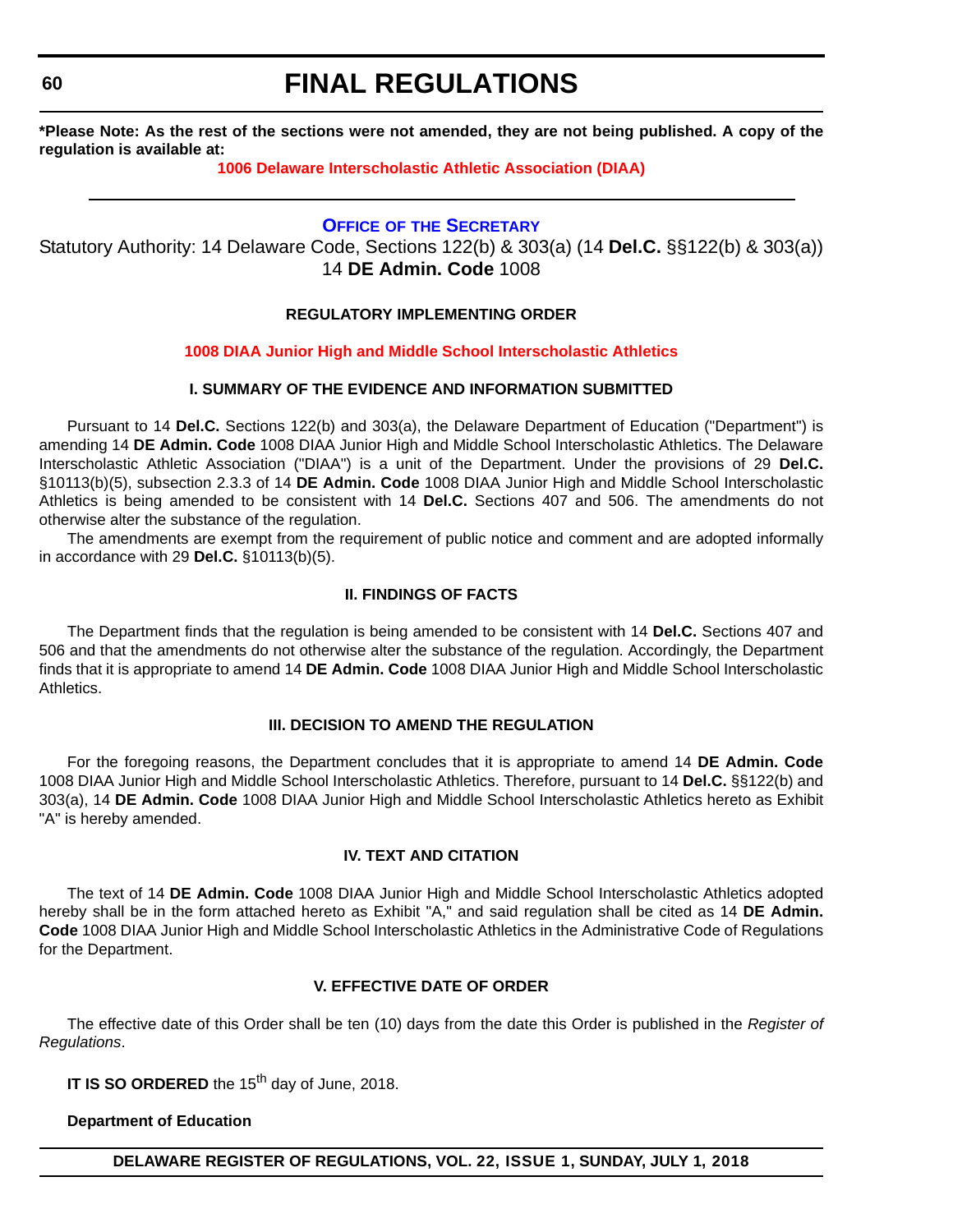**\*Please Note: As the rest of the sections were not amended, they are not being published. A copy of the regulation is available at:**

**1006 Delaware Interscholastic Athletic Association (DIAA)**

---

## OFFICE OF THE SECRETARY

Statutory Authority: 14 Delaware Code, Sections 122(b) & 303(a) (14 **Del.C.** §§122(b) & 303(a))
14 **DE Admin. Code** 1008

### REGULATORY IMPLEMENTING ORDER

### 1008 DIAA Junior High and Middle School Interscholastic Athletics

#### I. SUMMARY OF THE EVIDENCE AND INFORMATION SUBMITTED

Pursuant to 14 **Del.C.** Sections 122(b) and 303(a), the Delaware Department of Education ("Department") is amending 14 **DE Admin. Code** 1008 DIAA Junior High and Middle School Interscholastic Athletics. The Delaware Interscholastic Athletic Association ("DIAA") is a unit of the Department. Under the provisions of 29 **Del.C.** §10113(b)(5), subsection 2.3.3 of 14 **DE Admin. Code** 1008 DIAA Junior High and Middle School Interscholastic Athletics is being amended to be consistent with 14 **Del.C.** Sections 407 and 506. The amendments do not otherwise alter the substance of the regulation.

The amendments are exempt from the requirement of public notice and comment and are adopted informally in accordance with 29 **Del.C.** §10113(b)(5).

#### II. FINDINGS OF FACTS

The Department finds that the regulation is being amended to be consistent with 14 **Del.C.** Sections 407 and 506 and that the amendments do not otherwise alter the substance of the regulation. Accordingly, the Department finds that it is appropriate to amend 14 **DE Admin. Code** 1008 DIAA Junior High and Middle School Interscholastic Athletics.

#### III. DECISION TO AMEND THE REGULATION

For the foregoing reasons, the Department concludes that it is appropriate to amend 14 **DE Admin. Code** 1008 DIAA Junior High and Middle School Interscholastic Athletics. Therefore, pursuant to 14 **Del.C.** §§122(b) and 303(a), 14 **DE Admin. Code** 1008 DIAA Junior High and Middle School Interscholastic Athletics hereto as Exhibit "A" is hereby amended.

#### IV. TEXT AND CITATION

The text of 14 **DE Admin. Code** 1008 DIAA Junior High and Middle School Interscholastic Athletics adopted hereby shall be in the form attached hereto as Exhibit "A," and said regulation shall be cited as 14 **DE Admin. Code** 1008 DIAA Junior High and Middle School Interscholastic Athletics in the Administrative Code of Regulations for the Department.

#### V. EFFECTIVE DATE OF ORDER

The effective date of this Order shall be ten (10) days from the date this Order is published in the *Register of Regulations*.

**IT IS SO ORDERED** the 15th day of June, 2018.

**Department of Education**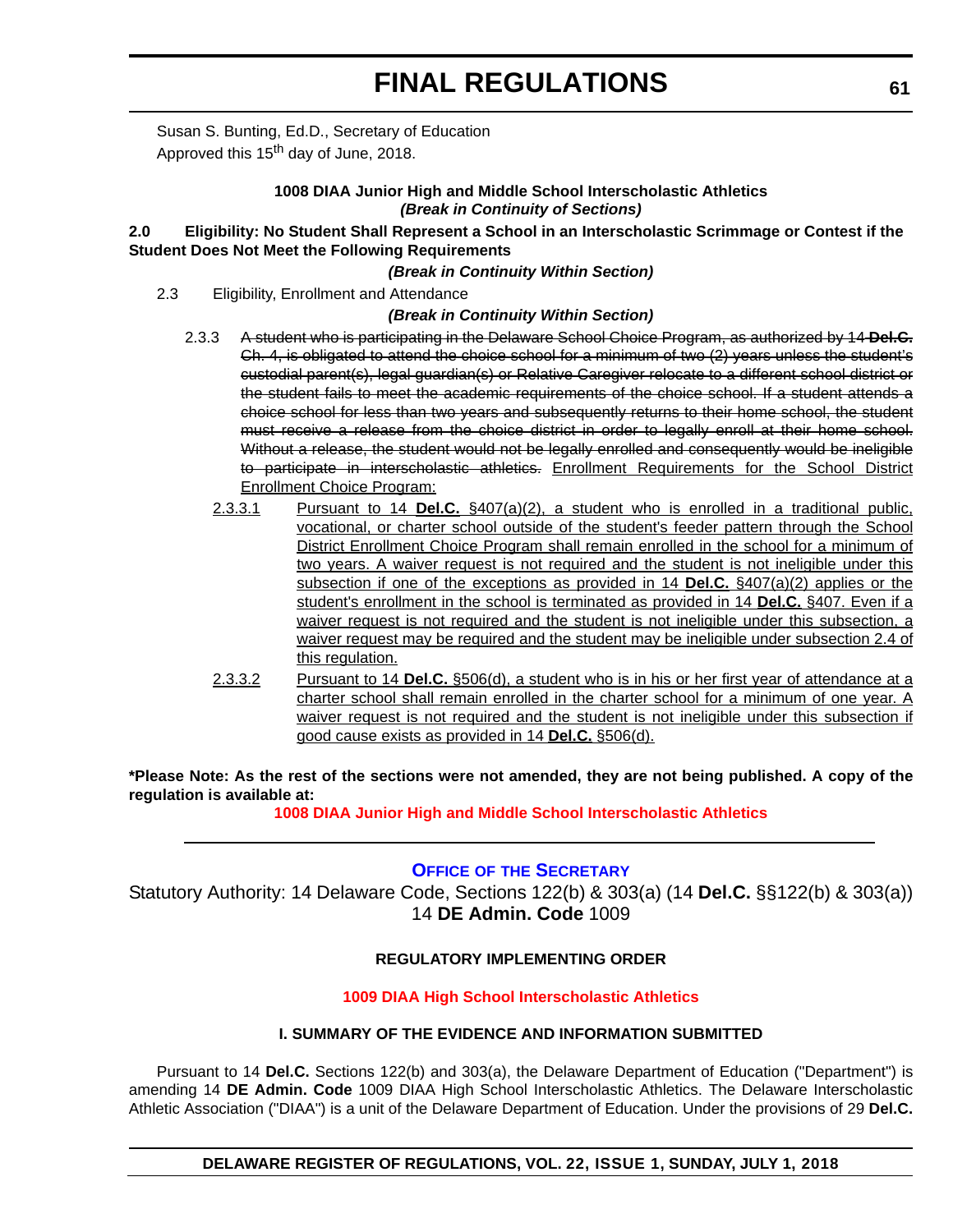Susan S. Bunting, Ed.D., Secretary of Education
Approved this 15th day of June, 2018.

**1008 DIAA Junior High and Middle School Interscholastic Athletics**
***(Break in Continuity of Sections)***

**2.0 Eligibility: No Student Shall Represent a School in an Interscholastic Scrimmage or Contest if the Student Does Not Meet the Following Requirements**

***(Break in Continuity Within Section)***

2.3 Eligibility, Enrollment and Attendance

***(Break in Continuity Within Section)***

2.3.3 ~~A student who is participating in the Delaware School Choice Program, as authorized by 14 **Del.C.** Ch. 4, is obligated to attend the choice school for a minimum of two (2) years unless the student's custodial parent(s), legal guardian(s) or Relative Caregiver relocate to a different school district or the student fails to meet the academic requirements of the choice school. If a student attends a choice school for less than two years and subsequently returns to their home school, the student must receive a release from the choice district in order to legally enroll at their home school. Without a release, the student would not be legally enrolled and consequently would be ineligible to participate in interscholastic athletics.~~ <u>Enrollment Requirements for the School District Enrollment Choice Program:</u>

<u>2.3.3.1</u> <u>Pursuant to 14 **Del.C.** §407(a)(2), a student who is enrolled in a traditional public, vocational, or charter school outside of the student's feeder pattern through the School District Enrollment Choice Program shall remain enrolled in the school for a minimum of two years. A waiver request is not required and the student is not ineligible under this subsection if one of the exceptions as provided in 14 **Del.C.** §407(a)(2) applies or the student's enrollment in the school is terminated as provided in 14 **Del.C.** §407. Even if a waiver request is not required and the student is not ineligible under this subsection, a waiver request may be required and the student may be ineligible under subsection 2.4 of this regulation.</u>

<u>2.3.3.2</u> <u>Pursuant to 14 **Del.C.** §506(d), a student who is in his or her first year of attendance at a charter school shall remain enrolled in the charter school for a minimum of one year. A waiver request is not required and the student is not ineligible under this subsection if good cause exists as provided in 14 **Del.C.** §506(d).</u>

**\*Please Note: As the rest of the sections were not amended, they are not being published. A copy of the regulation is available at:**

**1008 DIAA Junior High and Middle School Interscholastic Athletics**

---

## OFFICE OF THE SECRETARY

Statutory Authority: 14 Delaware Code, Sections 122(b) & 303(a) (14 **Del.C.** §§122(b) & 303(a))
14 **DE Admin. Code** 1009

**REGULATORY IMPLEMENTING ORDER**

**1009 DIAA High School Interscholastic Athletics**

**I. SUMMARY OF THE EVIDENCE AND INFORMATION SUBMITTED**

Pursuant to 14 **Del.C.** Sections 122(b) and 303(a), the Delaware Department of Education ("Department") is amending 14 **DE Admin. Code** 1009 DIAA High School Interscholastic Athletics. The Delaware Interscholastic Athletic Association ("DIAA") is a unit of the Delaware Department of Education. Under the provisions of 29 **Del.C.**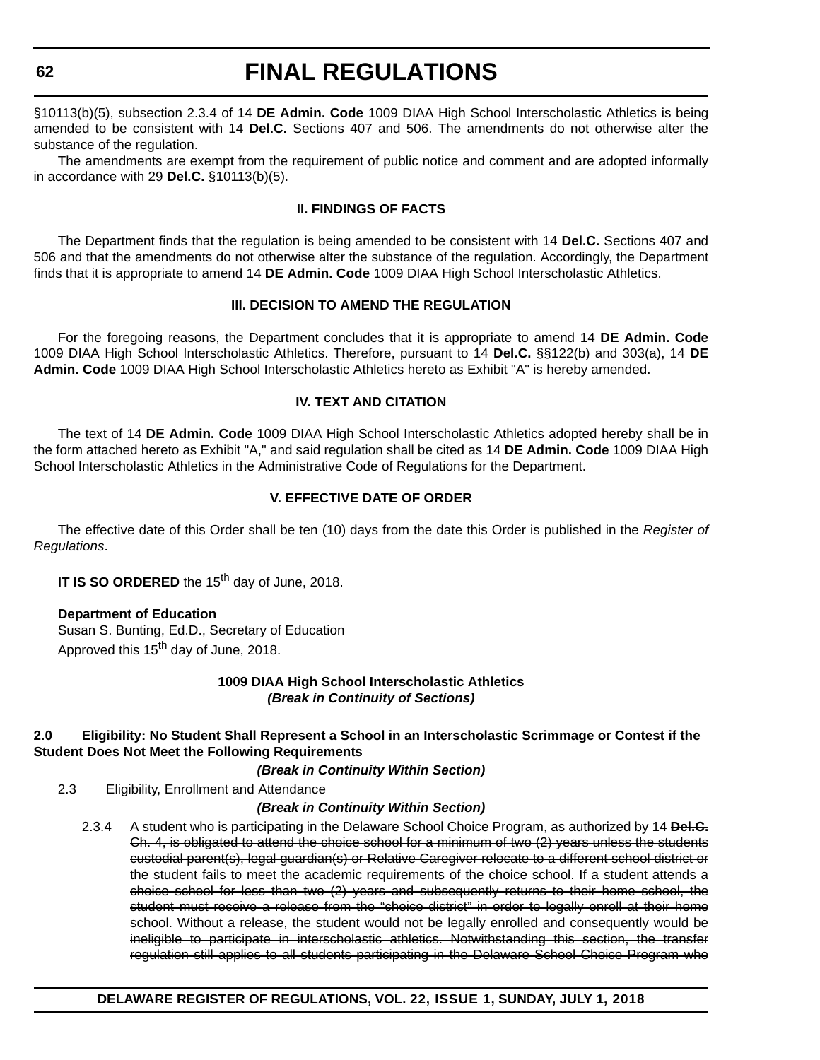§10113(b)(5), subsection 2.3.4 of 14 **DE Admin. Code** 1009 DIAA High School Interscholastic Athletics is being amended to be consistent with 14 **Del.C.** Sections 407 and 506. The amendments do not otherwise alter the substance of the regulation.

The amendments are exempt from the requirement of public notice and comment and are adopted informally in accordance with 29 **Del.C.** §10113(b)(5).

**II. FINDINGS OF FACTS**

The Department finds that the regulation is being amended to be consistent with 14 **Del.C.** Sections 407 and 506 and that the amendments do not otherwise alter the substance of the regulation. Accordingly, the Department finds that it is appropriate to amend 14 **DE Admin. Code** 1009 DIAA High School Interscholastic Athletics.

**III. DECISION TO AMEND THE REGULATION**

For the foregoing reasons, the Department concludes that it is appropriate to amend 14 **DE Admin. Code** 1009 DIAA High School Interscholastic Athletics. Therefore, pursuant to 14 **Del.C.** §§122(b) and 303(a), 14 **DE Admin. Code** 1009 DIAA High School Interscholastic Athletics hereto as Exhibit "A" is hereby amended.

**IV. TEXT AND CITATION**

The text of 14 **DE Admin. Code** 1009 DIAA High School Interscholastic Athletics adopted hereby shall be in the form attached hereto as Exhibit "A," and said regulation shall be cited as 14 **DE Admin. Code** 1009 DIAA High School Interscholastic Athletics in the Administrative Code of Regulations for the Department.

**V. EFFECTIVE DATE OF ORDER**

The effective date of this Order shall be ten (10) days from the date this Order is published in the *Register of Regulations*.

**IT IS SO ORDERED** the 15th day of June, 2018.

**Department of Education**
Susan S. Bunting, Ed.D., Secretary of Education
Approved this 15th day of June, 2018.

**1009 DIAA High School Interscholastic Athletics**
***(Break in Continuity of Sections)***

**2.0 Eligibility: No Student Shall Represent a School in an Interscholastic Scrimmage or Contest if the Student Does Not Meet the Following Requirements**

***(Break in Continuity Within Section)***

2.3 Eligibility, Enrollment and Attendance

***(Break in Continuity Within Section)***

2.3.4 ~~A student who is participating in the Delaware School Choice Program, as authorized by 14 **Del.C.** Ch. 4, is obligated to attend the choice school for a minimum of two (2) years unless the students custodial parent(s), legal guardian(s) or Relative Caregiver relocate to a different school district or the student fails to meet the academic requirements of the choice school. If a student attends a choice school for less than two (2) years and subsequently returns to their home school, the student must receive a release from the "choice district" in order to legally enroll at their home school. Without a release, the student would not be legally enrolled and consequently would be ineligible to participate in interscholastic athletics. Notwithstanding this section, the transfer regulation still applies to all students participating in the Delaware School Choice Program who~~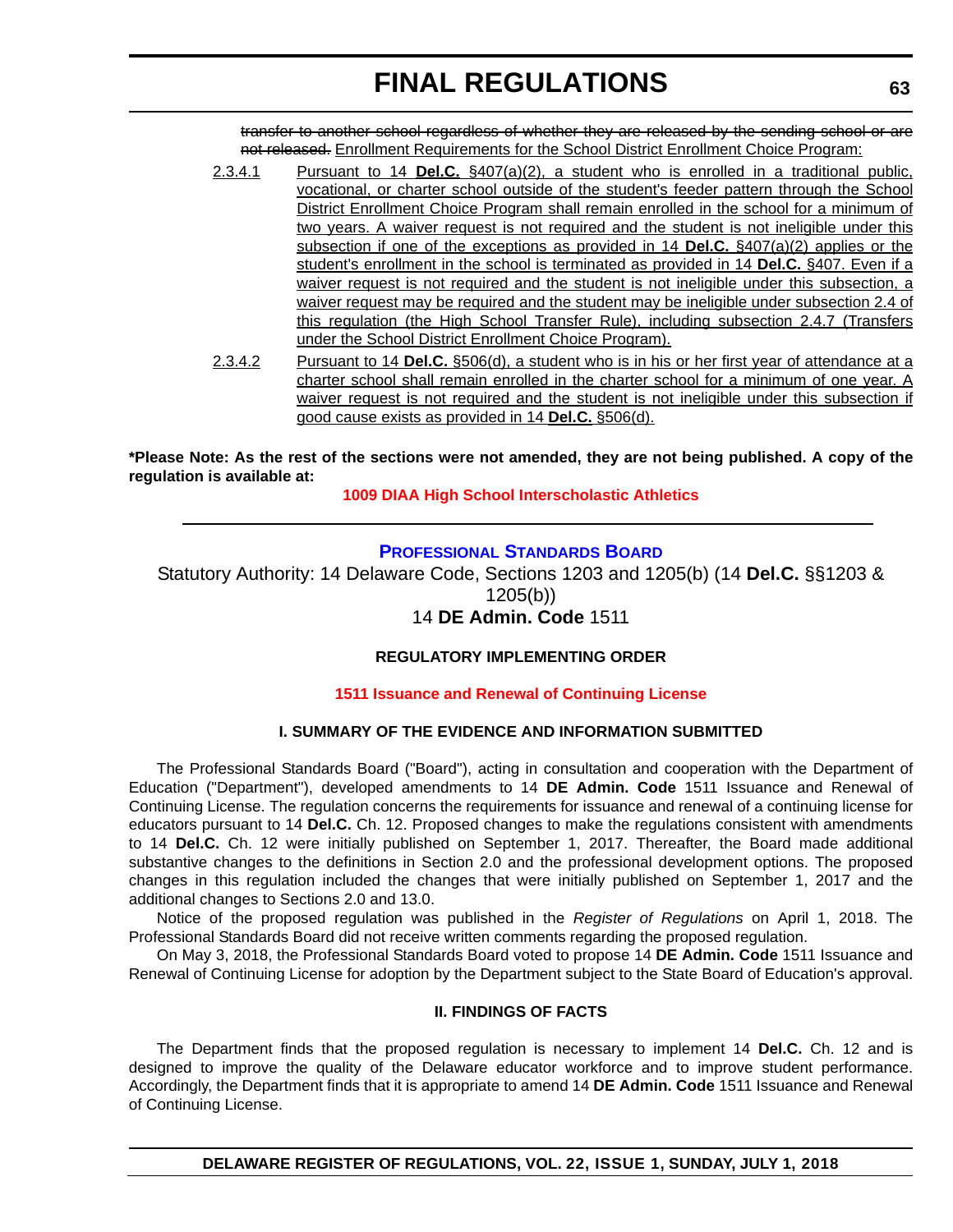~~transfer to another school regardless of whether they are released by the sending school or are not released.~~ Enrollment Requirements for the School District Enrollment Choice Program:

2.3.4.1 Pursuant to 14 **Del.C.** §407(a)(2), a student who is enrolled in a traditional public, vocational, or charter school outside of the student's feeder pattern through the School District Enrollment Choice Program shall remain enrolled in the school for a minimum of two years. A waiver request is not required and the student is not ineligible under this subsection if one of the exceptions as provided in 14 **Del.C.** §407(a)(2) applies or the student's enrollment in the school is terminated as provided in 14 **Del.C.** §407. Even if a waiver request is not required and the student is not ineligible under this subsection, a waiver request may be required and the student may be ineligible under subsection 2.4 of this regulation (the High School Transfer Rule), including subsection 2.4.7 (Transfers under the School District Enrollment Choice Program).

2.3.4.2 Pursuant to 14 **Del.C.** §506(d), a student who is in his or her first year of attendance at a charter school shall remain enrolled in the charter school for a minimum of one year. A waiver request is not required and the student is not ineligible under this subsection if good cause exists as provided in 14 **Del.C.** §506(d).

**\*Please Note: As the rest of the sections were not amended, they are not being published. A copy of the regulation is available at:**

**1009 DIAA High School Interscholastic Athletics**

---

## PROFESSIONAL STANDARDS BOARD

Statutory Authority: 14 Delaware Code, Sections 1203 and 1205(b) (14 **Del.C.** §§1203 & 1205(b))
14 **DE Admin. Code** 1511

**REGULATORY IMPLEMENTING ORDER**

**1511 Issuance and Renewal of Continuing License**

**I. SUMMARY OF THE EVIDENCE AND INFORMATION SUBMITTED**

The Professional Standards Board ("Board"), acting in consultation and cooperation with the Department of Education ("Department"), developed amendments to 14 **DE Admin. Code** 1511 Issuance and Renewal of Continuing License. The regulation concerns the requirements for issuance and renewal of a continuing license for educators pursuant to 14 **Del.C.** Ch. 12. Proposed changes to make the regulations consistent with amendments to 14 **Del.C.** Ch. 12 were initially published on September 1, 2017. Thereafter, the Board made additional substantive changes to the definitions in Section 2.0 and the professional development options. The proposed changes in this regulation included the changes that were initially published on September 1, 2017 and the additional changes to Sections 2.0 and 13.0.

Notice of the proposed regulation was published in the *Register of Regulations* on April 1, 2018. The Professional Standards Board did not receive written comments regarding the proposed regulation.

On May 3, 2018, the Professional Standards Board voted to propose 14 **DE Admin. Code** 1511 Issuance and Renewal of Continuing License for adoption by the Department subject to the State Board of Education's approval.

**II. FINDINGS OF FACTS**

The Department finds that the proposed regulation is necessary to implement 14 **Del.C.** Ch. 12 and is designed to improve the quality of the Delaware educator workforce and to improve student performance. Accordingly, the Department finds that it is appropriate to amend 14 **DE Admin. Code** 1511 Issuance and Renewal of Continuing License.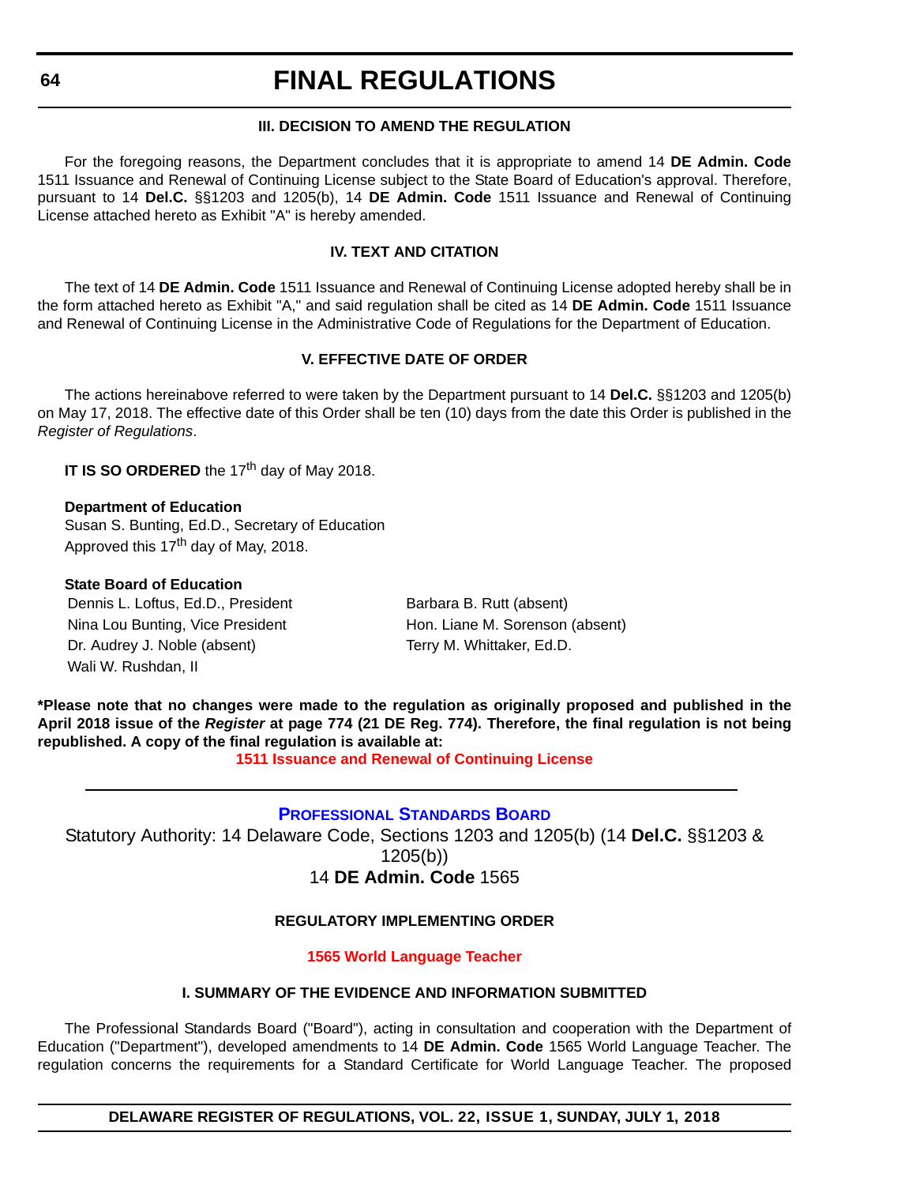### III. DECISION TO AMEND THE REGULATION

For the foregoing reasons, the Department concludes that it is appropriate to amend 14 **DE Admin. Code** 1511 Issuance and Renewal of Continuing License subject to the State Board of Education's approval. Therefore, pursuant to 14 **Del.C.** §§1203 and 1205(b), 14 **DE Admin. Code** 1511 Issuance and Renewal of Continuing License attached hereto as Exhibit "A" is hereby amended.

### IV. TEXT AND CITATION

The text of 14 **DE Admin. Code** 1511 Issuance and Renewal of Continuing License adopted hereby shall be in the form attached hereto as Exhibit "A," and said regulation shall be cited as 14 **DE Admin. Code** 1511 Issuance and Renewal of Continuing License in the Administrative Code of Regulations for the Department of Education.

### V. EFFECTIVE DATE OF ORDER

The actions hereinabove referred to were taken by the Department pursuant to 14 **Del.C.** §§1203 and 1205(b) on May 17, 2018. The effective date of this Order shall be ten (10) days from the date this Order is published in the *Register of Regulations*.

**IT IS SO ORDERED** the 17th day of May 2018.

**Department of Education**
Susan S. Bunting, Ed.D., Secretary of Education
Approved this 17th day of May, 2018.

**State Board of Education**
Dennis L. Loftus, Ed.D., President
Nina Lou Bunting, Vice President
Dr. Audrey J. Noble (absent)
Wali W. Rushdan, II
Barbara B. Rutt (absent)
Hon. Liane M. Sorenson (absent)
Terry M. Whittaker, Ed.D.

**\*Please note that no changes were made to the regulation as originally proposed and published in the April 2018 issue of the *Register* at page 774 (21 DE Reg. 774). Therefore, the final regulation is not being republished. A copy of the final regulation is available at:**

**1511 Issuance and Renewal of Continuing License**

---

## PROFESSIONAL STANDARDS BOARD

Statutory Authority: 14 Delaware Code, Sections 1203 and 1205(b) (14 **Del.C.** §§1203 & 1205(b))
14 **DE Admin. Code** 1565

### REGULATORY IMPLEMENTING ORDER

**1565 World Language Teacher**

### I. SUMMARY OF THE EVIDENCE AND INFORMATION SUBMITTED

The Professional Standards Board ("Board"), acting in consultation and cooperation with the Department of Education ("Department"), developed amendments to 14 **DE Admin. Code** 1565 World Language Teacher. The regulation concerns the requirements for a Standard Certificate for World Language Teacher. The proposed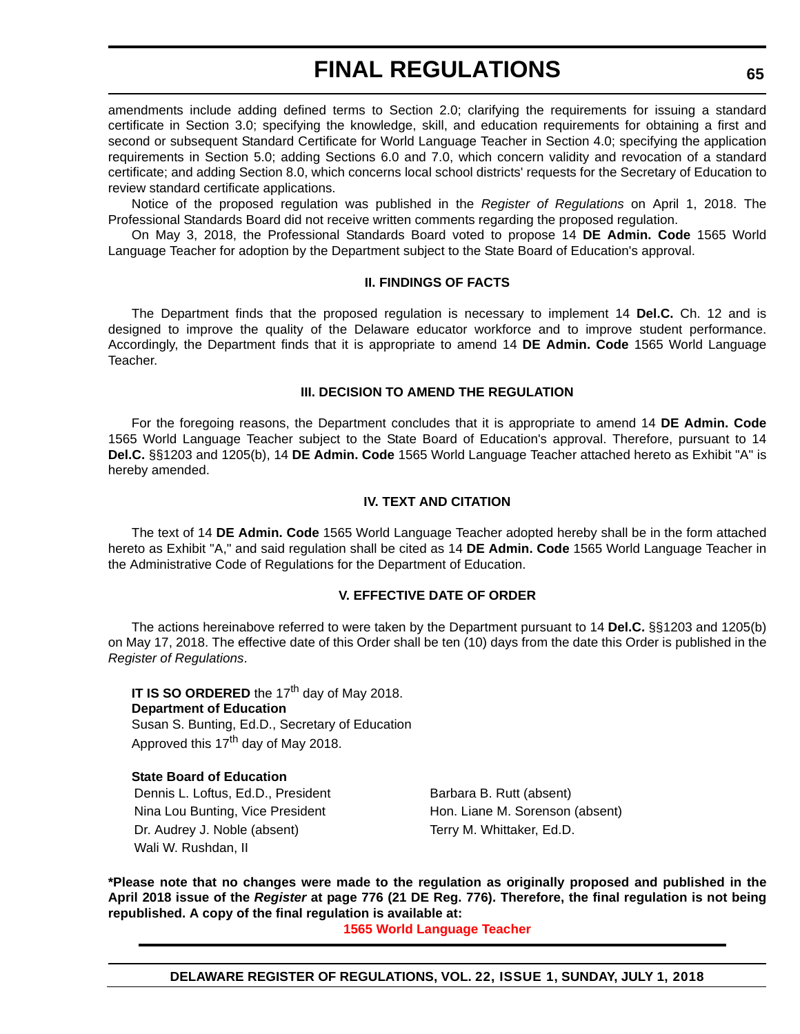amendments include adding defined terms to Section 2.0; clarifying the requirements for issuing a standard certificate in Section 3.0; specifying the knowledge, skill, and education requirements for obtaining a first and second or subsequent Standard Certificate for World Language Teacher in Section 4.0; specifying the application requirements in Section 5.0; adding Sections 6.0 and 7.0, which concern validity and revocation of a standard certificate; and adding Section 8.0, which concerns local school districts' requests for the Secretary of Education to review standard certificate applications.

Notice of the proposed regulation was published in the *Register of Regulations* on April 1, 2018. The Professional Standards Board did not receive written comments regarding the proposed regulation.

On May 3, 2018, the Professional Standards Board voted to propose 14 **DE Admin. Code** 1565 World Language Teacher for adoption by the Department subject to the State Board of Education's approval.

### II. FINDINGS OF FACTS

The Department finds that the proposed regulation is necessary to implement 14 **Del.C.** Ch. 12 and is designed to improve the quality of the Delaware educator workforce and to improve student performance. Accordingly, the Department finds that it is appropriate to amend 14 **DE Admin. Code** 1565 World Language Teacher.

### III. DECISION TO AMEND THE REGULATION

For the foregoing reasons, the Department concludes that it is appropriate to amend 14 **DE Admin. Code** 1565 World Language Teacher subject to the State Board of Education's approval. Therefore, pursuant to 14 **Del.C.** §§1203 and 1205(b), 14 **DE Admin. Code** 1565 World Language Teacher attached hereto as Exhibit "A" is hereby amended.

### IV. TEXT AND CITATION

The text of 14 **DE Admin. Code** 1565 World Language Teacher adopted hereby shall be in the form attached hereto as Exhibit "A," and said regulation shall be cited as 14 **DE Admin. Code** 1565 World Language Teacher in the Administrative Code of Regulations for the Department of Education.

### V. EFFECTIVE DATE OF ORDER

The actions hereinabove referred to were taken by the Department pursuant to 14 **Del.C.** §§1203 and 1205(b) on May 17, 2018. The effective date of this Order shall be ten (10) days from the date this Order is published in the *Register of Regulations*.

**IT IS SO ORDERED** the 17th day of May 2018.
**Department of Education**
Susan S. Bunting, Ed.D., Secretary of Education
Approved this 17th day of May 2018.

**State Board of Education**
Dennis L. Loftus, Ed.D., President
Nina Lou Bunting, Vice President
Dr. Audrey J. Noble (absent)
Wali W. Rushdan, II
Barbara B. Rutt (absent)
Hon. Liane M. Sorenson (absent)
Terry M. Whittaker, Ed.D.

**\*Please note that no changes were made to the regulation as originally proposed and published in the April 2018 issue of the *Register* at page 776 (21 DE Reg. 776). Therefore, the final regulation is not being republished. A copy of the final regulation is available at:**

**1565 World Language Teacher**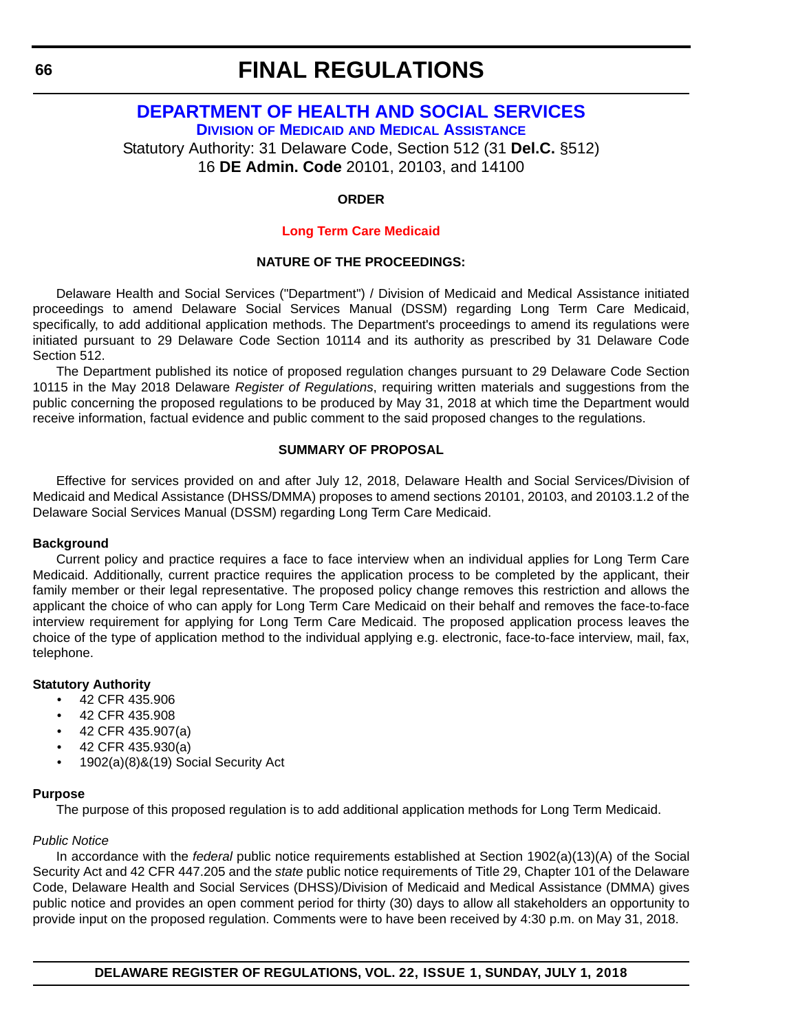# FINAL REGULATIONS

## DEPARTMENT OF HEALTH AND SOCIAL SERVICES

### DIVISION OF MEDICAID AND MEDICAL ASSISTANCE

Statutory Authority: 31 Delaware Code, Section 512 (31 **Del.C.** §512)
16 **DE Admin. Code** 20101, 20103, and 14100

**ORDER**

**Long Term Care Medicaid**

**NATURE OF THE PROCEEDINGS:**

Delaware Health and Social Services ("Department") / Division of Medicaid and Medical Assistance initiated proceedings to amend Delaware Social Services Manual (DSSM) regarding Long Term Care Medicaid, specifically, to add additional application methods. The Department's proceedings to amend its regulations were initiated pursuant to 29 Delaware Code Section 10114 and its authority as prescribed by 31 Delaware Code Section 512.

The Department published its notice of proposed regulation changes pursuant to 29 Delaware Code Section 10115 in the May 2018 Delaware *Register of Regulations*, requiring written materials and suggestions from the public concerning the proposed regulations to be produced by May 31, 2018 at which time the Department would receive information, factual evidence and public comment to the said proposed changes to the regulations.

**SUMMARY OF PROPOSAL**

Effective for services provided on and after July 12, 2018, Delaware Health and Social Services/Division of Medicaid and Medical Assistance (DHSS/DMMA) proposes to amend sections 20101, 20103, and 20103.1.2 of the Delaware Social Services Manual (DSSM) regarding Long Term Care Medicaid.

**Background**

Current policy and practice requires a face to face interview when an individual applies for Long Term Care Medicaid. Additionally, current practice requires the application process to be completed by the applicant, their family member or their legal representative. The proposed policy change removes this restriction and allows the applicant the choice of who can apply for Long Term Care Medicaid on their behalf and removes the face-to-face interview requirement for applying for Long Term Care Medicaid. The proposed application process leaves the choice of the type of application method to the individual applying e.g. electronic, face-to-face interview, mail, fax, telephone.

**Statutory Authority**

- 42 CFR 435.906
- 42 CFR 435.908
- 42 CFR 435.907(a)
- 42 CFR 435.930(a)
- 1902(a)(8)&(19) Social Security Act

**Purpose**

The purpose of this proposed regulation is to add additional application methods for Long Term Medicaid.

*Public Notice*

In accordance with the *federal* public notice requirements established at Section 1902(a)(13)(A) of the Social Security Act and 42 CFR 447.205 and the *state* public notice requirements of Title 29, Chapter 101 of the Delaware Code, Delaware Health and Social Services (DHSS)/Division of Medicaid and Medical Assistance (DMMA) gives public notice and provides an open comment period for thirty (30) days to allow all stakeholders an opportunity to provide input on the proposed regulation. Comments were to have been received by 4:30 p.m. on May 31, 2018.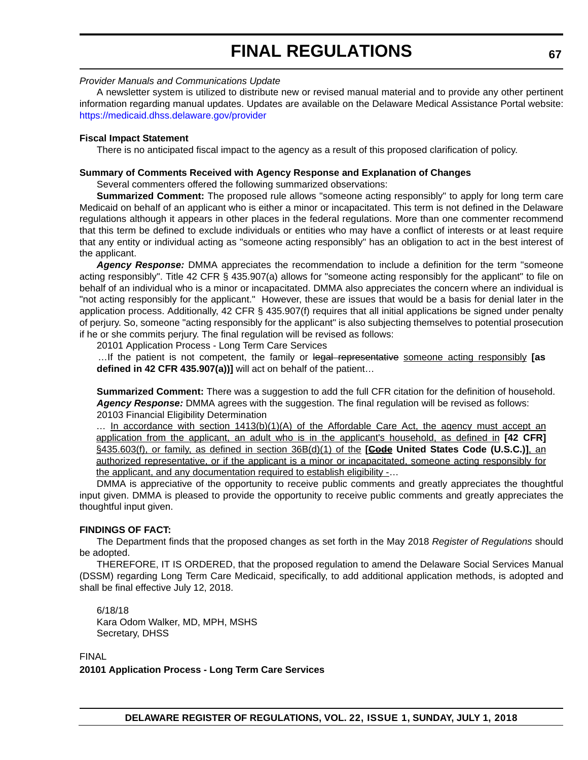*Provider Manuals and Communications Update*

A newsletter system is utilized to distribute new or revised manual material and to provide any other pertinent information regarding manual updates. Updates are available on the Delaware Medical Assistance Portal website: https://medicaid.dhss.delaware.gov/provider

**Fiscal Impact Statement**

There is no anticipated fiscal impact to the agency as a result of this proposed clarification of policy.

**Summary of Comments Received with Agency Response and Explanation of Changes**

Several commenters offered the following summarized observations:

**Summarized Comment:** The proposed rule allows "someone acting responsibly" to apply for long term care Medicaid on behalf of an applicant who is either a minor or incapacitated. This term is not defined in the Delaware regulations although it appears in other places in the federal regulations. More than one commenter recommend that this term be defined to exclude individuals or entities who may have a conflict of interests or at least require that any entity or individual acting as "someone acting responsibly" has an obligation to act in the best interest of the applicant.

***Agency Response:*** DMMA appreciates the recommendation to include a definition for the term "someone acting responsibly". Title 42 CFR § 435.907(a) allows for "someone acting responsibly for the applicant" to file on behalf of an individual who is a minor or incapacitated. DMMA also appreciates the concern where an individual is "not acting responsibly for the applicant." However, these are issues that would be a basis for denial later in the application process. Additionally, 42 CFR § 435.907(f) requires that all initial applications be signed under penalty of perjury. So, someone "acting responsibly for the applicant" is also subjecting themselves to potential prosecution if he or she commits perjury. The final regulation will be revised as follows:

20101 Application Process - Long Term Care Services

…If the patient is not competent, the family or ~~legal representative~~ <u>someone acting responsibly</u> **[as defined in 42 CFR 435.907(a))]** will act on behalf of the patient…

**Summarized Comment:** There was a suggestion to add the full CFR citation for the definition of household.

***Agency Response:*** DMMA agrees with the suggestion. The final regulation will be revised as follows:

20103 Financial Eligibility Determination

… <u>In accordance with section 1413(b)(1)(A) of the Affordable Care Act, the agency must accept an application from the applicant, an adult who is in the applicant's household, as defined in</u> **[42 CFR]** <u>§435.603(f), or family, as defined in section 36B(d)(1) of the</u> **[~~Code~~ United States Code (U.S.C.)]**<u>, an authorized representative, or if the applicant is a minor or incapacitated, someone acting responsibly for the applicant, and any documentation required to establish eligibility -</u>…

DMMA is appreciative of the opportunity to receive public comments and greatly appreciates the thoughtful input given. DMMA is pleased to provide the opportunity to receive public comments and greatly appreciates the thoughtful input given.

**FINDINGS OF FACT:**

The Department finds that the proposed changes as set forth in the May 2018 *Register of Regulations* should be adopted.

THEREFORE, IT IS ORDERED, that the proposed regulation to amend the Delaware Social Services Manual (DSSM) regarding Long Term Care Medicaid, specifically, to add additional application methods, is adopted and shall be final effective July 12, 2018.

6/18/18
Kara Odom Walker, MD, MPH, MSHS
Secretary, DHSS

FINAL

**20101 Application Process - Long Term Care Services**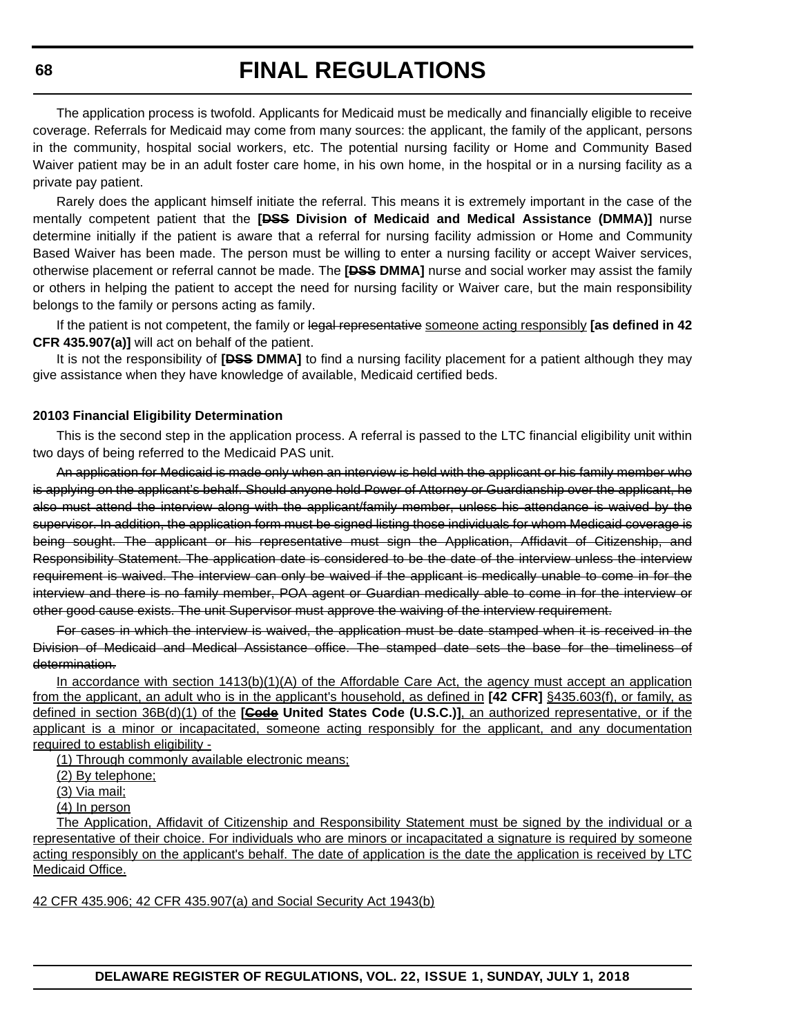The application process is twofold. Applicants for Medicaid must be medically and financially eligible to receive coverage. Referrals for Medicaid may come from many sources: the applicant, the family of the applicant, persons in the community, hospital social workers, etc. The potential nursing facility or Home and Community Based Waiver patient may be in an adult foster care home, in his own home, in the hospital or in a nursing facility as a private pay patient.

Rarely does the applicant himself initiate the referral. This means it is extremely important in the case of the mentally competent patient that the **[~~DSS~~ Division of Medicaid and Medical Assistance (DMMA)]** nurse determine initially if the patient is aware that a referral for nursing facility admission or Home and Community Based Waiver has been made. The person must be willing to enter a nursing facility or accept Waiver services, otherwise placement or referral cannot be made. The **[~~DSS~~ DMMA]** nurse and social worker may assist the family or others in helping the patient to accept the need for nursing facility or Waiver care, but the main responsibility belongs to the family or persons acting as family.

If the patient is not competent, the family or ~~legal representative~~ <u>someone acting responsibly</u> **[as defined in 42 CFR 435.907(a)]** will act on behalf of the patient.

It is not the responsibility of **[~~DSS~~ DMMA]** to find a nursing facility placement for a patient although they may give assistance when they have knowledge of available, Medicaid certified beds.

**20103 Financial Eligibility Determination**

This is the second step in the application process. A referral is passed to the LTC financial eligibility unit within two days of being referred to the Medicaid PAS unit.

~~An application for Medicaid is made only when an interview is held with the applicant or his family member who is applying on the applicant's behalf. Should anyone hold Power of Attorney or Guardianship over the applicant, he also must attend the interview along with the applicant/family member, unless his attendance is waived by the supervisor. In addition, the application form must be signed listing those individuals for whom Medicaid coverage is being sought. The applicant or his representative must sign the Application, Affidavit of Citizenship, and Responsibility Statement. The application date is considered to be the date of the interview unless the interview requirement is waived. The interview can only be waived if the applicant is medically unable to come in for the interview and there is no family member, POA agent or Guardian medically able to come in for the interview or other good cause exists. The unit Supervisor must approve the waiving of the interview requirement.~~

~~For cases in which the interview is waived, the application must be date stamped when it is received in the Division of Medicaid and Medical Assistance office. The stamped date sets the base for the timeliness of determination.~~

<u>In accordance with section 1413(b)(1)(A) of the Affordable Care Act, the agency must accept an application from the applicant, an adult who is in the applicant's household, as defined in</u> **[42 CFR]** <u>§435.603(f), or family, as defined in section 36B(d)(1) of the</u> **[<u>~~Code~~</u> United States Code (U.S.C.)]**<u>, an authorized representative, or if the applicant is a minor or incapacitated, someone acting responsibly for the applicant, and any documentation required to establish eligibility -</u>

<u>(1) Through commonly available electronic means;</u>

<u>(2) By telephone;</u>

<u>(3) Via mail;</u>

<u>(4) In person</u>

<u>The Application, Affidavit of Citizenship and Responsibility Statement must be signed by the individual or a representative of their choice. For individuals who are minors or incapacitated a signature is required by someone acting responsibly on the applicant's behalf. The date of application is the date the application is received by LTC Medicaid Office.</u>

<u>42 CFR 435.906; 42 CFR 435.907(a) and Social Security Act 1943(b)</u>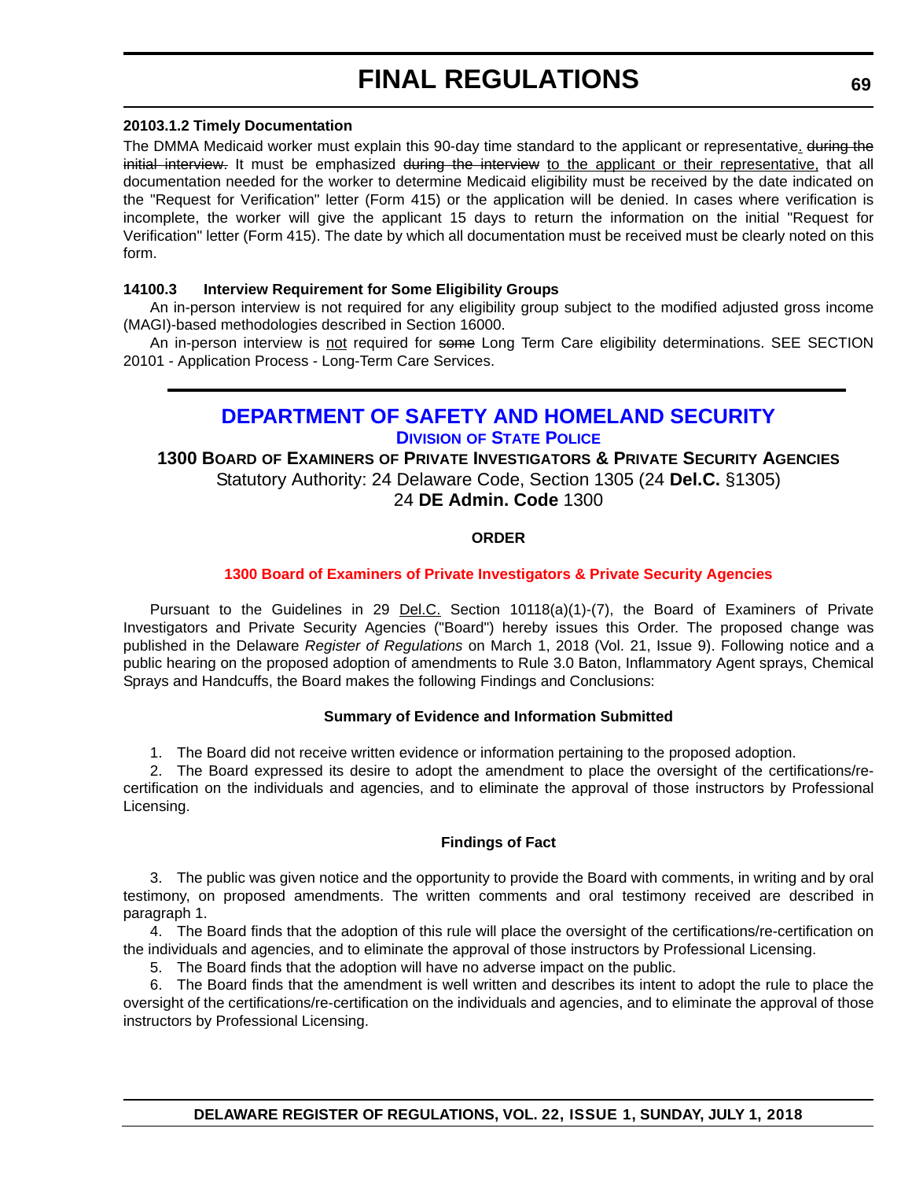**20103.1.2 Timely Documentation**

The DMMA Medicaid worker must explain this 90-day time standard to the applicant or representative. ~~during the initial interview.~~ It must be emphasized ~~during the interview~~ to the applicant or their representative, that all documentation needed for the worker to determine Medicaid eligibility must be received by the date indicated on the "Request for Verification" letter (Form 415) or the application will be denied. In cases where verification is incomplete, the worker will give the applicant 15 days to return the information on the initial "Request for Verification" letter (Form 415). The date by which all documentation must be received must be clearly noted on this form.

**14100.3 Interview Requirement for Some Eligibility Groups**

An in-person interview is not required for any eligibility group subject to the modified adjusted gross income (MAGI)-based methodologies described in Section 16000.

An in-person interview is not required for ~~some~~ Long Term Care eligibility determinations. SEE SECTION 20101 - Application Process - Long-Term Care Services.

---

## DEPARTMENT OF SAFETY AND HOMELAND SECURITY

### DIVISION OF STATE POLICE

### 1300 BOARD OF EXAMINERS OF PRIVATE INVESTIGATORS & PRIVATE SECURITY AGENCIES

Statutory Authority: 24 Delaware Code, Section 1305 (24 **Del.C.** §1305)
24 **DE Admin. Code** 1300

**ORDER**

**1300 Board of Examiners of Private Investigators & Private Security Agencies**

Pursuant to the Guidelines in 29 Del.C. Section 10118(a)(1)-(7), the Board of Examiners of Private Investigators and Private Security Agencies ("Board") hereby issues this Order. The proposed change was published in the Delaware *Register of Regulations* on March 1, 2018 (Vol. 21, Issue 9). Following notice and a public hearing on the proposed adoption of amendments to Rule 3.0 Baton, Inflammatory Agent sprays, Chemical Sprays and Handcuffs, the Board makes the following Findings and Conclusions:

**Summary of Evidence and Information Submitted**

1. The Board did not receive written evidence or information pertaining to the proposed adoption.
2. The Board expressed its desire to adopt the amendment to place the oversight of the certifications/re-certification on the individuals and agencies, and to eliminate the approval of those instructors by Professional Licensing.

**Findings of Fact**

3. The public was given notice and the opportunity to provide the Board with comments, in writing and by oral testimony, on proposed amendments. The written comments and oral testimony received are described in paragraph 1.
4. The Board finds that the adoption of this rule will place the oversight of the certifications/re-certification on the individuals and agencies, and to eliminate the approval of those instructors by Professional Licensing.
5. The Board finds that the adoption will have no adverse impact on the public.
6. The Board finds that the amendment is well written and describes its intent to adopt the rule to place the oversight of the certifications/re-certification on the individuals and agencies, and to eliminate the approval of those instructors by Professional Licensing.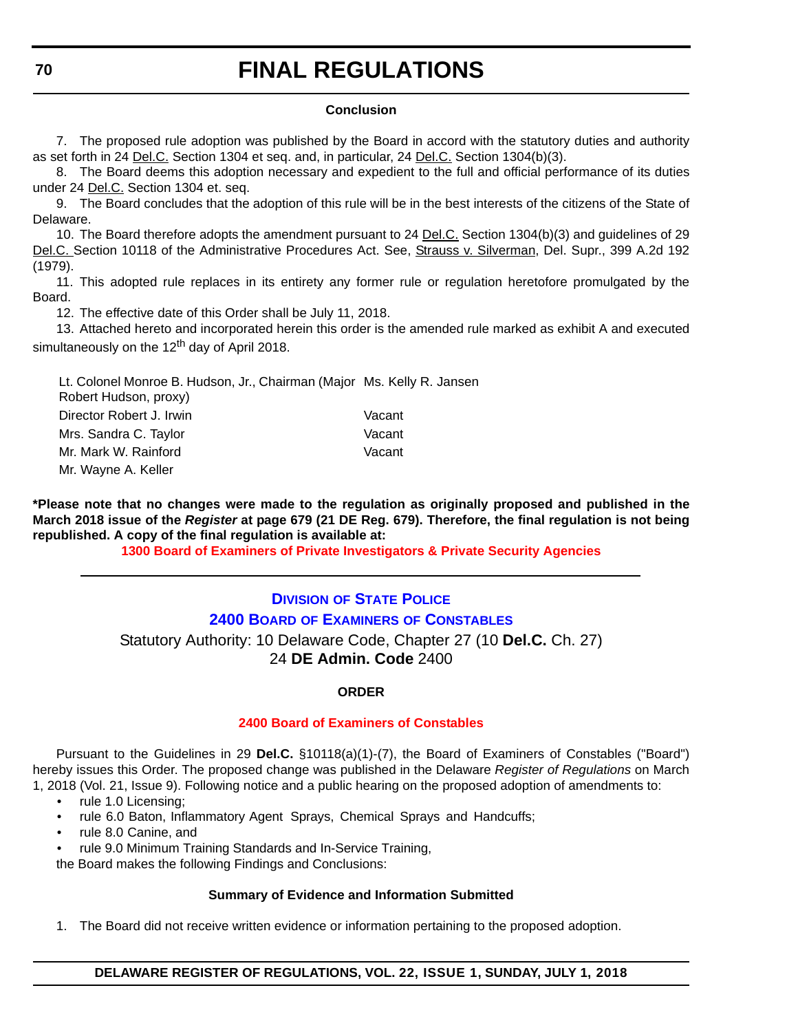#### Conclusion

7. The proposed rule adoption was published by the Board in accord with the statutory duties and authority as set forth in 24 Del.C. Section 1304 et seq. and, in particular, 24 Del.C. Section 1304(b)(3).

8. The Board deems this adoption necessary and expedient to the full and official performance of its duties under 24 Del.C. Section 1304 et. seq.

9. The Board concludes that the adoption of this rule will be in the best interests of the citizens of the State of Delaware.

10. The Board therefore adopts the amendment pursuant to 24 Del.C. Section 1304(b)(3) and guidelines of 29 Del.C. Section 10118 of the Administrative Procedures Act. See, Strauss v. Silverman, Del. Supr., 399 A.2d 192 (1979).

11. This adopted rule replaces in its entirety any former rule or regulation heretofore promulgated by the Board.

12. The effective date of this Order shall be July 11, 2018.

13. Attached hereto and incorporated herein this order is the amended rule marked as exhibit A and executed simultaneously on the 12th day of April 2018.

| | |
|---|---|
| Lt. Colonel Monroe B. Hudson, Jr., Chairman (Major Robert Hudson, proxy) | Ms. Kelly R. Jansen |
| Director Robert J. Irwin | Vacant |
| Mrs. Sandra C. Taylor | Vacant |
| Mr. Mark W. Rainford | Vacant |
| Mr. Wayne A. Keller | |

**\*Please note that no changes were made to the regulation as originally proposed and published in the March 2018 issue of the *Register* at page 679 (21 DE Reg. 679). Therefore, the final regulation is not being republished. A copy of the final regulation is available at:**

**1300 Board of Examiners of Private Investigators & Private Security Agencies**

---

## Division of State Police

## 2400 Board of Examiners of Constables

Statutory Authority: 10 Delaware Code, Chapter 27 (10 **Del.C.** Ch. 27)
24 **DE Admin. Code** 2400

#### ORDER

**2400 Board of Examiners of Constables**

Pursuant to the Guidelines in 29 **Del.C.** §10118(a)(1)-(7), the Board of Examiners of Constables ("Board") hereby issues this Order. The proposed change was published in the Delaware *Register of Regulations* on March 1, 2018 (Vol. 21, Issue 9). Following notice and a public hearing on the proposed adoption of amendments to:

- rule 1.0 Licensing;
- rule 6.0 Baton, Inflammatory Agent Sprays, Chemical Sprays and Handcuffs;
- rule 8.0 Canine, and
- rule 9.0 Minimum Training Standards and In-Service Training,

the Board makes the following Findings and Conclusions:

#### Summary of Evidence and Information Submitted

1. The Board did not receive written evidence or information pertaining to the proposed adoption.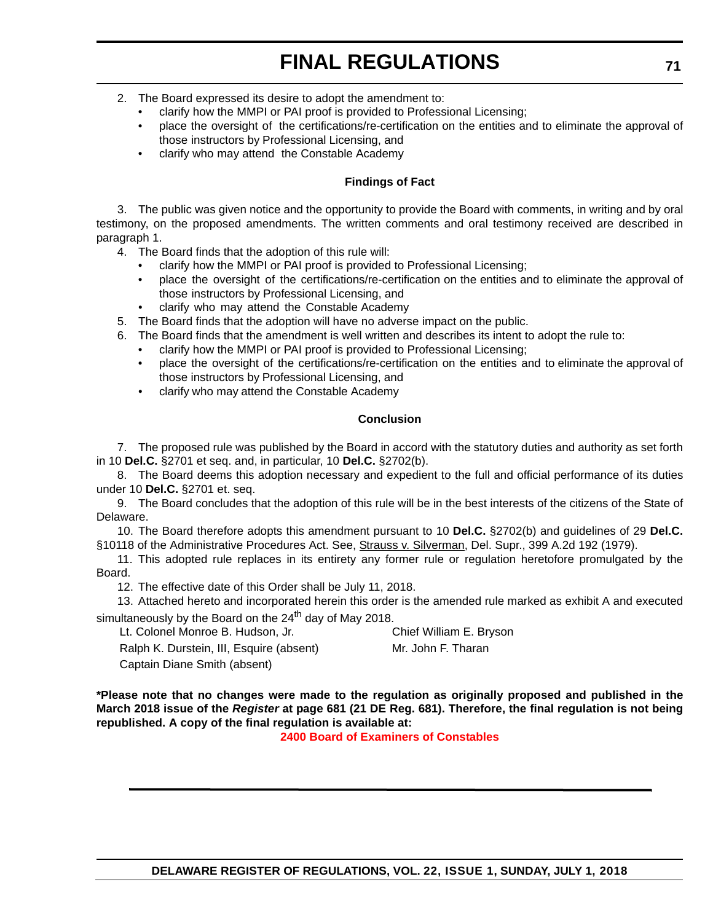2. The Board expressed its desire to adopt the amendment to:
   - clarify how the MMPI or PAI proof is provided to Professional Licensing;
   - place the oversight of the certifications/re-certification on the entities and to eliminate the approval of those instructors by Professional Licensing, and
   - clarify who may attend the Constable Academy

**Findings of Fact**

3. The public was given notice and the opportunity to provide the Board with comments, in writing and by oral testimony, on the proposed amendments. The written comments and oral testimony received are described in paragraph 1.

4. The Board finds that the adoption of this rule will:
   - clarify how the MMPI or PAI proof is provided to Professional Licensing;
   - place the oversight of the certifications/re-certification on the entities and to eliminate the approval of those instructors by Professional Licensing, and
   - clarify who may attend the Constable Academy

5. The Board finds that the adoption will have no adverse impact on the public.

6. The Board finds that the amendment is well written and describes its intent to adopt the rule to:
   - clarify how the MMPI or PAI proof is provided to Professional Licensing;
   - place the oversight of the certifications/re-certification on the entities and to eliminate the approval of those instructors by Professional Licensing, and
   - clarify who may attend the Constable Academy

**Conclusion**

7. The proposed rule was published by the Board in accord with the statutory duties and authority as set forth in 10 **Del.C.** §2701 et seq. and, in particular, 10 **Del.C.** §2702(b).

8. The Board deems this adoption necessary and expedient to the full and official performance of its duties under 10 **Del.C.** §2701 et. seq.

9. The Board concludes that the adoption of this rule will be in the best interests of the citizens of the State of Delaware.

10. The Board therefore adopts this amendment pursuant to 10 **Del.C.** §2702(b) and guidelines of 29 **Del.C.** §10118 of the Administrative Procedures Act. See, Strauss v. Silverman, Del. Supr., 399 A.2d 192 (1979).

11. This adopted rule replaces in its entirety any former rule or regulation heretofore promulgated by the Board.

12. The effective date of this Order shall be July 11, 2018.

13. Attached hereto and incorporated herein this order is the amended rule marked as exhibit A and executed simultaneously by the Board on the 24th day of May 2018.

Lt. Colonel Monroe B. Hudson, Jr.  
Chief William E. Bryson  
Ralph K. Durstein, III, Esquire (absent)  
Mr. John F. Tharan  
Captain Diane Smith (absent)

**\*Please note that no changes were made to the regulation as originally proposed and published in the March 2018 issue of the *Register* at page 681 (21 DE Reg. 681). Therefore, the final regulation is not being republished. A copy of the final regulation is available at:**

**2400 Board of Examiners of Constables**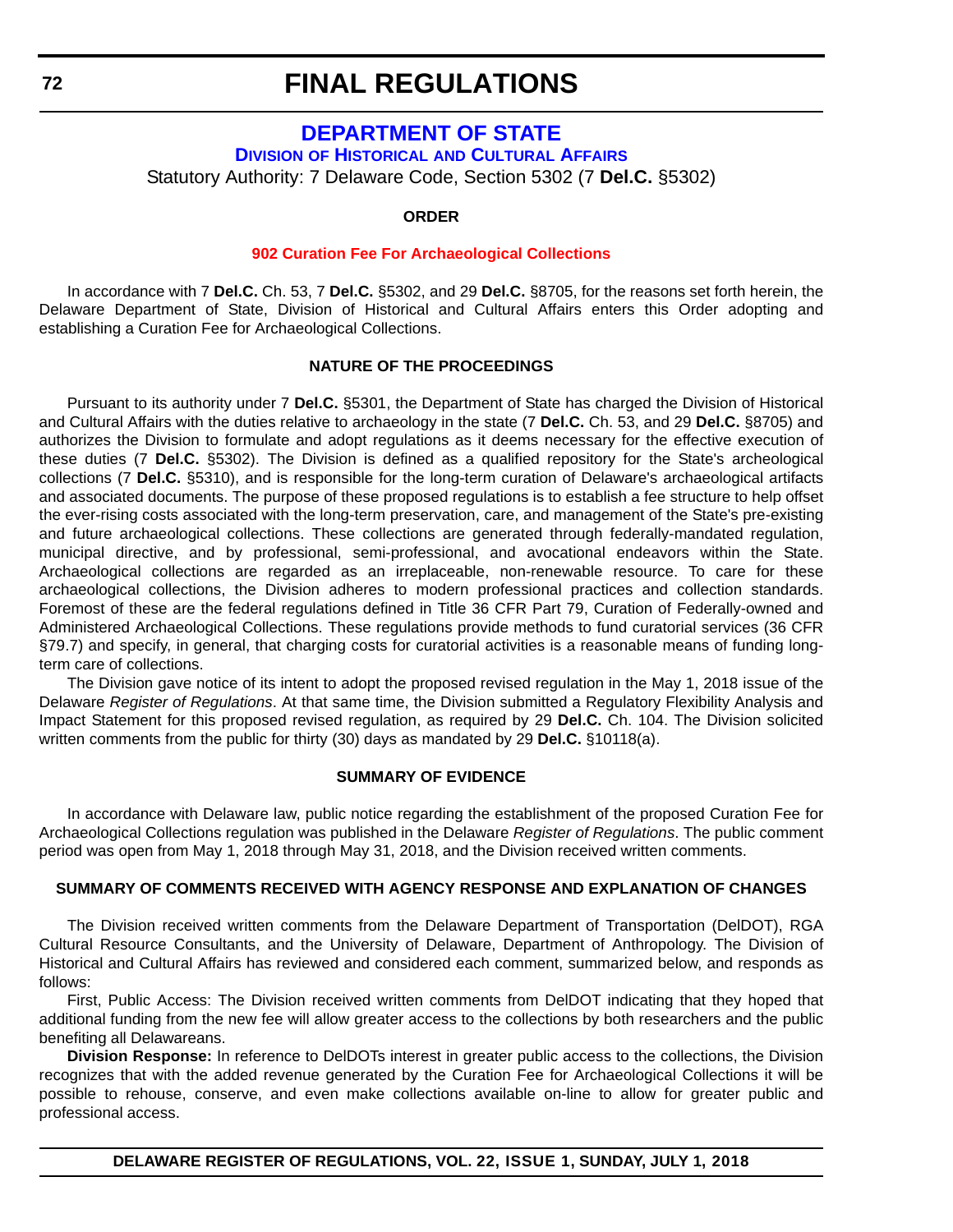# FINAL REGULATIONS

## DEPARTMENT OF STATE

### DIVISION OF HISTORICAL AND CULTURAL AFFAIRS

Statutory Authority: 7 Delaware Code, Section 5302 (7 **Del.C.** §5302)

**ORDER**

**902 Curation Fee For Archaeological Collections**

In accordance with 7 **Del.C.** Ch. 53, 7 **Del.C.** §5302, and 29 **Del.C.** §8705, for the reasons set forth herein, the Delaware Department of State, Division of Historical and Cultural Affairs enters this Order adopting and establishing a Curation Fee for Archaeological Collections.

**NATURE OF THE PROCEEDINGS**

Pursuant to its authority under 7 **Del.C.** §5301, the Department of State has charged the Division of Historical and Cultural Affairs with the duties relative to archaeology in the state (7 **Del.C.** Ch. 53, and 29 **Del.C.** §8705) and authorizes the Division to formulate and adopt regulations as it deems necessary for the effective execution of these duties (7 **Del.C.** §5302). The Division is defined as a qualified repository for the State's archeological collections (7 **Del.C.** §5310), and is responsible for the long-term curation of Delaware's archaeological artifacts and associated documents. The purpose of these proposed regulations is to establish a fee structure to help offset the ever-rising costs associated with the long-term preservation, care, and management of the State's pre-existing and future archaeological collections. These collections are generated through federally-mandated regulation, municipal directive, and by professional, semi-professional, and avocational endeavors within the State. Archaeological collections are regarded as an irreplaceable, non-renewable resource. To care for these archaeological collections, the Division adheres to modern professional practices and collection standards. Foremost of these are the federal regulations defined in Title 36 CFR Part 79, Curation of Federally-owned and Administered Archaeological Collections. These regulations provide methods to fund curatorial services (36 CFR §79.7) and specify, in general, that charging costs for curatorial activities is a reasonable means of funding long-term care of collections.

The Division gave notice of its intent to adopt the proposed revised regulation in the May 1, 2018 issue of the Delaware *Register of Regulations*. At that same time, the Division submitted a Regulatory Flexibility Analysis and Impact Statement for this proposed revised regulation, as required by 29 **Del.C.** Ch. 104. The Division solicited written comments from the public for thirty (30) days as mandated by 29 **Del.C.** §10118(a).

**SUMMARY OF EVIDENCE**

In accordance with Delaware law, public notice regarding the establishment of the proposed Curation Fee for Archaeological Collections regulation was published in the Delaware *Register of Regulations*. The public comment period was open from May 1, 2018 through May 31, 2018, and the Division received written comments.

**SUMMARY OF COMMENTS RECEIVED WITH AGENCY RESPONSE AND EXPLANATION OF CHANGES**

The Division received written comments from the Delaware Department of Transportation (DelDOT), RGA Cultural Resource Consultants, and the University of Delaware, Department of Anthropology. The Division of Historical and Cultural Affairs has reviewed and considered each comment, summarized below, and responds as follows:

First, Public Access: The Division received written comments from DelDOT indicating that they hoped that additional funding from the new fee will allow greater access to the collections by both researchers and the public benefiting all Delawareans.

**Division Response:** In reference to DelDOTs interest in greater public access to the collections, the Division recognizes that with the added revenue generated by the Curation Fee for Archaeological Collections it will be possible to rehouse, conserve, and even make collections available on-line to allow for greater public and professional access.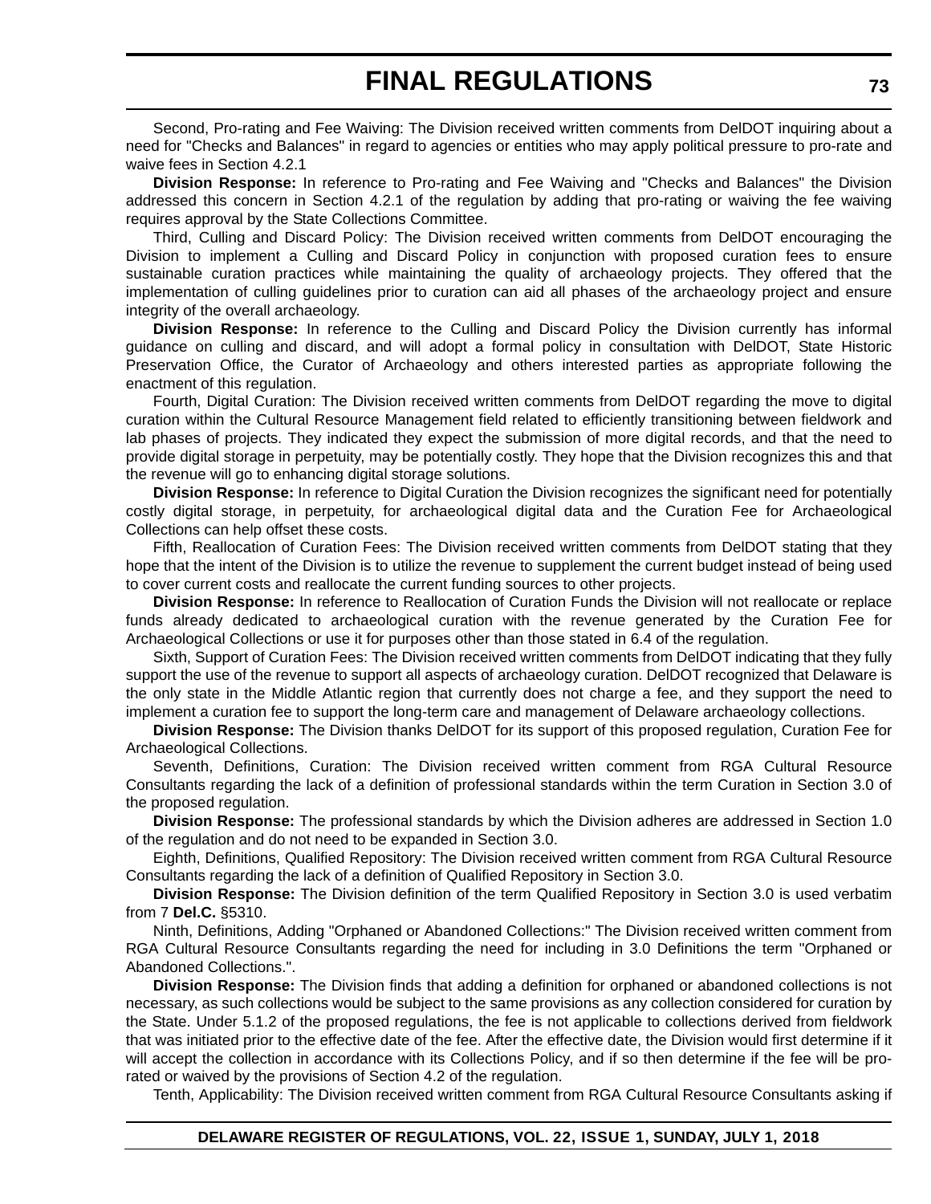Second, Pro-rating and Fee Waiving: The Division received written comments from DelDOT inquiring about a need for "Checks and Balances" in regard to agencies or entities who may apply political pressure to pro-rate and waive fees in Section 4.2.1

**Division Response:** In reference to Pro-rating and Fee Waiving and "Checks and Balances" the Division addressed this concern in Section 4.2.1 of the regulation by adding that pro-rating or waiving the fee waiving requires approval by the State Collections Committee.

Third, Culling and Discard Policy: The Division received written comments from DelDOT encouraging the Division to implement a Culling and Discard Policy in conjunction with proposed curation fees to ensure sustainable curation practices while maintaining the quality of archaeology projects. They offered that the implementation of culling guidelines prior to curation can aid all phases of the archaeology project and ensure integrity of the overall archaeology.

**Division Response:** In reference to the Culling and Discard Policy the Division currently has informal guidance on culling and discard, and will adopt a formal policy in consultation with DelDOT, State Historic Preservation Office, the Curator of Archaeology and others interested parties as appropriate following the enactment of this regulation.

Fourth, Digital Curation: The Division received written comments from DelDOT regarding the move to digital curation within the Cultural Resource Management field related to efficiently transitioning between fieldwork and lab phases of projects. They indicated they expect the submission of more digital records, and that the need to provide digital storage in perpetuity, may be potentially costly. They hope that the Division recognizes this and that the revenue will go to enhancing digital storage solutions.

**Division Response:** In reference to Digital Curation the Division recognizes the significant need for potentially costly digital storage, in perpetuity, for archaeological digital data and the Curation Fee for Archaeological Collections can help offset these costs.

Fifth, Reallocation of Curation Fees: The Division received written comments from DelDOT stating that they hope that the intent of the Division is to utilize the revenue to supplement the current budget instead of being used to cover current costs and reallocate the current funding sources to other projects.

**Division Response:** In reference to Reallocation of Curation Funds the Division will not reallocate or replace funds already dedicated to archaeological curation with the revenue generated by the Curation Fee for Archaeological Collections or use it for purposes other than those stated in 6.4 of the regulation.

Sixth, Support of Curation Fees: The Division received written comments from DelDOT indicating that they fully support the use of the revenue to support all aspects of archaeology curation. DelDOT recognized that Delaware is the only state in the Middle Atlantic region that currently does not charge a fee, and they support the need to implement a curation fee to support the long-term care and management of Delaware archaeology collections.

**Division Response:** The Division thanks DelDOT for its support of this proposed regulation, Curation Fee for Archaeological Collections.

Seventh, Definitions, Curation: The Division received written comment from RGA Cultural Resource Consultants regarding the lack of a definition of professional standards within the term Curation in Section 3.0 of the proposed regulation.

**Division Response:** The professional standards by which the Division adheres are addressed in Section 1.0 of the regulation and do not need to be expanded in Section 3.0.

Eighth, Definitions, Qualified Repository: The Division received written comment from RGA Cultural Resource Consultants regarding the lack of a definition of Qualified Repository in Section 3.0.

**Division Response:** The Division definition of the term Qualified Repository in Section 3.0 is used verbatim from 7 **Del.C.** §5310.

Ninth, Definitions, Adding "Orphaned or Abandoned Collections:" The Division received written comment from RGA Cultural Resource Consultants regarding the need for including in 3.0 Definitions the term "Orphaned or Abandoned Collections.".

**Division Response:** The Division finds that adding a definition for orphaned or abandoned collections is not necessary, as such collections would be subject to the same provisions as any collection considered for curation by the State. Under 5.1.2 of the proposed regulations, the fee is not applicable to collections derived from fieldwork that was initiated prior to the effective date of the fee. After the effective date, the Division would first determine if it will accept the collection in accordance with its Collections Policy, and if so then determine if the fee will be pro-rated or waived by the provisions of Section 4.2 of the regulation.

Tenth, Applicability: The Division received written comment from RGA Cultural Resource Consultants asking if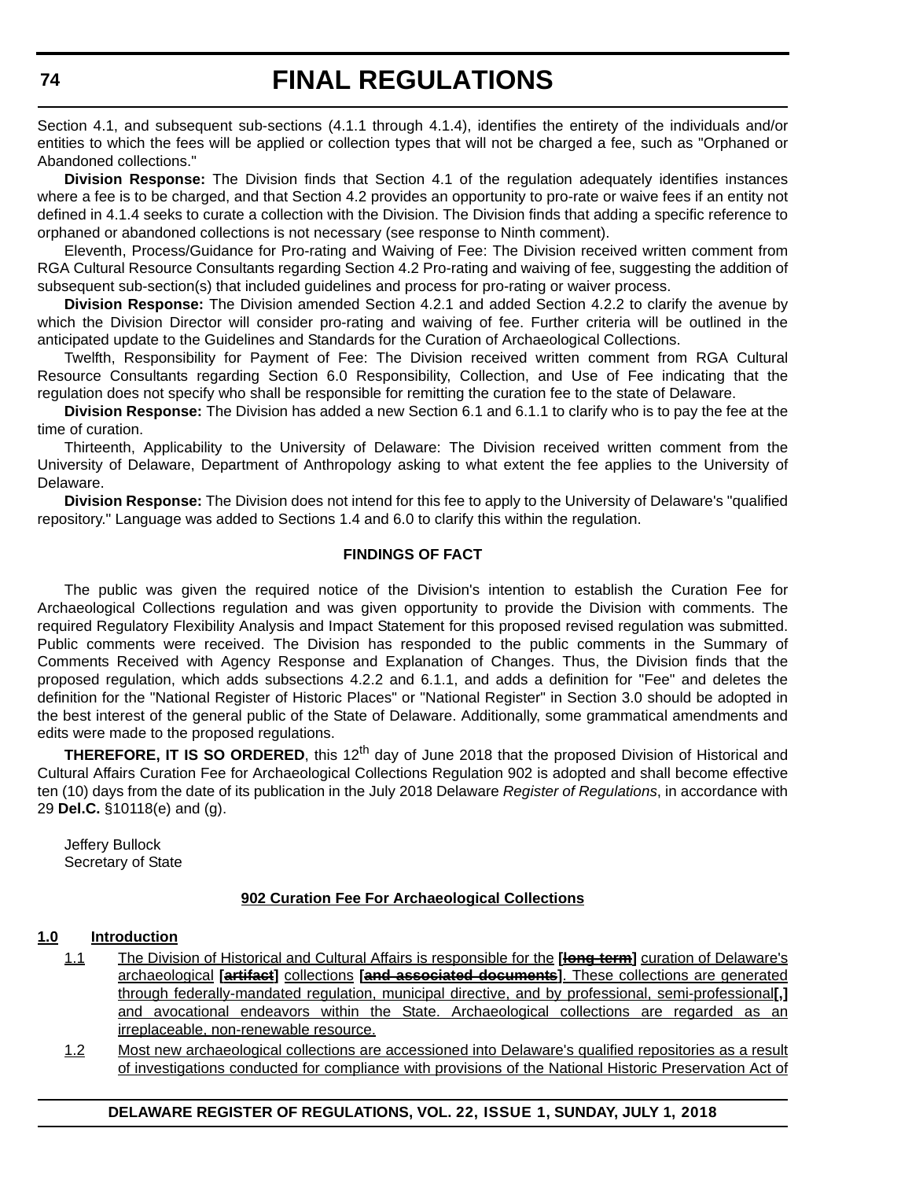Section 4.1, and subsequent sub-sections (4.1.1 through 4.1.4), identifies the entirety of the individuals and/or entities to which the fees will be applied or collection types that will not be charged a fee, such as "Orphaned or Abandoned collections."

**Division Response:** The Division finds that Section 4.1 of the regulation adequately identifies instances where a fee is to be charged, and that Section 4.2 provides an opportunity to pro-rate or waive fees if an entity not defined in 4.1.4 seeks to curate a collection with the Division. The Division finds that adding a specific reference to orphaned or abandoned collections is not necessary (see response to Ninth comment).

Eleventh, Process/Guidance for Pro-rating and Waiving of Fee: The Division received written comment from RGA Cultural Resource Consultants regarding Section 4.2 Pro-rating and waiving of fee, suggesting the addition of subsequent sub-section(s) that included guidelines and process for pro-rating or waiver process.

**Division Response:** The Division amended Section 4.2.1 and added Section 4.2.2 to clarify the avenue by which the Division Director will consider pro-rating and waiving of fee. Further criteria will be outlined in the anticipated update to the Guidelines and Standards for the Curation of Archaeological Collections.

Twelfth, Responsibility for Payment of Fee: The Division received written comment from RGA Cultural Resource Consultants regarding Section 6.0 Responsibility, Collection, and Use of Fee indicating that the regulation does not specify who shall be responsible for remitting the curation fee to the state of Delaware.

**Division Response:** The Division has added a new Section 6.1 and 6.1.1 to clarify who is to pay the fee at the time of curation.

Thirteenth, Applicability to the University of Delaware: The Division received written comment from the University of Delaware, Department of Anthropology asking to what extent the fee applies to the University of Delaware.

**Division Response:** The Division does not intend for this fee to apply to the University of Delaware's "qualified repository." Language was added to Sections 1.4 and 6.0 to clarify this within the regulation.

**FINDINGS OF FACT**

The public was given the required notice of the Division's intention to establish the Curation Fee for Archaeological Collections regulation and was given opportunity to provide the Division with comments. The required Regulatory Flexibility Analysis and Impact Statement for this proposed revised regulation was submitted. Public comments were received. The Division has responded to the public comments in the Summary of Comments Received with Agency Response and Explanation of Changes. Thus, the Division finds that the proposed regulation, which adds subsections 4.2.2 and 6.1.1, and adds a definition for "Fee" and deletes the definition for the "National Register of Historic Places" or "National Register" in Section 3.0 should be adopted in the best interest of the general public of the State of Delaware. Additionally, some grammatical amendments and edits were made to the proposed regulations.

**THEREFORE, IT IS SO ORDERED**, this 12th day of June 2018 that the proposed Division of Historical and Cultural Affairs Curation Fee for Archaeological Collections Regulation 902 is adopted and shall become effective ten (10) days from the date of its publication in the July 2018 Delaware *Register of Regulations*, in accordance with 29 **Del.C.** §10118(e) and (g).

Jeffery Bullock
Secretary of State

**902 Curation Fee For Archaeological Collections**

**1.0 Introduction**

1.1 The Division of Historical and Cultural Affairs is responsible for the **[~~long-term~~]** curation of Delaware's archaeological **[~~artifact~~]** collections **[~~and associated documents~~]**. These collections are generated through federally-mandated regulation, municipal directive, and by professional, semi-professional**[,]** and avocational endeavors within the State. Archaeological collections are regarded as an irreplaceable, non-renewable resource.

1.2 Most new archaeological collections are accessioned into Delaware's qualified repositories as a result of investigations conducted for compliance with provisions of the National Historic Preservation Act of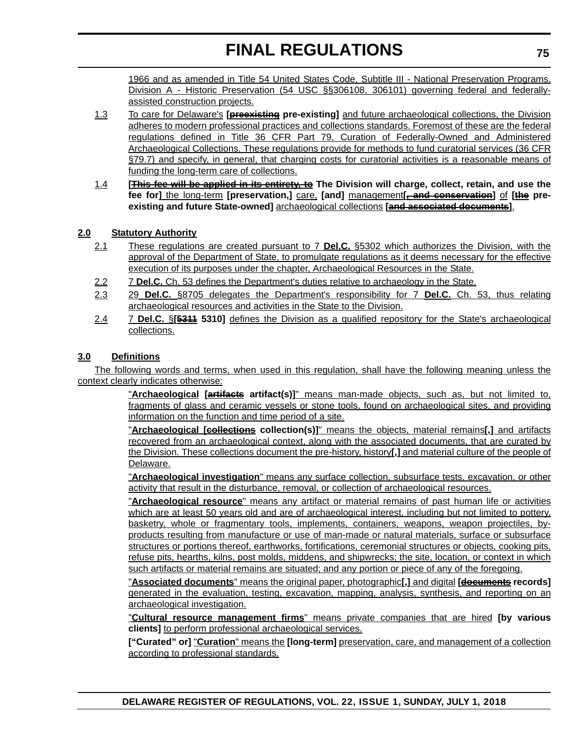1966 and as amended in Title 54 United States Code, Subtitle III - National Preservation Programs, Division A - Historic Preservation (54 USC §§306108, 306101) governing federal and federally-assisted construction projects.

1.3 To care for Delaware's **[~~preexisting~~ pre-existing]** and future archaeological collections, the Division adheres to modern professional practices and collections standards. Foremost of these are the federal regulations defined in Title 36 CFR Part 79, Curation of Federally-Owned and Administered Archaeological Collections. These regulations provide for methods to fund curatorial services (36 CFR §79.7) and specify, in general, that charging costs for curatorial activities is a reasonable means of funding the long-term care of collections.

1.4 **[~~This fee will be applied in its entirety, to~~ The Division will charge, collect, retain, and use the fee for]** the long-term **[preservation,]** care, **[and]** management**[~~, and conservation~~]** of **[~~the~~ pre-existing and future State-owned]** archaeological collections **[~~and associated documents~~]**.

**2.0 Statutory Authority**

2.1 These regulations are created pursuant to 7 **Del.C.** §5302 which authorizes the Division, with the approval of the Department of State, to promulgate regulations as it deems necessary for the effective execution of its purposes under the chapter, Archaeological Resources in the State.

2.2 7 **Del.C.** Ch. 53 defines the Department's duties relative to archaeology in the State.

2.3 29 **Del.C.** §8705 delegates the Department's responsibility for 7 **Del.C.** Ch. 53, thus relating archaeological resources and activities in the State to the Division.

2.4 7 **Del.C.** §**[~~5311~~ 5310]** defines the Division as a qualified repository for the State's archaeological collections.

**3.0 Definitions**

The following words and terms, when used in this regulation, shall have the following meaning unless the context clearly indicates otherwise:

"**Archaeological [~~artifacts~~ artifact(s)]**" means man-made objects, such as, but not limited to, fragments of glass and ceramic vessels or stone tools, found on archaeological sites, and providing information on the function and time period of a site.

"**Archaeological [~~collections~~ collection(s)]**" means the objects, material remains**[,]** and artifacts recovered from an archaeological context, along with the associated documents, that are curated by the Division. These collections document the pre-history, history**[,]** and material culture of the people of Delaware.

"**Archaeological investigation**" means any surface collection, subsurface tests, excavation, or other activity that result in the disturbance, removal, or collection of archaeological resources.

"**Archaeological resource**" means any artifact or material remains of past human life or activities which are at least 50 years old and are of archaeological interest, including but not limited to pottery, basketry, whole or fragmentary tools, implements, containers, weapons, weapon projectiles, by-products resulting from manufacture or use of man-made or natural materials, surface or subsurface structures or portions thereof, earthworks, fortifications, ceremonial structures or objects, cooking pits, refuse pits, hearths, kilns, post molds, middens, and shipwrecks; the site, location, or context in which such artifacts or material remains are situated; and any portion or piece of any of the foregoing.

"**Associated documents**" means the original paper, photographic**[,]** and digital **[~~documents~~ records]** generated in the evaluation, testing, excavation, mapping, analysis, synthesis, and reporting on an archaeological investigation.

"**Cultural resource management firms**" means private companies that are hired **[by various clients]** to perform professional archaeological services.

**["Curated" or]** "**Curation**" means the **[long-term]** preservation, care, and management of a collection according to professional standards.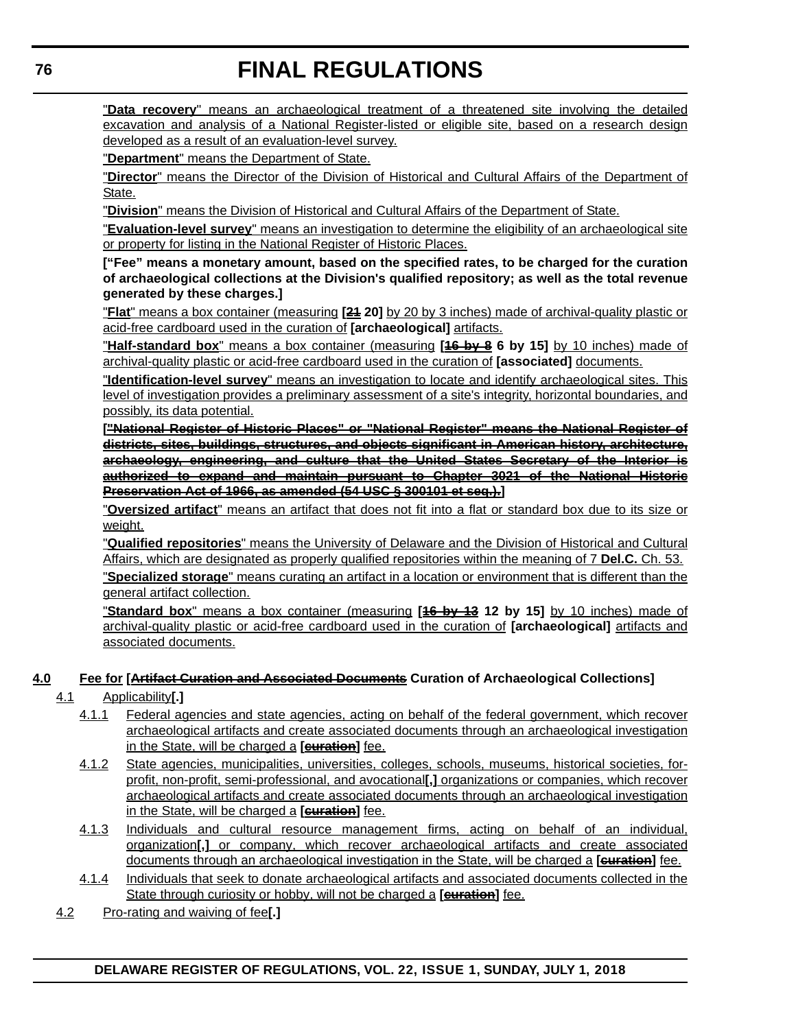"**Data recovery**" means an archaeological treatment of a threatened site involving the detailed excavation and analysis of a National Register-listed or eligible site, based on a research design developed as a result of an evaluation-level survey.

"**Department**" means the Department of State.

"**Director**" means the Director of the Division of Historical and Cultural Affairs of the Department of State.

"**Division**" means the Division of Historical and Cultural Affairs of the Department of State.

"**Evaluation-level survey**" means an investigation to determine the eligibility of an archaeological site or property for listing in the National Register of Historic Places.

**["Fee" means a monetary amount, based on the specified rates, to be charged for the curation of archaeological collections at the Division's qualified repository; as well as the total revenue generated by these charges.]**

"**Flat**" means a box container (measuring **[~~21~~ 20]** by 20 by 3 inches) made of archival-quality plastic or acid-free cardboard used in the curation of **[archaeological]** artifacts.

"**Half-standard box**" means a box container (measuring **[~~16 by 8~~ 6 by 15]** by 10 inches) made of archival-quality plastic or acid-free cardboard used in the curation of **[associated]** documents.

"**Identification-level survey**" means an investigation to locate and identify archaeological sites. This level of investigation provides a preliminary assessment of a site's integrity, horizontal boundaries, and possibly, its data potential.

**[~~"National Register of Historic Places" or "National Register" means the National Register of districts, sites, buildings, structures, and objects significant in American history, architecture, archaeology, engineering, and culture that the United States Secretary of the Interior is authorized to expand and maintain pursuant to Chapter 3021 of the National Historic Preservation Act of 1966, as amended (54 USC § 300101 et seq.).~~]**

"**Oversized artifact**" means an artifact that does not fit into a flat or standard box due to its size or weight.

"**Qualified repositories**" means the University of Delaware and the Division of Historical and Cultural Affairs, which are designated as properly qualified repositories within the meaning of 7 **Del.C.** Ch. 53.

"**Specialized storage**" means curating an artifact in a location or environment that is different than the general artifact collection.

"**Standard box**" means a box container (measuring **[~~16 by 13~~ 12 by 15]** by 10 inches) made of archival-quality plastic or acid-free cardboard used in the curation of **[archaeological]** artifacts and associated documents.

**4.0 Fee for [~~Artifact Curation and Associated Documents~~ Curation of Archaeological Collections]**

4.1 Applicability**[.]**

4.1.1 Federal agencies and state agencies, acting on behalf of the federal government, which recover archaeological artifacts and create associated documents through an archaeological investigation in the State, will be charged a **[~~curation~~]** fee.

4.1.2 State agencies, municipalities, universities, colleges, schools, museums, historical societies, for-profit, non-profit, semi-professional, and avocational**[,]** organizations or companies, which recover archaeological artifacts and create associated documents through an archaeological investigation in the State, will be charged a **[~~curation~~]** fee.

4.1.3 Individuals and cultural resource management firms, acting on behalf of an individual, organization**[,]** or company, which recover archaeological artifacts and create associated documents through an archaeological investigation in the State, will be charged a **[~~curation~~]** fee.

4.1.4 Individuals that seek to donate archaeological artifacts and associated documents collected in the State through curiosity or hobby, will not be charged a **[~~curation~~]** fee.

4.2 Pro-rating and waiving of fee**[.]**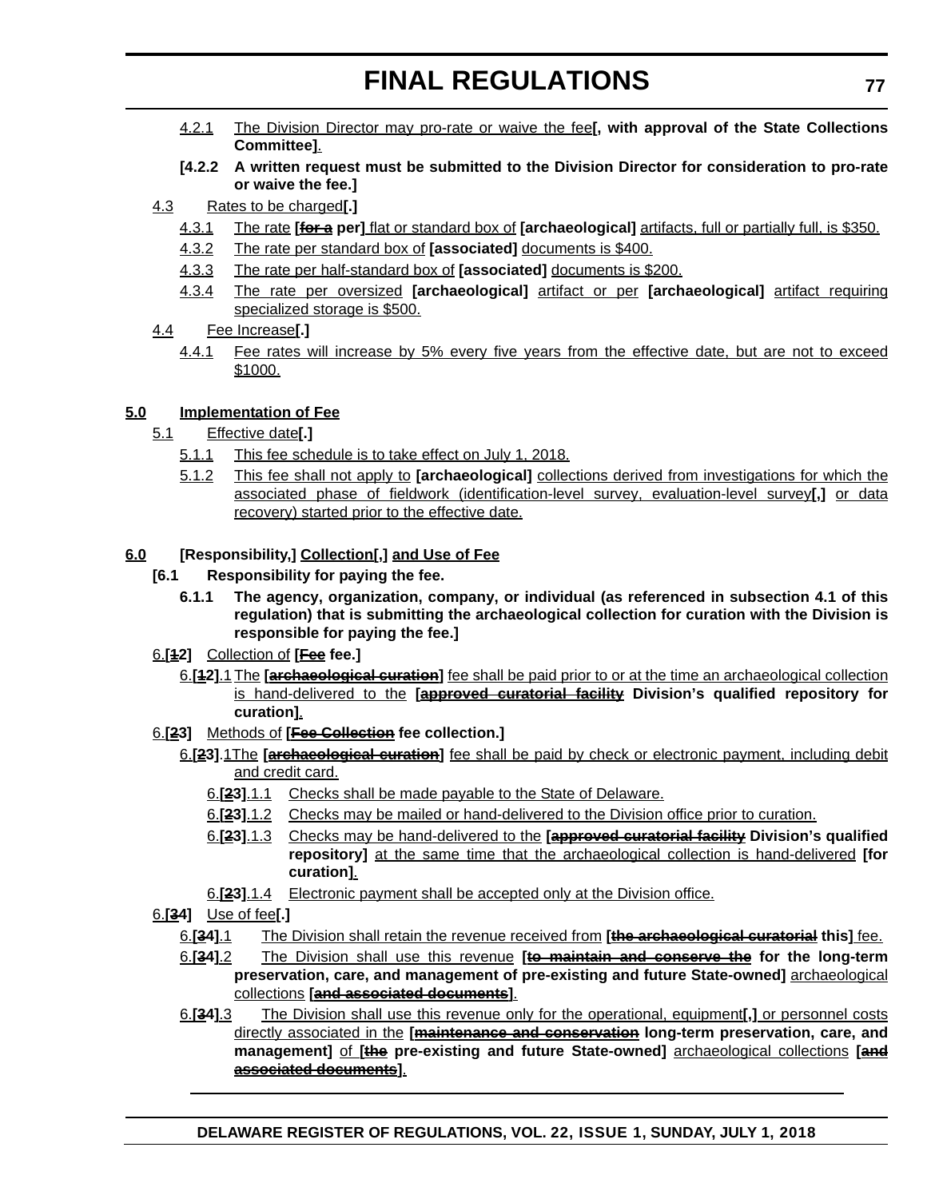4.2.1 The Division Director may pro-rate or waive the fee**[, with approval of the State Collections Committee]**.

**[4.2.2 A written request must be submitted to the Division Director for consideration to pro-rate or waive the fee.]**

4.3 Rates to be charged**[.]**

4.3.1 The rate **[~~for a~~ per]** flat or standard box of **[archaeological]** artifacts, full or partially full, is $350.

4.3.2 The rate per standard box of **[associated]** documents is $400.

4.3.3 The rate per half-standard box of **[associated]** documents is $200.

4.3.4 The rate per oversized **[archaeological]** artifact or per **[archaeological]** artifact requiring specialized storage is $500.

4.4 Fee Increase**[.]**

4.4.1 Fee rates will increase by 5% every five years from the effective date, but are not to exceed $1000.

**5.0 Implementation of Fee**

5.1 Effective date**[.]**

5.1.1 This fee schedule is to take effect on July 1, 2018.

5.1.2 This fee shall not apply to **[archaeological]** collections derived from investigations for which the associated phase of fieldwork (identification-level survey, evaluation-level survey**[,]** or data recovery) started prior to the effective date.

**6.0 [Responsibility,] Collection[,] and Use of Fee**

**[6.1 Responsibility for paying the fee.**

**6.1.1 The agency, organization, company, or individual (as referenced in subsection 4.1 of this regulation) that is submitting the archaeological collection for curation with the Division is responsible for paying the fee.]**

6.**[~~1~~2]** Collection of **[~~Fee~~ fee.]**

6.**[~~1~~2]**.1 The **[~~archaeological curation~~]** fee shall be paid prior to or at the time an archaeological collection is hand-delivered to the **[~~approved curatorial facility~~ Division's qualified repository for curation]**.

6.**[~~2~~3]** Methods of **[~~Fee Collection~~ fee collection.]**

6.**[~~2~~3]**.1 The **[~~archaeological curation~~]** fee shall be paid by check or electronic payment, including debit and credit card.

6.**[~~2~~3]**.1.1 Checks shall be made payable to the State of Delaware.

6.**[~~2~~3]**.1.2 Checks may be mailed or hand-delivered to the Division office prior to curation.

6.**[~~2~~3]**.1.3 Checks may be hand-delivered to the **[~~approved curatorial facility~~ Division's qualified repository]** at the same time that the archaeological collection is hand-delivered **[for curation]**.

6.**[~~2~~3]**.1.4 Electronic payment shall be accepted only at the Division office.

6.**[~~3~~4]** Use of fee**[.]**

6.**[~~3~~4]**.1 The Division shall retain the revenue received from **[~~the archaeological curatorial~~ this]** fee.

6.**[~~3~~4]**.2 The Division shall use this revenue **[~~to maintain and conserve the~~ for the long-term preservation, care, and management of pre-existing and future State-owned]** archaeological collections **[~~and associated documents~~]**.

6.**[~~3~~4]**.3 The Division shall use this revenue only for the operational, equipment**[,]** or personnel costs directly associated in the **[~~maintenance and conservation~~ long-term preservation, care, and management]** of **[~~the~~ pre-existing and future State-owned]** archaeological collections **[~~and associated documents~~]**.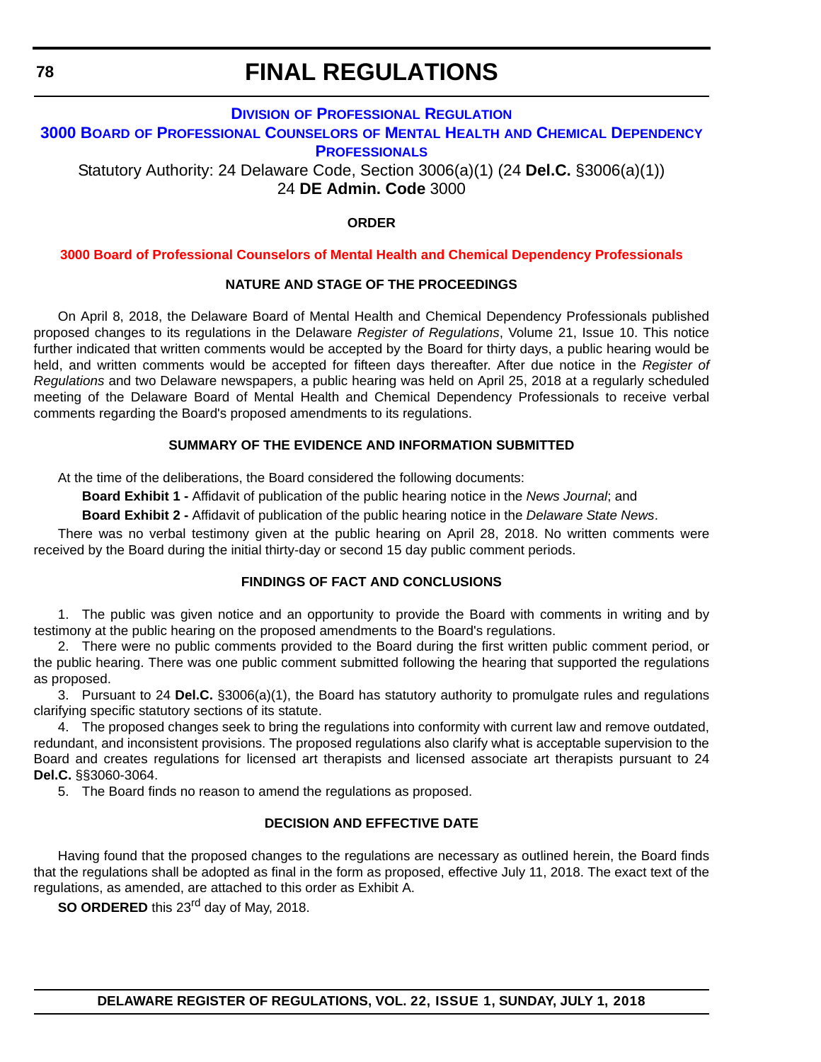# FINAL REGULATIONS

**DIVISION OF PROFESSIONAL REGULATION**

**3000 BOARD OF PROFESSIONAL COUNSELORS OF MENTAL HEALTH AND CHEMICAL DEPENDENCY PROFESSIONALS**

Statutory Authority: 24 Delaware Code, Section 3006(a)(1) (24 **Del.C.** §3006(a)(1))
24 **DE Admin. Code** 3000

**ORDER**

**3000 Board of Professional Counselors of Mental Health and Chemical Dependency Professionals**

**NATURE AND STAGE OF THE PROCEEDINGS**

On April 8, 2018, the Delaware Board of Mental Health and Chemical Dependency Professionals published proposed changes to its regulations in the Delaware *Register of Regulations*, Volume 21, Issue 10. This notice further indicated that written comments would be accepted by the Board for thirty days, a public hearing would be held, and written comments would be accepted for fifteen days thereafter. After due notice in the *Register of Regulations* and two Delaware newspapers, a public hearing was held on April 25, 2018 at a regularly scheduled meeting of the Delaware Board of Mental Health and Chemical Dependency Professionals to receive verbal comments regarding the Board's proposed amendments to its regulations.

**SUMMARY OF THE EVIDENCE AND INFORMATION SUBMITTED**

At the time of the deliberations, the Board considered the following documents:

**Board Exhibit 1 -** Affidavit of publication of the public hearing notice in the *News Journal*; and

**Board Exhibit 2 -** Affidavit of publication of the public hearing notice in the *Delaware State News*.

There was no verbal testimony given at the public hearing on April 28, 2018. No written comments were received by the Board during the initial thirty-day or second 15 day public comment periods.

**FINDINGS OF FACT AND CONCLUSIONS**

1. The public was given notice and an opportunity to provide the Board with comments in writing and by testimony at the public hearing on the proposed amendments to the Board's regulations.
2. There were no public comments provided to the Board during the first written public comment period, or the public hearing. There was one public comment submitted following the hearing that supported the regulations as proposed.
3. Pursuant to 24 **Del.C.** §3006(a)(1), the Board has statutory authority to promulgate rules and regulations clarifying specific statutory sections of its statute.
4. The proposed changes seek to bring the regulations into conformity with current law and remove outdated, redundant, and inconsistent provisions. The proposed regulations also clarify what is acceptable supervision to the Board and creates regulations for licensed art therapists and licensed associate art therapists pursuant to 24 **Del.C.** §§3060-3064.
5. The Board finds no reason to amend the regulations as proposed.

**DECISION AND EFFECTIVE DATE**

Having found that the proposed changes to the regulations are necessary as outlined herein, the Board finds that the regulations shall be adopted as final in the form as proposed, effective July 11, 2018. The exact text of the regulations, as amended, are attached to this order as Exhibit A.

**SO ORDERED** this 23rd day of May, 2018.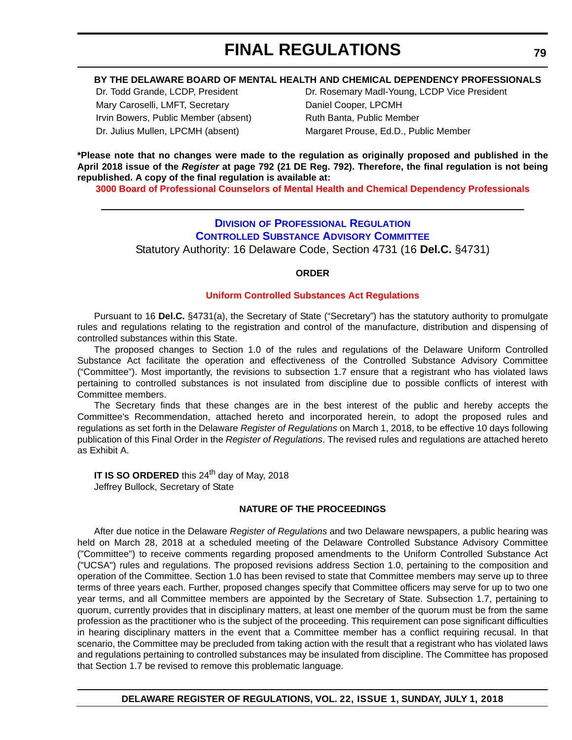**BY THE DELAWARE BOARD OF MENTAL HEALTH AND CHEMICAL DEPENDENCY PROFESSIONALS**

Dr. Todd Grande, LCDP, President
Dr. Rosemary Madl-Young, LCDP Vice President
Mary Caroselli, LMFT, Secretary
Daniel Cooper, LPCMH
Irvin Bowers, Public Member (absent)
Ruth Banta, Public Member
Dr. Julius Mullen, LPCMH (absent)
Margaret Prouse, Ed.D., Public Member

**\*Please note that no changes were made to the regulation as originally proposed and published in the April 2018 issue of the *Register* at page 792 (21 DE Reg. 792). Therefore, the final regulation is not being republished. A copy of the final regulation is available at:**

**3000 Board of Professional Counselors of Mental Health and Chemical Dependency Professionals**

---

## DIVISION OF PROFESSIONAL REGULATION
## CONTROLLED SUBSTANCE ADVISORY COMMITTEE

Statutory Authority: 16 Delaware Code, Section 4731 (16 **Del.C.** §4731)

### ORDER

### Uniform Controlled Substances Act Regulations

Pursuant to 16 **Del.C.** §4731(a), the Secretary of State ("Secretary") has the statutory authority to promulgate rules and regulations relating to the registration and control of the manufacture, distribution and dispensing of controlled substances within this State.

The proposed changes to Section 1.0 of the rules and regulations of the Delaware Uniform Controlled Substance Act facilitate the operation and effectiveness of the Controlled Substance Advisory Committee ("Committee"). Most importantly, the revisions to subsection 1.7 ensure that a registrant who has violated laws pertaining to controlled substances is not insulated from discipline due to possible conflicts of interest with Committee members.

The Secretary finds that these changes are in the best interest of the public and hereby accepts the Committee's Recommendation, attached hereto and incorporated herein, to adopt the proposed rules and regulations as set forth in the Delaware *Register of Regulations* on March 1, 2018, to be effective 10 days following publication of this Final Order in the *Register of Regulations*. The revised rules and regulations are attached hereto as Exhibit A.

**IT IS SO ORDERED** this 24th day of May, 2018
Jeffrey Bullock, Secretary of State

### NATURE OF THE PROCEEDINGS

After due notice in the Delaware *Register of Regulations* and two Delaware newspapers, a public hearing was held on March 28, 2018 at a scheduled meeting of the Delaware Controlled Substance Advisory Committee ("Committee") to receive comments regarding proposed amendments to the Uniform Controlled Substance Act ("UCSA") rules and regulations. The proposed revisions address Section 1.0, pertaining to the composition and operation of the Committee. Section 1.0 has been revised to state that Committee members may serve up to three terms of three years each. Further, proposed changes specify that Committee officers may serve for up to two one year terms, and all Committee members are appointed by the Secretary of State. Subsection 1.7, pertaining to quorum, currently provides that in disciplinary matters, at least one member of the quorum must be from the same profession as the practitioner who is the subject of the proceeding. This requirement can pose significant difficulties in hearing disciplinary matters in the event that a Committee member has a conflict requiring recusal. In that scenario, the Committee may be precluded from taking action with the result that a registrant who has violated laws and regulations pertaining to controlled substances may be insulated from discipline. The Committee has proposed that Section 1.7 be revised to remove this problematic language.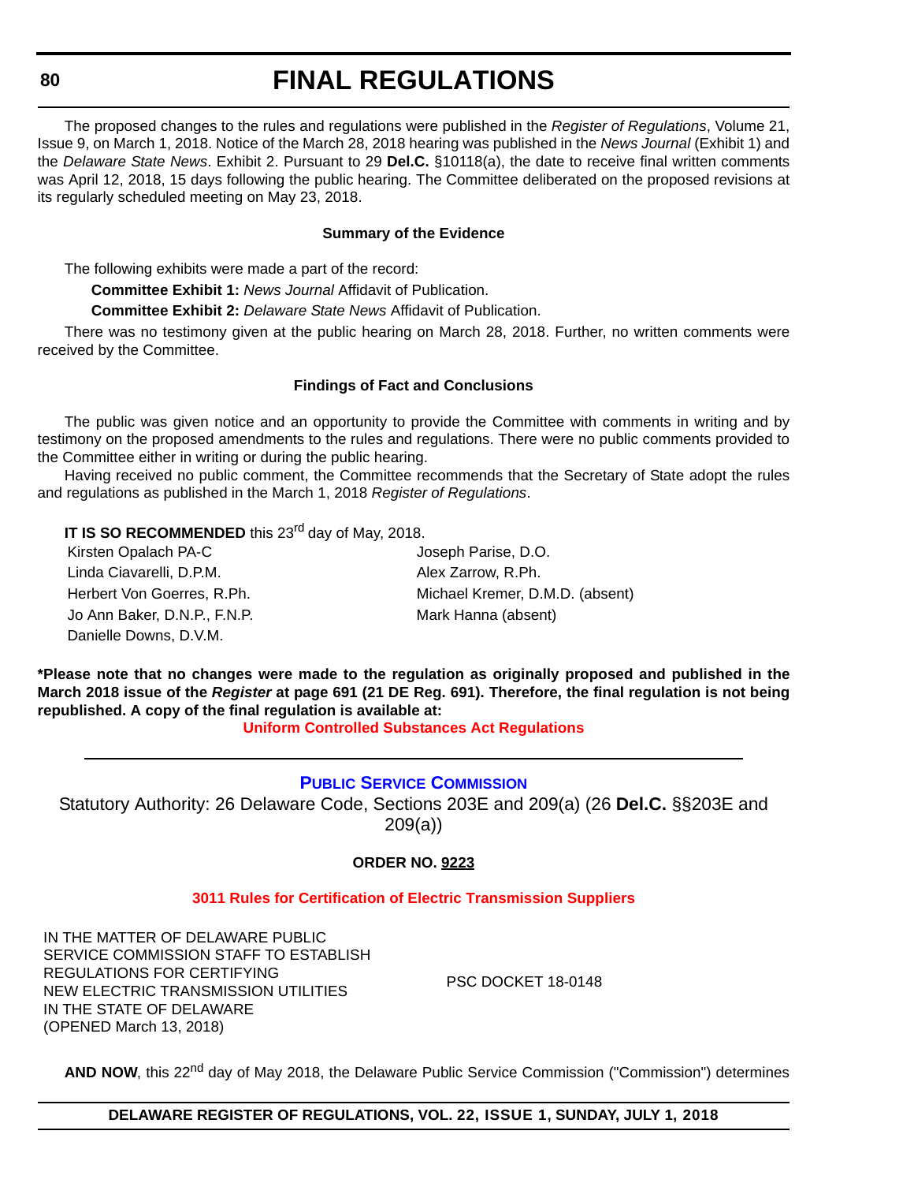The proposed changes to the rules and regulations were published in the *Register of Regulations*, Volume 21, Issue 9, on March 1, 2018. Notice of the March 28, 2018 hearing was published in the *News Journal* (Exhibit 1) and the *Delaware State News*. Exhibit 2. Pursuant to 29 **Del.C.** §10118(a), the date to receive final written comments was April 12, 2018, 15 days following the public hearing. The Committee deliberated on the proposed revisions at its regularly scheduled meeting on May 23, 2018.

**Summary of the Evidence**

The following exhibits were made a part of the record:

**Committee Exhibit 1:** *News Journal* Affidavit of Publication.

**Committee Exhibit 2:** *Delaware State News* Affidavit of Publication.

There was no testimony given at the public hearing on March 28, 2018. Further, no written comments were received by the Committee.

**Findings of Fact and Conclusions**

The public was given notice and an opportunity to provide the Committee with comments in writing and by testimony on the proposed amendments to the rules and regulations. There were no public comments provided to the Committee either in writing or during the public hearing.

Having received no public comment, the Committee recommends that the Secretary of State adopt the rules and regulations as published in the March 1, 2018 *Register of Regulations*.

**IT IS SO RECOMMENDED** this 23rd day of May, 2018.

| | |
|---|---|
| Kirsten Opalach PA-C | Joseph Parise, D.O. |
| Linda Ciavarelli, D.P.M. | Alex Zarrow, R.Ph. |
| Herbert Von Goerres, R.Ph. | Michael Kremer, D.M.D. (absent) |
| Jo Ann Baker, D.N.P., F.N.P. | Mark Hanna (absent) |
| Danielle Downs, D.V.M. | |

**\*Please note that no changes were made to the regulation as originally proposed and published in the March 2018 issue of the *Register* at page 691 (21 DE Reg. 691). Therefore, the final regulation is not being republished. A copy of the final regulation is available at:**

**Uniform Controlled Substances Act Regulations**

---

## PUBLIC SERVICE COMMISSION

Statutory Authority: 26 Delaware Code, Sections 203E and 209(a) (26 **Del.C.** §§203E and 209(a))

**ORDER NO. 9223**

### 3011 Rules for Certification of Electric Transmission Suppliers

| | |
|---|---|
| IN THE MATTER OF DELAWARE PUBLIC SERVICE COMMISSION STAFF TO ESTABLISH REGULATIONS FOR CERTIFYING NEW ELECTRIC TRANSMISSION UTILITIES IN THE STATE OF DELAWARE (OPENED March 13, 2018) | PSC DOCKET 18-0148 |

**AND NOW**, this 22nd day of May 2018, the Delaware Public Service Commission ("Commission") determines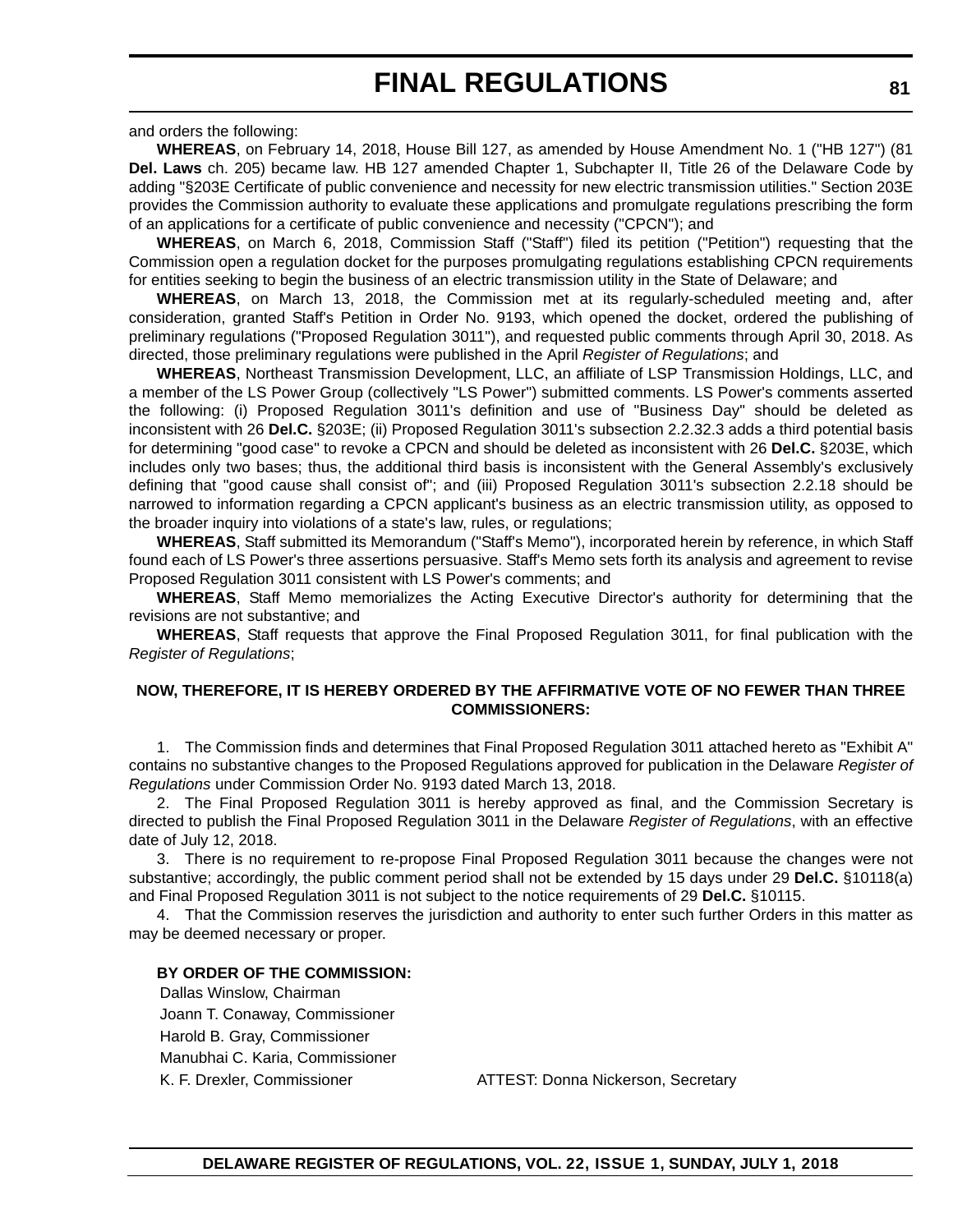and orders the following:

**WHEREAS**, on February 14, 2018, House Bill 127, as amended by House Amendment No. 1 ("HB 127") (81 **Del. Laws** ch. 205) became law. HB 127 amended Chapter 1, Subchapter II, Title 26 of the Delaware Code by adding "§203E Certificate of public convenience and necessity for new electric transmission utilities." Section 203E provides the Commission authority to evaluate these applications and promulgate regulations prescribing the form of an applications for a certificate of public convenience and necessity ("CPCN"); and

**WHEREAS**, on March 6, 2018, Commission Staff ("Staff") filed its petition ("Petition") requesting that the Commission open a regulation docket for the purposes promulgating regulations establishing CPCN requirements for entities seeking to begin the business of an electric transmission utility in the State of Delaware; and

**WHEREAS**, on March 13, 2018, the Commission met at its regularly-scheduled meeting and, after consideration, granted Staff's Petition in Order No. 9193, which opened the docket, ordered the publishing of preliminary regulations ("Proposed Regulation 3011"), and requested public comments through April 30, 2018. As directed, those preliminary regulations were published in the April *Register of Regulations*; and

**WHEREAS**, Northeast Transmission Development, LLC, an affiliate of LSP Transmission Holdings, LLC, and a member of the LS Power Group (collectively "LS Power") submitted comments. LS Power's comments asserted the following: (i) Proposed Regulation 3011's definition and use of "Business Day" should be deleted as inconsistent with 26 **Del.C.** §203E; (ii) Proposed Regulation 3011's subsection 2.2.32.3 adds a third potential basis for determining "good case" to revoke a CPCN and should be deleted as inconsistent with 26 **Del.C.** §203E, which includes only two bases; thus, the additional third basis is inconsistent with the General Assembly's exclusively defining that "good cause shall consist of"; and (iii) Proposed Regulation 3011's subsection 2.2.18 should be narrowed to information regarding a CPCN applicant's business as an electric transmission utility, as opposed to the broader inquiry into violations of a state's law, rules, or regulations;

**WHEREAS**, Staff submitted its Memorandum ("Staff's Memo"), incorporated herein by reference, in which Staff found each of LS Power's three assertions persuasive. Staff's Memo sets forth its analysis and agreement to revise Proposed Regulation 3011 consistent with LS Power's comments; and

**WHEREAS**, Staff Memo memorializes the Acting Executive Director's authority for determining that the revisions are not substantive; and

**WHEREAS**, Staff requests that approve the Final Proposed Regulation 3011, for final publication with the *Register of Regulations*;

**NOW, THEREFORE, IT IS HEREBY ORDERED BY THE AFFIRMATIVE VOTE OF NO FEWER THAN THREE COMMISSIONERS:**

1. The Commission finds and determines that Final Proposed Regulation 3011 attached hereto as "Exhibit A" contains no substantive changes to the Proposed Regulations approved for publication in the Delaware *Register of Regulations* under Commission Order No. 9193 dated March 13, 2018.

2. The Final Proposed Regulation 3011 is hereby approved as final, and the Commission Secretary is directed to publish the Final Proposed Regulation 3011 in the Delaware *Register of Regulations*, with an effective date of July 12, 2018.

3. There is no requirement to re-propose Final Proposed Regulation 3011 because the changes were not substantive; accordingly, the public comment period shall not be extended by 15 days under 29 **Del.C.** §10118(a) and Final Proposed Regulation 3011 is not subject to the notice requirements of 29 **Del.C.** §10115.

4. That the Commission reserves the jurisdiction and authority to enter such further Orders in this matter as may be deemed necessary or proper.

**BY ORDER OF THE COMMISSION:**

Dallas Winslow, Chairman
Joann T. Conaway, Commissioner
Harold B. Gray, Commissioner
Manubhai C. Karia, Commissioner
K. F. Drexler, Commissioner

ATTEST: Donna Nickerson, Secretary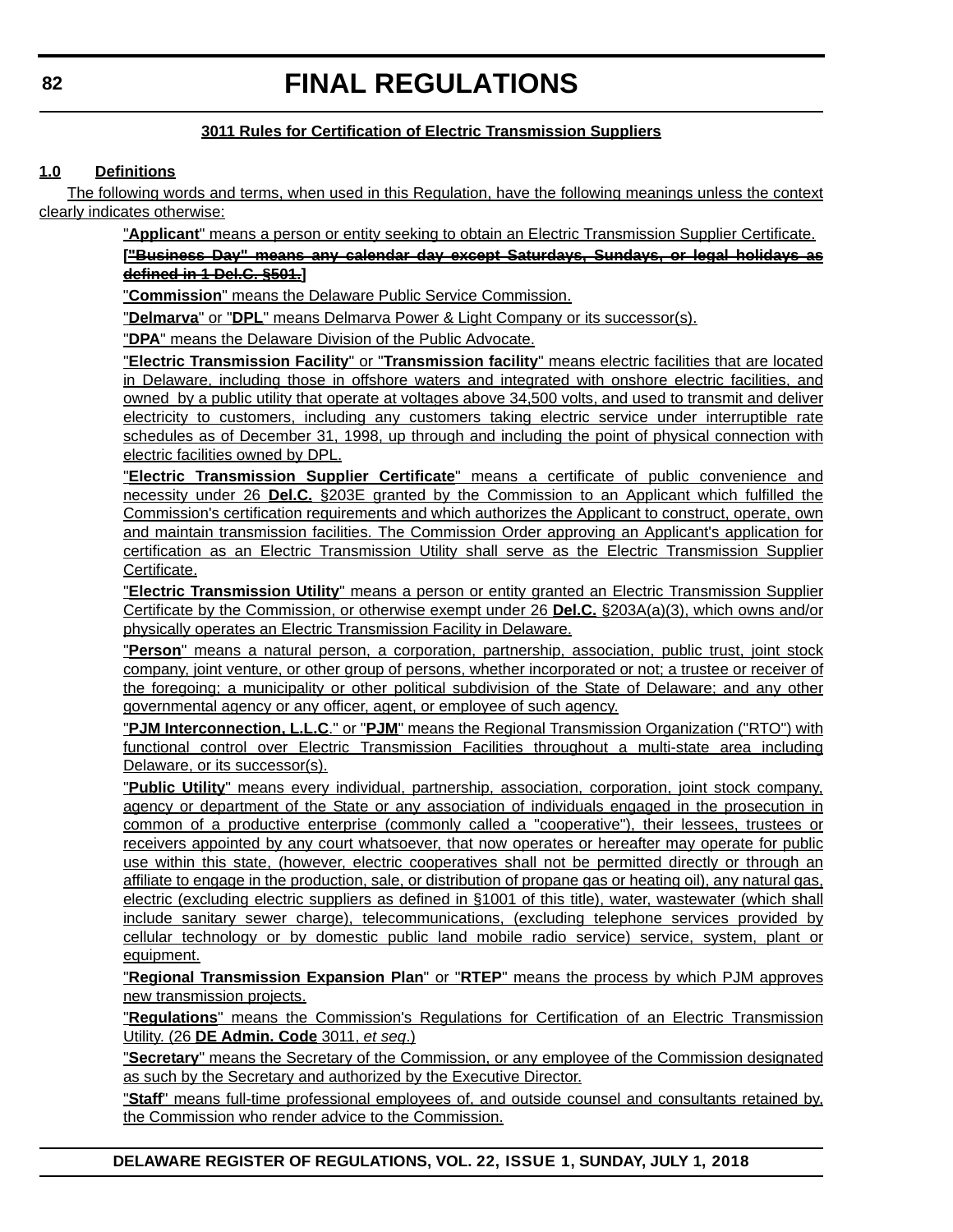# FINAL REGULATIONS

**3011 Rules for Certification of Electric Transmission Suppliers**

**1.0 Definitions**

The following words and terms, when used in this Regulation, have the following meanings unless the context clearly indicates otherwise:

"**Applicant**" means a person or entity seeking to obtain an Electric Transmission Supplier Certificate.

**[~~"Business Day" means any calendar day except Saturdays, Sundays, or legal holidays as defined in 1 Del.C. §501.~~]**

"**Commission**" means the Delaware Public Service Commission.

"**Delmarva**" or "**DPL**" means Delmarva Power & Light Company or its successor(s).

"**DPA**" means the Delaware Division of the Public Advocate.

"**Electric Transmission Facility**" or "**Transmission facility**" means electric facilities that are located in Delaware, including those in offshore waters and integrated with onshore electric facilities, and owned by a public utility that operate at voltages above 34,500 volts, and used to transmit and deliver electricity to customers, including any customers taking electric service under interruptible rate schedules as of December 31, 1998, up through and including the point of physical connection with electric facilities owned by DPL.

"**Electric Transmission Supplier Certificate**" means a certificate of public convenience and necessity under 26 **Del.C.** §203E granted by the Commission to an Applicant which fulfilled the Commission's certification requirements and which authorizes the Applicant to construct, operate, own and maintain transmission facilities. The Commission Order approving an Applicant's application for certification as an Electric Transmission Utility shall serve as the Electric Transmission Supplier Certificate.

"**Electric Transmission Utility**" means a person or entity granted an Electric Transmission Supplier Certificate by the Commission, or otherwise exempt under 26 **Del.C.** §203A(a)(3), which owns and/or physically operates an Electric Transmission Facility in Delaware.

"**Person**" means a natural person, a corporation, partnership, association, public trust, joint stock company, joint venture, or other group of persons, whether incorporated or not; a trustee or receiver of the foregoing; a municipality or other political subdivision of the State of Delaware; and any other governmental agency or any officer, agent, or employee of such agency.

"**PJM Interconnection, L.L.C**." or "**PJM**" means the Regional Transmission Organization ("RTO") with functional control over Electric Transmission Facilities throughout a multi-state area including Delaware, or its successor(s).

"**Public Utility**" means every individual, partnership, association, corporation, joint stock company, agency or department of the State or any association of individuals engaged in the prosecution in common of a productive enterprise (commonly called a "cooperative"), their lessees, trustees or receivers appointed by any court whatsoever, that now operates or hereafter may operate for public use within this state, (however, electric cooperatives shall not be permitted directly or through an affiliate to engage in the production, sale, or distribution of propane gas or heating oil), any natural gas, electric (excluding electric suppliers as defined in §1001 of this title), water, wastewater (which shall include sanitary sewer charge), telecommunications, (excluding telephone services provided by cellular technology or by domestic public land mobile radio service) service, system, plant or equipment.

"**Regional Transmission Expansion Plan**" or "**RTEP**" means the process by which PJM approves new transmission projects.

"**Regulations**" means the Commission's Regulations for Certification of an Electric Transmission Utility. (26 **DE Admin. Code** 3011, *et seq*.)

"**Secretary**" means the Secretary of the Commission, or any employee of the Commission designated as such by the Secretary and authorized by the Executive Director.

"**Staff**" means full-time professional employees of, and outside counsel and consultants retained by, the Commission who render advice to the Commission.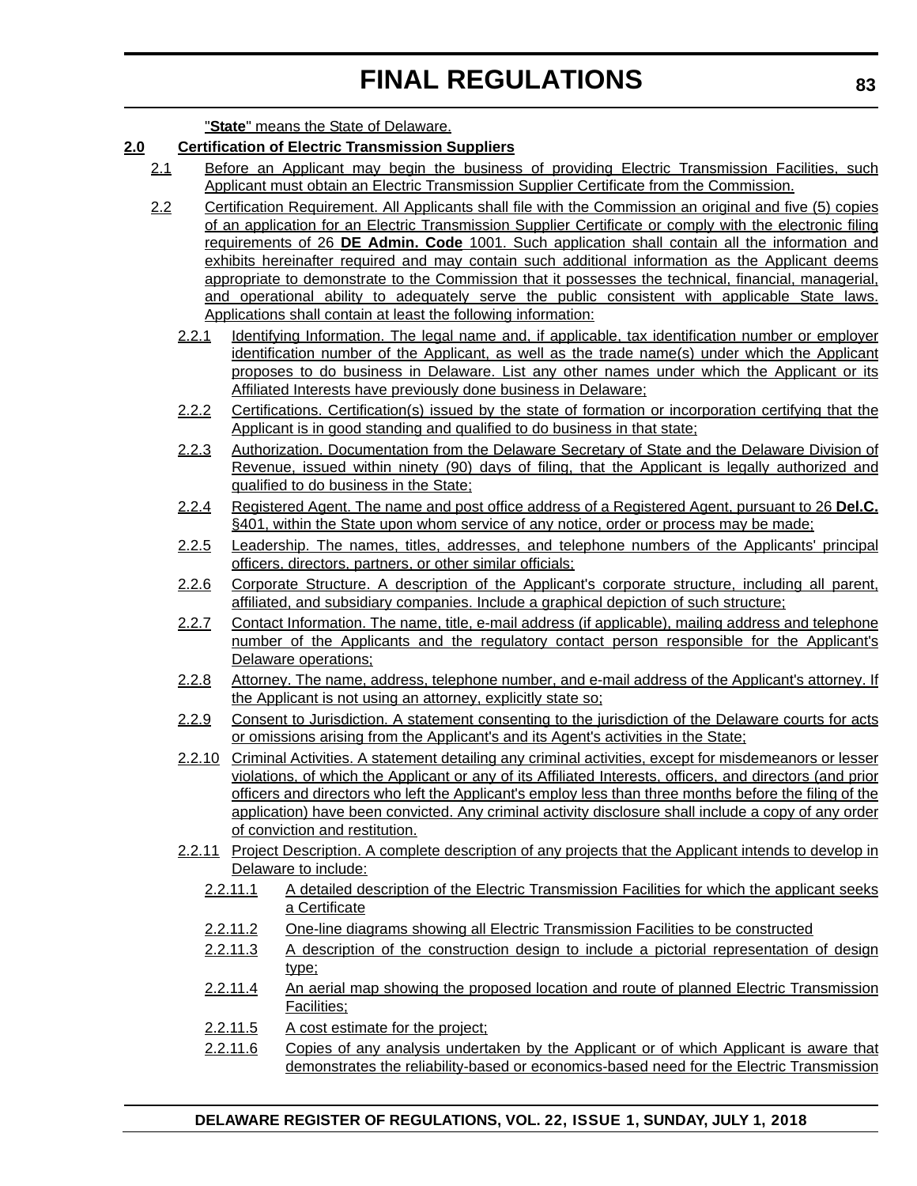"**State**" means the State of Delaware.

**2.0 Certification of Electric Transmission Suppliers**

2.1 Before an Applicant may begin the business of providing Electric Transmission Facilities, such Applicant must obtain an Electric Transmission Supplier Certificate from the Commission.

2.2 Certification Requirement. All Applicants shall file with the Commission an original and five (5) copies of an application for an Electric Transmission Supplier Certificate or comply with the electronic filing requirements of 26 **DE Admin. Code** 1001. Such application shall contain all the information and exhibits hereinafter required and may contain such additional information as the Applicant deems appropriate to demonstrate to the Commission that it possesses the technical, financial, managerial, and operational ability to adequately serve the public consistent with applicable State laws. Applications shall contain at least the following information:

2.2.1 Identifying Information. The legal name and, if applicable, tax identification number or employer identification number of the Applicant, as well as the trade name(s) under which the Applicant proposes to do business in Delaware. List any other names under which the Applicant or its Affiliated Interests have previously done business in Delaware;

2.2.2 Certifications. Certification(s) issued by the state of formation or incorporation certifying that the Applicant is in good standing and qualified to do business in that state;

2.2.3 Authorization. Documentation from the Delaware Secretary of State and the Delaware Division of Revenue, issued within ninety (90) days of filing, that the Applicant is legally authorized and qualified to do business in the State;

2.2.4 Registered Agent. The name and post office address of a Registered Agent, pursuant to 26 **Del.C.** §401, within the State upon whom service of any notice, order or process may be made;

2.2.5 Leadership. The names, titles, addresses, and telephone numbers of the Applicants' principal officers, directors, partners, or other similar officials;

2.2.6 Corporate Structure. A description of the Applicant's corporate structure, including all parent, affiliated, and subsidiary companies. Include a graphical depiction of such structure;

2.2.7 Contact Information. The name, title, e-mail address (if applicable), mailing address and telephone number of the Applicants and the regulatory contact person responsible for the Applicant's Delaware operations;

2.2.8 Attorney. The name, address, telephone number, and e-mail address of the Applicant's attorney. If the Applicant is not using an attorney, explicitly state so;

2.2.9 Consent to Jurisdiction. A statement consenting to the jurisdiction of the Delaware courts for acts or omissions arising from the Applicant's and its Agent's activities in the State;

2.2.10 Criminal Activities. A statement detailing any criminal activities, except for misdemeanors or lesser violations, of which the Applicant or any of its Affiliated Interests, officers, and directors (and prior officers and directors who left the Applicant's employ less than three months before the filing of the application) have been convicted. Any criminal activity disclosure shall include a copy of any order of conviction and restitution.

2.2.11 Project Description. A complete description of any projects that the Applicant intends to develop in Delaware to include:

2.2.11.1 A detailed description of the Electric Transmission Facilities for which the applicant seeks a Certificate

2.2.11.2 One-line diagrams showing all Electric Transmission Facilities to be constructed

2.2.11.3 A description of the construction design to include a pictorial representation of design type;

2.2.11.4 An aerial map showing the proposed location and route of planned Electric Transmission Facilities;

2.2.11.5 A cost estimate for the project;

2.2.11.6 Copies of any analysis undertaken by the Applicant or of which Applicant is aware that demonstrates the reliability-based or economics-based need for the Electric Transmission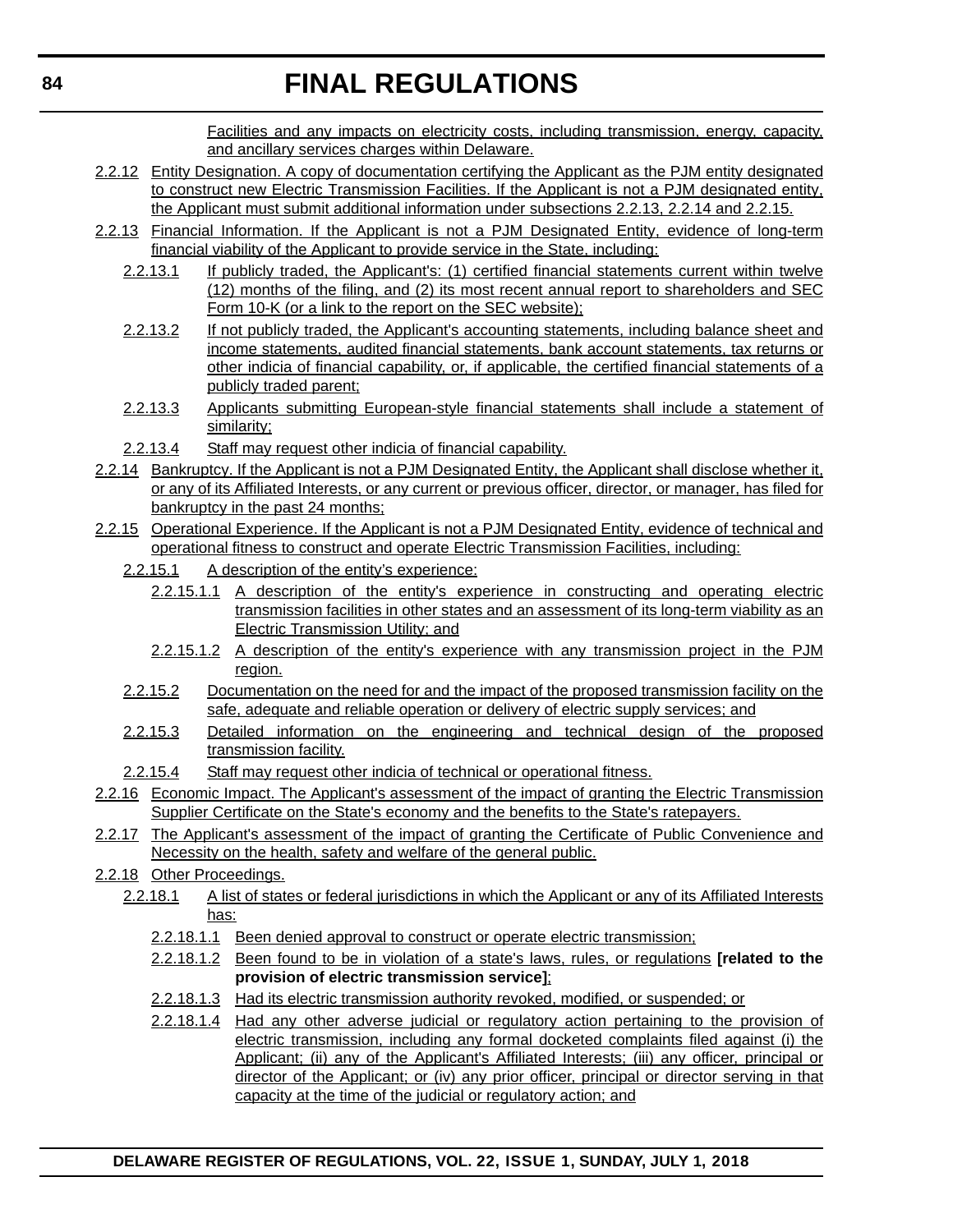Facilities and any impacts on electricity costs, including transmission, energy, capacity, and ancillary services charges within Delaware.

2.2.12 Entity Designation. A copy of documentation certifying the Applicant as the PJM entity designated to construct new Electric Transmission Facilities. If the Applicant is not a PJM designated entity, the Applicant must submit additional information under subsections 2.2.13, 2.2.14 and 2.2.15.

2.2.13 Financial Information. If the Applicant is not a PJM Designated Entity, evidence of long-term financial viability of the Applicant to provide service in the State, including:

2.2.13.1 If publicly traded, the Applicant's: (1) certified financial statements current within twelve (12) months of the filing, and (2) its most recent annual report to shareholders and SEC Form 10-K (or a link to the report on the SEC website);

2.2.13.2 If not publicly traded, the Applicant's accounting statements, including balance sheet and income statements, audited financial statements, bank account statements, tax returns or other indicia of financial capability, or, if applicable, the certified financial statements of a publicly traded parent;

2.2.13.3 Applicants submitting European-style financial statements shall include a statement of similarity;

2.2.13.4 Staff may request other indicia of financial capability.

2.2.14 Bankruptcy. If the Applicant is not a PJM Designated Entity, the Applicant shall disclose whether it, or any of its Affiliated Interests, or any current or previous officer, director, or manager, has filed for bankruptcy in the past 24 months;

2.2.15 Operational Experience. If the Applicant is not a PJM Designated Entity, evidence of technical and operational fitness to construct and operate Electric Transmission Facilities, including:

2.2.15.1 A description of the entity's experience:

2.2.15.1.1 A description of the entity's experience in constructing and operating electric transmission facilities in other states and an assessment of its long-term viability as an Electric Transmission Utility; and

2.2.15.1.2 A description of the entity's experience with any transmission project in the PJM region.

2.2.15.2 Documentation on the need for and the impact of the proposed transmission facility on the safe, adequate and reliable operation or delivery of electric supply services; and

2.2.15.3 Detailed information on the engineering and technical design of the proposed transmission facility.

2.2.15.4 Staff may request other indicia of technical or operational fitness.

2.2.16 Economic Impact. The Applicant's assessment of the impact of granting the Electric Transmission Supplier Certificate on the State's economy and the benefits to the State's ratepayers.

2.2.17 The Applicant's assessment of the impact of granting the Certificate of Public Convenience and Necessity on the health, safety and welfare of the general public.

2.2.18 Other Proceedings.

2.2.18.1 A list of states or federal jurisdictions in which the Applicant or any of its Affiliated Interests has:

2.2.18.1.1 Been denied approval to construct or operate electric transmission;

2.2.18.1.2 Been found to be in violation of a state's laws, rules, or regulations **[related to the provision of electric transmission service]**;

2.2.18.1.3 Had its electric transmission authority revoked, modified, or suspended; or

2.2.18.1.4 Had any other adverse judicial or regulatory action pertaining to the provision of electric transmission, including any formal docketed complaints filed against (i) the Applicant; (ii) any of the Applicant's Affiliated Interests; (iii) any officer, principal or director of the Applicant; or (iv) any prior officer, principal or director serving in that capacity at the time of the judicial or regulatory action; and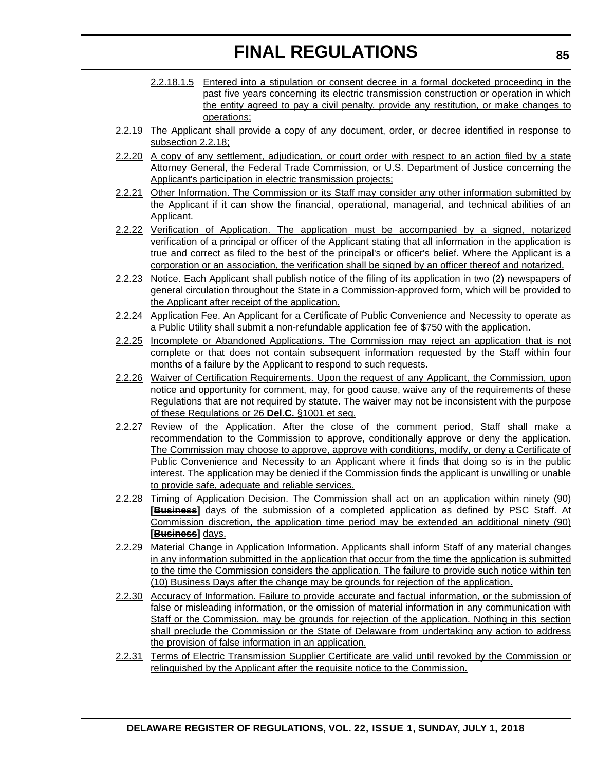2.2.18.1.5 Entered into a stipulation or consent decree in a formal docketed proceeding in the past five years concerning its electric transmission construction or operation in which the entity agreed to pay a civil penalty, provide any restitution, or make changes to operations;

2.2.19 The Applicant shall provide a copy of any document, order, or decree identified in response to subsection 2.2.18;

2.2.20 A copy of any settlement, adjudication, or court order with respect to an action filed by a state Attorney General, the Federal Trade Commission, or U.S. Department of Justice concerning the Applicant's participation in electric transmission projects;

2.2.21 Other Information. The Commission or its Staff may consider any other information submitted by the Applicant if it can show the financial, operational, managerial, and technical abilities of an Applicant.

2.2.22 Verification of Application. The application must be accompanied by a signed, notarized verification of a principal or officer of the Applicant stating that all information in the application is true and correct as filed to the best of the principal's or officer's belief. Where the Applicant is a corporation or an association, the verification shall be signed by an officer thereof and notarized.

2.2.23 Notice. Each Applicant shall publish notice of the filing of its application in two (2) newspapers of general circulation throughout the State in a Commission-approved form, which will be provided to the Applicant after receipt of the application.

2.2.24 Application Fee. An Applicant for a Certificate of Public Convenience and Necessity to operate as a Public Utility shall submit a non-refundable application fee of $750 with the application.

2.2.25 Incomplete or Abandoned Applications. The Commission may reject an application that is not complete or that does not contain subsequent information requested by the Staff within four months of a failure by the Applicant to respond to such requests.

2.2.26 Waiver of Certification Requirements. Upon the request of any Applicant, the Commission, upon notice and opportunity for comment, may, for good cause, waive any of the requirements of these Regulations that are not required by statute. The waiver may not be inconsistent with the purpose of these Regulations or 26 **Del.C.** §1001 et seq.

2.2.27 Review of the Application. After the close of the comment period, Staff shall make a recommendation to the Commission to approve, conditionally approve or deny the application. The Commission may choose to approve, approve with conditions, modify, or deny a Certificate of Public Convenience and Necessity to an Applicant where it finds that doing so is in the public interest. The application may be denied if the Commission finds the applicant is unwilling or unable to provide safe, adequate and reliable services.

2.2.28 Timing of Application Decision. The Commission shall act on an application within ninety (90) **[~~Business~~]** days of the submission of a completed application as defined by PSC Staff. At Commission discretion, the application time period may be extended an additional ninety (90) **[~~Business~~]** days.

2.2.29 Material Change in Application Information. Applicants shall inform Staff of any material changes in any information submitted in the application that occur from the time the application is submitted to the time the Commission considers the application. The failure to provide such notice within ten (10) Business Days after the change may be grounds for rejection of the application.

2.2.30 Accuracy of Information. Failure to provide accurate and factual information, or the submission of false or misleading information, or the omission of material information in any communication with Staff or the Commission, may be grounds for rejection of the application. Nothing in this section shall preclude the Commission or the State of Delaware from undertaking any action to address the provision of false information in an application.

2.2.31 Terms of Electric Transmission Supplier Certificate are valid until revoked by the Commission or relinquished by the Applicant after the requisite notice to the Commission.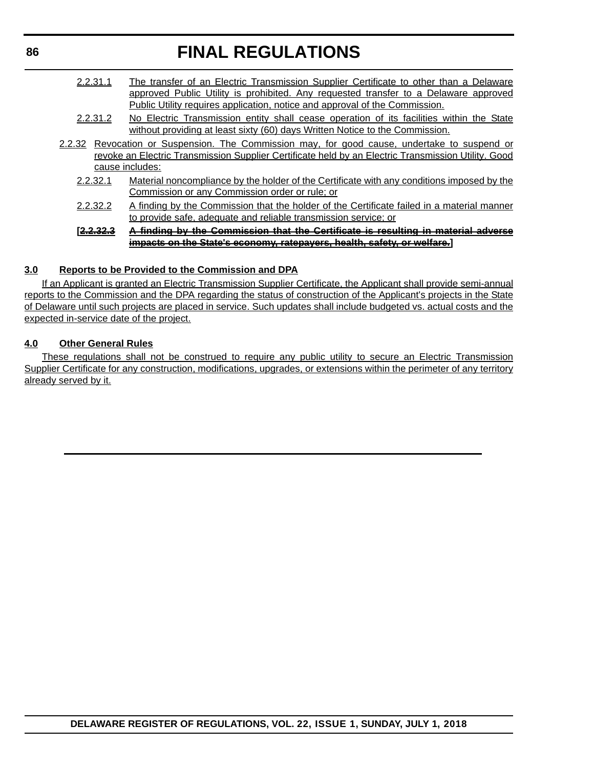2.2.31.1 The transfer of an Electric Transmission Supplier Certificate to other than a Delaware approved Public Utility is prohibited. Any requested transfer to a Delaware approved Public Utility requires application, notice and approval of the Commission.

2.2.31.2 No Electric Transmission entity shall cease operation of its facilities within the State without providing at least sixty (60) days Written Notice to the Commission.

2.2.32 Revocation or Suspension. The Commission may, for good cause, undertake to suspend or revoke an Electric Transmission Supplier Certificate held by an Electric Transmission Utility. Good cause includes:

2.2.32.1 Material noncompliance by the holder of the Certificate with any conditions imposed by the Commission or any Commission order or rule; or

2.2.32.2 A finding by the Commission that the holder of the Certificate failed in a material manner to provide safe, adequate and reliable transmission service; or

**[~~2.2.32.3 A finding by the Commission that the Certificate is resulting in material adverse impacts on the State's economy, ratepayers, health, safety, or welfare.~~]**

## 3.0 Reports to be Provided to the Commission and DPA

If an Applicant is granted an Electric Transmission Supplier Certificate, the Applicant shall provide semi-annual reports to the Commission and the DPA regarding the status of construction of the Applicant's projects in the State of Delaware until such projects are placed in service. Such updates shall include budgeted vs. actual costs and the expected in-service date of the project.

## 4.0 Other General Rules

These regulations shall not be construed to require any public utility to secure an Electric Transmission Supplier Certificate for any construction, modifications, upgrades, or extensions within the perimeter of any territory already served by it.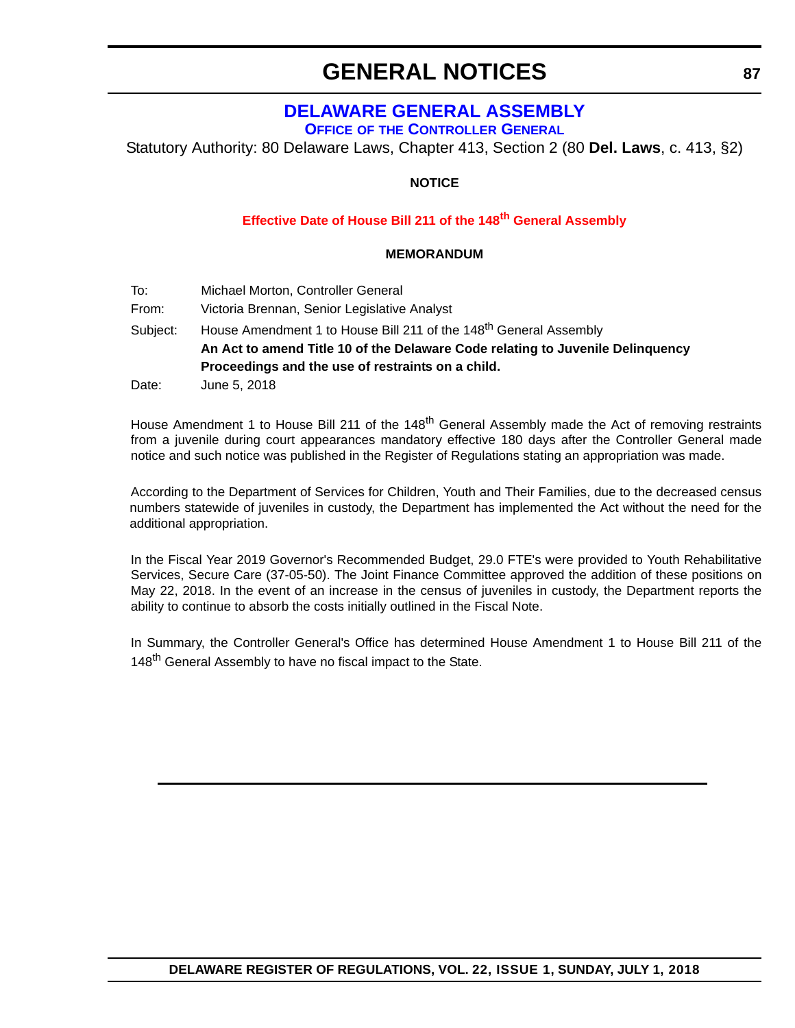# GENERAL NOTICES

## DELAWARE GENERAL ASSEMBLY

### OFFICE OF THE CONTROLLER GENERAL

Statutory Authority: 80 Delaware Laws, Chapter 413, Section 2 (80 **Del. Laws**, c. 413, §2)

**NOTICE**

**Effective Date of House Bill 211 of the 148th General Assembly**

**MEMORANDUM**

| | |
|---|---|
| To: | Michael Morton, Controller General |
| From: | Victoria Brennan, Senior Legislative Analyst |
| Subject: | House Amendment 1 to House Bill 211 of the 148th General Assembly<br>**An Act to amend Title 10 of the Delaware Code relating to Juvenile Delinquency Proceedings and the use of restraints on a child.** |
| Date: | June 5, 2018 |

House Amendment 1 to House Bill 211 of the 148th General Assembly made the Act of removing restraints from a juvenile during court appearances mandatory effective 180 days after the Controller General made notice and such notice was published in the Register of Regulations stating an appropriation was made.

According to the Department of Services for Children, Youth and Their Families, due to the decreased census numbers statewide of juveniles in custody, the Department has implemented the Act without the need for the additional appropriation.

In the Fiscal Year 2019 Governor's Recommended Budget, 29.0 FTE's were provided to Youth Rehabilitative Services, Secure Care (37-05-50). The Joint Finance Committee approved the addition of these positions on May 22, 2018. In the event of an increase in the census of juveniles in custody, the Department reports the ability to continue to absorb the costs initially outlined in the Fiscal Note.

In Summary, the Controller General's Office has determined House Amendment 1 to House Bill 211 of the 148th General Assembly to have no fiscal impact to the State.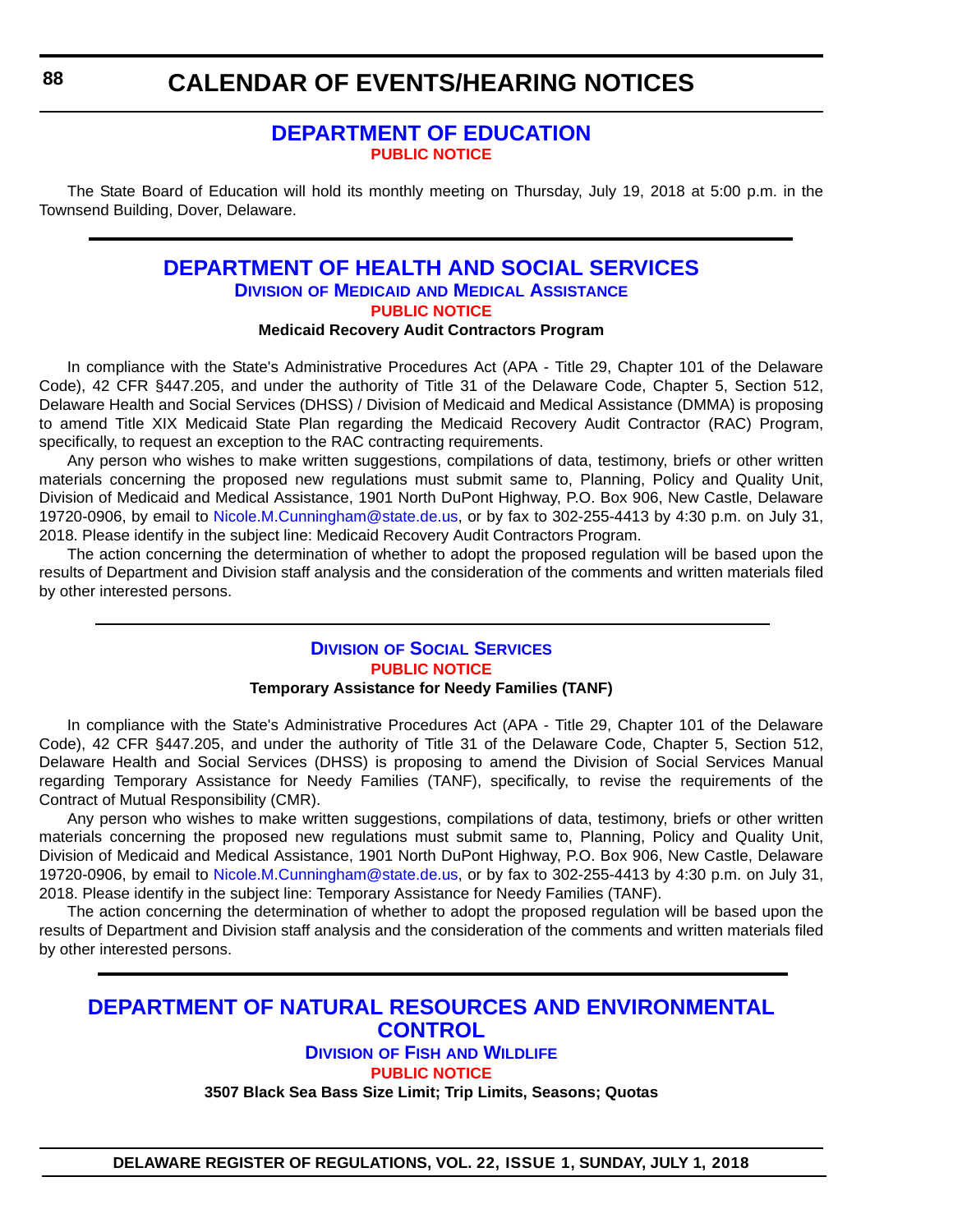# CALENDAR OF EVENTS/HEARING NOTICES

## DEPARTMENT OF EDUCATION

**PUBLIC NOTICE**

The State Board of Education will hold its monthly meeting on Thursday, July 19, 2018 at 5:00 p.m. in the Townsend Building, Dover, Delaware.

## DEPARTMENT OF HEALTH AND SOCIAL SERVICES

### Division of Medicaid and Medical Assistance

**PUBLIC NOTICE**

**Medicaid Recovery Audit Contractors Program**

In compliance with the State's Administrative Procedures Act (APA - Title 29, Chapter 101 of the Delaware Code), 42 CFR §447.205, and under the authority of Title 31 of the Delaware Code, Chapter 5, Section 512, Delaware Health and Social Services (DHSS) / Division of Medicaid and Medical Assistance (DMMA) is proposing to amend Title XIX Medicaid State Plan regarding the Medicaid Recovery Audit Contractor (RAC) Program, specifically, to request an exception to the RAC contracting requirements.

Any person who wishes to make written suggestions, compilations of data, testimony, briefs or other written materials concerning the proposed new regulations must submit same to, Planning, Policy and Quality Unit, Division of Medicaid and Medical Assistance, 1901 North DuPont Highway, P.O. Box 906, New Castle, Delaware 19720-0906, by email to Nicole.M.Cunningham@state.de.us, or by fax to 302-255-4413 by 4:30 p.m. on July 31, 2018. Please identify in the subject line: Medicaid Recovery Audit Contractors Program.

The action concerning the determination of whether to adopt the proposed regulation will be based upon the results of Department and Division staff analysis and the consideration of the comments and written materials filed by other interested persons.

### Division of Social Services

**PUBLIC NOTICE**

**Temporary Assistance for Needy Families (TANF)**

In compliance with the State's Administrative Procedures Act (APA - Title 29, Chapter 101 of the Delaware Code), 42 CFR §447.205, and under the authority of Title 31 of the Delaware Code, Chapter 5, Section 512, Delaware Health and Social Services (DHSS) is proposing to amend the Division of Social Services Manual regarding Temporary Assistance for Needy Families (TANF), specifically, to revise the requirements of the Contract of Mutual Responsibility (CMR).

Any person who wishes to make written suggestions, compilations of data, testimony, briefs or other written materials concerning the proposed new regulations must submit same to, Planning, Policy and Quality Unit, Division of Medicaid and Medical Assistance, 1901 North DuPont Highway, P.O. Box 906, New Castle, Delaware 19720-0906, by email to Nicole.M.Cunningham@state.de.us, or by fax to 302-255-4413 by 4:30 p.m. on July 31, 2018. Please identify in the subject line: Temporary Assistance for Needy Families (TANF).

The action concerning the determination of whether to adopt the proposed regulation will be based upon the results of Department and Division staff analysis and the consideration of the comments and written materials filed by other interested persons.

## DEPARTMENT OF NATURAL RESOURCES AND ENVIRONMENTAL CONTROL

### Division of Fish and Wildlife

**PUBLIC NOTICE**

**3507 Black Sea Bass Size Limit; Trip Limits, Seasons; Quotas**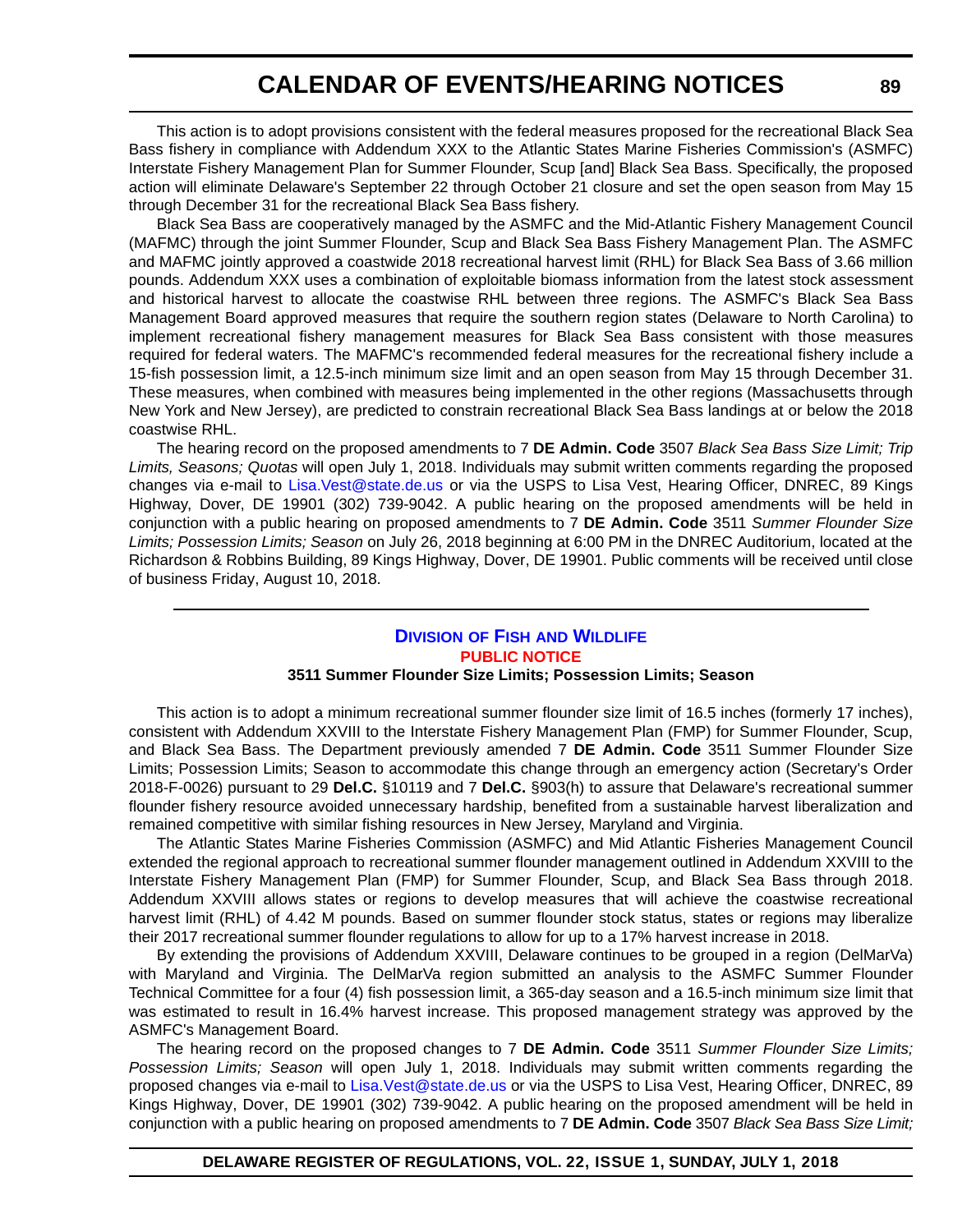This action is to adopt provisions consistent with the federal measures proposed for the recreational Black Sea Bass fishery in compliance with Addendum XXX to the Atlantic States Marine Fisheries Commission's (ASMFC) Interstate Fishery Management Plan for Summer Flounder, Scup [and] Black Sea Bass. Specifically, the proposed action will eliminate Delaware's September 22 through October 21 closure and set the open season from May 15 through December 31 for the recreational Black Sea Bass fishery.

Black Sea Bass are cooperatively managed by the ASMFC and the Mid-Atlantic Fishery Management Council (MAFMC) through the joint Summer Flounder, Scup and Black Sea Bass Fishery Management Plan. The ASMFC and MAFMC jointly approved a coastwide 2018 recreational harvest limit (RHL) for Black Sea Bass of 3.66 million pounds. Addendum XXX uses a combination of exploitable biomass information from the latest stock assessment and historical harvest to allocate the coastwise RHL between three regions. The ASMFC's Black Sea Bass Management Board approved measures that require the southern region states (Delaware to North Carolina) to implement recreational fishery management measures for Black Sea Bass consistent with those measures required for federal waters. The MAFMC's recommended federal measures for the recreational fishery include a 15-fish possession limit, a 12.5-inch minimum size limit and an open season from May 15 through December 31. These measures, when combined with measures being implemented in the other regions (Massachusetts through New York and New Jersey), are predicted to constrain recreational Black Sea Bass landings at or below the 2018 coastwise RHL.

The hearing record on the proposed amendments to 7 **DE Admin. Code** 3507 *Black Sea Bass Size Limit; Trip Limits, Seasons; Quotas* will open July 1, 2018. Individuals may submit written comments regarding the proposed changes via e-mail to Lisa.Vest@state.de.us or via the USPS to Lisa Vest, Hearing Officer, DNREC, 89 Kings Highway, Dover, DE 19901 (302) 739-9042. A public hearing on the proposed amendments will be held in conjunction with a public hearing on proposed amendments to 7 **DE Admin. Code** 3511 *Summer Flounder Size Limits; Possession Limits; Season* on July 26, 2018 beginning at 6:00 PM in the DNREC Auditorium, located at the Richardson & Robbins Building, 89 Kings Highway, Dover, DE 19901. Public comments will be received until close of business Friday, August 10, 2018.

---

## Division of Fish and Wildlife

### PUBLIC NOTICE

### 3511 Summer Flounder Size Limits; Possession Limits; Season

This action is to adopt a minimum recreational summer flounder size limit of 16.5 inches (formerly 17 inches), consistent with Addendum XXVIII to the Interstate Fishery Management Plan (FMP) for Summer Flounder, Scup, and Black Sea Bass. The Department previously amended 7 **DE Admin. Code** 3511 Summer Flounder Size Limits; Possession Limits; Season to accommodate this change through an emergency action (Secretary's Order 2018-F-0026) pursuant to 29 **Del.C.** §10119 and 7 **Del.C.** §903(h) to assure that Delaware's recreational summer flounder fishery resource avoided unnecessary hardship, benefited from a sustainable harvest liberalization and remained competitive with similar fishing resources in New Jersey, Maryland and Virginia.

The Atlantic States Marine Fisheries Commission (ASMFC) and Mid Atlantic Fisheries Management Council extended the regional approach to recreational summer flounder management outlined in Addendum XXVIII to the Interstate Fishery Management Plan (FMP) for Summer Flounder, Scup, and Black Sea Bass through 2018. Addendum XXVIII allows states or regions to develop measures that will achieve the coastwise recreational harvest limit (RHL) of 4.42 M pounds. Based on summer flounder stock status, states or regions may liberalize their 2017 recreational summer flounder regulations to allow for up to a 17% harvest increase in 2018.

By extending the provisions of Addendum XXVIII, Delaware continues to be grouped in a region (DelMarVa) with Maryland and Virginia. The DelMarVa region submitted an analysis to the ASMFC Summer Flounder Technical Committee for a four (4) fish possession limit, a 365-day season and a 16.5-inch minimum size limit that was estimated to result in 16.4% harvest increase. This proposed management strategy was approved by the ASMFC's Management Board.

The hearing record on the proposed changes to 7 **DE Admin. Code** 3511 *Summer Flounder Size Limits; Possession Limits; Season* will open July 1, 2018. Individuals may submit written comments regarding the proposed changes via e-mail to Lisa.Vest@state.de.us or via the USPS to Lisa Vest, Hearing Officer, DNREC, 89 Kings Highway, Dover, DE 19901 (302) 739-9042. A public hearing on the proposed amendment will be held in conjunction with a public hearing on proposed amendments to 7 **DE Admin. Code** 3507 *Black Sea Bass Size Limit;*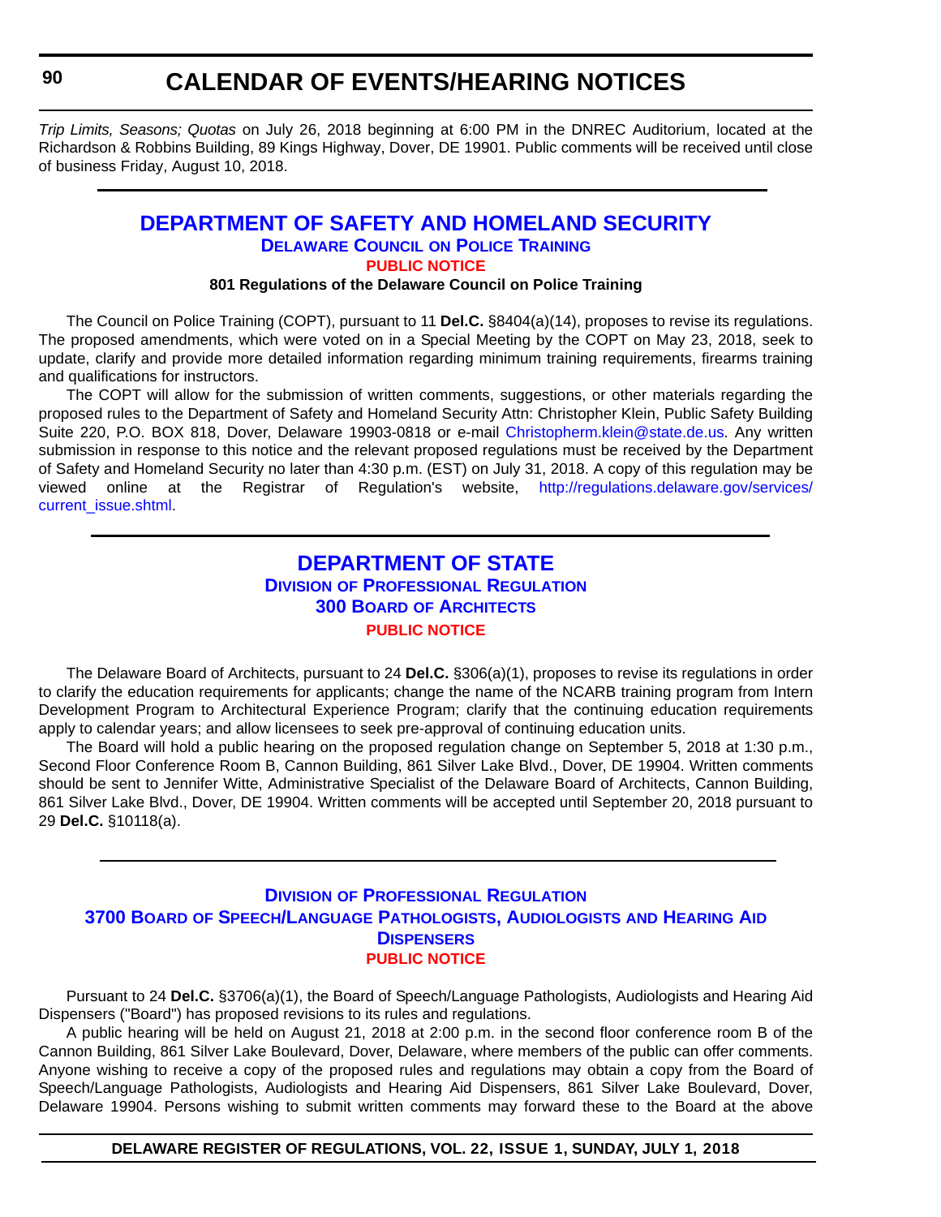*Trip Limits, Seasons; Quotas* on July 26, 2018 beginning at 6:00 PM in the DNREC Auditorium, located at the Richardson & Robbins Building, 89 Kings Highway, Dover, DE 19901. Public comments will be received until close of business Friday, August 10, 2018.

## DEPARTMENT OF SAFETY AND HOMELAND SECURITY

### Delaware Council on Police Training

#### PUBLIC NOTICE

**801 Regulations of the Delaware Council on Police Training**

The Council on Police Training (COPT), pursuant to 11 **Del.C.** §8404(a)(14), proposes to revise its regulations. The proposed amendments, which were voted on in a Special Meeting by the COPT on May 23, 2018, seek to update, clarify and provide more detailed information regarding minimum training requirements, firearms training and qualifications for instructors.

The COPT will allow for the submission of written comments, suggestions, or other materials regarding the proposed rules to the Department of Safety and Homeland Security Attn: Christopher Klein, Public Safety Building Suite 220, P.O. BOX 818, Dover, Delaware 19903-0818 or e-mail Christopherm.klein@state.de.us. Any written submission in response to this notice and the relevant proposed regulations must be received by the Department of Safety and Homeland Security no later than 4:30 p.m. (EST) on July 31, 2018. A copy of this regulation may be viewed online at the Registrar of Regulation's website, http://regulations.delaware.gov/services/current_issue.shtml.

## DEPARTMENT OF STATE

### Division of Professional Regulation

### 300 Board of Architects

#### PUBLIC NOTICE

The Delaware Board of Architects, pursuant to 24 **Del.C.** §306(a)(1), proposes to revise its regulations in order to clarify the education requirements for applicants; change the name of the NCARB training program from Intern Development Program to Architectural Experience Program; clarify that the continuing education requirements apply to calendar years; and allow licensees to seek pre-approval of continuing education units.

The Board will hold a public hearing on the proposed regulation change on September 5, 2018 at 1:30 p.m., Second Floor Conference Room B, Cannon Building, 861 Silver Lake Blvd., Dover, DE 19904. Written comments should be sent to Jennifer Witte, Administrative Specialist of the Delaware Board of Architects, Cannon Building, 861 Silver Lake Blvd., Dover, DE 19904. Written comments will be accepted until September 20, 2018 pursuant to 29 **Del.C.** §10118(a).

### Division of Professional Regulation

### 3700 Board of Speech/Language Pathologists, Audiologists and Hearing Aid Dispensers

#### PUBLIC NOTICE

Pursuant to 24 **Del.C.** §3706(a)(1), the Board of Speech/Language Pathologists, Audiologists and Hearing Aid Dispensers ("Board") has proposed revisions to its rules and regulations.

A public hearing will be held on August 21, 2018 at 2:00 p.m. in the second floor conference room B of the Cannon Building, 861 Silver Lake Boulevard, Dover, Delaware, where members of the public can offer comments. Anyone wishing to receive a copy of the proposed rules and regulations may obtain a copy from the Board of Speech/Language Pathologists, Audiologists and Hearing Aid Dispensers, 861 Silver Lake Boulevard, Dover, Delaware 19904. Persons wishing to submit written comments may forward these to the Board at the above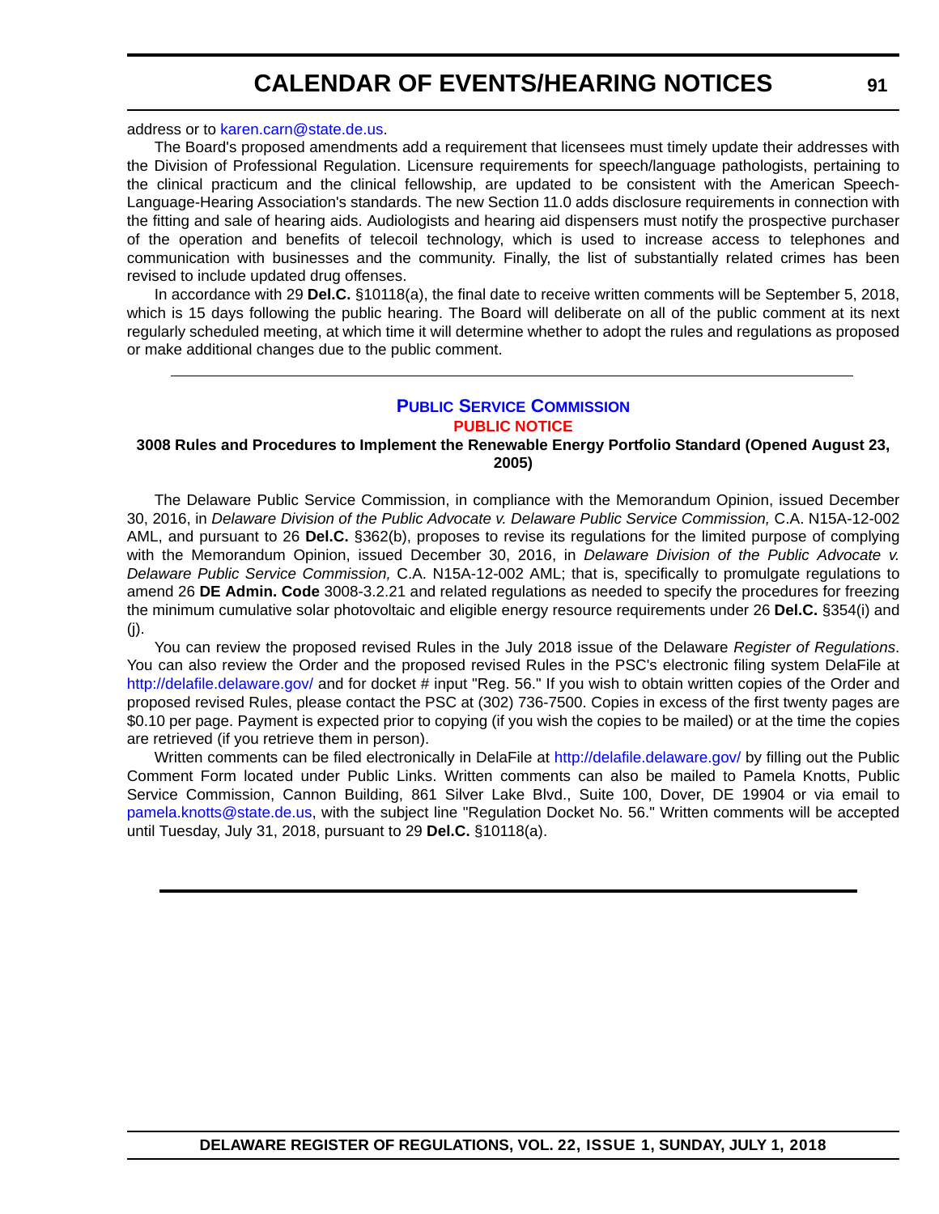address or to karen.carn@state.de.us.

The Board's proposed amendments add a requirement that licensees must timely update their addresses with the Division of Professional Regulation. Licensure requirements for speech/language pathologists, pertaining to the clinical practicum and the clinical fellowship, are updated to be consistent with the American Speech-Language-Hearing Association's standards. The new Section 11.0 adds disclosure requirements in connection with the fitting and sale of hearing aids. Audiologists and hearing aid dispensers must notify the prospective purchaser of the operation and benefits of telecoil technology, which is used to increase access to telephones and communication with businesses and the community. Finally, the list of substantially related crimes has been revised to include updated drug offenses.

In accordance with 29 **Del.C.** §10118(a), the final date to receive written comments will be September 5, 2018, which is 15 days following the public hearing. The Board will deliberate on all of the public comment at its next regularly scheduled meeting, at which time it will determine whether to adopt the rules and regulations as proposed or make additional changes due to the public comment.

---

## PUBLIC SERVICE COMMISSION

### PUBLIC NOTICE

### 3008 Rules and Procedures to Implement the Renewable Energy Portfolio Standard (Opened August 23, 2005)

The Delaware Public Service Commission, in compliance with the Memorandum Opinion, issued December 30, 2016, in *Delaware Division of the Public Advocate v. Delaware Public Service Commission,* C.A. N15A-12-002 AML, and pursuant to 26 **Del.C.** §362(b), proposes to revise its regulations for the limited purpose of complying with the Memorandum Opinion, issued December 30, 2016, in *Delaware Division of the Public Advocate v. Delaware Public Service Commission,* C.A. N15A-12-002 AML; that is, specifically to promulgate regulations to amend 26 **DE Admin. Code** 3008-3.2.21 and related regulations as needed to specify the procedures for freezing the minimum cumulative solar photovoltaic and eligible energy resource requirements under 26 **Del.C.** §354(i) and (j).

You can review the proposed revised Rules in the July 2018 issue of the Delaware *Register of Regulations*. You can also review the Order and the proposed revised Rules in the PSC's electronic filing system DelaFile at http://delafile.delaware.gov/ and for docket # input "Reg. 56." If you wish to obtain written copies of the Order and proposed revised Rules, please contact the PSC at (302) 736-7500. Copies in excess of the first twenty pages are $0.10 per page. Payment is expected prior to copying (if you wish the copies to be mailed) or at the time the copies are retrieved (if you retrieve them in person).

Written comments can be filed electronically in DelaFile at http://delafile.delaware.gov/ by filling out the Public Comment Form located under Public Links. Written comments can also be mailed to Pamela Knotts, Public Service Commission, Cannon Building, 861 Silver Lake Blvd., Suite 100, Dover, DE 19904 or via email to pamela.knotts@state.de.us, with the subject line "Regulation Docket No. 56." Written comments will be accepted until Tuesday, July 31, 2018, pursuant to 29 **Del.C.** §10118(a).